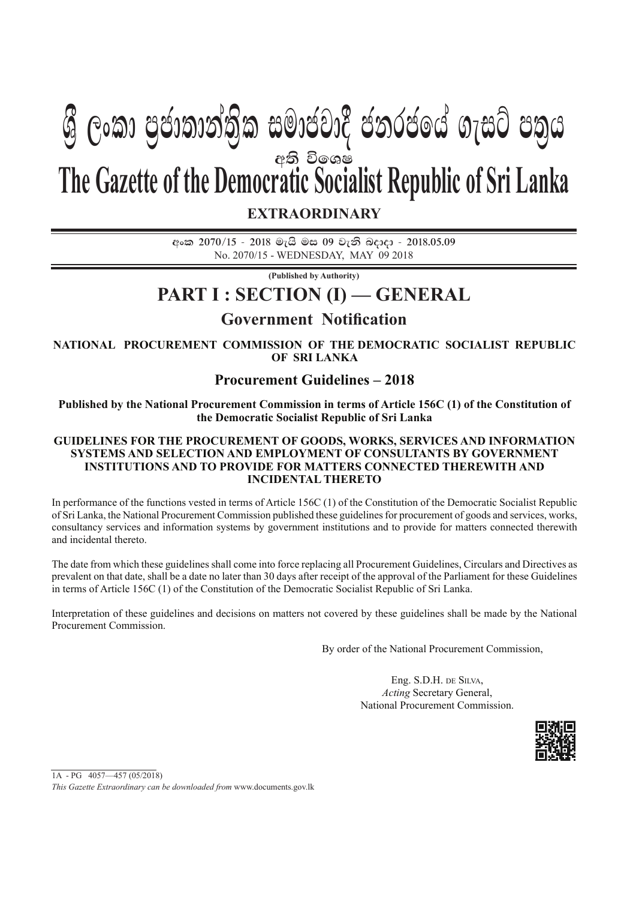# ශ්‍රී ලංකා ප්‍රජාතාන්ත්‍රික සමාජවාදී ජනරජයේ ගැසට් පත්‍රය

අති විශෙෂ

# The Gazette of the Democratic Socialist Republic of Sri Lanka

**EXTRAORDINARY**

**අංක 2070/15 - 2018 මැයි මස 09 වැනි බදාදා - 2018.05.09**

No. 2070/15 - WEDNESDAY, MAY 09 2018

**(Published by Authority)**

# PART I : SECTION (I) — GENERAL

## Government Notification

**NATIONAL PROCUREMENT COMMISSION OF THE DEMOCRATIC SOCIALIST REPUBLIC OF SRI LANKA**

## Procurement Guidelines – 2018

**Published by the National Procurement Commission in terms of Article 156C (1) of the Constitution of the Democratic Socialist Republic of Sri Lanka**

**GUIDELINES FOR THE PROCUREMENT OF GOODS, WORKS, SERVICES AND INFORMATION SYSTEMS AND SELECTION AND EMPLOYMENT OF CONSULTANTS BY GOVERNMENT INSTITUTIONS AND TO PROVIDE FOR MATTERS CONNECTED THEREWITH AND INCIDENTAL THERETO**

In performance of the functions vested in terms of Article 156C (1) of the Constitution of the Democratic Socialist Republic of Sri Lanka, the National Procurement Commission published these guidelines for procurement of goods and services, works, consultancy services and information systems by government institutions and to provide for matters connected therewith and incidental thereto.

The date from which these guidelines shall come into force replacing all Procurement Guidelines, Circulars and Directives as prevalent on that date, shall be a date no later than 30 days after receipt of the approval of the Parliament for these Guidelines in terms of Article 156C (1) of the Constitution of the Democratic Socialist Republic of Sri Lanka.

Interpretation of these guidelines and decisions on matters not covered by these guidelines shall be made by the National Procurement Commission.

By order of the National Procurement Commission,

Eng. S.D.H. de Silva,
*Acting* Secretary General,
National Procurement Commission.

1A - PG 4057—457 (05/2018)

*This Gazette Extraordinary can be downloaded from* www.documents.gov.lk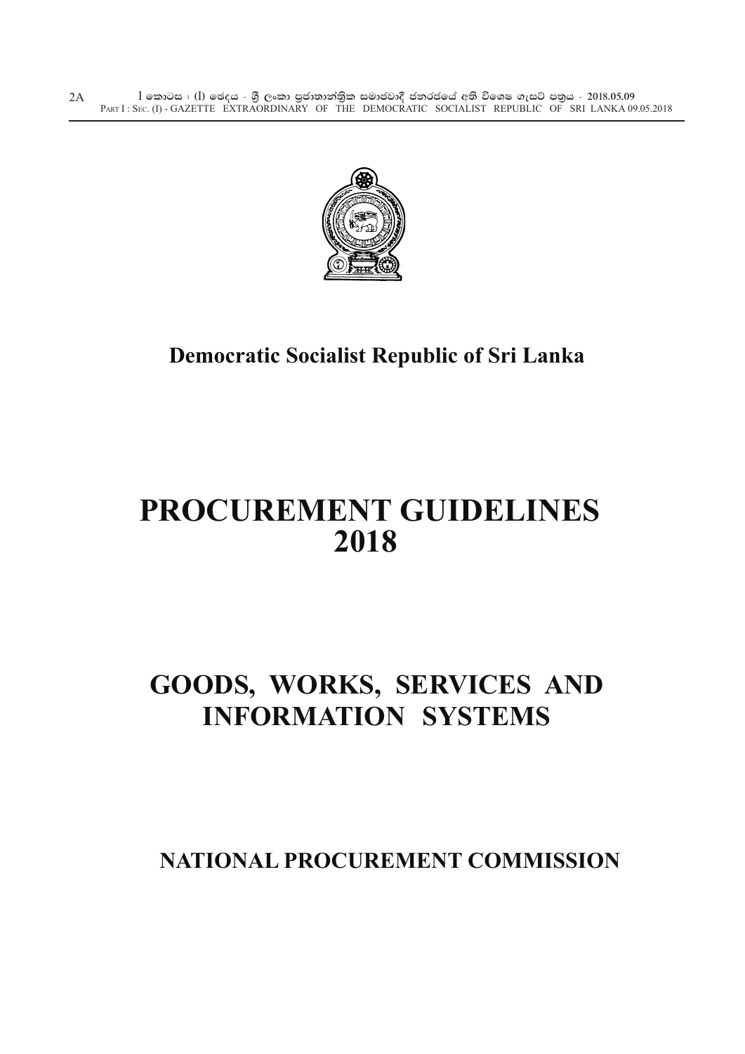**Democratic Socialist Republic of Sri Lanka**

# PROCUREMENT GUIDELINES 2018

# GOODS, WORKS, SERVICES AND INFORMATION SYSTEMS

## NATIONAL PROCUREMENT COMMISSION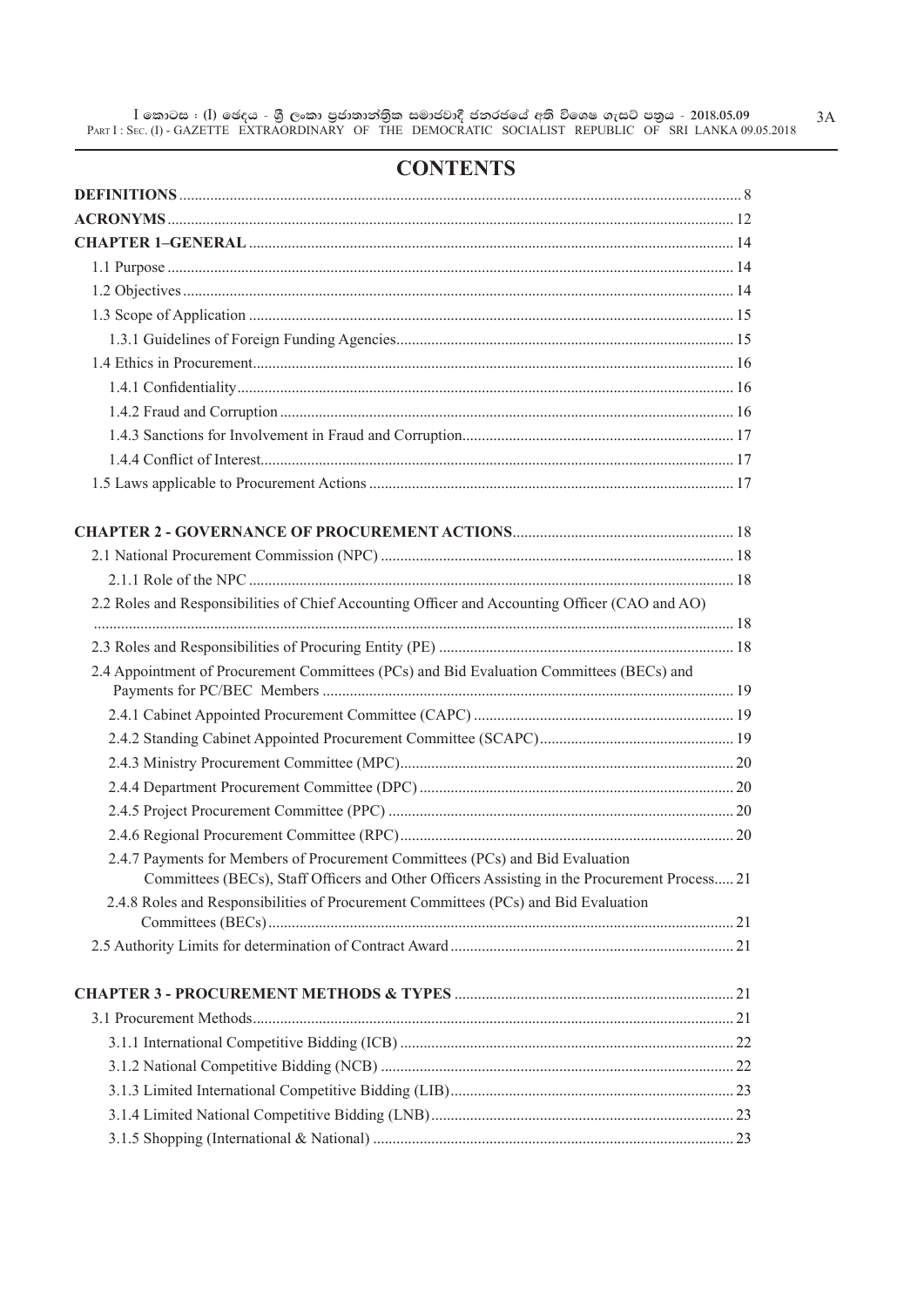# CONTENTS

**DEFINITIONS** ........ 8

**ACRONYMS** ........ 12

**CHAPTER 1–GENERAL** ........ 14

- 1.1 Purpose ........ 14
- 1.2 Objectives ........ 14
- 1.3 Scope of Application ........ 15
  - 1.3.1 Guidelines of Foreign Funding Agencies ........ 15
- 1.4 Ethics in Procurement ........ 16
  - 1.4.1 Confidentiality ........ 16
  - 1.4.2 Fraud and Corruption ........ 16
  - 1.4.3 Sanctions for Involvement in Fraud and Corruption ........ 17
  - 1.4.4 Conflict of Interest ........ 17
- 1.5 Laws applicable to Procurement Actions ........ 17

**CHAPTER 2 - GOVERNANCE OF PROCUREMENT ACTIONS** ........ 18

- 2.1 National Procurement Commission (NPC) ........ 18
  - 2.1.1 Role of the NPC ........ 18
- 2.2 Roles and Responsibilities of Chief Accounting Officer and Accounting Officer (CAO and AO) ........ 18
- 2.3 Roles and Responsibilities of Procuring Entity (PE) ........ 18
- 2.4 Appointment of Procurement Committees (PCs) and Bid Evaluation Committees (BECs) and Payments for PC/BEC Members ........ 19
  - 2.4.1 Cabinet Appointed Procurement Committee (CAPC) ........ 19
  - 2.4.2 Standing Cabinet Appointed Procurement Committee (SCAPC) ........ 19
  - 2.4.3 Ministry Procurement Committee (MPC) ........ 20
  - 2.4.4 Department Procurement Committee (DPC) ........ 20
  - 2.4.5 Project Procurement Committee (PPC) ........ 20
  - 2.4.6 Regional Procurement Committee (RPC) ........ 20
  - 2.4.7 Payments for Members of Procurement Committees (PCs) and Bid Evaluation Committees (BECs), Staff Officers and Other Officers Assisting in the Procurement Process ........ 21
  - 2.4.8 Roles and Responsibilities of Procurement Committees (PCs) and Bid Evaluation Committees (BECs) ........ 21
- 2.5 Authority Limits for determination of Contract Award ........ 21

**CHAPTER 3 - PROCUREMENT METHODS & TYPES** ........ 21

- 3.1 Procurement Methods ........ 21
  - 3.1.1 International Competitive Bidding (ICB) ........ 22
  - 3.1.2 National Competitive Bidding (NCB) ........ 22
  - 3.1.3 Limited International Competitive Bidding (LIB) ........ 23
  - 3.1.4 Limited National Competitive Bidding (LNB) ........ 23
  - 3.1.5 Shopping (International & National) ........ 23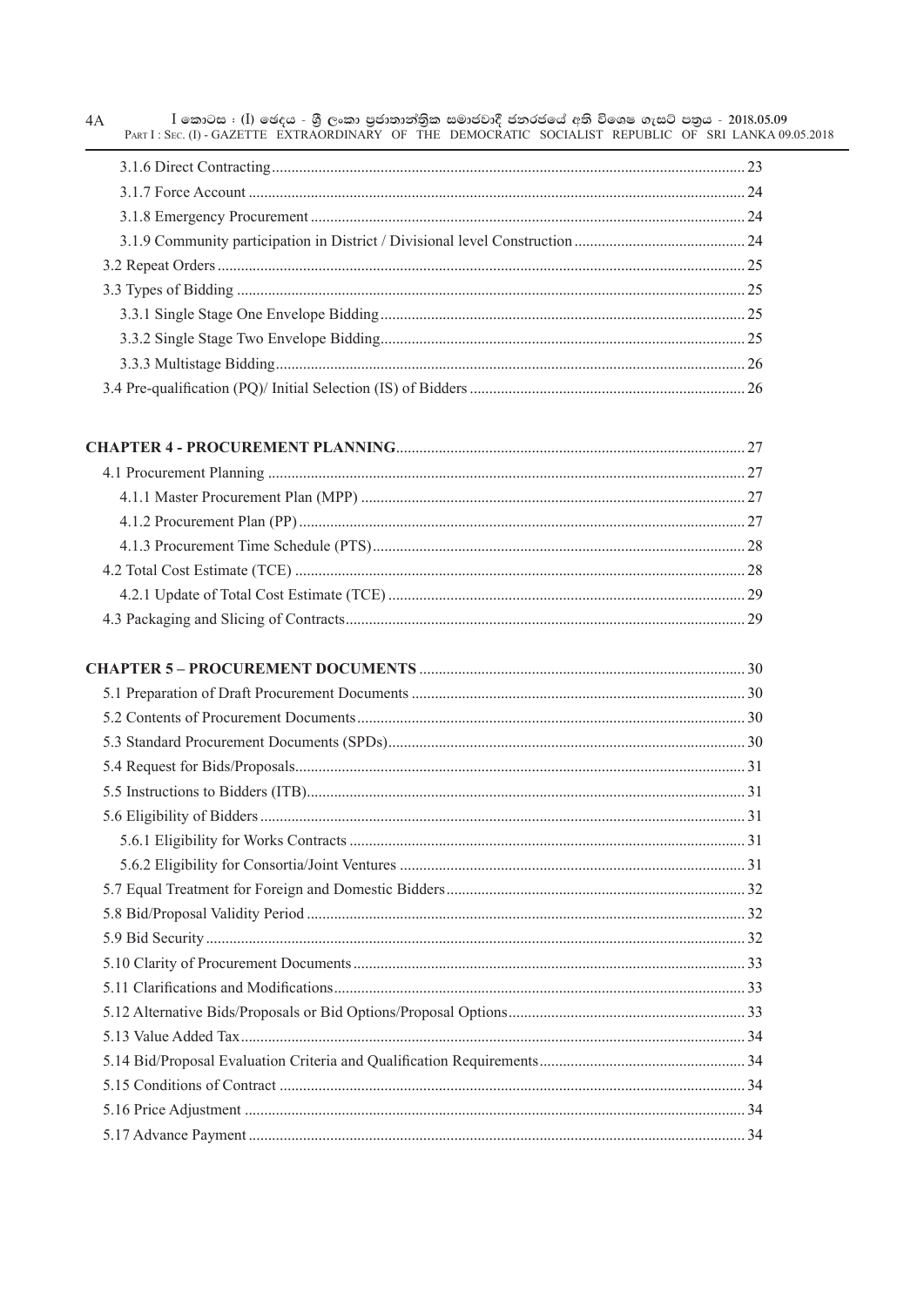3.1.6 Direct Contracting ..... 23
3.1.7 Force Account ..... 24
3.1.8 Emergency Procurement ..... 24
3.1.9 Community participation in District / Divisional level Construction ..... 24
3.2 Repeat Orders ..... 25
3.3 Types of Bidding ..... 25
3.3.1 Single Stage One Envelope Bidding ..... 25
3.3.2 Single Stage Two Envelope Bidding ..... 25
3.3.3 Multistage Bidding ..... 26
3.4 Pre-qualification (PQ)/ Initial Selection (IS) of Bidders ..... 26

**CHAPTER 4 - PROCUREMENT PLANNING** ..... 27
4.1 Procurement Planning ..... 27
4.1.1 Master Procurement Plan (MPP) ..... 27
4.1.2 Procurement Plan (PP) ..... 27
4.1.3 Procurement Time Schedule (PTS) ..... 28
4.2 Total Cost Estimate (TCE) ..... 28
4.2.1 Update of Total Cost Estimate (TCE) ..... 29
4.3 Packaging and Slicing of Contracts ..... 29

**CHAPTER 5 – PROCUREMENT DOCUMENTS** ..... 30
5.1 Preparation of Draft Procurement Documents ..... 30
5.2 Contents of Procurement Documents ..... 30
5.3 Standard Procurement Documents (SPDs) ..... 30
5.4 Request for Bids/Proposals ..... 31
5.5 Instructions to Bidders (ITB) ..... 31
5.6 Eligibility of Bidders ..... 31
5.6.1 Eligibility for Works Contracts ..... 31
5.6.2 Eligibility for Consortia/Joint Ventures ..... 31
5.7 Equal Treatment for Foreign and Domestic Bidders ..... 32
5.8 Bid/Proposal Validity Period ..... 32
5.9 Bid Security ..... 32
5.10 Clarity of Procurement Documents ..... 33
5.11 Clarifications and Modifications ..... 33
5.12 Alternative Bids/Proposals or Bid Options/Proposal Options ..... 33
5.13 Value Added Tax ..... 34
5.14 Bid/Proposal Evaluation Criteria and Qualification Requirements ..... 34
5.15 Conditions of Contract ..... 34
5.16 Price Adjustment ..... 34
5.17 Advance Payment ..... 34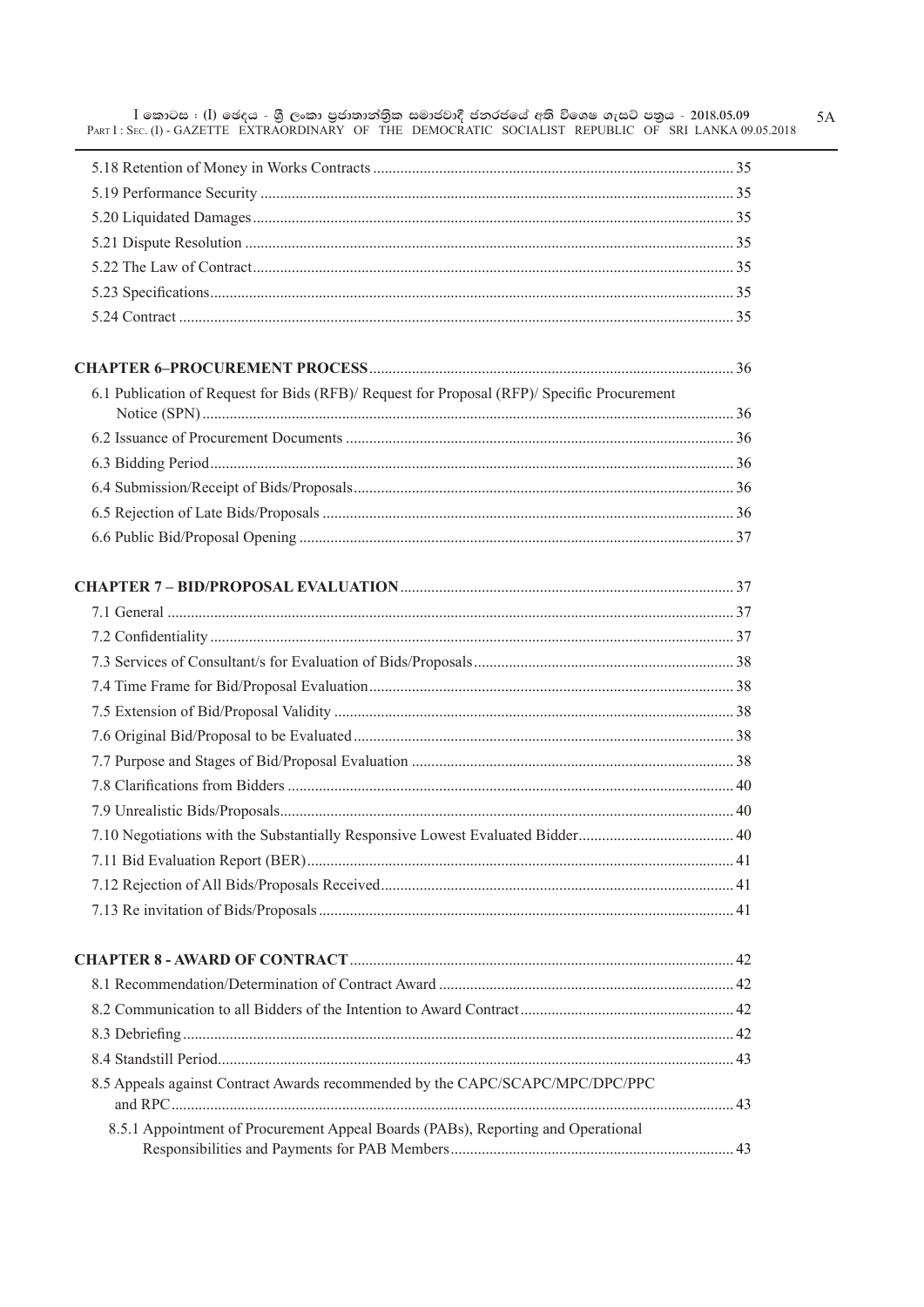5.18 Retention of Money in Works Contracts ..... 35
5.19 Performance Security ..... 35
5.20 Liquidated Damages ..... 35
5.21 Dispute Resolution ..... 35
5.22 The Law of Contract ..... 35
5.23 Specifications ..... 35
5.24 Contract ..... 35

**CHAPTER 6–PROCUREMENT PROCESS** ..... 36

6.1 Publication of Request for Bids (RFB)/ Request for Proposal (RFP)/ Specific Procurement Notice (SPN) ..... 36
6.2 Issuance of Procurement Documents ..... 36
6.3 Bidding Period ..... 36
6.4 Submission/Receipt of Bids/Proposals ..... 36
6.5 Rejection of Late Bids/Proposals ..... 36
6.6 Public Bid/Proposal Opening ..... 37

**CHAPTER 7 – BID/PROPOSAL EVALUATION** ..... 37

7.1 General ..... 37
7.2 Confidentiality ..... 37
7.3 Services of Consultant/s for Evaluation of Bids/Proposals ..... 38
7.4 Time Frame for Bid/Proposal Evaluation ..... 38
7.5 Extension of Bid/Proposal Validity ..... 38
7.6 Original Bid/Proposal to be Evaluated ..... 38
7.7 Purpose and Stages of Bid/Proposal Evaluation ..... 38
7.8 Clarifications from Bidders ..... 40
7.9 Unrealistic Bids/Proposals ..... 40
7.10 Negotiations with the Substantially Responsive Lowest Evaluated Bidder ..... 40
7.11 Bid Evaluation Report (BER) ..... 41
7.12 Rejection of All Bids/Proposals Received ..... 41
7.13 Re invitation of Bids/Proposals ..... 41

**CHAPTER 8 - AWARD OF CONTRACT** ..... 42

8.1 Recommendation/Determination of Contract Award ..... 42
8.2 Communication to all Bidders of the Intention to Award Contract ..... 42
8.3 Debriefing ..... 42
8.4 Standstill Period ..... 43
8.5 Appeals against Contract Awards recommended by the CAPC/SCAPC/MPC/DPC/PPC and RPC ..... 43
8.5.1 Appointment of Procurement Appeal Boards (PABs), Reporting and Operational Responsibilities and Payments for PAB Members ..... 43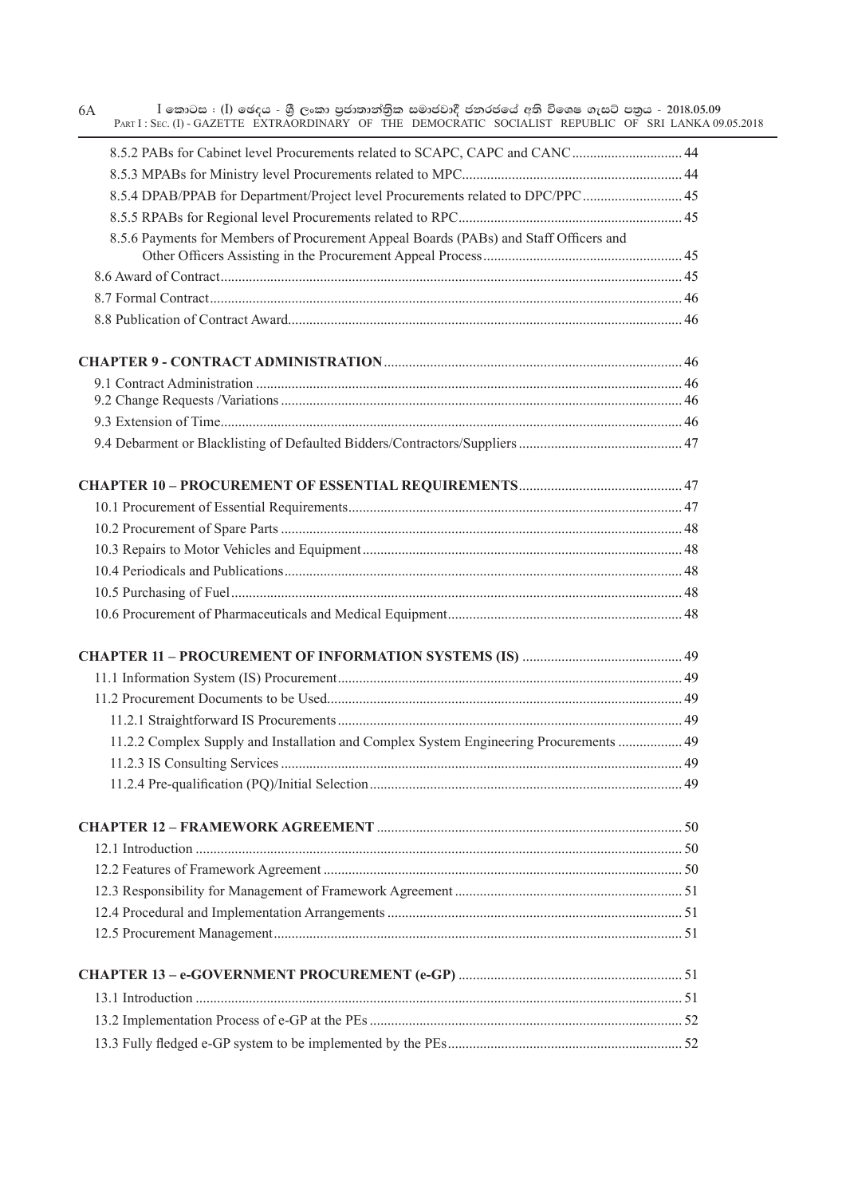8.5.2 PABs for Cabinet level Procurements related to SCAPC, CAPC and CANC ............................... 44

8.5.3 MPABs for Ministry level Procurements related to MPC ............................................................ 44

8.5.4 DPAB/PPAB for Department/Project level Procurements related to DPC/PPC ............................ 45

8.5.5 RPABs for Regional level Procurements related to RPC ............................................................. 45

8.5.6 Payments for Members of Procurement Appeal Boards (PABs) and Staff Officers and Other Officers Assisting in the Procurement Appeal Process ....................................................... 45

8.6 Award of Contract ....................................................................................................................... 45

8.7 Formal Contract .......................................................................................................................... 46

8.8 Publication of Contract Award .................................................................................................... 46

**CHAPTER 9 - CONTRACT ADMINISTRATION** .................................................................................. 46

9.1 Contract Administration ............................................................................................................. 46

9.2 Change Requests /Variations ...................................................................................................... 46

9.3 Extension of Time ....................................................................................................................... 46

9.4 Debarment or Blacklisting of Defaulted Bidders/Contractors/Suppliers ..................................... 47

**CHAPTER 10 – PROCUREMENT OF ESSENTIAL REQUIREMENTS** ............................................. 47

10.1 Procurement of Essential Requirements .................................................................................... 47

10.2 Procurement of Spare Parts ...................................................................................................... 48

10.3 Repairs to Motor Vehicles and Equipment ................................................................................ 48

10.4 Periodicals and Publications ..................................................................................................... 48

10.5 Purchasing of Fuel .................................................................................................................... 48

10.6 Procurement of Pharmaceuticals and Medical Equipment ........................................................ 48

**CHAPTER 11 – PROCUREMENT OF INFORMATION SYSTEMS (IS)** ............................................ 49

11.1 Information System (IS) Procurement ....................................................................................... 49

11.2 Procurement Documents to be Used .......................................................................................... 49

11.2.1 Straightforward IS Procurements ........................................................................................... 49

11.2.2 Complex Supply and Installation and Complex System Engineering Procurements ................. 49

11.2.3 IS Consulting Services ............................................................................................................ 49

11.2.4 Pre-qualification (PQ)/Initial Selection .................................................................................. 49

**CHAPTER 12 – FRAMEWORK AGREEMENT** .................................................................................... 50

12.1 Introduction ............................................................................................................................... 50

12.2 Features of Framework Agreement ............................................................................................ 50

12.3 Responsibility for Management of Framework Agreement ........................................................ 51

12.4 Procedural and Implementation Arrangements ......................................................................... 51

12.5 Procurement Management ......................................................................................................... 51

**CHAPTER 13 – e-GOVERNMENT PROCUREMENT (e-GP)** ............................................................. 51

13.1 Introduction ............................................................................................................................... 51

13.2 Implementation Process of e-GP at the PEs .............................................................................. 52

13.3 Fully fledged e-GP system to be implemented by the PEs ......................................................... 52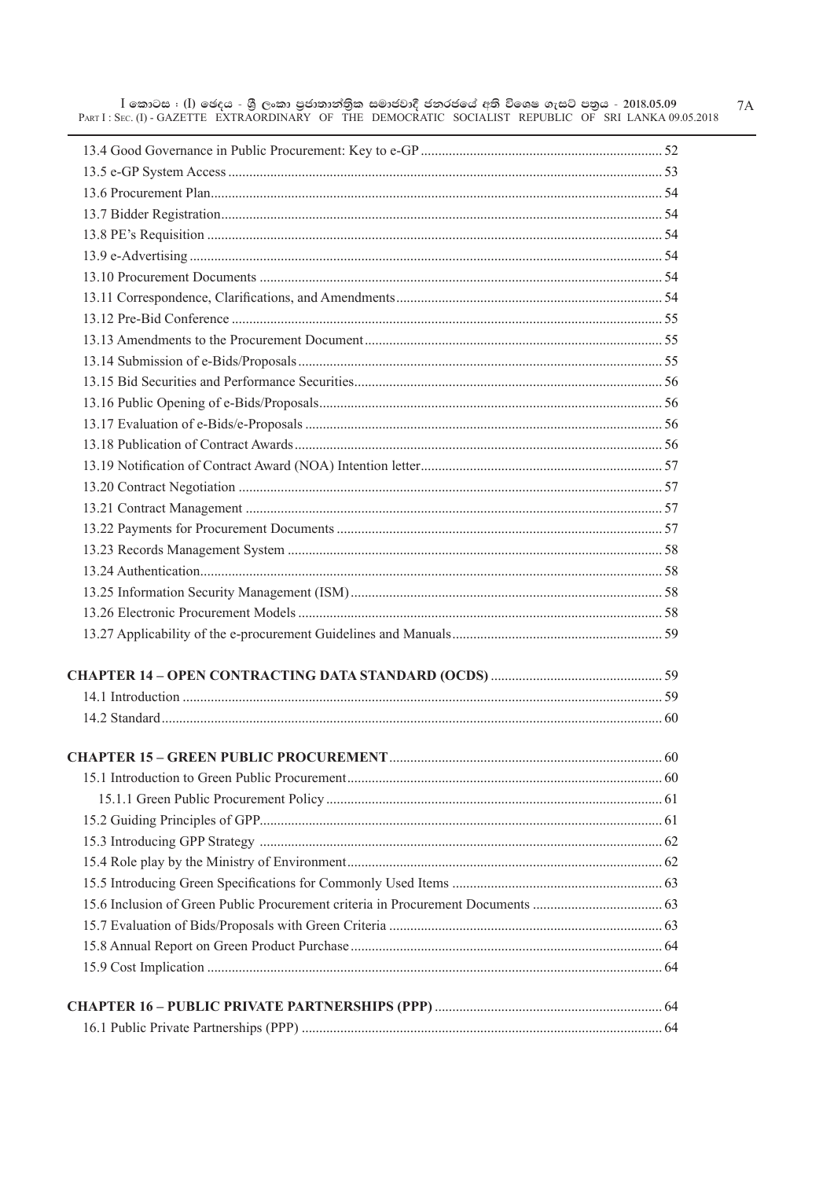13.4 Good Governance in Public Procurement: Key to e-GP .................................................................... 52
13.5 e-GP System Access ............................................................................................................................ 53
13.6 Procurement Plan................................................................................................................................. 54
13.7 Bidder Registration.............................................................................................................................. 54
13.8 PE's Requisition .................................................................................................................................. 54
13.9 e-Advertising ....................................................................................................................................... 54
13.10 Procurement Documents ................................................................................................................... 54
13.11 Correspondence, Clarifications, and Amendments............................................................................ 54
13.12 Pre-Bid Conference ........................................................................................................................... 55
13.13 Amendments to the Procurement Document..................................................................................... 55
13.14 Submission of e-Bids/Proposals........................................................................................................ 55
13.15 Bid Securities and Performance Securities........................................................................................ 56
13.16 Public Opening of e-Bids/Proposals.................................................................................................. 56
13.17 Evaluation of e-Bids/e-Proposals ...................................................................................................... 56
13.18 Publication of Contract Awards......................................................................................................... 56
13.19 Notification of Contract Award (NOA) Intention letter..................................................................... 57
13.20 Contract Negotiation ......................................................................................................................... 57
13.21 Contract Management ....................................................................................................................... 57
13.22 Payments for Procurement Documents ............................................................................................. 57
13.23 Records Management System ........................................................................................................... 58
13.24 Authentication.................................................................................................................................... 58
13.25 Information Security Management (ISM).......................................................................................... 58
13.26 Electronic Procurement Models ........................................................................................................ 58
13.27 Applicability of the e-procurement Guidelines and Manuals............................................................. 59

**CHAPTER 14 – OPEN CONTRACTING DATA STANDARD (OCDS)** ................................................. 59
14.1 Introduction ......................................................................................................................................... 59
14.2 Standard............................................................................................................................................... 60

**CHAPTER 15 – GREEN PUBLIC PROCUREMENT**............................................................................ 60
15.1 Introduction to Green Public Procurement.......................................................................................... 60
15.1.1 Green Public Procurement Policy ................................................................................................. 61
15.2 Guiding Principles of GPP................................................................................................................... 61
15.3 Introducing GPP Strategy ................................................................................................................... 62
15.4 Role play by the Ministry of Environment........................................................................................... 62
15.5 Introducing Green Specifications for Commonly Used Items ............................................................ 63
15.6 Inclusion of Green Public Procurement criteria in Procurement Documents ..................................... 63
15.7 Evaluation of Bids/Proposals with Green Criteria .............................................................................. 63
15.8 Annual Report on Green Product Purchase......................................................................................... 64
15.9 Cost Implication .................................................................................................................................. 64

**CHAPTER 16 – PUBLIC PRIVATE PARTNERSHIPS (PPP)** ................................................................. 64
16.1 Public Private Partnerships (PPP) ....................................................................................................... 64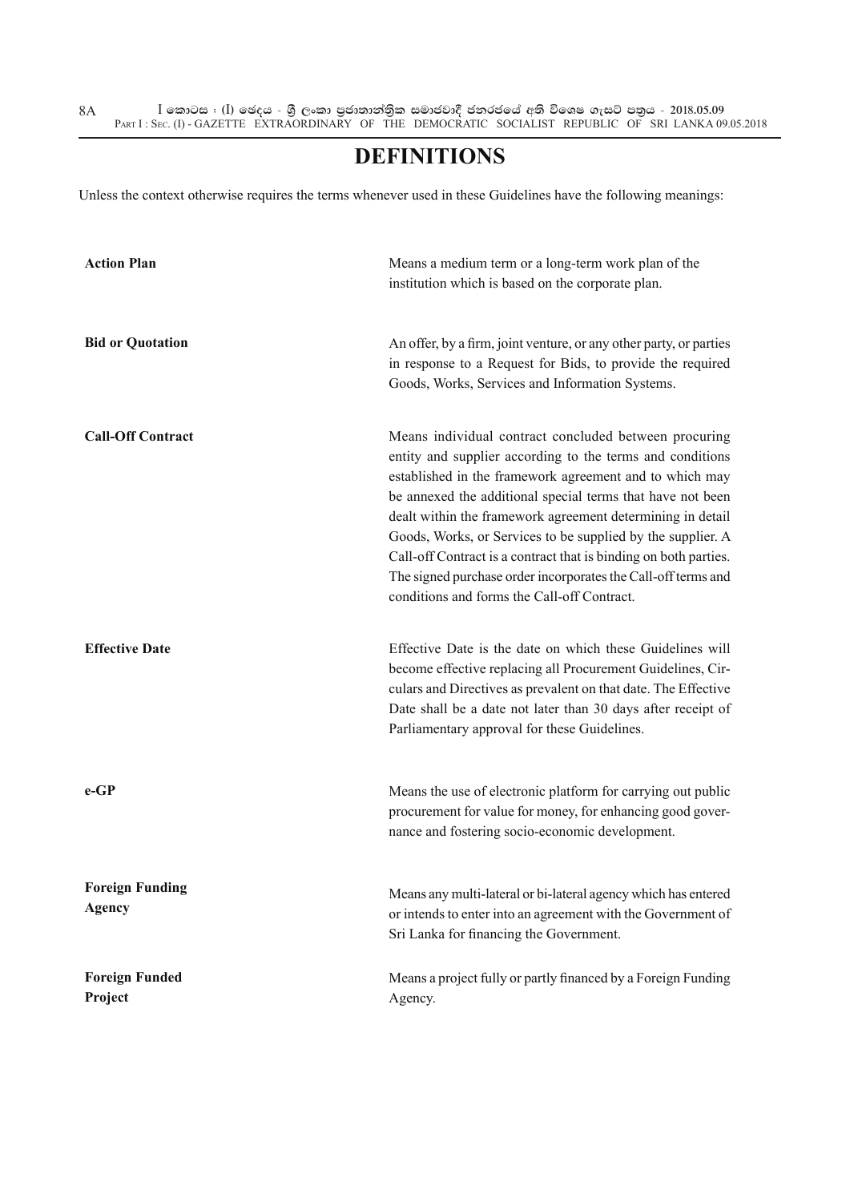# DEFINITIONS

Unless the context otherwise requires the terms whenever used in these Guidelines have the following meanings:

| Term | Meaning |
|---|---|
| **Action Plan** | Means a medium term or a long-term work plan of the institution which is based on the corporate plan. |
| **Bid or Quotation** | An offer, by a firm, joint venture, or any other party, or parties in response to a Request for Bids, to provide the required Goods, Works, Services and Information Systems. |
| **Call-Off Contract** | Means individual contract concluded between procuring entity and supplier according to the terms and conditions established in the framework agreement and to which may be annexed the additional special terms that have not been dealt within the framework agreement determining in detail Goods, Works, or Services to be supplied by the supplier. A Call-off Contract is a contract that is binding on both parties. The signed purchase order incorporates the Call-off terms and conditions and forms the Call-off Contract. |
| **Effective Date** | Effective Date is the date on which these Guidelines will become effective replacing all Procurement Guidelines, Circulars and Directives as prevalent on that date. The Effective Date shall be a date not later than 30 days after receipt of Parliamentary approval for these Guidelines. |
| **e-GP** | Means the use of electronic platform for carrying out public procurement for value for money, for enhancing good governance and fostering socio-economic development. |
| **Foreign Funding Agency** | Means any multi-lateral or bi-lateral agency which has entered or intends to enter into an agreement with the Government of Sri Lanka for financing the Government. |
| **Foreign Funded Project** | Means a project fully or partly financed by a Foreign Funding Agency. |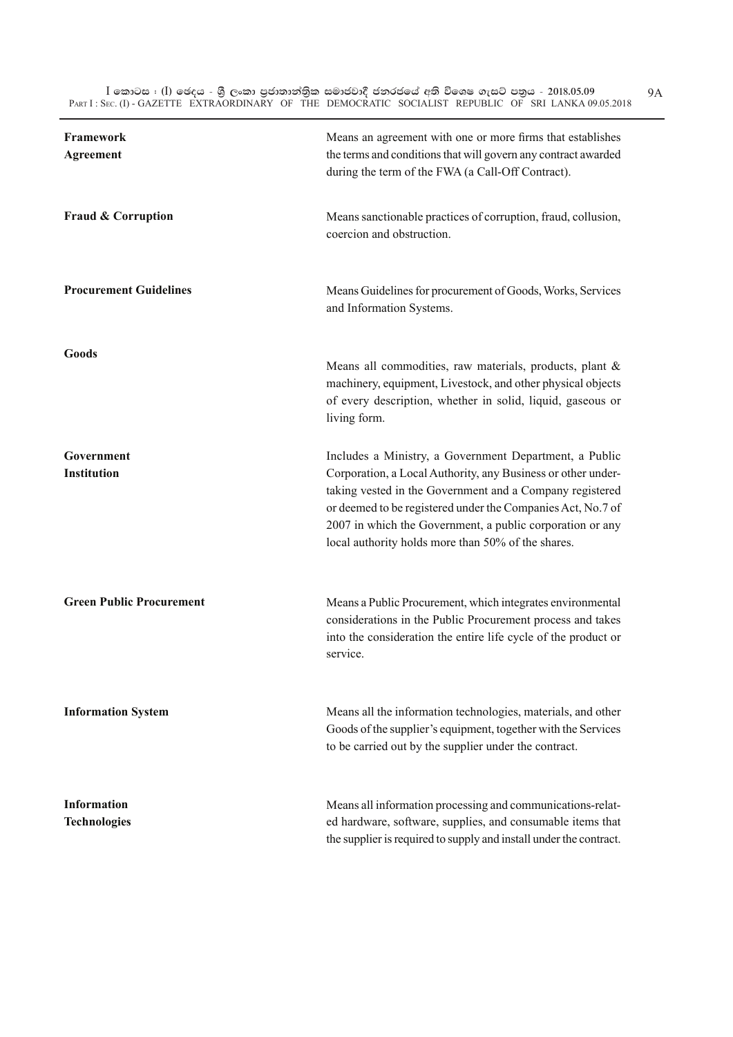| | |
|---|---|
| **Framework Agreement** | Means an agreement with one or more firms that establishes the terms and conditions that will govern any contract awarded during the term of the FWA (a Call-Off Contract). |
| **Fraud & Corruption** | Means sanctionable practices of corruption, fraud, collusion, coercion and obstruction. |
| **Procurement Guidelines** | Means Guidelines for procurement of Goods, Works, Services and Information Systems. |
| **Goods** | Means all commodities, raw materials, products, plant & machinery, equipment, Livestock, and other physical objects of every description, whether in solid, liquid, gaseous or living form. |
| **Government Institution** | Includes a Ministry, a Government Department, a Public Corporation, a Local Authority, any Business or other undertaking vested in the Government and a Company registered or deemed to be registered under the Companies Act, No.7 of 2007 in which the Government, a public corporation or any local authority holds more than 50% of the shares. |
| **Green Public Procurement** | Means a Public Procurement, which integrates environmental considerations in the Public Procurement process and takes into the consideration the entire life cycle of the product or service. |
| **Information System** | Means all the information technologies, materials, and other Goods of the supplier's equipment, together with the Services to be carried out by the supplier under the contract. |
| **Information Technologies** | Means all information processing and communications-related hardware, software, supplies, and consumable items that the supplier is required to supply and install under the contract. |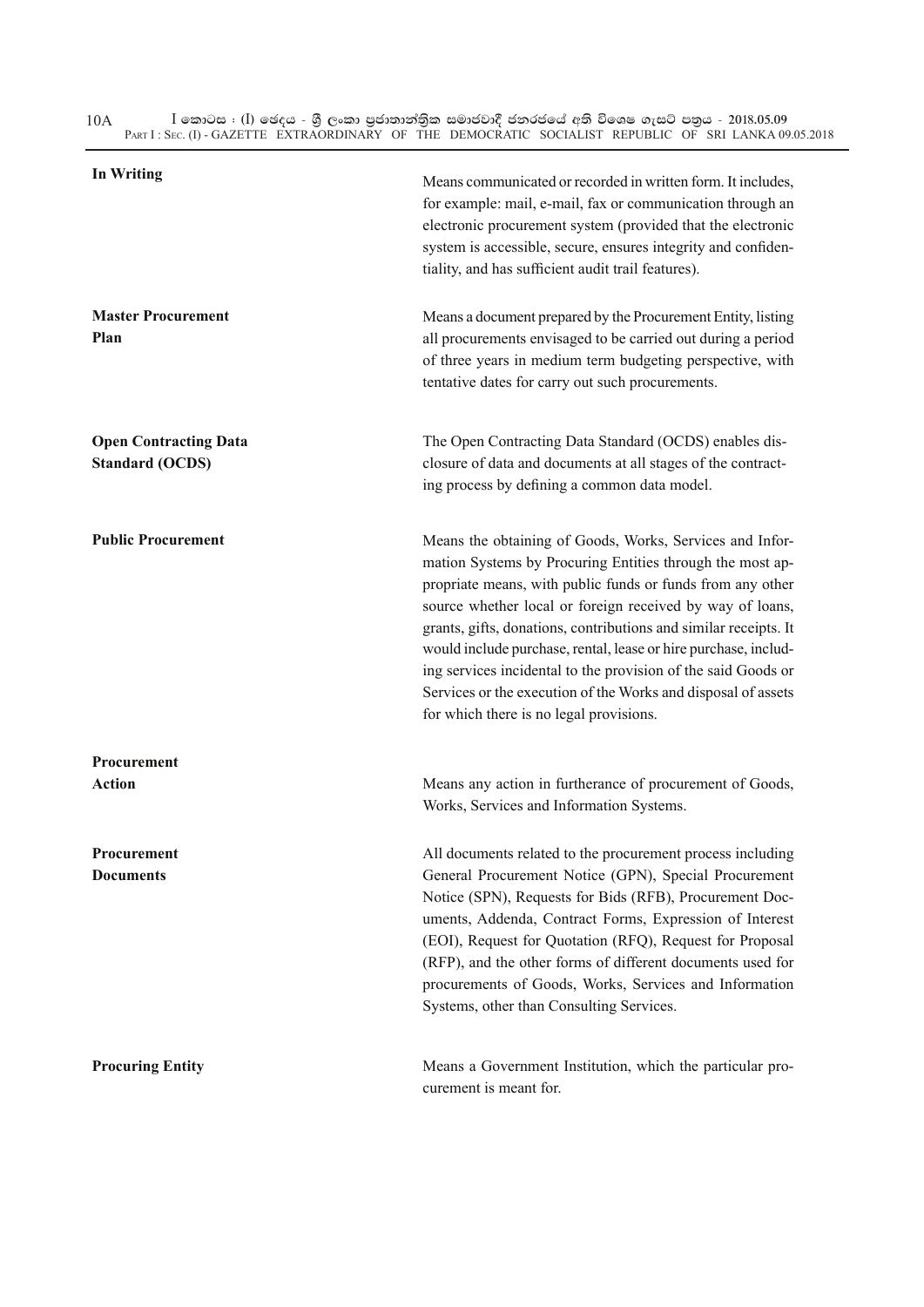| | |
|---|---|
| **In Writing** | Means communicated or recorded in written form. It includes, for example: mail, e-mail, fax or communication through an electronic procurement system (provided that the electronic system is accessible, secure, ensures integrity and confidentiality, and has sufficient audit trail features). |
| **Master Procurement Plan** | Means a document prepared by the Procurement Entity, listing all procurements envisaged to be carried out during a period of three years in medium term budgeting perspective, with tentative dates for carry out such procurements. |
| **Open Contracting Data Standard (OCDS)** | The Open Contracting Data Standard (OCDS) enables disclosure of data and documents at all stages of the contracting process by defining a common data model. |
| **Public Procurement** | Means the obtaining of Goods, Works, Services and Information Systems by Procuring Entities through the most appropriate means, with public funds or funds from any other source whether local or foreign received by way of loans, grants, gifts, donations, contributions and similar receipts. It would include purchase, rental, lease or hire purchase, including services incidental to the provision of the said Goods or Services or the execution of the Works and disposal of assets for which there is no legal provisions. |
| **Procurement Action** | Means any action in furtherance of procurement of Goods, Works, Services and Information Systems. |
| **Procurement Documents** | All documents related to the procurement process including General Procurement Notice (GPN), Special Procurement Notice (SPN), Requests for Bids (RFB), Procurement Documents, Addenda, Contract Forms, Expression of Interest (EOI), Request for Quotation (RFQ), Request for Proposal (RFP), and the other forms of different documents used for procurements of Goods, Works, Services and Information Systems, other than Consulting Services. |
| **Procuring Entity** | Means a Government Institution, which the particular procurement is meant for. |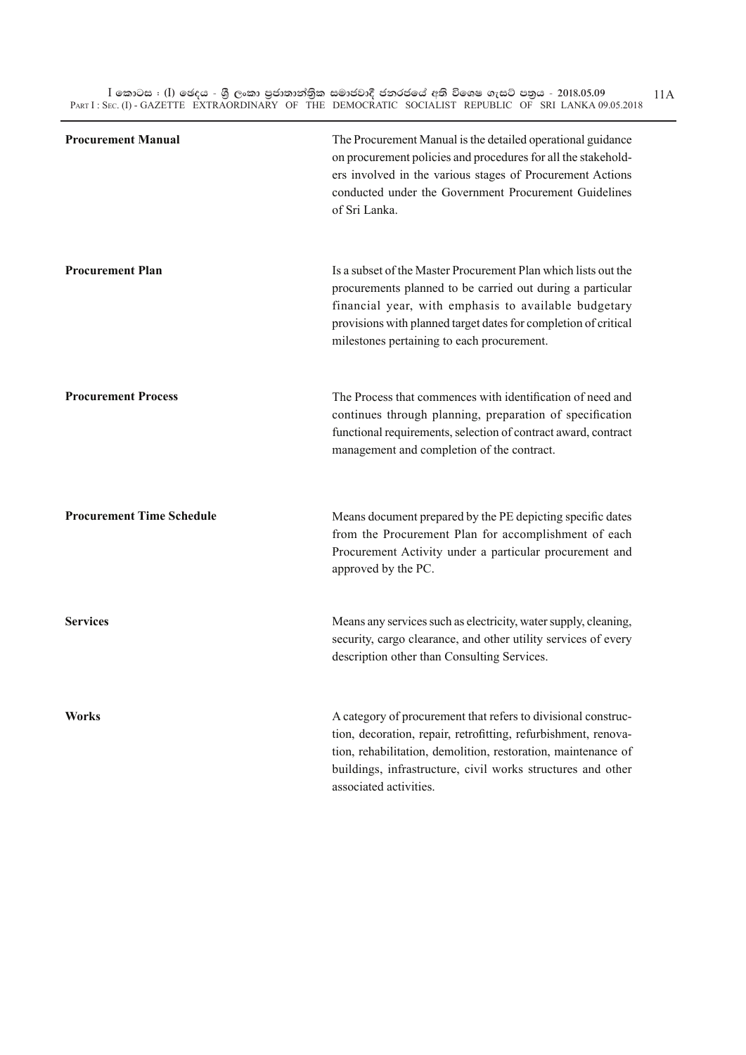| | |
|---|---|
| **Procurement Manual** | The Procurement Manual is the detailed operational guidance on procurement policies and procedures for all the stakeholders involved in the various stages of Procurement Actions conducted under the Government Procurement Guidelines of Sri Lanka. |
| **Procurement Plan** | Is a subset of the Master Procurement Plan which lists out the procurements planned to be carried out during a particular financial year, with emphasis to available budgetary provisions with planned target dates for completion of critical milestones pertaining to each procurement. |
| **Procurement Process** | The Process that commences with identification of need and continues through planning, preparation of specification functional requirements, selection of contract award, contract management and completion of the contract. |
| **Procurement Time Schedule** | Means document prepared by the PE depicting specific dates from the Procurement Plan for accomplishment of each Procurement Activity under a particular procurement and approved by the PC. |
| **Services** | Means any services such as electricity, water supply, cleaning, security, cargo clearance, and other utility services of every description other than Consulting Services. |
| **Works** | A category of procurement that refers to divisional construction, decoration, repair, retrofitting, refurbishment, renovation, rehabilitation, demolition, restoration, maintenance of buildings, infrastructure, civil works structures and other associated activities. |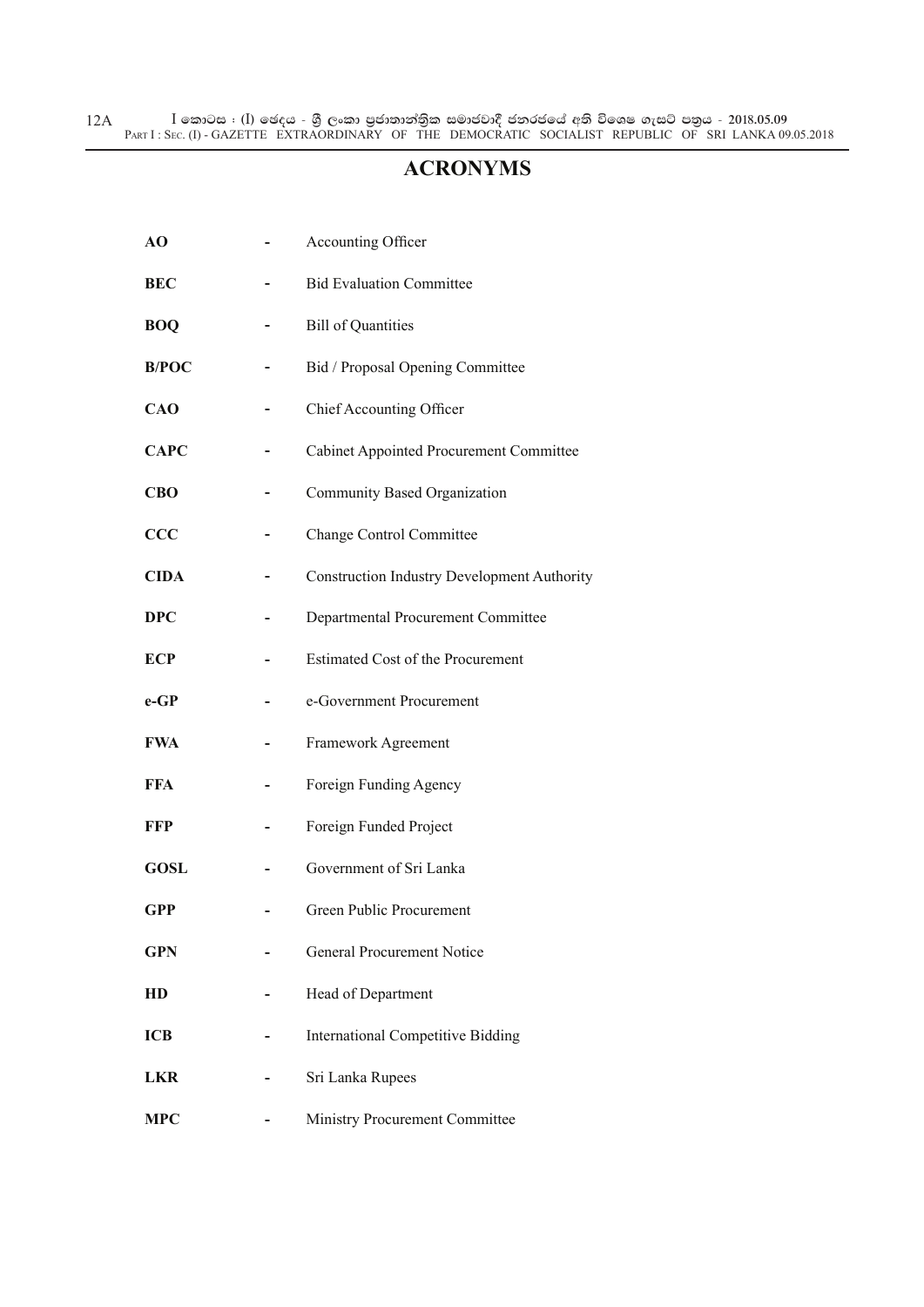# ACRONYMS

| | | |
|---|---|---|
| **AO** | - | Accounting Officer |
| **BEC** | - | Bid Evaluation Committee |
| **BOQ** | - | Bill of Quantities |
| **B/POC** | - | Bid / Proposal Opening Committee |
| **CAO** | - | Chief Accounting Officer |
| **CAPC** | - | Cabinet Appointed Procurement Committee |
| **CBO** | - | Community Based Organization |
| **CCC** | - | Change Control Committee |
| **CIDA** | - | Construction Industry Development Authority |
| **DPC** | - | Departmental Procurement Committee |
| **ECP** | - | Estimated Cost of the Procurement |
| **e-GP** | - | e-Government Procurement |
| **FWA** | - | Framework Agreement |
| **FFA** | - | Foreign Funding Agency |
| **FFP** | - | Foreign Funded Project |
| **GOSL** | - | Government of Sri Lanka |
| **GPP** | - | Green Public Procurement |
| **GPN** | - | General Procurement Notice |
| **HD** | - | Head of Department |
| **ICB** | - | International Competitive Bidding |
| **LKR** | - | Sri Lanka Rupees |
| **MPC** | - | Ministry Procurement Committee |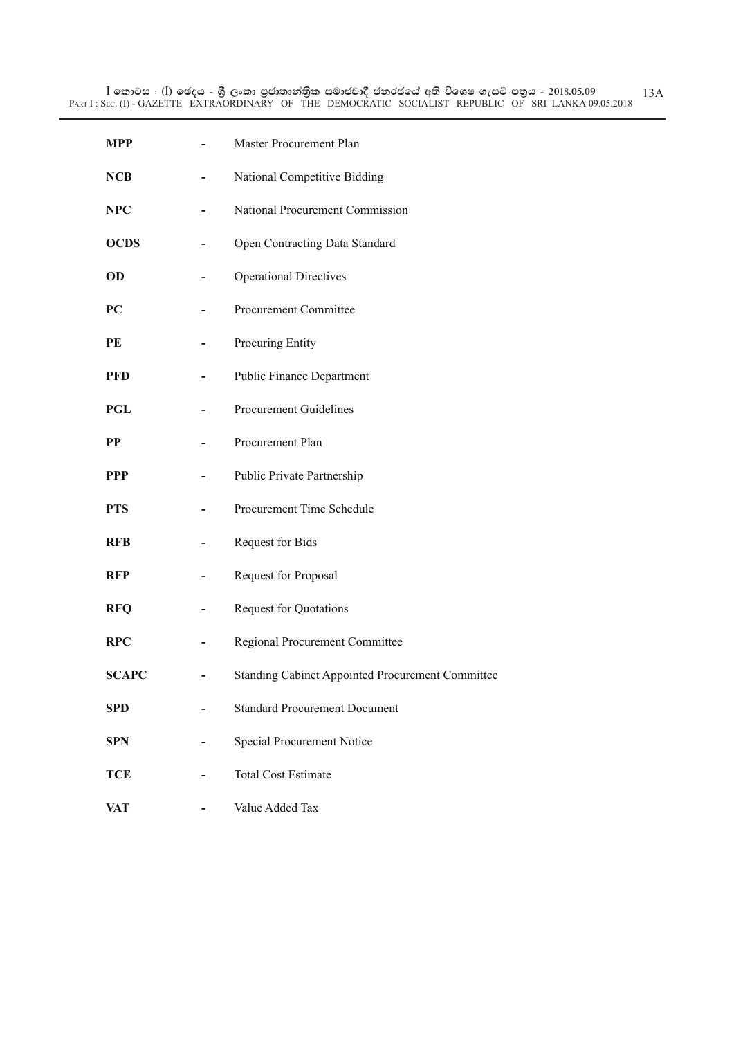**MPP** - Master Procurement Plan

**NCB** - National Competitive Bidding

**NPC** - National Procurement Commission

**OCDS** - Open Contracting Data Standard

**OD** - Operational Directives

**PC** - Procurement Committee

**PE** - Procuring Entity

**PFD** - Public Finance Department

**PGL** - Procurement Guidelines

**PP** - Procurement Plan

**PPP** - Public Private Partnership

**PTS** - Procurement Time Schedule

**RFB** - Request for Bids

**RFP** - Request for Proposal

**RFQ** - Request for Quotations

**RPC** - Regional Procurement Committee

**SCAPC** - Standing Cabinet Appointed Procurement Committee

**SPD** - Standard Procurement Document

**SPN** - Special Procurement Notice

**TCE** - Total Cost Estimate

**VAT** - Value Added Tax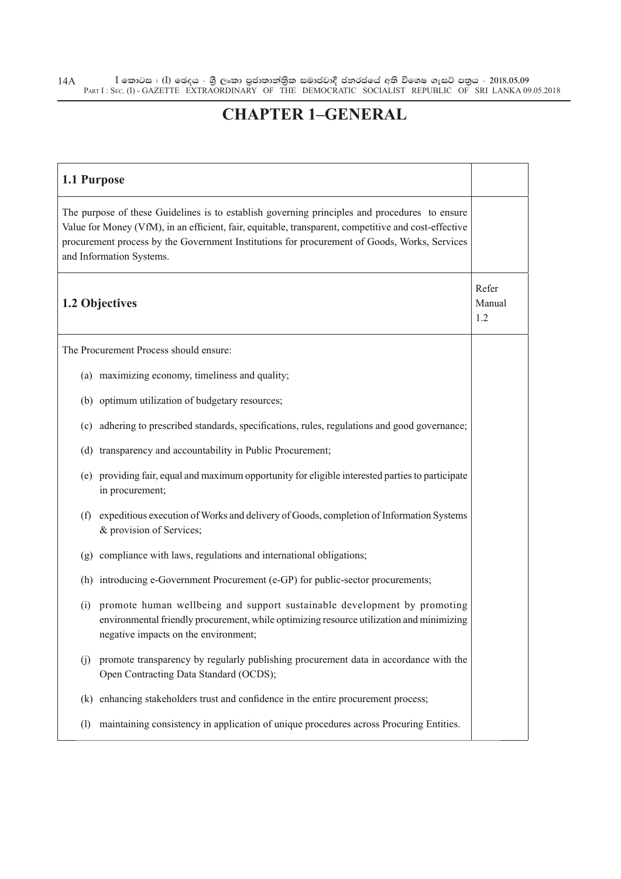# CHAPTER 1–GENERAL

| 1.1 Purpose | |
|---|---|
| The purpose of these Guidelines is to establish governing principles and procedures to ensure Value for Money (VfM), in an efficient, fair, equitable, transparent, competitive and cost-effective procurement process by the Government Institutions for procurement of Goods, Works, Services and Information Systems. | |
| **1.2 Objectives** | Refer Manual 1.2 |
| The Procurement Process should ensure:<br>(a) maximizing economy, timeliness and quality;<br>(b) optimum utilization of budgetary resources;<br>(c) adhering to prescribed standards, specifications, rules, regulations and good governance;<br>(d) transparency and accountability in Public Procurement;<br>(e) providing fair, equal and maximum opportunity for eligible interested parties to participate in procurement;<br>(f) expeditious execution of Works and delivery of Goods, completion of Information Systems & provision of Services;<br>(g) compliance with laws, regulations and international obligations;<br>(h) introducing e-Government Procurement (e-GP) for public-sector procurements;<br>(i) promote human wellbeing and support sustainable development by promoting environmental friendly procurement, while optimizing resource utilization and minimizing negative impacts on the environment;<br>(j) promote transparency by regularly publishing procurement data in accordance with the Open Contracting Data Standard (OCDS);<br>(k) enhancing stakeholders trust and confidence in the entire procurement process;<br>(l) maintaining consistency in application of unique procedures across Procuring Entities. | |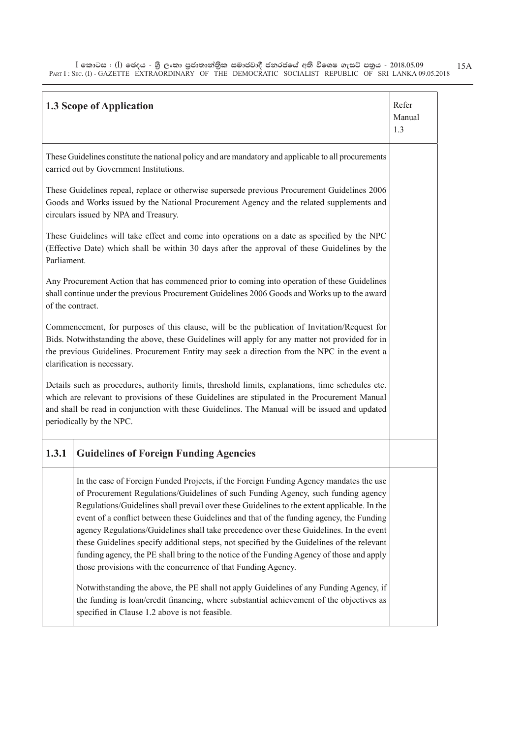## 1.3 Scope of Application

Refer Manual 1.3

These Guidelines constitute the national policy and are mandatory and applicable to all procurements carried out by Government Institutions.

These Guidelines repeal, replace or otherwise supersede previous Procurement Guidelines 2006 Goods and Works issued by the National Procurement Agency and the related supplements and circulars issued by NPA and Treasury.

These Guidelines will take effect and come into operations on a date as specified by the NPC (Effective Date) which shall be within 30 days after the approval of these Guidelines by the Parliament.

Any Procurement Action that has commenced prior to coming into operation of these Guidelines shall continue under the previous Procurement Guidelines 2006 Goods and Works up to the award of the contract.

Commencement, for purposes of this clause, will be the publication of Invitation/Request for Bids. Notwithstanding the above, these Guidelines will apply for any matter not provided for in the previous Guidelines. Procurement Entity may seek a direction from the NPC in the event a clarification is necessary.

Details such as procedures, authority limits, threshold limits, explanations, time schedules etc. which are relevant to provisions of these Guidelines are stipulated in the Procurement Manual and shall be read in conjunction with these Guidelines. The Manual will be issued and updated periodically by the NPC.

### 1.3.1 Guidelines of Foreign Funding Agencies

In the case of Foreign Funded Projects, if the Foreign Funding Agency mandates the use of Procurement Regulations/Guidelines of such Funding Agency, such funding agency Regulations/Guidelines shall prevail over these Guidelines to the extent applicable. In the event of a conflict between these Guidelines and that of the funding agency, the Funding agency Regulations/Guidelines shall take precedence over these Guidelines. In the event these Guidelines specify additional steps, not specified by the Guidelines of the relevant funding agency, the PE shall bring to the notice of the Funding Agency of those and apply those provisions with the concurrence of that Funding Agency.

Notwithstanding the above, the PE shall not apply Guidelines of any Funding Agency, if the funding is loan/credit financing, where substantial achievement of the objectives as specified in Clause 1.2 above is not feasible.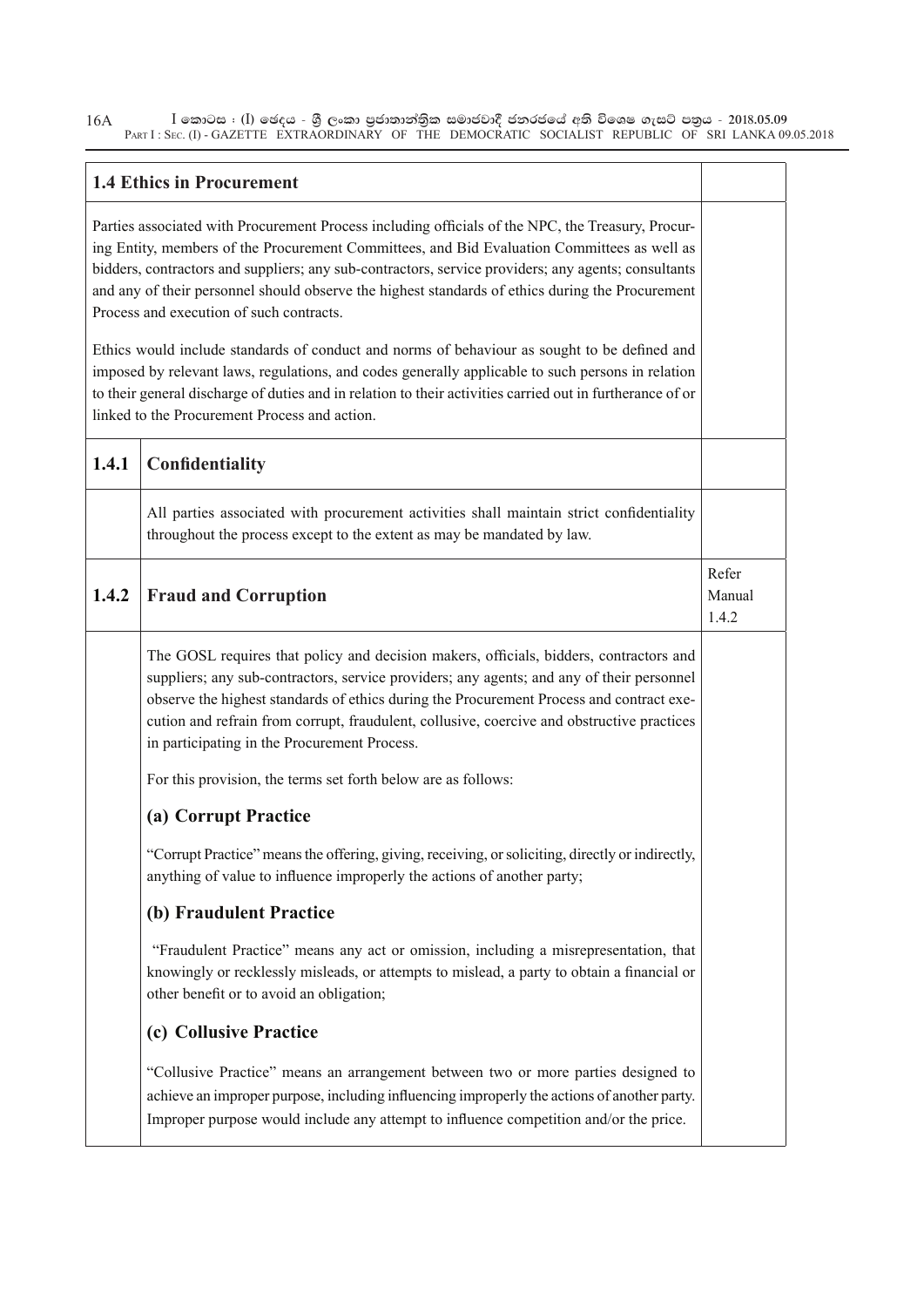## 1.4 Ethics in Procurement

Parties associated with Procurement Process including officials of the NPC, the Treasury, Procuring Entity, members of the Procurement Committees, and Bid Evaluation Committees as well as bidders, contractors and suppliers; any sub-contractors, service providers; any agents; consultants and any of their personnel should observe the highest standards of ethics during the Procurement Process and execution of such contracts.

Ethics would include standards of conduct and norms of behaviour as sought to be defined and imposed by relevant laws, regulations, and codes generally applicable to such persons in relation to their general discharge of duties and in relation to their activities carried out in furtherance of or linked to the Procurement Process and action.

### 1.4.1 Confidentiality

All parties associated with procurement activities shall maintain strict confidentiality throughout the process except to the extent as may be mandated by law.

### 1.4.2 Fraud and Corruption

*Refer Manual 1.4.2*

The GOSL requires that policy and decision makers, officials, bidders, contractors and suppliers; any sub-contractors, service providers; any agents; and any of their personnel observe the highest standards of ethics during the Procurement Process and contract execution and refrain from corrupt, fraudulent, collusive, coercive and obstructive practices in participating in the Procurement Process.

For this provision, the terms set forth below are as follows:

#### (a) Corrupt Practice

"Corrupt Practice" means the offering, giving, receiving, or soliciting, directly or indirectly, anything of value to influence improperly the actions of another party;

#### (b) Fraudulent Practice

"Fraudulent Practice" means any act or omission, including a misrepresentation, that knowingly or recklessly misleads, or attempts to mislead, a party to obtain a financial or other benefit or to avoid an obligation;

#### (c) Collusive Practice

"Collusive Practice" means an arrangement between two or more parties designed to achieve an improper purpose, including influencing improperly the actions of another party. Improper purpose would include any attempt to influence competition and/or the price.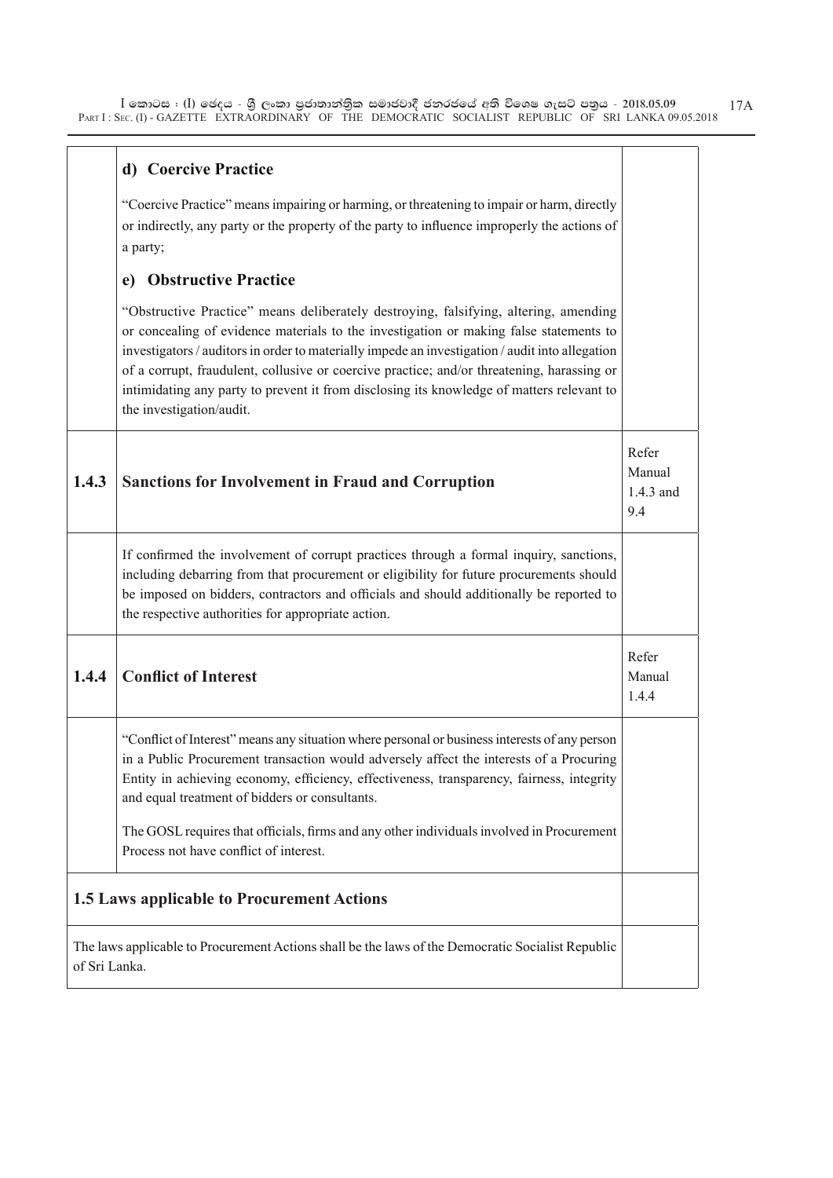| | | |
|---|---|---|
| | **d) Coercive Practice**<br><br>"Coercive Practice" means impairing or harming, or threatening to impair or harm, directly or indirectly, any party or the property of the party to influence improperly the actions of a party;<br><br>**e) Obstructive Practice**<br><br>"Obstructive Practice" means deliberately destroying, falsifying, altering, amending or concealing of evidence materials to the investigation or making false statements to investigators / auditors in order to materially impede an investigation / audit into allegation of a corrupt, fraudulent, collusive or coercive practice; and/or threatening, harassing or intimidating any party to prevent it from disclosing its knowledge of matters relevant to the investigation/audit. | |
| **1.4.3** | **Sanctions for Involvement in Fraud and Corruption** | Refer Manual 1.4.3 and 9.4 |
| | If confirmed the involvement of corrupt practices through a formal inquiry, sanctions, including debarring from that procurement or eligibility for future procurements should be imposed on bidders, contractors and officials and should additionally be reported to the respective authorities for appropriate action. | |
| **1.4.4** | **Conflict of Interest** | Refer Manual 1.4.4 |
| | "Conflict of Interest" means any situation where personal or business interests of any person in a Public Procurement transaction would adversely affect the interests of a Procuring Entity in achieving economy, efficiency, effectiveness, transparency, fairness, integrity and equal treatment of bidders or consultants.<br><br>The GOSL requires that officials, firms and any other individuals involved in Procurement Process not have conflict of interest. | |
| **1.5 Laws applicable to Procurement Actions** | | |
| The laws applicable to Procurement Actions shall be the laws of the Democratic Socialist Republic of Sri Lanka. | | |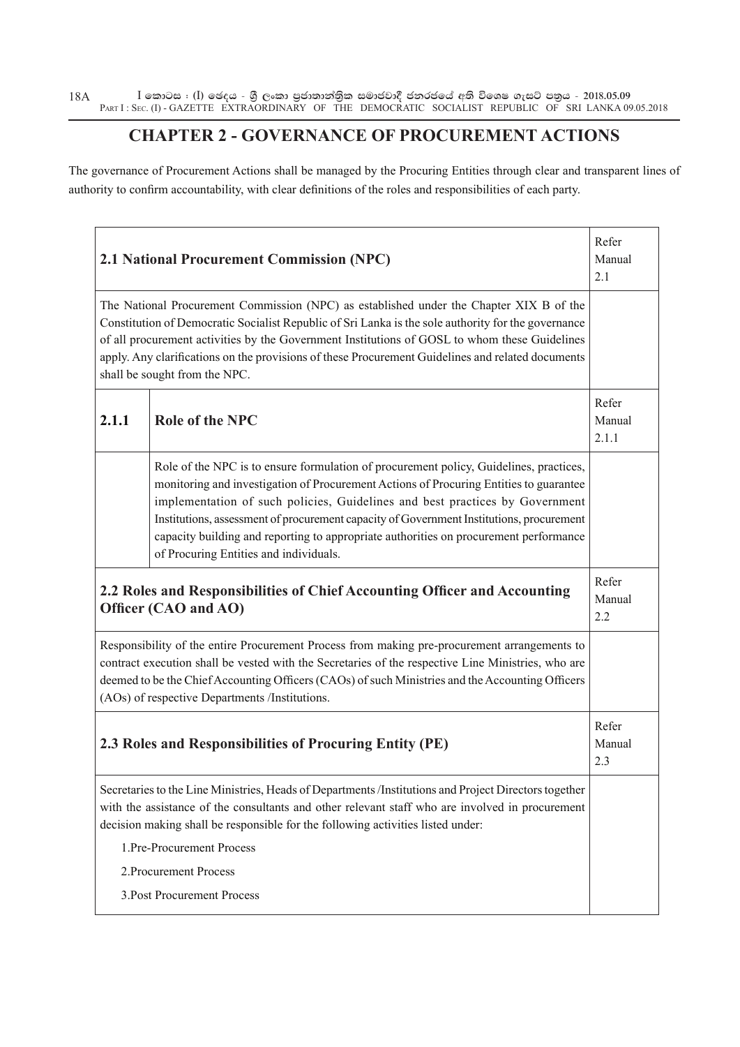# CHAPTER 2 - GOVERNANCE OF PROCUREMENT ACTIONS

The governance of Procurement Actions shall be managed by the Procuring Entities through clear and transparent lines of authority to confirm accountability, with clear definitions of the roles and responsibilities of each party.

| **2.1 National Procurement Commission (NPC)** | | Refer Manual 2.1 |
|---|---|---|
| The National Procurement Commission (NPC) as established under the Chapter XIX B of the Constitution of Democratic Socialist Republic of Sri Lanka is the sole authority for the governance of all procurement activities by the Government Institutions of GOSL to whom these Guidelines apply. Any clarifications on the provisions of these Procurement Guidelines and related documents shall be sought from the NPC. | | |
| **2.1.1** | **Role of the NPC** | Refer Manual 2.1.1 |
| | Role of the NPC is to ensure formulation of procurement policy, Guidelines, practices, monitoring and investigation of Procurement Actions of Procuring Entities to guarantee implementation of such policies, Guidelines and best practices by Government Institutions, assessment of procurement capacity of Government Institutions, procurement capacity building and reporting to appropriate authorities on procurement performance of Procuring Entities and individuals. | |
| **2.2 Roles and Responsibilities of Chief Accounting Officer and Accounting Officer (CAO and AO)** | | Refer Manual 2.2 |
| Responsibility of the entire Procurement Process from making pre-procurement arrangements to contract execution shall be vested with the Secretaries of the respective Line Ministries, who are deemed to be the Chief Accounting Officers (CAOs) of such Ministries and the Accounting Officers (AOs) of respective Departments /Institutions. | | |
| **2.3 Roles and Responsibilities of Procuring Entity (PE)** | | Refer Manual 2.3 |
| Secretaries to the Line Ministries, Heads of Departments /Institutions and Project Directors together with the assistance of the consultants and other relevant staff who are involved in procurement decision making shall be responsible for the following activities listed under:<br>1.Pre-Procurement Process<br>2.Procurement Process<br>3.Post Procurement Process | | |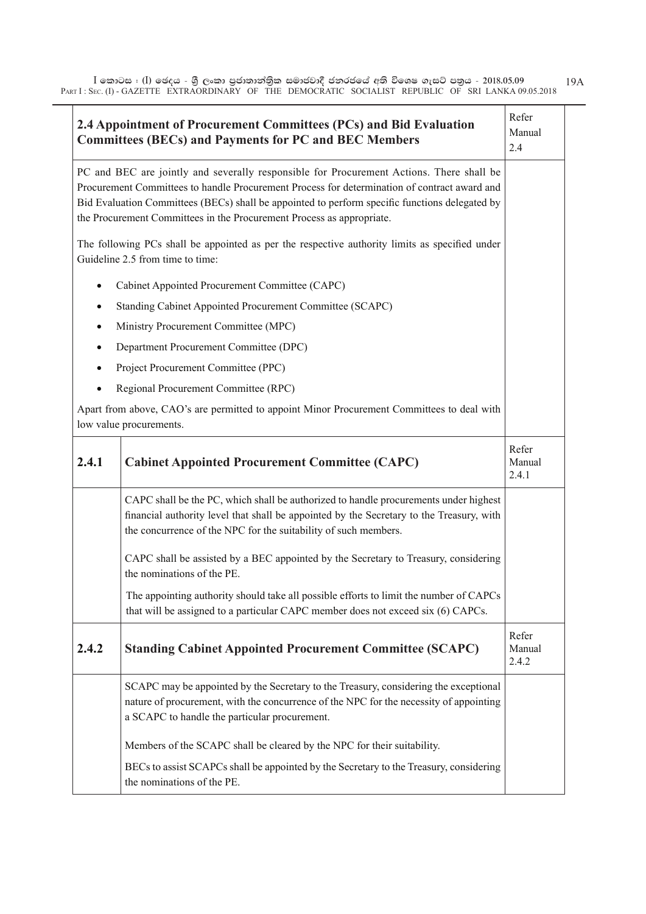| 2.4 Appointment of Procurement Committees (PCs) and Bid Evaluation Committees (BECs) and Payments for PC and BEC Members | | Refer Manual 2.4 |
|---|---|---|
| PC and BEC are jointly and severally responsible for Procurement Actions. There shall be Procurement Committees to handle Procurement Process for determination of contract award and Bid Evaluation Committees (BECs) shall be appointed to perform specific functions delegated by the Procurement Committees in the Procurement Process as appropriate.<br><br>The following PCs shall be appointed as per the respective authority limits as specified under Guideline 2.5 from time to time:<br><br>• Cabinet Appointed Procurement Committee (CAPC)<br>• Standing Cabinet Appointed Procurement Committee (SCAPC)<br>• Ministry Procurement Committee (MPC)<br>• Department Procurement Committee (DPC)<br>• Project Procurement Committee (PPC)<br>• Regional Procurement Committee (RPC)<br><br>Apart from above, CAO's are permitted to appoint Minor Procurement Committees to deal with low value procurements. | | |
| **2.4.1** | **Cabinet Appointed Procurement Committee (CAPC)** | Refer Manual 2.4.1 |
| | CAPC shall be the PC, which shall be authorized to handle procurements under highest financial authority level that shall be appointed by the Secretary to the Treasury, with the concurrence of the NPC for the suitability of such members.<br><br>CAPC shall be assisted by a BEC appointed by the Secretary to Treasury, considering the nominations of the PE.<br><br>The appointing authority should take all possible efforts to limit the number of CAPCs that will be assigned to a particular CAPC member does not exceed six (6) CAPCs. | |
| **2.4.2** | **Standing Cabinet Appointed Procurement Committee (SCAPC)** | Refer Manual 2.4.2 |
| | SCAPC may be appointed by the Secretary to the Treasury, considering the exceptional nature of procurement, with the concurrence of the NPC for the necessity of appointing a SCAPC to handle the particular procurement.<br><br>Members of the SCAPC shall be cleared by the NPC for their suitability.<br><br>BECs to assist SCAPCs shall be appointed by the Secretary to the Treasury, considering the nominations of the PE. | |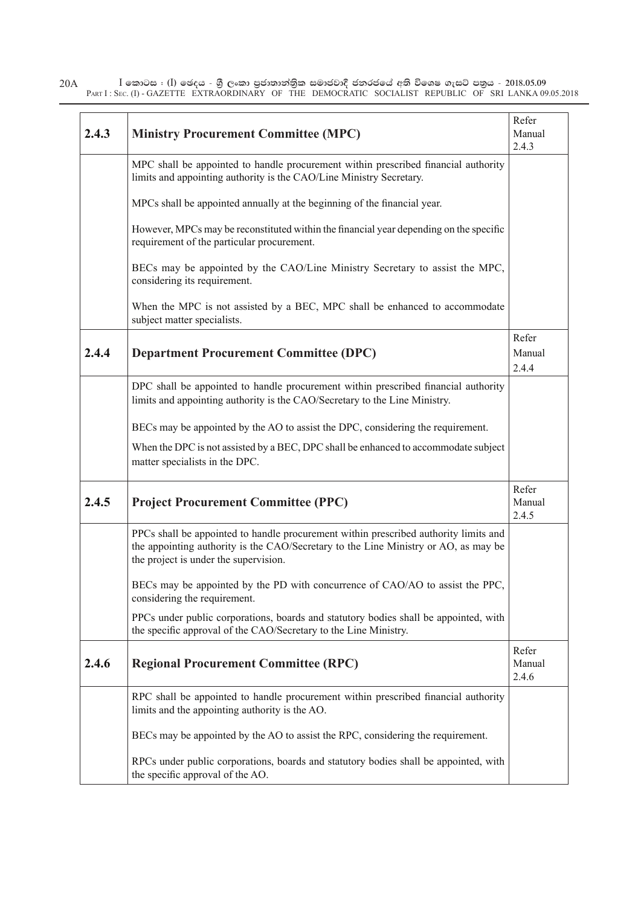| | | |
|---|---|---|
| **2.4.3** | **Ministry Procurement Committee (MPC)** | Refer Manual 2.4.3 |
| | MPC shall be appointed to handle procurement within prescribed financial authority limits and appointing authority is the CAO/Line Ministry Secretary.<br><br>MPCs shall be appointed annually at the beginning of the financial year.<br><br>However, MPCs may be reconstituted within the financial year depending on the specific requirement of the particular procurement.<br><br>BECs may be appointed by the CAO/Line Ministry Secretary to assist the MPC, considering its requirement.<br><br>When the MPC is not assisted by a BEC, MPC shall be enhanced to accommodate subject matter specialists. | |
| **2.4.4** | **Department Procurement Committee (DPC)** | Refer Manual 2.4.4 |
| | DPC shall be appointed to handle procurement within prescribed financial authority limits and appointing authority is the CAO/Secretary to the Line Ministry.<br><br>BECs may be appointed by the AO to assist the DPC, considering the requirement.<br><br>When the DPC is not assisted by a BEC, DPC shall be enhanced to accommodate subject matter specialists in the DPC. | |
| **2.4.5** | **Project Procurement Committee (PPC)** | Refer Manual 2.4.5 |
| | PPCs shall be appointed to handle procurement within prescribed authority limits and the appointing authority is the CAO/Secretary to the Line Ministry or AO, as may be the project is under the supervision.<br><br>BECs may be appointed by the PD with concurrence of CAO/AO to assist the PPC, considering the requirement.<br><br>PPCs under public corporations, boards and statutory bodies shall be appointed, with the specific approval of the CAO/Secretary to the Line Ministry. | |
| **2.4.6** | **Regional Procurement Committee (RPC)** | Refer Manual 2.4.6 |
| | RPC shall be appointed to handle procurement within prescribed financial authority limits and the appointing authority is the AO.<br><br>BECs may be appointed by the AO to assist the RPC, considering the requirement.<br><br>RPCs under public corporations, boards and statutory bodies shall be appointed, with the specific approval of the AO. | |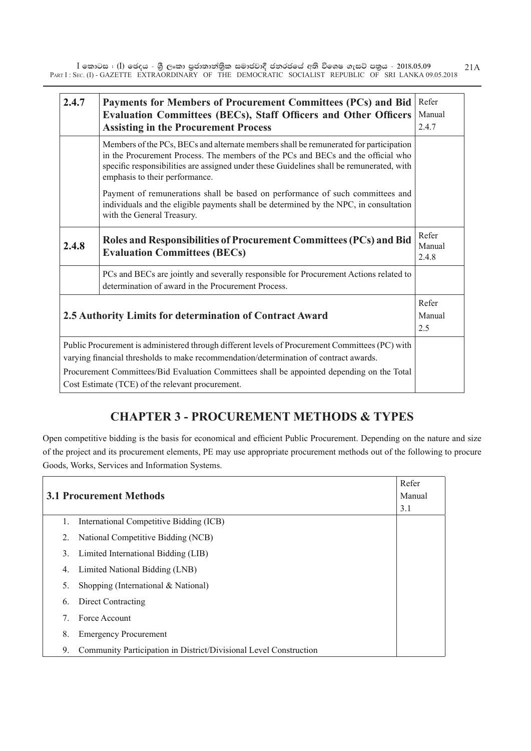| 2.4.7 | **Payments for Members of Procurement Committees (PCs) and Bid Evaluation Committees (BECs), Staff Officers and Other Officers Assisting in the Procurement Process** | Refer Manual 2.4.7 |
|---|---|---|
| | Members of the PCs, BECs and alternate members shall be remunerated for participation in the Procurement Process. The members of the PCs and BECs and the official who specific responsibilities are assigned under these Guidelines shall be remunerated, with emphasis to their performance.<br><br>Payment of remunerations shall be based on performance of such committees and individuals and the eligible payments shall be determined by the NPC, in consultation with the General Treasury. | |
| 2.4.8 | **Roles and Responsibilities of Procurement Committees (PCs) and Bid Evaluation Committees (BECs)** | Refer Manual 2.4.8 |
| | PCs and BECs are jointly and severally responsible for Procurement Actions related to determination of award in the Procurement Process. | |

| **2.5 Authority Limits for determination of Contract Award** | Refer Manual 2.5 |
|---|---|
| Public Procurement is administered through different levels of Procurement Committees (PC) with varying financial thresholds to make recommendation/determination of contract awards.<br><br>Procurement Committees/Bid Evaluation Committees shall be appointed depending on the Total Cost Estimate (TCE) of the relevant procurement. | |

## CHAPTER 3 - PROCUREMENT METHODS & TYPES

Open competitive bidding is the basis for economical and efficient Public Procurement. Depending on the nature and size of the project and its procurement elements, PE may use appropriate procurement methods out of the following to procure Goods, Works, Services and Information Systems.

| **3.1 Procurement Methods** | Refer Manual 3.1 |
|---|---|
| 1. International Competitive Bidding (ICB)<br>2. National Competitive Bidding (NCB)<br>3. Limited International Bidding (LIB)<br>4. Limited National Bidding (LNB)<br>5. Shopping (International & National)<br>6. Direct Contracting<br>7. Force Account<br>8. Emergency Procurement<br>9. Community Participation in District/Divisional Level Construction | |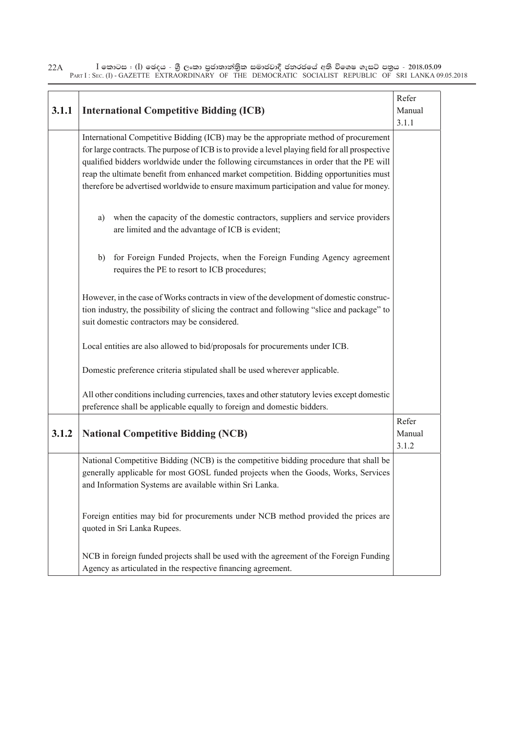| 3.1.1 | **International Competitive Bidding (ICB)** | Refer Manual 3.1.1 |
|---|---|---|
| | International Competitive Bidding (ICB) may be the appropriate method of procurement for large contracts. The purpose of ICB is to provide a level playing field for all prospective qualified bidders worldwide under the following circumstances in order that the PE will reap the ultimate benefit from enhanced market competition. Bidding opportunities must therefore be advertised worldwide to ensure maximum participation and value for money.<br><br>a) when the capacity of the domestic contractors, suppliers and service providers are limited and the advantage of ICB is evident;<br><br>b) for Foreign Funded Projects, when the Foreign Funding Agency agreement requires the PE to resort to ICB procedures;<br><br>However, in the case of Works contracts in view of the development of domestic construction industry, the possibility of slicing the contract and following "slice and package" to suit domestic contractors may be considered.<br><br>Local entities are also allowed to bid/proposals for procurements under ICB.<br><br>Domestic preference criteria stipulated shall be used wherever applicable.<br><br>All other conditions including currencies, taxes and other statutory levies except domestic preference shall be applicable equally to foreign and domestic bidders. | |
| 3.1.2 | **National Competitive Bidding (NCB)** | Refer Manual 3.1.2 |
| | National Competitive Bidding (NCB) is the competitive bidding procedure that shall be generally applicable for most GOSL funded projects when the Goods, Works, Services and Information Systems are available within Sri Lanka.<br><br>Foreign entities may bid for procurements under NCB method provided the prices are quoted in Sri Lanka Rupees.<br><br>NCB in foreign funded projects shall be used with the agreement of the Foreign Funding Agency as articulated in the respective financing agreement. | |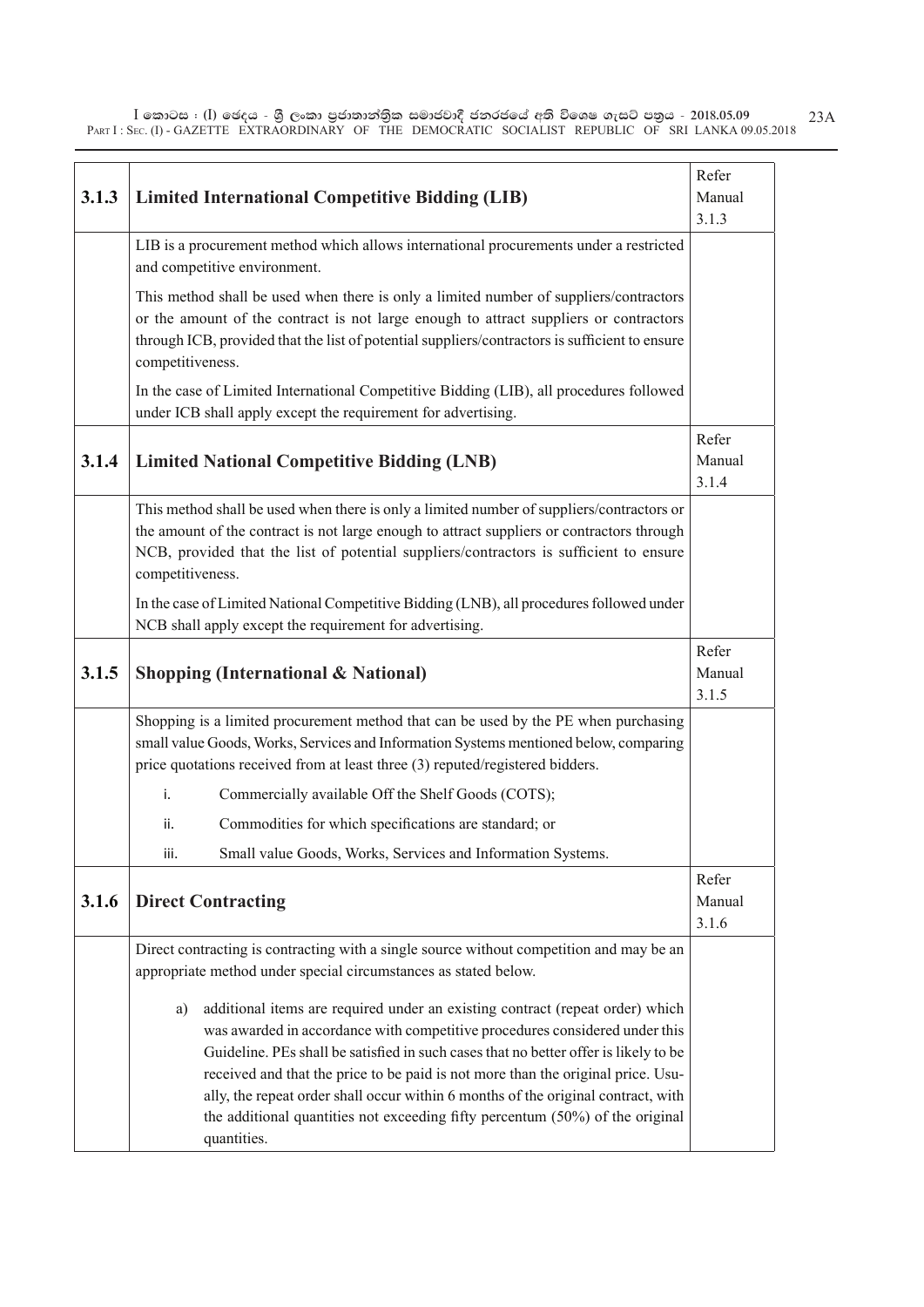| | | |
|---|---|---|
| **3.1.3** | **Limited International Competitive Bidding (LIB)** | Refer Manual 3.1.3 |
| | LIB is a procurement method which allows international procurements under a restricted and competitive environment.<br><br>This method shall be used when there is only a limited number of suppliers/contractors or the amount of the contract is not large enough to attract suppliers or contractors through ICB, provided that the list of potential suppliers/contractors is sufficient to ensure competitiveness.<br><br>In the case of Limited International Competitive Bidding (LIB), all procedures followed under ICB shall apply except the requirement for advertising. | |
| **3.1.4** | **Limited National Competitive Bidding (LNB)** | Refer Manual 3.1.4 |
| | This method shall be used when there is only a limited number of suppliers/contractors or the amount of the contract is not large enough to attract suppliers or contractors through NCB, provided that the list of potential suppliers/contractors is sufficient to ensure competitiveness.<br><br>In the case of Limited National Competitive Bidding (LNB), all procedures followed under NCB shall apply except the requirement for advertising. | |
| **3.1.5** | **Shopping (International & National)** | Refer Manual 3.1.5 |
| | Shopping is a limited procurement method that can be used by the PE when purchasing small value Goods, Works, Services and Information Systems mentioned below, comparing price quotations received from at least three (3) reputed/registered bidders.<br><br>i. Commercially available Off the Shelf Goods (COTS);<br><br>ii. Commodities for which specifications are standard; or<br><br>iii. Small value Goods, Works, Services and Information Systems. | |
| **3.1.6** | **Direct Contracting** | Refer Manual 3.1.6 |
| | Direct contracting is contracting with a single source without competition and may be an appropriate method under special circumstances as stated below.<br><br>a) additional items are required under an existing contract (repeat order) which was awarded in accordance with competitive procedures considered under this Guideline. PEs shall be satisfied in such cases that no better offer is likely to be received and that the price to be paid is not more than the original price. Usually, the repeat order shall occur within 6 months of the original contract, with the additional quantities not exceeding fifty percentum (50%) of the original quantities. | |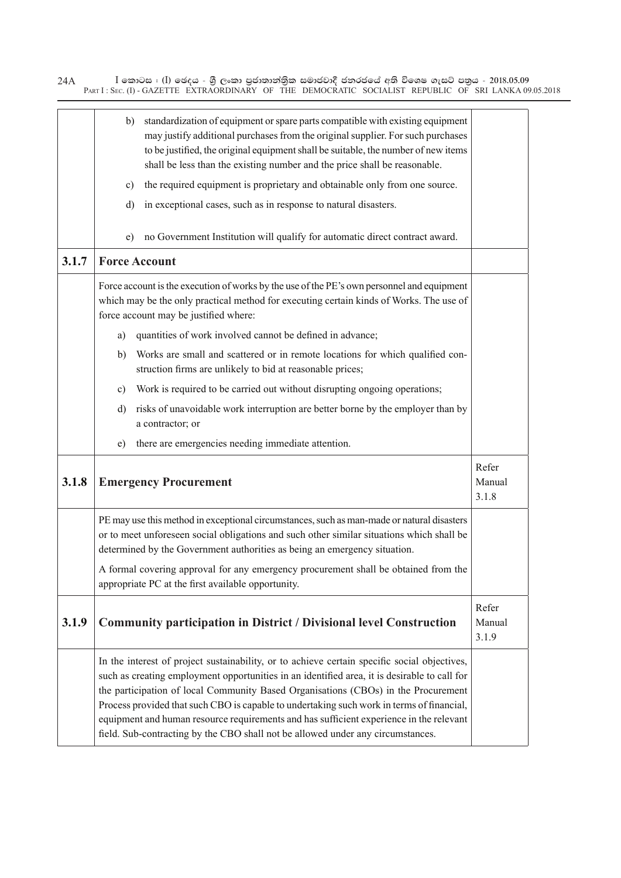| | | |
|---|---|---|
| | b) standardization of equipment or spare parts compatible with existing equipment may justify additional purchases from the original supplier. For such purchases to be justified, the original equipment shall be suitable, the number of new items shall be less than the existing number and the price shall be reasonable.<br>c) the required equipment is proprietary and obtainable only from one source.<br>d) in exceptional cases, such as in response to natural disasters.<br>e) no Government Institution will qualify for automatic direct contract award. | |
| **3.1.7** | **Force Account** | |
| | Force account is the execution of works by the use of the PE's own personnel and equipment which may be the only practical method for executing certain kinds of Works. The use of force account may be justified where:<br>a) quantities of work involved cannot be defined in advance;<br>b) Works are small and scattered or in remote locations for which qualified construction firms are unlikely to bid at reasonable prices;<br>c) Work is required to be carried out without disrupting ongoing operations;<br>d) risks of unavoidable work interruption are better borne by the employer than by a contractor; or<br>e) there are emergencies needing immediate attention. | |
| **3.1.8** | **Emergency Procurement** | Refer Manual 3.1.8 |
| | PE may use this method in exceptional circumstances, such as man-made or natural disasters or to meet unforeseen social obligations and such other similar situations which shall be determined by the Government authorities as being an emergency situation.<br>A formal covering approval for any emergency procurement shall be obtained from the appropriate PC at the first available opportunity. | |
| **3.1.9** | **Community participation in District / Divisional level Construction** | Refer Manual 3.1.9 |
| | In the interest of project sustainability, or to achieve certain specific social objectives, such as creating employment opportunities in an identified area, it is desirable to call for the participation of local Community Based Organisations (CBOs) in the Procurement Process provided that such CBO is capable to undertaking such work in terms of financial, equipment and human resource requirements and has sufficient experience in the relevant field. Sub-contracting by the CBO shall not be allowed under any circumstances. | |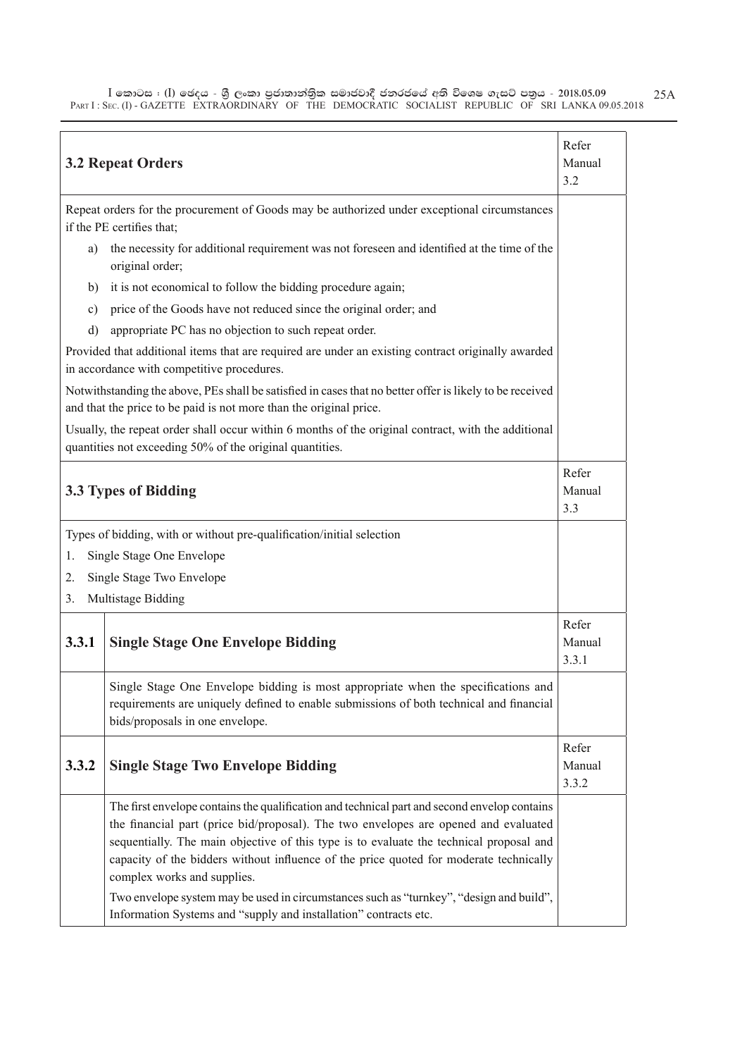| 3.2 Repeat Orders | Refer Manual 3.2 |
|---|---|

Repeat orders for the procurement of Goods may be authorized under exceptional circumstances if the PE certifies that;

a) the necessity for additional requirement was not foreseen and identified at the time of the original order;

b) it is not economical to follow the bidding procedure again;

c) price of the Goods have not reduced since the original order; and

d) appropriate PC has no objection to such repeat order.

Provided that additional items that are required are under an existing contract originally awarded in accordance with competitive procedures.

Notwithstanding the above, PEs shall be satisfied in cases that no better offer is likely to be received and that the price to be paid is not more than the original price.

Usually, the repeat order shall occur within 6 months of the original contract, with the additional quantities not exceeding 50% of the original quantities.

| 3.3 Types of Bidding | Refer Manual 3.3 |
|---|---|

Types of bidding, with or without pre-qualification/initial selection

1. Single Stage One Envelope
2. Single Stage Two Envelope
3. Multistage Bidding

| 3.3.1 | Single Stage One Envelope Bidding | Refer Manual 3.3.1 |
|---|---|---|
| | Single Stage One Envelope bidding is most appropriate when the specifications and requirements are uniquely defined to enable submissions of both technical and financial bids/proposals in one envelope. | |

| 3.3.2 | Single Stage Two Envelope Bidding | Refer Manual 3.3.2 |
|---|---|---|
| | The first envelope contains the qualification and technical part and second envelop contains the financial part (price bid/proposal). The two envelopes are opened and evaluated sequentially. The main objective of this type is to evaluate the technical proposal and capacity of the bidders without influence of the price quoted for moderate technically complex works and supplies. Two envelope system may be used in circumstances such as "turnkey", "design and build", Information Systems and "supply and installation" contracts etc. | |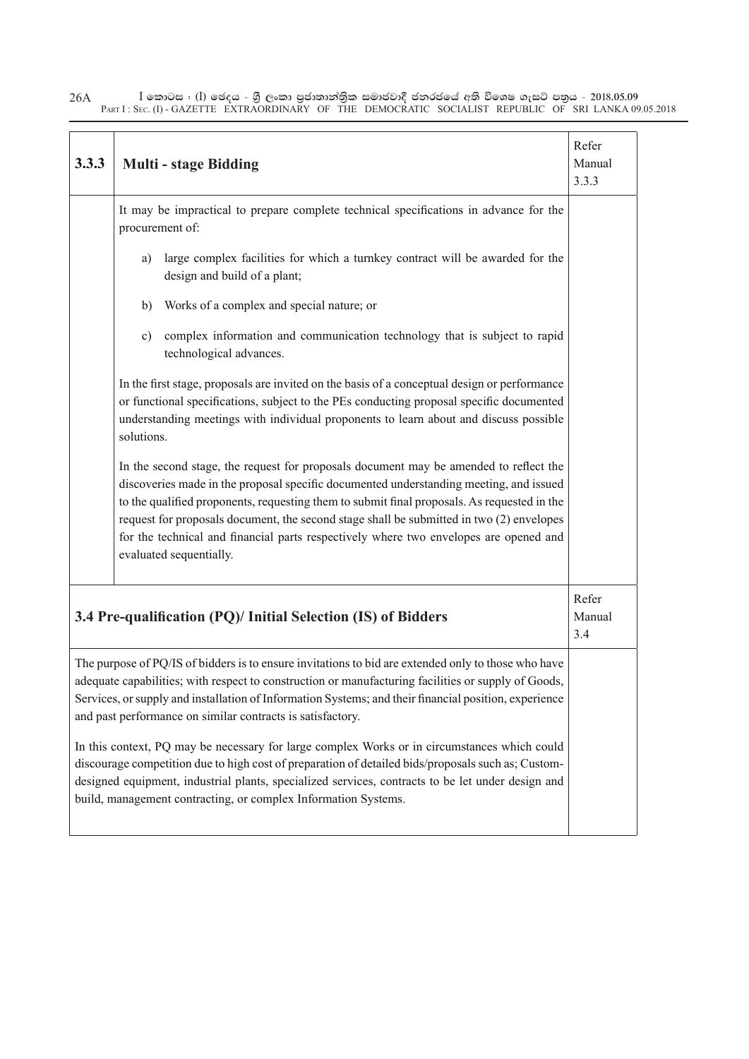| 3.3.3 | **Multi - stage Bidding** | Refer Manual 3.3.3 |
|---|---|---|
| | It may be impractical to prepare complete technical specifications in advance for the procurement of:<br><br>a) large complex facilities for which a turnkey contract will be awarded for the design and build of a plant;<br><br>b) Works of a complex and special nature; or<br><br>c) complex information and communication technology that is subject to rapid technological advances.<br><br>In the first stage, proposals are invited on the basis of a conceptual design or performance or functional specifications, subject to the PEs conducting proposal specific documented understanding meetings with individual proponents to learn about and discuss possible solutions.<br><br>In the second stage, the request for proposals document may be amended to reflect the discoveries made in the proposal specific documented understanding meeting, and issued to the qualified proponents, requesting them to submit final proposals. As requested in the request for proposals document, the second stage shall be submitted in two (2) envelopes for the technical and financial parts respectively where two envelopes are opened and evaluated sequentially. | |

| **3.4 Pre-qualification (PQ)/ Initial Selection (IS) of Bidders** | Refer Manual 3.4 |
|---|---|
| The purpose of PQ/IS of bidders is to ensure invitations to bid are extended only to those who have adequate capabilities; with respect to construction or manufacturing facilities or supply of Goods, Services, or supply and installation of Information Systems; and their financial position, experience and past performance on similar contracts is satisfactory.<br><br>In this context, PQ may be necessary for large complex Works or in circumstances which could discourage competition due to high cost of preparation of detailed bids/proposals such as; Custom-designed equipment, industrial plants, specialized services, contracts to be let under design and build, management contracting, or complex Information Systems. | |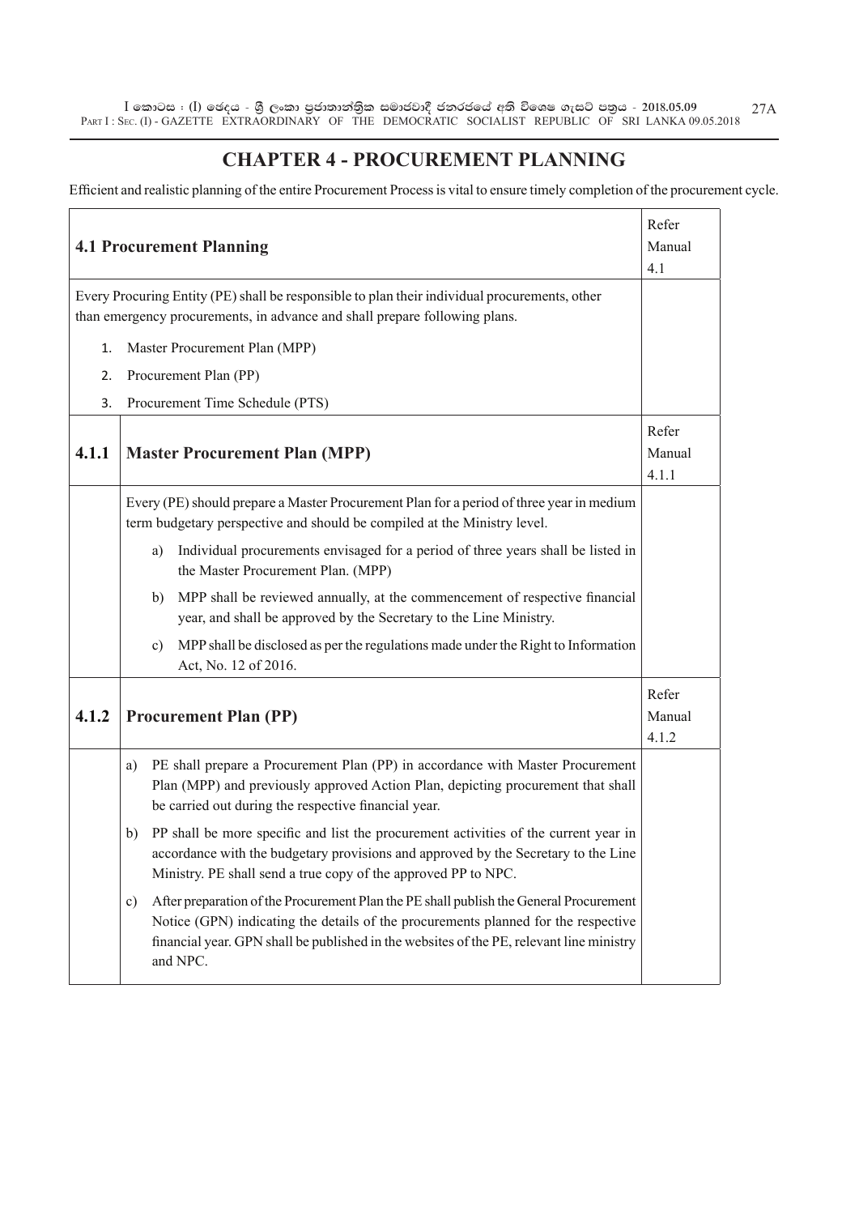# CHAPTER 4 - PROCUREMENT PLANNING

Efficient and realistic planning of the entire Procurement Process is vital to ensure timely completion of the procurement cycle.

| | | |
|---|---|---|
| | **4.1 Procurement Planning** | Refer Manual 4.1 |
| | Every Procuring Entity (PE) shall be responsible to plan their individual procurements, other than emergency procurements, in advance and shall prepare following plans.<br>1. Master Procurement Plan (MPP)<br>2. Procurement Plan (PP)<br>3. Procurement Time Schedule (PTS) | |
| **4.1.1** | **Master Procurement Plan (MPP)** | Refer Manual 4.1.1 |
| | Every (PE) should prepare a Master Procurement Plan for a period of three year in medium term budgetary perspective and should be compiled at the Ministry level.<br>a) Individual procurements envisaged for a period of three years shall be listed in the Master Procurement Plan. (MPP)<br>b) MPP shall be reviewed annually, at the commencement of respective financial year, and shall be approved by the Secretary to the Line Ministry.<br>c) MPP shall be disclosed as per the regulations made under the Right to Information Act, No. 12 of 2016. | |
| **4.1.2** | **Procurement Plan (PP)** | Refer Manual 4.1.2 |
| | a) PE shall prepare a Procurement Plan (PP) in accordance with Master Procurement Plan (MPP) and previously approved Action Plan, depicting procurement that shall be carried out during the respective financial year.<br>b) PP shall be more specific and list the procurement activities of the current year in accordance with the budgetary provisions and approved by the Secretary to the Line Ministry. PE shall send a true copy of the approved PP to NPC.<br>c) After preparation of the Procurement Plan the PE shall publish the General Procurement Notice (GPN) indicating the details of the procurements planned for the respective financial year. GPN shall be published in the websites of the PE, relevant line ministry and NPC. | |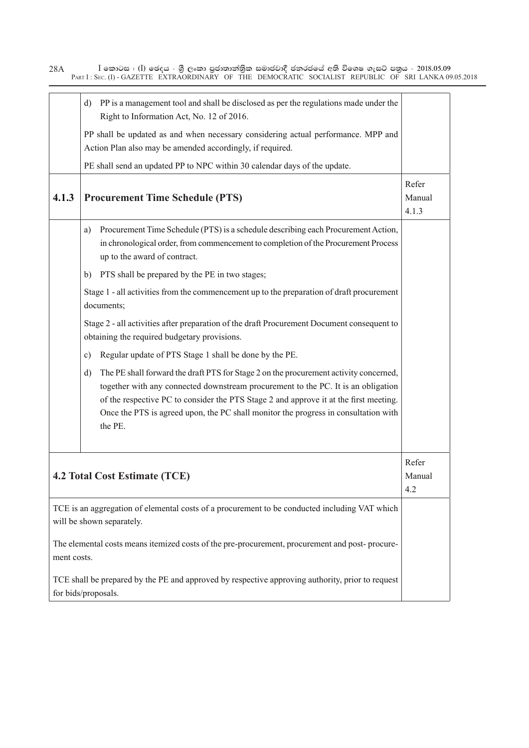| | | |
|---|---|---|
| | d) PP is a management tool and shall be disclosed as per the regulations made under the Right to Information Act, No. 12 of 2016.<br><br>PP shall be updated as and when necessary considering actual performance. MPP and Action Plan also may be amended accordingly, if required.<br><br>PE shall send an updated PP to NPC within 30 calendar days of the update. | |
| **4.1.3** | **Procurement Time Schedule (PTS)** | Refer Manual 4.1.3 |
| | a) Procurement Time Schedule (PTS) is a schedule describing each Procurement Action, in chronological order, from commencement to completion of the Procurement Process up to the award of contract.<br><br>b) PTS shall be prepared by the PE in two stages;<br><br>Stage 1 - all activities from the commencement up to the preparation of draft procurement documents;<br><br>Stage 2 - all activities after preparation of the draft Procurement Document consequent to obtaining the required budgetary provisions.<br><br>c) Regular update of PTS Stage 1 shall be done by the PE.<br><br>d) The PE shall forward the draft PTS for Stage 2 on the procurement activity concerned, together with any connected downstream procurement to the PC. It is an obligation of the respective PC to consider the PTS Stage 2 and approve it at the first meeting. Once the PTS is agreed upon, the PC shall monitor the progress in consultation with the PE. | |

| | |
|---|---|
| **4.2 Total Cost Estimate (TCE)** | Refer Manual 4.2 |
| TCE is an aggregation of elemental costs of a procurement to be conducted including VAT which will be shown separately.<br><br>The elemental costs means itemized costs of the pre-procurement, procurement and post- procurement costs.<br><br>TCE shall be prepared by the PE and approved by respective approving authority, prior to request for bids/proposals. | |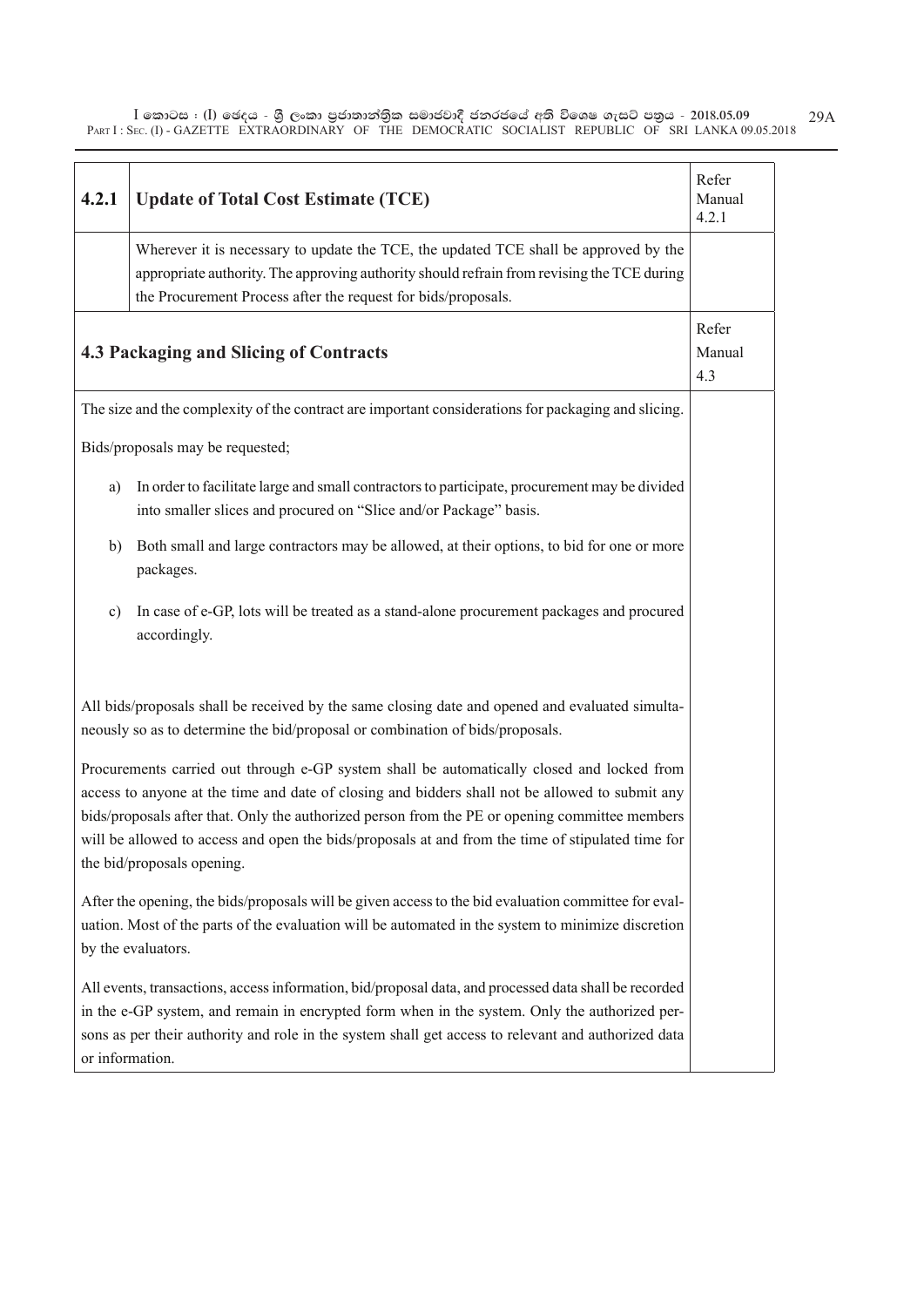| 4.2.1 | Update of Total Cost Estimate (TCE) | Refer Manual 4.2.1 |
|---|---|---|
| | Wherever it is necessary to update the TCE, the updated TCE shall be approved by the appropriate authority. The approving authority should refrain from revising the TCE during the Procurement Process after the request for bids/proposals. | |

| 4.3 Packaging and Slicing of Contracts | Refer Manual 4.3 |
|---|---|
| The size and the complexity of the contract are important considerations for packaging and slicing.<br><br>Bids/proposals may be requested;<br><br>a) In order to facilitate large and small contractors to participate, procurement may be divided into smaller slices and procured on "Slice and/or Package" basis.<br><br>b) Both small and large contractors may be allowed, at their options, to bid for one or more packages.<br><br>c) In case of e-GP, lots will be treated as a stand-alone procurement packages and procured accordingly.<br><br>All bids/proposals shall be received by the same closing date and opened and evaluated simultaneously so as to determine the bid/proposal or combination of bids/proposals.<br><br>Procurements carried out through e-GP system shall be automatically closed and locked from access to anyone at the time and date of closing and bidders shall not be allowed to submit any bids/proposals after that. Only the authorized person from the PE or opening committee members will be allowed to access and open the bids/proposals at and from the time of stipulated time for the bid/proposals opening.<br><br>After the opening, the bids/proposals will be given access to the bid evaluation committee for evaluation. Most of the parts of the evaluation will be automated in the system to minimize discretion by the evaluators.<br><br>All events, transactions, access information, bid/proposal data, and processed data shall be recorded in the e-GP system, and remain in encrypted form when in the system. Only the authorized persons as per their authority and role in the system shall get access to relevant and authorized data or information. | |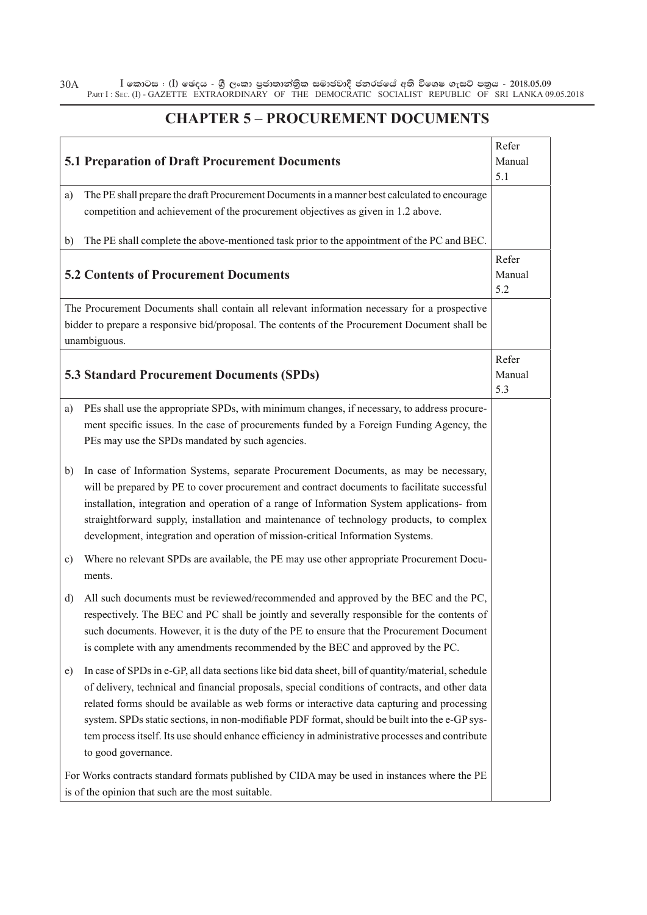# CHAPTER 5 – PROCUREMENT DOCUMENTS

| 5.1 Preparation of Draft Procurement Documents | Refer Manual 5.1 |
|---|---|
| a) The PE shall prepare the draft Procurement Documents in a manner best calculated to encourage competition and achievement of the procurement objectives as given in 1.2 above.<br><br>b) The PE shall complete the above-mentioned task prior to the appointment of the PC and BEC. | |
| **5.2 Contents of Procurement Documents** | Refer Manual 5.2 |
| The Procurement Documents shall contain all relevant information necessary for a prospective bidder to prepare a responsive bid/proposal. The contents of the Procurement Document shall be unambiguous. | |
| **5.3 Standard Procurement Documents (SPDs)** | Refer Manual 5.3 |
| a) PEs shall use the appropriate SPDs, with minimum changes, if necessary, to address procurement specific issues. In the case of procurements funded by a Foreign Funding Agency, the PEs may use the SPDs mandated by such agencies.<br><br>b) In case of Information Systems, separate Procurement Documents, as may be necessary, will be prepared by PE to cover procurement and contract documents to facilitate successful installation, integration and operation of a range of Information System applications- from straightforward supply, installation and maintenance of technology products, to complex development, integration and operation of mission-critical Information Systems.<br><br>c) Where no relevant SPDs are available, the PE may use other appropriate Procurement Documents.<br><br>d) All such documents must be reviewed/recommended and approved by the BEC and the PC, respectively. The BEC and PC shall be jointly and severally responsible for the contents of such documents. However, it is the duty of the PE to ensure that the Procurement Document is complete with any amendments recommended by the BEC and approved by the PC.<br><br>e) In case of SPDs in e-GP, all data sections like bid data sheet, bill of quantity/material, schedule of delivery, technical and financial proposals, special conditions of contracts, and other data related forms should be available as web forms or interactive data capturing and processing system. SPDs static sections, in non-modifiable PDF format, should be built into the e-GP system process itself. Its use should enhance efficiency in administrative processes and contribute to good governance.<br><br>For Works contracts standard formats published by CIDA may be used in instances where the PE is of the opinion that such are the most suitable. | |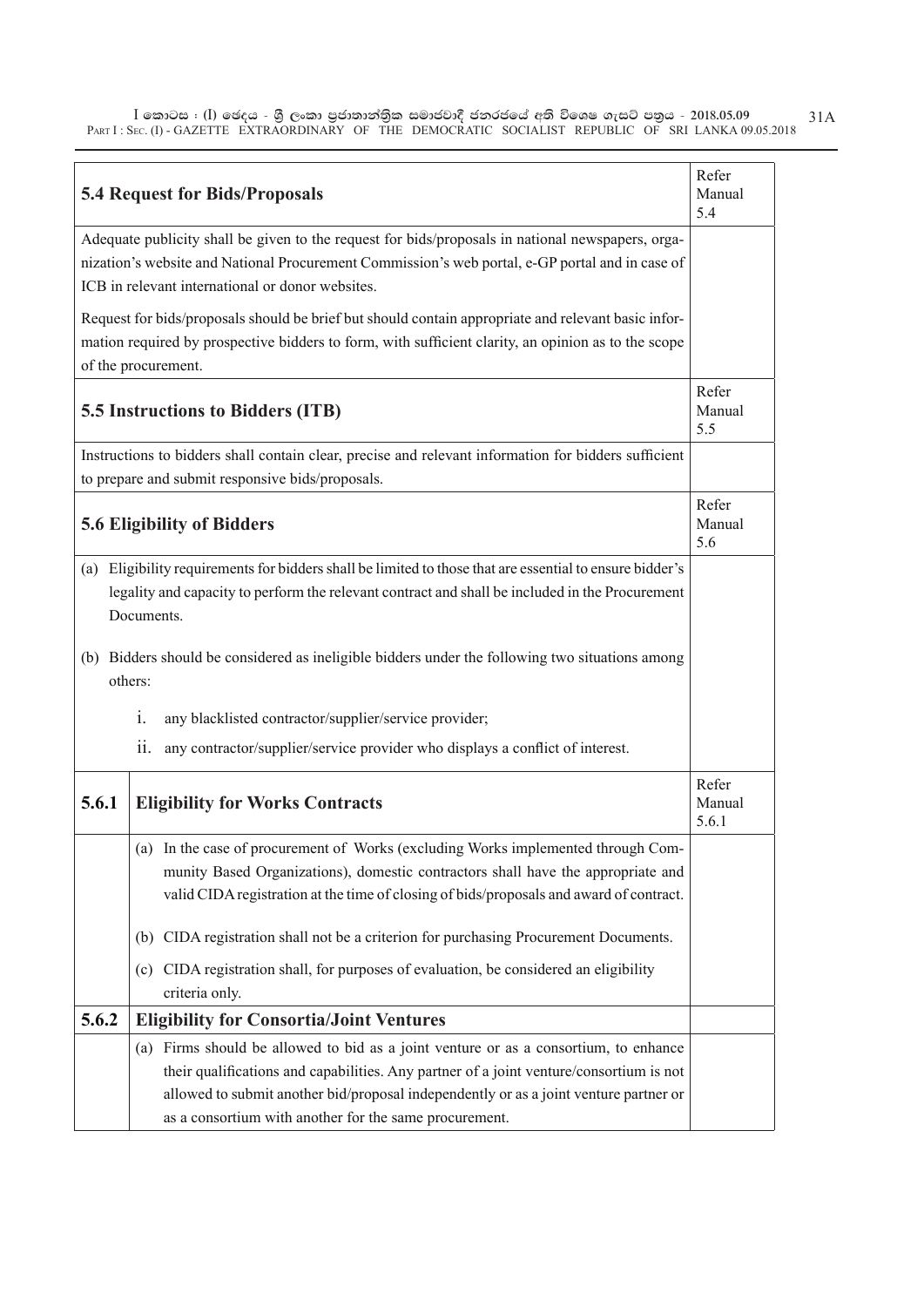| **5.4 Request for Bids/Proposals** | Refer Manual 5.4 |
|---|---|
| Adequate publicity shall be given to the request for bids/proposals in national newspapers, organization's website and National Procurement Commission's web portal, e-GP portal and in case of ICB in relevant international or donor websites.<br><br>Request for bids/proposals should be brief but should contain appropriate and relevant basic information required by prospective bidders to form, with sufficient clarity, an opinion as to the scope of the procurement. | |
| **5.5 Instructions to Bidders (ITB)** | Refer Manual 5.5 |
| Instructions to bidders shall contain clear, precise and relevant information for bidders sufficient to prepare and submit responsive bids/proposals. | |
| **5.6 Eligibility of Bidders** | Refer Manual 5.6 |
| (a) Eligibility requirements for bidders shall be limited to those that are essential to ensure bidder's legality and capacity to perform the relevant contract and shall be included in the Procurement Documents.<br><br>(b) Bidders should be considered as ineligible bidders under the following two situations among others:<br><br>i. any blacklisted contractor/supplier/service provider;<br><br>ii. any contractor/supplier/service provider who displays a conflict of interest. | |

| **5.6.1** | **Eligibility for Works Contracts** | Refer Manual 5.6.1 |
|---|---|---|
| | (a) In the case of procurement of Works (excluding Works implemented through Community Based Organizations), domestic contractors shall have the appropriate and valid CIDA registration at the time of closing of bids/proposals and award of contract.<br><br>(b) CIDA registration shall not be a criterion for purchasing Procurement Documents.<br><br>(c) CIDA registration shall, for purposes of evaluation, be considered an eligibility criteria only. | |
| **5.6.2** | **Eligibility for Consortia/Joint Ventures** | |
| | (a) Firms should be allowed to bid as a joint venture or as a consortium, to enhance their qualifications and capabilities. Any partner of a joint venture/consortium is not allowed to submit another bid/proposal independently or as a joint venture partner or as a consortium with another for the same procurement. | |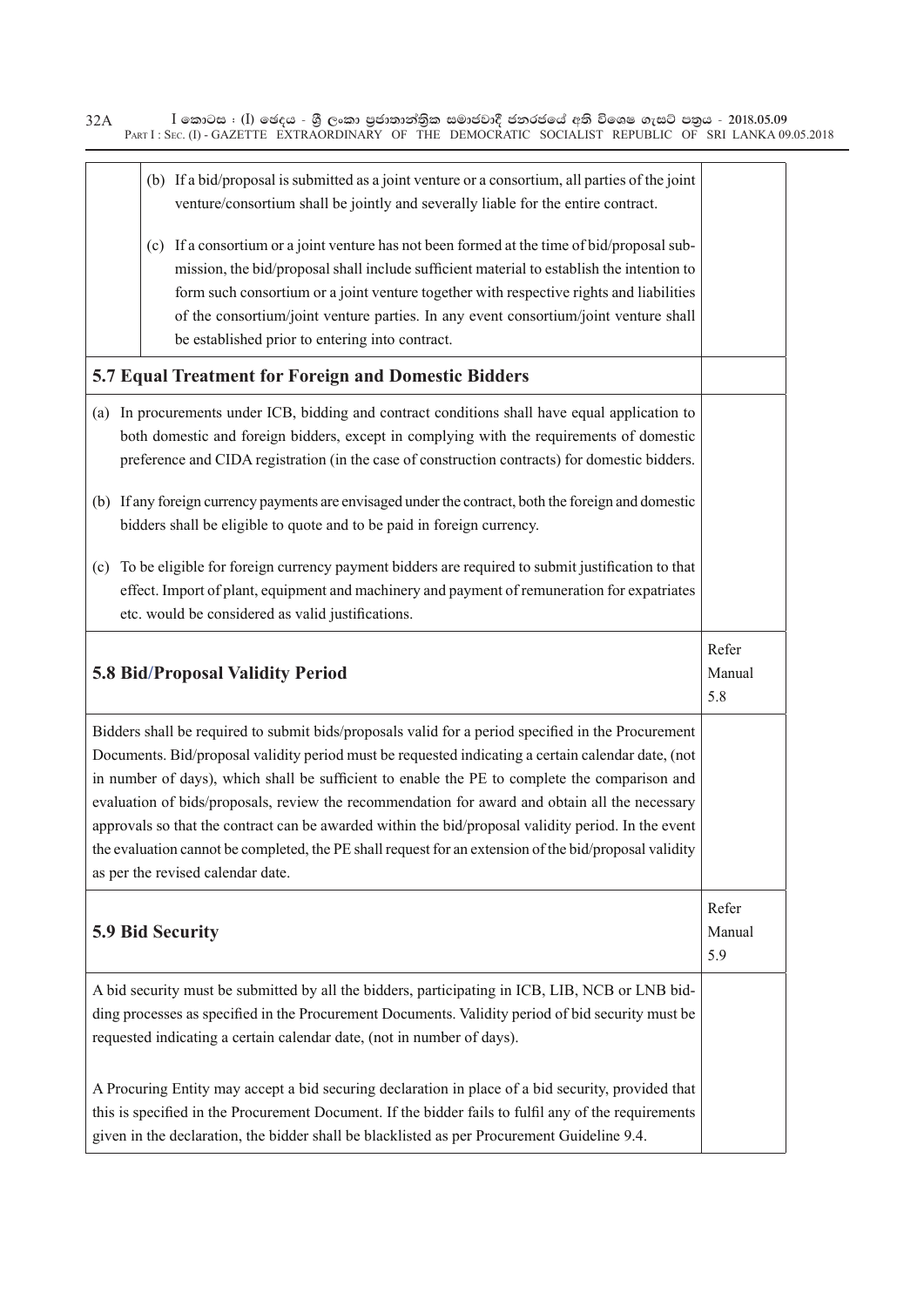(b) If a bid/proposal is submitted as a joint venture or a consortium, all parties of the joint venture/consortium shall be jointly and severally liable for the entire contract.

(c) If a consortium or a joint venture has not been formed at the time of bid/proposal submission, the bid/proposal shall include sufficient material to establish the intention to form such consortium or a joint venture together with respective rights and liabilities of the consortium/joint venture parties. In any event consortium/joint venture shall be established prior to entering into contract.

## 5.7 Equal Treatment for Foreign and Domestic Bidders

(a) In procurements under ICB, bidding and contract conditions shall have equal application to both domestic and foreign bidders, except in complying with the requirements of domestic preference and CIDA registration (in the case of construction contracts) for domestic bidders.

(b) If any foreign currency payments are envisaged under the contract, both the foreign and domestic bidders shall be eligible to quote and to be paid in foreign currency.

(c) To be eligible for foreign currency payment bidders are required to submit justification to that effect. Import of plant, equipment and machinery and payment of remuneration for expatriates etc. would be considered as valid justifications.

## 5.8 Bid/Proposal Validity Period

Refer Manual 5.8

Bidders shall be required to submit bids/proposals valid for a period specified in the Procurement Documents. Bid/proposal validity period must be requested indicating a certain calendar date, (not in number of days), which shall be sufficient to enable the PE to complete the comparison and evaluation of bids/proposals, review the recommendation for award and obtain all the necessary approvals so that the contract can be awarded within the bid/proposal validity period. In the event the evaluation cannot be completed, the PE shall request for an extension of the bid/proposal validity as per the revised calendar date.

## 5.9 Bid Security

Refer Manual 5.9

A bid security must be submitted by all the bidders, participating in ICB, LIB, NCB or LNB bidding processes as specified in the Procurement Documents. Validity period of bid security must be requested indicating a certain calendar date, (not in number of days).

A Procuring Entity may accept a bid securing declaration in place of a bid security, provided that this is specified in the Procurement Document. If the bidder fails to fulfil any of the requirements given in the declaration, the bidder shall be blacklisted as per Procurement Guideline 9.4.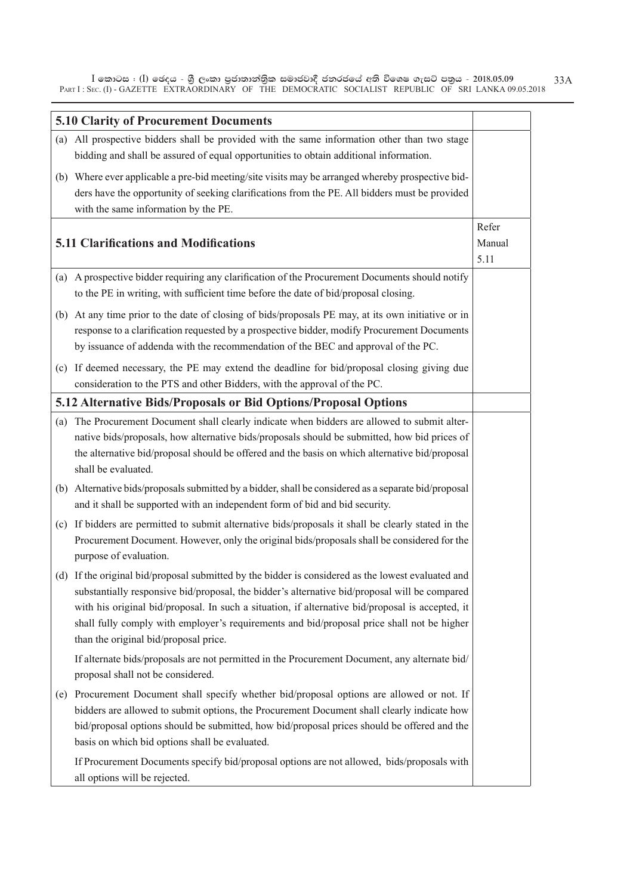| 5.10 Clarity of Procurement Documents | |
|---|---|
| (a) All prospective bidders shall be provided with the same information other than two stage bidding and shall be assured of equal opportunities to obtain additional information. (b) Where ever applicable a pre-bid meeting/site visits may be arranged whereby prospective bidders have the opportunity of seeking clarifications from the PE. All bidders must be provided with the same information by the PE. | |
| **5.11 Clarifications and Modifications** | Refer Manual 5.11 |
| (a) A prospective bidder requiring any clarification of the Procurement Documents should notify to the PE in writing, with sufficient time before the date of bid/proposal closing. (b) At any time prior to the date of closing of bids/proposals PE may, at its own initiative or in response to a clarification requested by a prospective bidder, modify Procurement Documents by issuance of addenda with the recommendation of the BEC and approval of the PC. (c) If deemed necessary, the PE may extend the deadline for bid/proposal closing giving due consideration to the PTS and other Bidders, with the approval of the PC. | |
| **5.12 Alternative Bids/Proposals or Bid Options/Proposal Options** | |
| (a) The Procurement Document shall clearly indicate when bidders are allowed to submit alternative bids/proposals, how alternative bids/proposals should be submitted, how bid prices of the alternative bid/proposal should be offered and the basis on which alternative bid/proposal shall be evaluated. (b) Alternative bids/proposals submitted by a bidder, shall be considered as a separate bid/proposal and it shall be supported with an independent form of bid and bid security. (c) If bidders are permitted to submit alternative bids/proposals it shall be clearly stated in the Procurement Document. However, only the original bids/proposals shall be considered for the purpose of evaluation. (d) If the original bid/proposal submitted by the bidder is considered as the lowest evaluated and substantially responsive bid/proposal, the bidder's alternative bid/proposal will be compared with his original bid/proposal. In such a situation, if alternative bid/proposal is accepted, it shall fully comply with employer's requirements and bid/proposal price shall not be higher than the original bid/proposal price. If alternate bids/proposals are not permitted in the Procurement Document, any alternate bid/proposal shall not be considered. (e) Procurement Document shall specify whether bid/proposal options are allowed or not. If bidders are allowed to submit options, the Procurement Document shall clearly indicate how bid/proposal options should be submitted, how bid/proposal prices should be offered and the basis on which bid options shall be evaluated. If Procurement Documents specify bid/proposal options are not allowed, bids/proposals with all options will be rejected. | |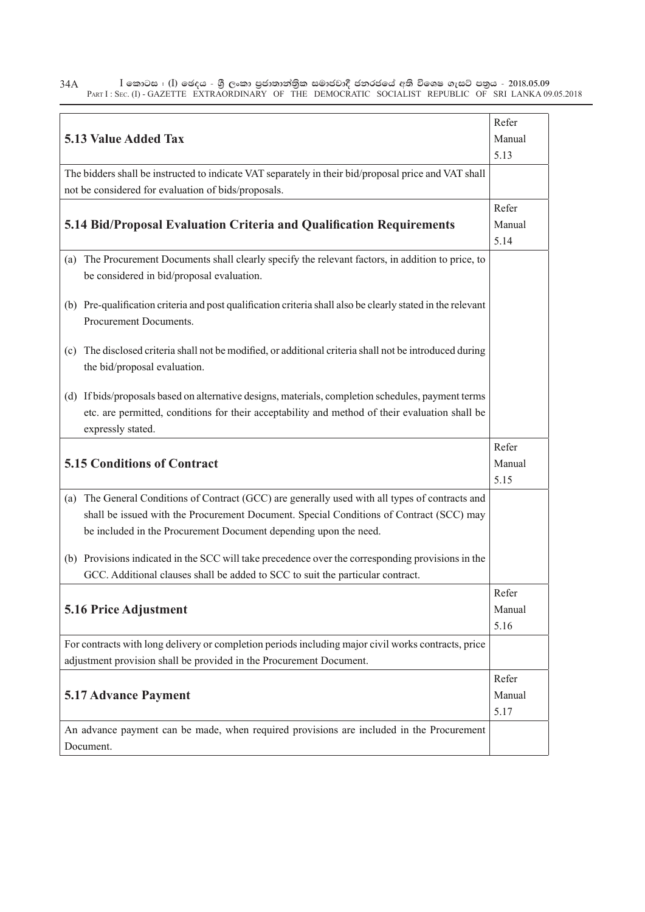| **5.13 Value Added Tax** | Refer Manual 5.13 |
|---|---|
| The bidders shall be instructed to indicate VAT separately in their bid/proposal price and VAT shall not be considered for evaluation of bids/proposals. | |
| **5.14 Bid/Proposal Evaluation Criteria and Qualification Requirements** | Refer Manual 5.14 |
| (a) The Procurement Documents shall clearly specify the relevant factors, in addition to price, to be considered in bid/proposal evaluation.<br><br>(b) Pre-qualification criteria and post qualification criteria shall also be clearly stated in the relevant Procurement Documents.<br><br>(c) The disclosed criteria shall not be modified, or additional criteria shall not be introduced during the bid/proposal evaluation.<br><br>(d) If bids/proposals based on alternative designs, materials, completion schedules, payment terms etc. are permitted, conditions for their acceptability and method of their evaluation shall be expressly stated. | |
| **5.15 Conditions of Contract** | Refer Manual 5.15 |
| (a) The General Conditions of Contract (GCC) are generally used with all types of contracts and shall be issued with the Procurement Document. Special Conditions of Contract (SCC) may be included in the Procurement Document depending upon the need.<br><br>(b) Provisions indicated in the SCC will take precedence over the corresponding provisions in the GCC. Additional clauses shall be added to SCC to suit the particular contract. | |
| **5.16 Price Adjustment** | Refer Manual 5.16 |
| For contracts with long delivery or completion periods including major civil works contracts, price adjustment provision shall be provided in the Procurement Document. | |
| **5.17 Advance Payment** | Refer Manual 5.17 |
| An advance payment can be made, when required provisions are included in the Procurement Document. | |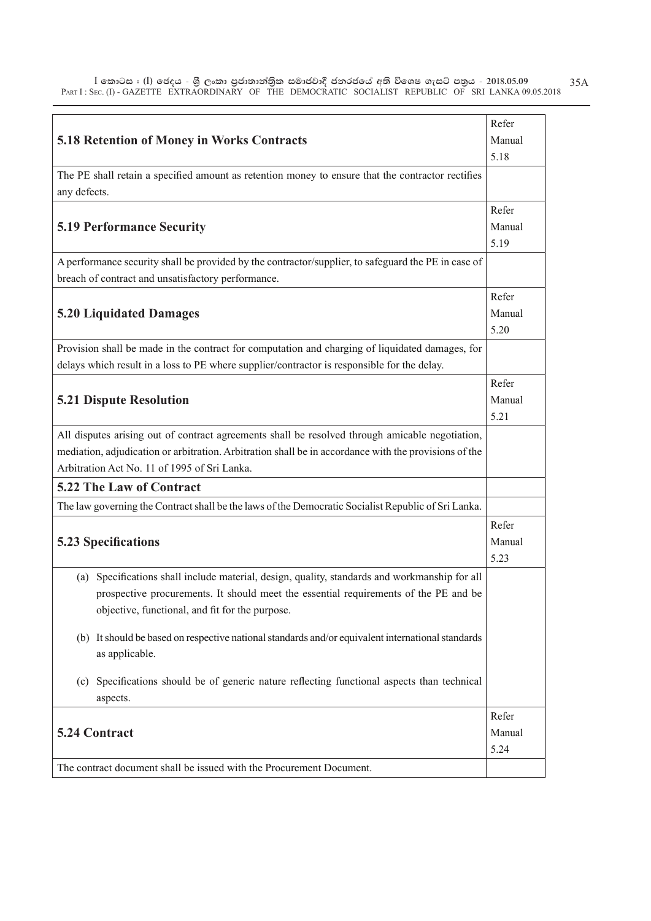| **5.18 Retention of Money in Works Contracts** | Refer Manual 5.18 |
|---|---|
| The PE shall retain a specified amount as retention money to ensure that the contractor rectifies any defects. | |
| **5.19 Performance Security** | Refer Manual 5.19 |
| A performance security shall be provided by the contractor/supplier, to safeguard the PE in case of breach of contract and unsatisfactory performance. | |
| **5.20 Liquidated Damages** | Refer Manual 5.20 |
| Provision shall be made in the contract for computation and charging of liquidated damages, for delays which result in a loss to PE where supplier/contractor is responsible for the delay. | |
| **5.21 Dispute Resolution** | Refer Manual 5.21 |
| All disputes arising out of contract agreements shall be resolved through amicable negotiation, mediation, adjudication or arbitration. Arbitration shall be in accordance with the provisions of the Arbitration Act No. 11 of 1995 of Sri Lanka. | |
| **5.22 The Law of Contract** | |
| The law governing the Contract shall be the laws of the Democratic Socialist Republic of Sri Lanka. | |
| **5.23 Specifications** | Refer Manual 5.23 |
| (a) Specifications shall include material, design, quality, standards and workmanship for all prospective procurements. It should meet the essential requirements of the PE and be objective, functional, and fit for the purpose.<br><br>(b) It should be based on respective national standards and/or equivalent international standards as applicable.<br><br>(c) Specifications should be of generic nature reflecting functional aspects than technical aspects. | |
| **5.24 Contract** | Refer Manual 5.24 |
| The contract document shall be issued with the Procurement Document. | |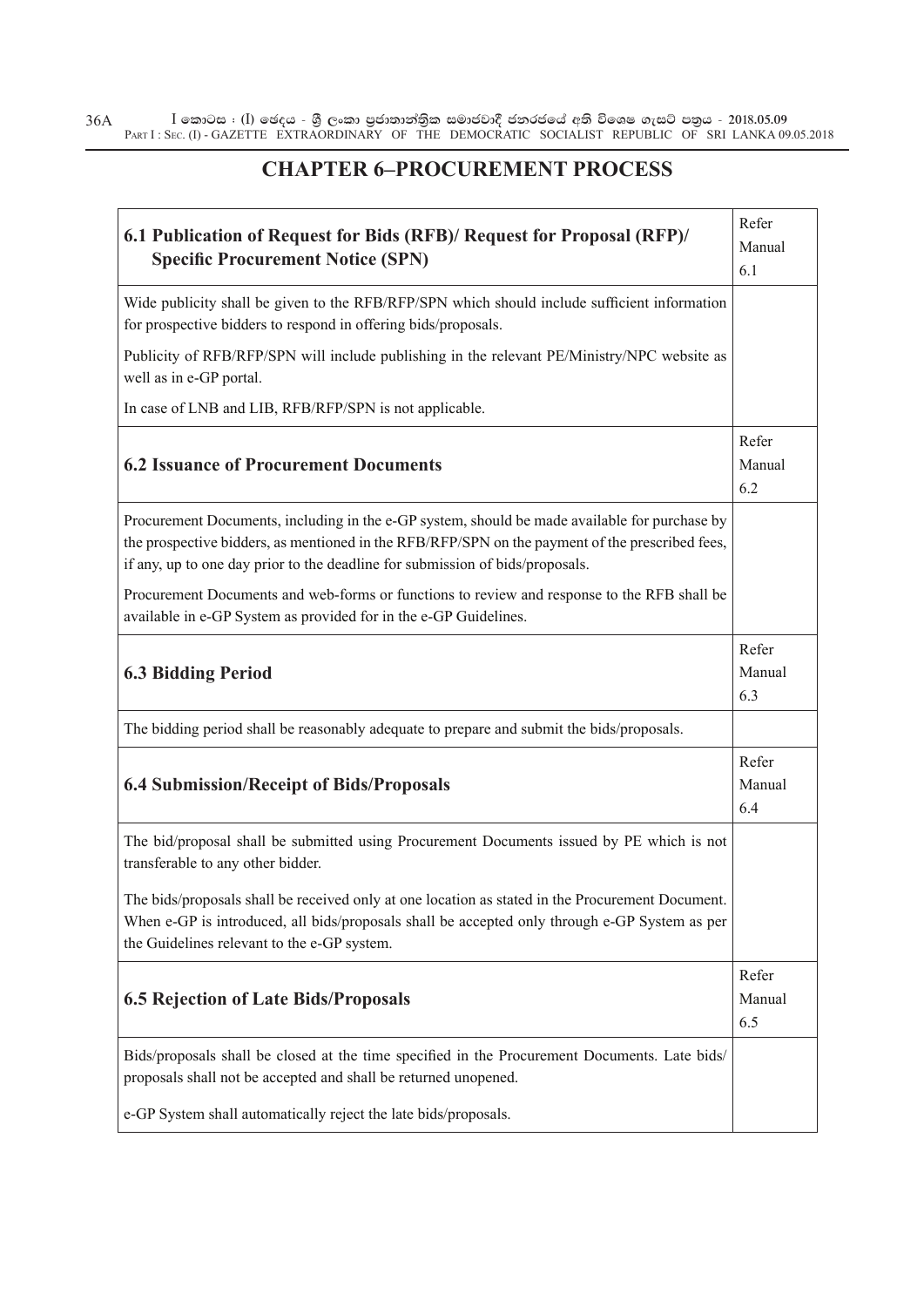# CHAPTER 6–PROCUREMENT PROCESS

| **6.1 Publication of Request for Bids (RFB)/ Request for Proposal (RFP)/ Specific Procurement Notice (SPN)** | Refer Manual 6.1 |
|---|---|
| Wide publicity shall be given to the RFB/RFP/SPN which should include sufficient information for prospective bidders to respond in offering bids/proposals.<br><br>Publicity of RFB/RFP/SPN will include publishing in the relevant PE/Ministry/NPC website as well as in e-GP portal.<br><br>In case of LNB and LIB, RFB/RFP/SPN is not applicable. | |
| **6.2 Issuance of Procurement Documents** | Refer Manual 6.2 |
| Procurement Documents, including in the e-GP system, should be made available for purchase by the prospective bidders, as mentioned in the RFB/RFP/SPN on the payment of the prescribed fees, if any, up to one day prior to the deadline for submission of bids/proposals.<br><br>Procurement Documents and web-forms or functions to review and response to the RFB shall be available in e-GP System as provided for in the e-GP Guidelines. | |
| **6.3 Bidding Period** | Refer Manual 6.3 |
| The bidding period shall be reasonably adequate to prepare and submit the bids/proposals. | |
| **6.4 Submission/Receipt of Bids/Proposals** | Refer Manual 6.4 |
| The bid/proposal shall be submitted using Procurement Documents issued by PE which is not transferable to any other bidder.<br><br>The bids/proposals shall be received only at one location as stated in the Procurement Document. When e-GP is introduced, all bids/proposals shall be accepted only through e-GP System as per the Guidelines relevant to the e-GP system. | |
| **6.5 Rejection of Late Bids/Proposals** | Refer Manual 6.5 |
| Bids/proposals shall be closed at the time specified in the Procurement Documents. Late bids/ proposals shall not be accepted and shall be returned unopened.<br><br>e-GP System shall automatically reject the late bids/proposals. | |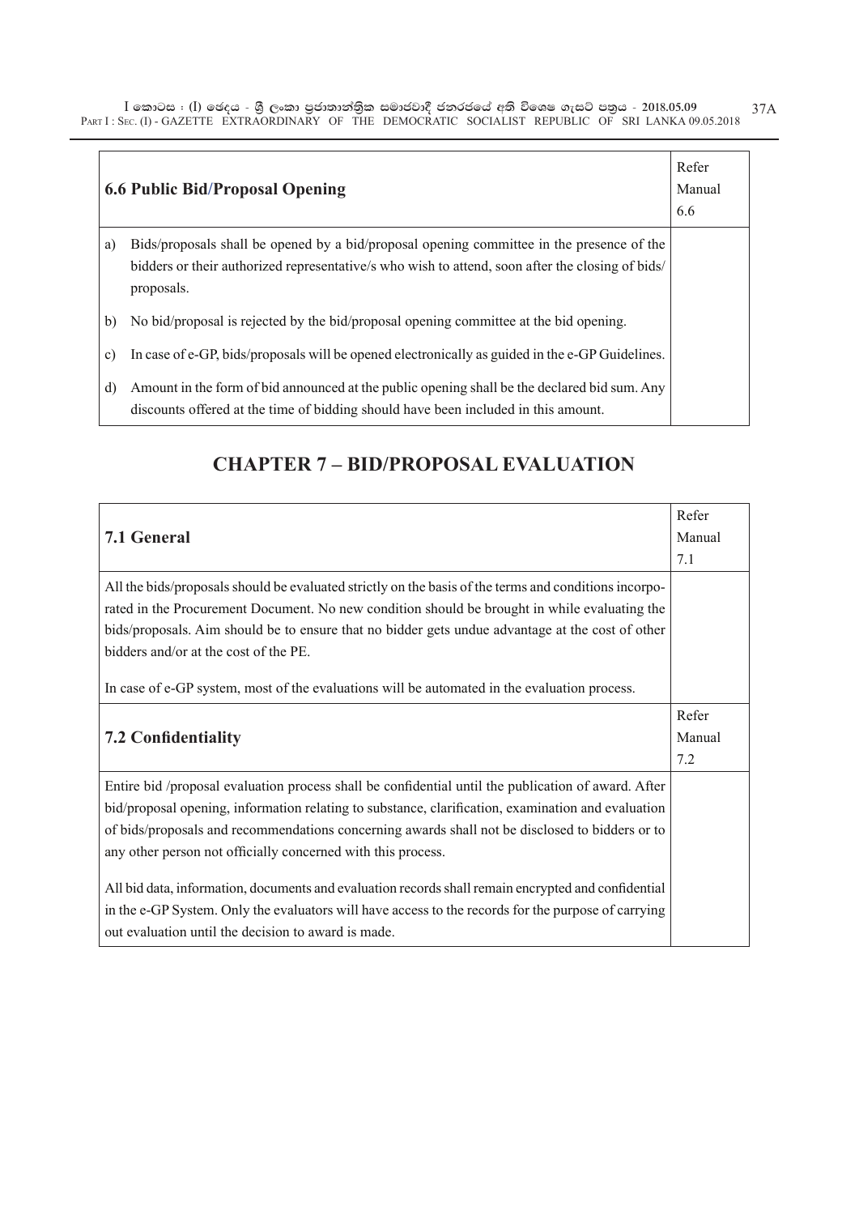| 6.6 Public Bid/Proposal Opening | Refer Manual 6.6 |
| --- | --- |
| a) Bids/proposals shall be opened by a bid/proposal opening committee in the presence of the bidders or their authorized representative/s who wish to attend, soon after the closing of bids/ proposals. | |
| b) No bid/proposal is rejected by the bid/proposal opening committee at the bid opening. | |
| c) In case of e-GP, bids/proposals will be opened electronically as guided in the e-GP Guidelines. | |
| d) Amount in the form of bid announced at the public opening shall be the declared bid sum. Any discounts offered at the time of bidding should have been included in this amount. | |

# CHAPTER 7 – BID/PROPOSAL EVALUATION

| 7.1 General | Refer Manual 7.1 |
| --- | --- |
| All the bids/proposals should be evaluated strictly on the basis of the terms and conditions incorporated in the Procurement Document. No new condition should be brought in while evaluating the bids/proposals. Aim should be to ensure that no bidder gets undue advantage at the cost of other bidders and/or at the cost of the PE.<br><br>In case of e-GP system, most of the evaluations will be automated in the evaluation process. | |
| **7.2 Confidentiality** | Refer Manual 7.2 |
| Entire bid /proposal evaluation process shall be confidential until the publication of award. After bid/proposal opening, information relating to substance, clarification, examination and evaluation of bids/proposals and recommendations concerning awards shall not be disclosed to bidders or to any other person not officially concerned with this process.<br><br>All bid data, information, documents and evaluation records shall remain encrypted and confidential in the e-GP System. Only the evaluators will have access to the records for the purpose of carrying out evaluation until the decision to award is made. | |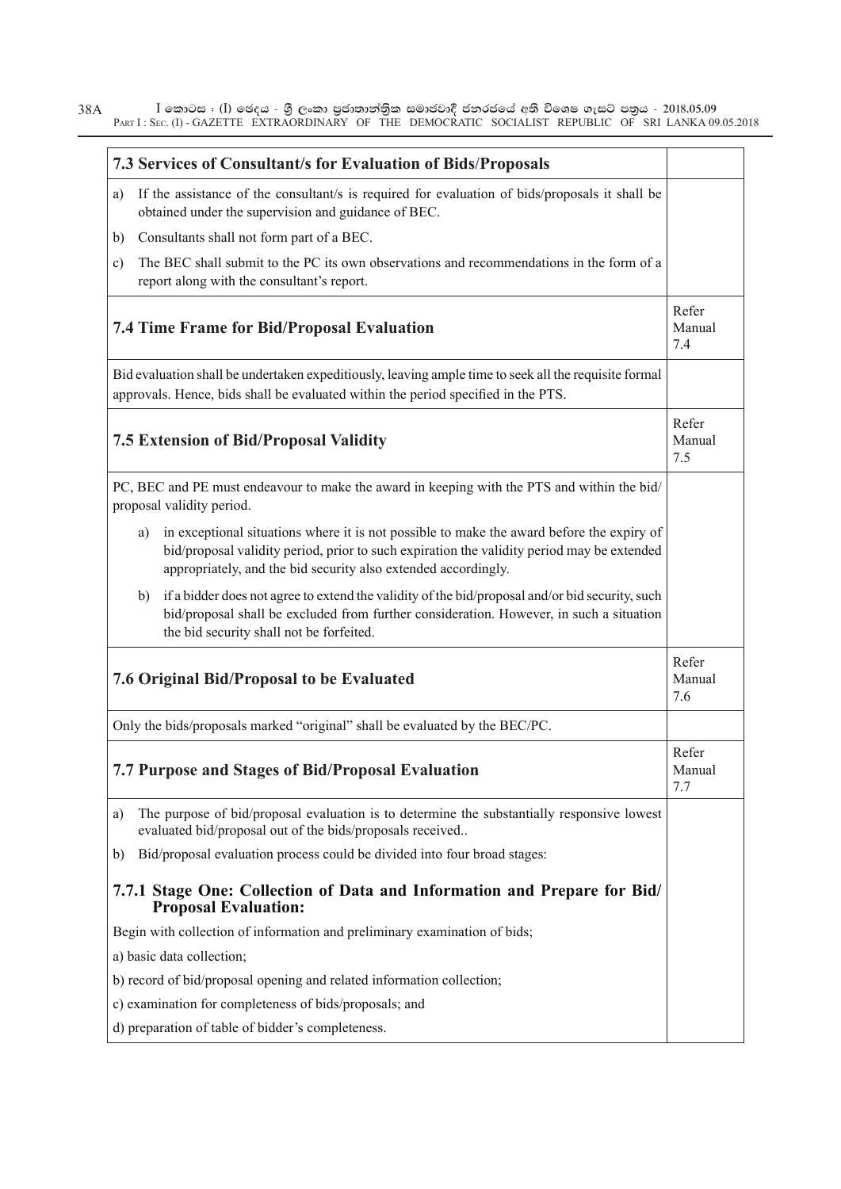| 7.3 Services of Consultant/s for Evaluation of Bids/Proposals | |
|---|---|
| a) If the assistance of the consultant/s is required for evaluation of bids/proposals it shall be obtained under the supervision and guidance of BEC.<br>b) Consultants shall not form part of a BEC.<br>c) The BEC shall submit to the PC its own observations and recommendations in the form of a report along with the consultant's report. | |
| **7.4 Time Frame for Bid/Proposal Evaluation** | Refer Manual 7.4 |
| Bid evaluation shall be undertaken expeditiously, leaving ample time to seek all the requisite formal approvals. Hence, bids shall be evaluated within the period specified in the PTS. | |
| **7.5 Extension of Bid/Proposal Validity** | Refer Manual 7.5 |
| PC, BEC and PE must endeavour to make the award in keeping with the PTS and within the bid/proposal validity period.<br>a) in exceptional situations where it is not possible to make the award before the expiry of bid/proposal validity period, prior to such expiration the validity period may be extended appropriately, and the bid security also extended accordingly.<br>b) if a bidder does not agree to extend the validity of the bid/proposal and/or bid security, such bid/proposal shall be excluded from further consideration. However, in such a situation the bid security shall not be forfeited. | |
| **7.6 Original Bid/Proposal to be Evaluated** | Refer Manual 7.6 |
| Only the bids/proposals marked "original" shall be evaluated by the BEC/PC. | |
| **7.7 Purpose and Stages of Bid/Proposal Evaluation** | Refer Manual 7.7 |
| a) The purpose of bid/proposal evaluation is to determine the substantially responsive lowest evaluated bid/proposal out of the bids/proposals received..<br>b) Bid/proposal evaluation process could be divided into four broad stages:<br>**7.7.1 Stage One: Collection of Data and Information and Prepare for Bid/ Proposal Evaluation:**<br>Begin with collection of information and preliminary examination of bids;<br>a) basic data collection;<br>b) record of bid/proposal opening and related information collection;<br>c) examination for completeness of bids/proposals; and<br>d) preparation of table of bidder's completeness. | |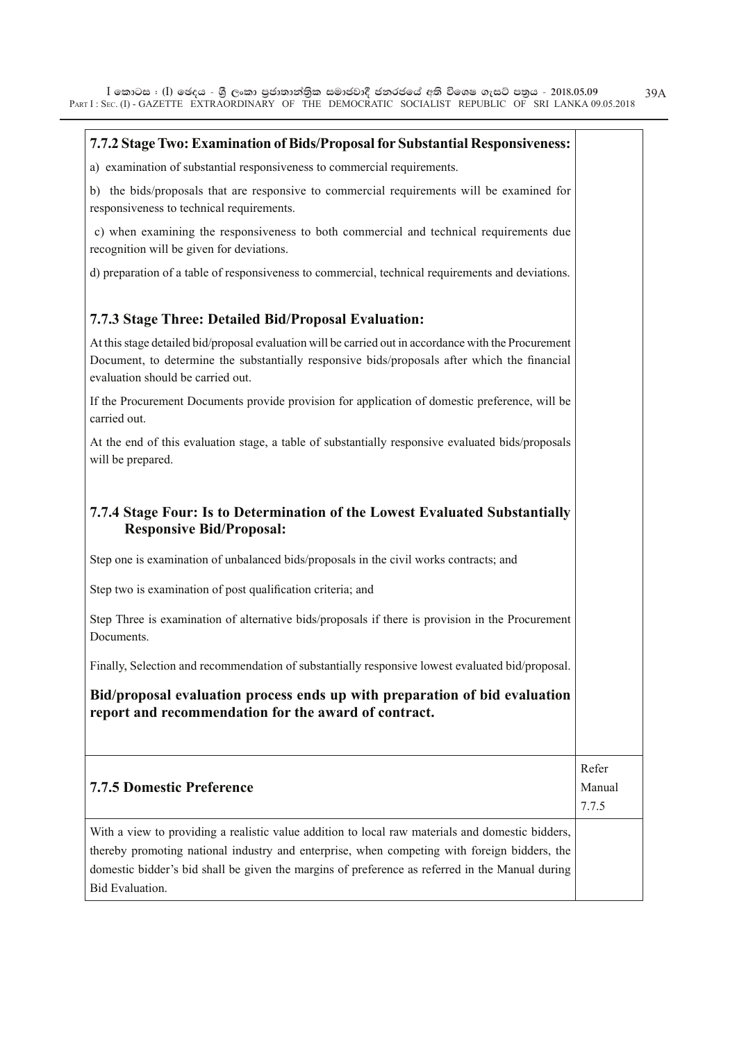### 7.7.2 Stage Two: Examination of Bids/Proposal for Substantial Responsiveness:

a) examination of substantial responsiveness to commercial requirements.

b) the bids/proposals that are responsive to commercial requirements will be examined for responsiveness to technical requirements.

c) when examining the responsiveness to both commercial and technical requirements due recognition will be given for deviations.

d) preparation of a table of responsiveness to commercial, technical requirements and deviations.

### 7.7.3 Stage Three: Detailed Bid/Proposal Evaluation:

At this stage detailed bid/proposal evaluation will be carried out in accordance with the Procurement Document, to determine the substantially responsive bids/proposals after which the financial evaluation should be carried out.

If the Procurement Documents provide provision for application of domestic preference, will be carried out.

At the end of this evaluation stage, a table of substantially responsive evaluated bids/proposals will be prepared.

### 7.7.4 Stage Four: Is to Determination of the Lowest Evaluated Substantially Responsive Bid/Proposal:

Step one is examination of unbalanced bids/proposals in the civil works contracts; and

Step two is examination of post qualification criteria; and

Step Three is examination of alternative bids/proposals if there is provision in the Procurement Documents.

Finally, Selection and recommendation of substantially responsive lowest evaluated bid/proposal.

**Bid/proposal evaluation process ends up with preparation of bid evaluation report and recommendation for the award of contract.**

| **7.7.5 Domestic Preference** | Refer Manual 7.7.5 |
|---|---|
| With a view to providing a realistic value addition to local raw materials and domestic bidders, thereby promoting national industry and enterprise, when competing with foreign bidders, the domestic bidder's bid shall be given the margins of preference as referred in the Manual during Bid Evaluation. | |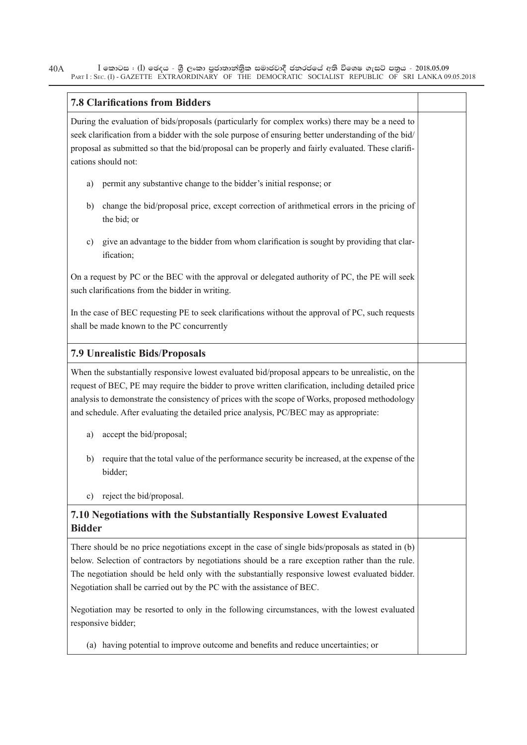### 7.8 Clarifications from Bidders

During the evaluation of bids/proposals (particularly for complex works) there may be a need to seek clarification from a bidder with the sole purpose of ensuring better understanding of the bid/ proposal as submitted so that the bid/proposal can be properly and fairly evaluated. These clarifications should not:

a) permit any substantive change to the bidder's initial response; or

b) change the bid/proposal price, except correction of arithmetical errors in the pricing of the bid; or

c) give an advantage to the bidder from whom clarification is sought by providing that clarification;

On a request by PC or the BEC with the approval or delegated authority of PC, the PE will seek such clarifications from the bidder in writing.

In the case of BEC requesting PE to seek clarifications without the approval of PC, such requests shall be made known to the PC concurrently

### 7.9 Unrealistic Bids/Proposals

When the substantially responsive lowest evaluated bid/proposal appears to be unrealistic, on the request of BEC, PE may require the bidder to prove written clarification, including detailed price analysis to demonstrate the consistency of prices with the scope of Works, proposed methodology and schedule. After evaluating the detailed price analysis, PC/BEC may as appropriate:

a) accept the bid/proposal;

b) require that the total value of the performance security be increased, at the expense of the bidder;

c) reject the bid/proposal.

### 7.10 Negotiations with the Substantially Responsive Lowest Evaluated Bidder

There should be no price negotiations except in the case of single bids/proposals as stated in (b) below. Selection of contractors by negotiations should be a rare exception rather than the rule. The negotiation should be held only with the substantially responsive lowest evaluated bidder. Negotiation shall be carried out by the PC with the assistance of BEC.

Negotiation may be resorted to only in the following circumstances, with the lowest evaluated responsive bidder;

(a) having potential to improve outcome and benefits and reduce uncertainties; or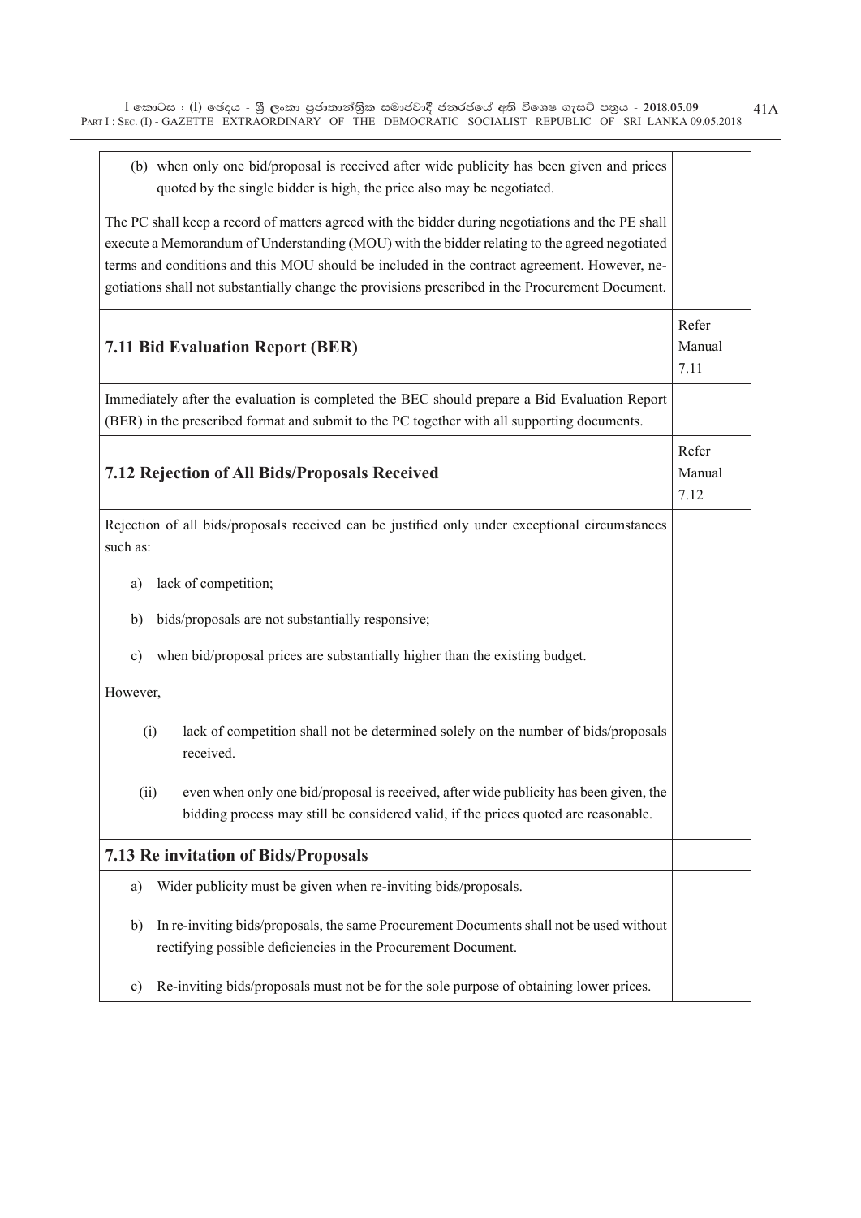| | |
|---|---|
| (b) when only one bid/proposal is received after wide publicity has been given and prices quoted by the single bidder is high, the price also may be negotiated.<br><br>The PC shall keep a record of matters agreed with the bidder during negotiations and the PE shall execute a Memorandum of Understanding (MOU) with the bidder relating to the agreed negotiated terms and conditions and this MOU should be included in the contract agreement. However, negotiations shall not substantially change the provisions prescribed in the Procurement Document. | |
| **7.11 Bid Evaluation Report (BER)** | Refer Manual 7.11 |
| Immediately after the evaluation is completed the BEC should prepare a Bid Evaluation Report (BER) in the prescribed format and submit to the PC together with all supporting documents. | |
| **7.12 Rejection of All Bids/Proposals Received** | Refer Manual 7.12 |
| Rejection of all bids/proposals received can be justified only under exceptional circumstances such as:<br><br>a) lack of competition;<br><br>b) bids/proposals are not substantially responsive;<br><br>c) when bid/proposal prices are substantially higher than the existing budget.<br><br>However,<br><br>(i) lack of competition shall not be determined solely on the number of bids/proposals received.<br><br>(ii) even when only one bid/proposal is received, after wide publicity has been given, the bidding process may still be considered valid, if the prices quoted are reasonable. | |
| **7.13 Re invitation of Bids/Proposals** | |
| a) Wider publicity must be given when re-inviting bids/proposals.<br><br>b) In re-inviting bids/proposals, the same Procurement Documents shall not be used without rectifying possible deficiencies in the Procurement Document.<br><br>c) Re-inviting bids/proposals must not be for the sole purpose of obtaining lower prices. | |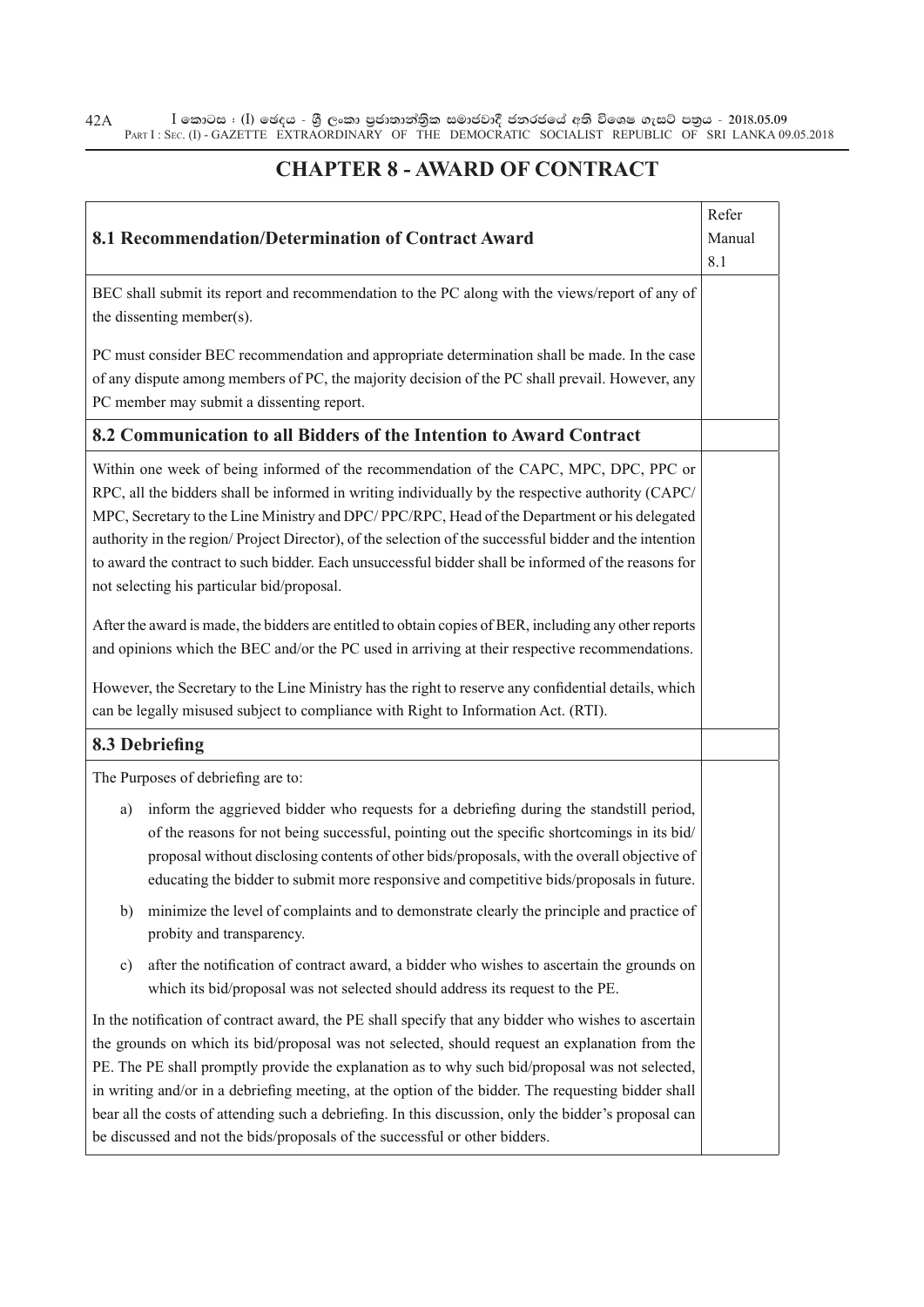# CHAPTER 8 - AWARD OF CONTRACT

| 8.1 Recommendation/Determination of Contract Award | Refer Manual 8.1 |
|---|---|
| BEC shall submit its report and recommendation to the PC along with the views/report of any of the dissenting member(s).<br><br>PC must consider BEC recommendation and appropriate determination shall be made. In the case of any dispute among members of PC, the majority decision of the PC shall prevail. However, any PC member may submit a dissenting report. | |
| **8.2 Communication to all Bidders of the Intention to Award Contract** | |
| Within one week of being informed of the recommendation of the CAPC, MPC, DPC, PPC or RPC, all the bidders shall be informed in writing individually by the respective authority (CAPC/ MPC, Secretary to the Line Ministry and DPC/ PPC/RPC, Head of the Department or his delegated authority in the region/ Project Director), of the selection of the successful bidder and the intention to award the contract to such bidder. Each unsuccessful bidder shall be informed of the reasons for not selecting his particular bid/proposal.<br><br>After the award is made, the bidders are entitled to obtain copies of BER, including any other reports and opinions which the BEC and/or the PC used in arriving at their respective recommendations.<br><br>However, the Secretary to the Line Ministry has the right to reserve any confidential details, which can be legally misused subject to compliance with Right to Information Act. (RTI). | |
| **8.3 Debriefing** | |
| The Purposes of debriefing are to:<br><br>a) inform the aggrieved bidder who requests for a debriefing during the standstill period, of the reasons for not being successful, pointing out the specific shortcomings in its bid/ proposal without disclosing contents of other bids/proposals, with the overall objective of educating the bidder to submit more responsive and competitive bids/proposals in future.<br><br>b) minimize the level of complaints and to demonstrate clearly the principle and practice of probity and transparency.<br><br>c) after the notification of contract award, a bidder who wishes to ascertain the grounds on which its bid/proposal was not selected should address its request to the PE.<br><br>In the notification of contract award, the PE shall specify that any bidder who wishes to ascertain the grounds on which its bid/proposal was not selected, should request an explanation from the PE. The PE shall promptly provide the explanation as to why such bid/proposal was not selected, in writing and/or in a debriefing meeting, at the option of the bidder. The requesting bidder shall bear all the costs of attending such a debriefing. In this discussion, only the bidder's proposal can be discussed and not the bids/proposals of the successful or other bidders. | |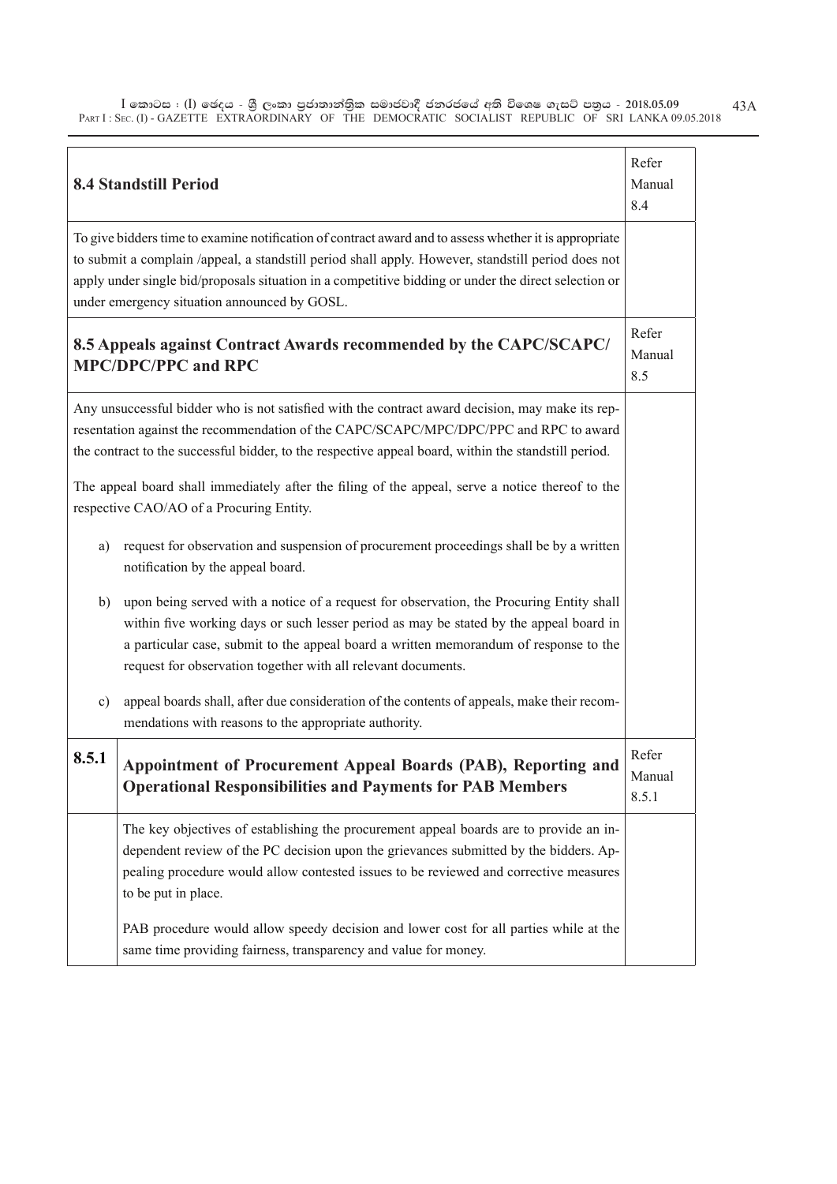| **8.4 Standstill Period** | Refer Manual 8.4 |
|---|---|
| To give bidders time to examine notification of contract award and to assess whether it is appropriate to submit a complain /appeal, a standstill period shall apply. However, standstill period does not apply under single bid/proposals situation in a competitive bidding or under the direct selection or under emergency situation announced by GOSL. | |
| **8.5 Appeals against Contract Awards recommended by the CAPC/SCAPC/ MPC/DPC/PPC and RPC** | Refer Manual 8.5 |
| Any unsuccessful bidder who is not satisfied with the contract award decision, may make its representation against the recommendation of the CAPC/SCAPC/MPC/DPC/PPC and RPC to award the contract to the successful bidder, to the respective appeal board, within the standstill period.<br><br>The appeal board shall immediately after the filing of the appeal, serve a notice thereof to the respective CAO/AO of a Procuring Entity.<br><br>a) request for observation and suspension of procurement proceedings shall be by a written notification by the appeal board.<br><br>b) upon being served with a notice of a request for observation, the Procuring Entity shall within five working days or such lesser period as may be stated by the appeal board in a particular case, submit to the appeal board a written memorandum of response to the request for observation together with all relevant documents.<br><br>c) appeal boards shall, after due consideration of the contents of appeals, make their recommendations with reasons to the appropriate authority. | |

| **8.5.1** | **Appointment of Procurement Appeal Boards (PAB), Reporting and Operational Responsibilities and Payments for PAB Members** | Refer Manual 8.5.1 |
|---|---|---|
| | The key objectives of establishing the procurement appeal boards are to provide an independent review of the PC decision upon the grievances submitted by the bidders. Appealing procedure would allow contested issues to be reviewed and corrective measures to be put in place.<br><br>PAB procedure would allow speedy decision and lower cost for all parties while at the same time providing fairness, transparency and value for money. | |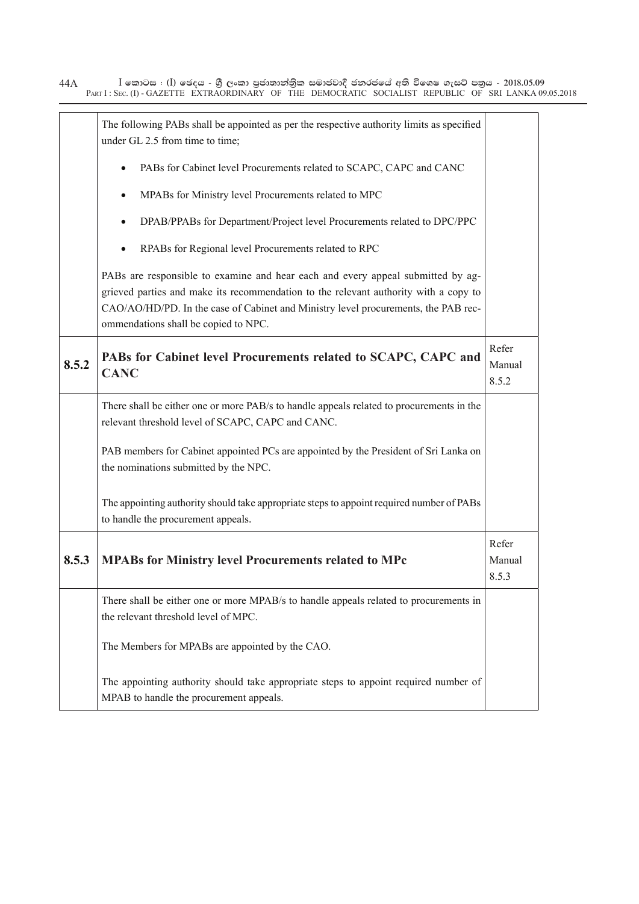| | | |
|---|---|---|
| | The following PABs shall be appointed as per the respective authority limits as specified under GL 2.5 from time to time;<br><br>• PABs for Cabinet level Procurements related to SCAPC, CAPC and CANC<br>• MPABs for Ministry level Procurements related to MPC<br>• DPAB/PPABs for Department/Project level Procurements related to DPC/PPC<br>• RPABs for Regional level Procurements related to RPC<br><br>PABs are responsible to examine and hear each and every appeal submitted by aggrieved parties and make its recommendation to the relevant authority with a copy to CAO/AO/HD/PD. In the case of Cabinet and Ministry level procurements, the PAB recommendations shall be copied to NPC. | |
| **8.5.2** | **PABs for Cabinet level Procurements related to SCAPC, CAPC and CANC** | Refer Manual 8.5.2 |
| | There shall be either one or more PAB/s to handle appeals related to procurements in the relevant threshold level of SCAPC, CAPC and CANC.<br><br>PAB members for Cabinet appointed PCs are appointed by the President of Sri Lanka on the nominations submitted by the NPC.<br><br>The appointing authority should take appropriate steps to appoint required number of PABs to handle the procurement appeals. | |
| **8.5.3** | **MPABs for Ministry level Procurements related to MPc** | Refer Manual 8.5.3 |
| | There shall be either one or more MPAB/s to handle appeals related to procurements in the relevant threshold level of MPC.<br><br>The Members for MPABs are appointed by the CAO.<br><br>The appointing authority should take appropriate steps to appoint required number of MPAB to handle the procurement appeals. | |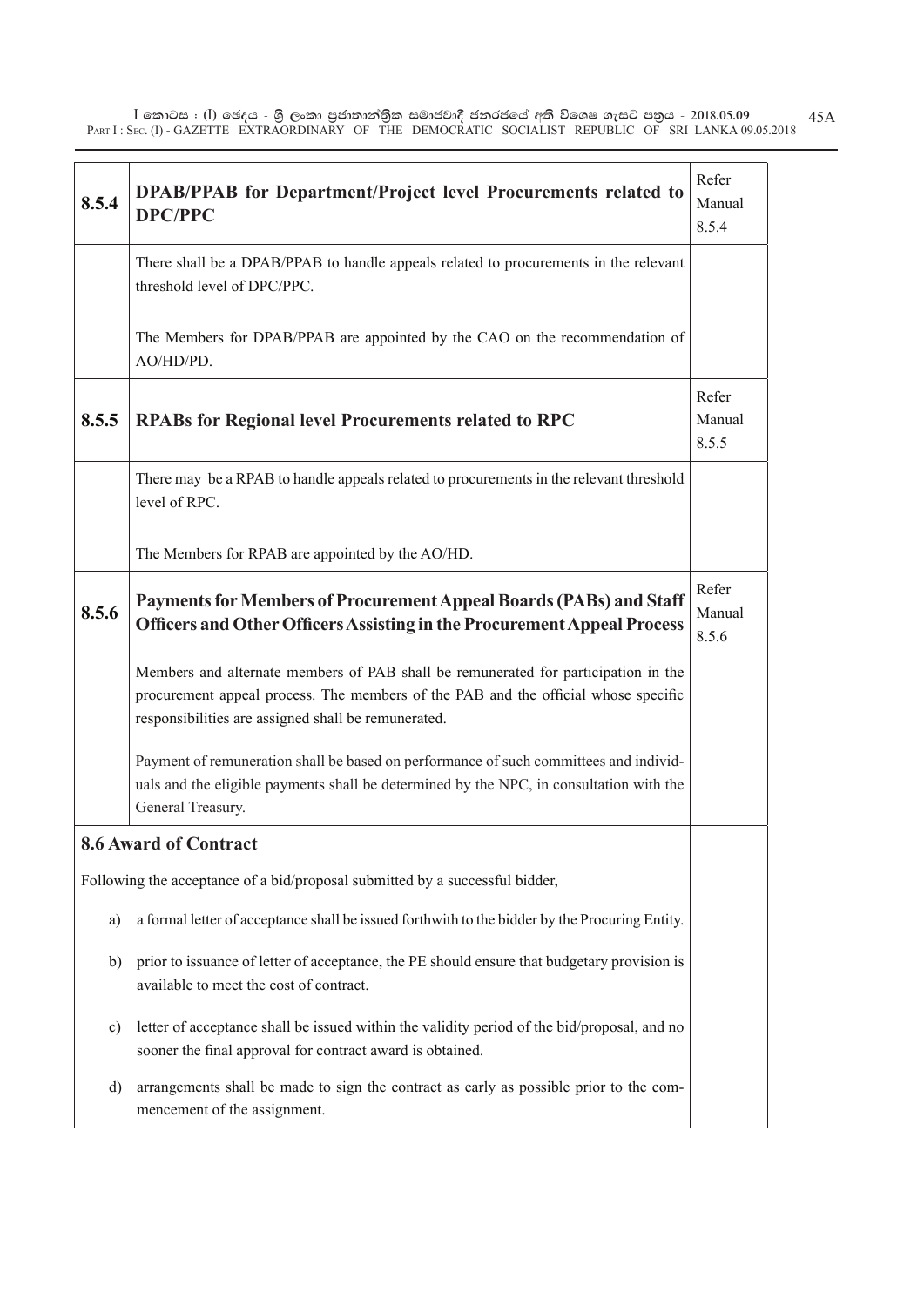| | | |
|---|---|---|
| **8.5.4** | **DPAB/PPAB for Department/Project level Procurements related to DPC/PPC** | Refer Manual 8.5.4 |
| | There shall be a DPAB/PPAB to handle appeals related to procurements in the relevant threshold level of DPC/PPC.<br><br>The Members for DPAB/PPAB are appointed by the CAO on the recommendation of AO/HD/PD. | |
| **8.5.5** | **RPABs for Regional level Procurements related to RPC** | Refer Manual 8.5.5 |
| | There may be a RPAB to handle appeals related to procurements in the relevant threshold level of RPC.<br><br>The Members for RPAB are appointed by the AO/HD. | |
| **8.5.6** | **Payments for Members of Procurement Appeal Boards (PABs) and Staff Officers and Other Officers Assisting in the Procurement Appeal Process** | Refer Manual 8.5.6 |
| | Members and alternate members of PAB shall be remunerated for participation in the procurement appeal process. The members of the PAB and the official whose specific responsibilities are assigned shall be remunerated.<br><br>Payment of remuneration shall be based on performance of such committees and individuals and the eligible payments shall be determined by the NPC, in consultation with the General Treasury. | |
| **8.6 Award of Contract** | | |
| Following the acceptance of a bid/proposal submitted by a successful bidder,<br><br>a) a formal letter of acceptance shall be issued forthwith to the bidder by the Procuring Entity.<br><br>b) prior to issuance of letter of acceptance, the PE should ensure that budgetary provision is available to meet the cost of contract.<br><br>c) letter of acceptance shall be issued within the validity period of the bid/proposal, and no sooner the final approval for contract award is obtained.<br><br>d) arrangements shall be made to sign the contract as early as possible prior to the commencement of the assignment. | | |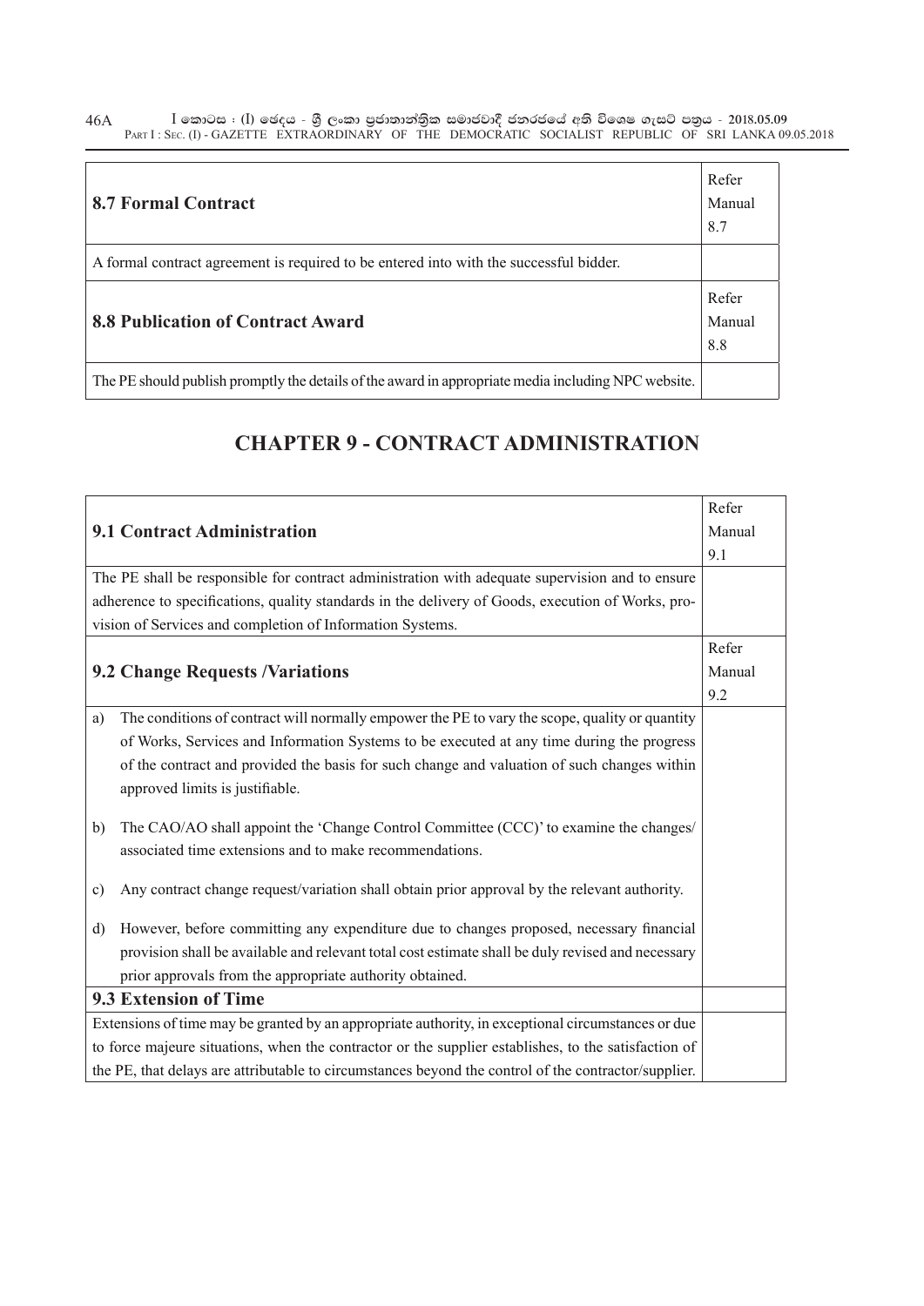| **8.7 Formal Contract** | Refer Manual 8.7 |
|---|---|
| A formal contract agreement is required to be entered into with the successful bidder. | |
| **8.8 Publication of Contract Award** | Refer Manual 8.8 |
| The PE should publish promptly the details of the award in appropriate media including NPC website. | |

## CHAPTER 9 - CONTRACT ADMINISTRATION

| **9.1 Contract Administration** | Refer Manual 9.1 |
|---|---|
| The PE shall be responsible for contract administration with adequate supervision and to ensure adherence to specifications, quality standards in the delivery of Goods, execution of Works, provision of Services and completion of Information Systems. | |
| **9.2 Change Requests /Variations** | Refer Manual 9.2 |
| a) The conditions of contract will normally empower the PE to vary the scope, quality or quantity of Works, Services and Information Systems to be executed at any time during the progress of the contract and provided the basis for such change and valuation of such changes within approved limits is justifiable.<br><br>b) The CAO/AO shall appoint the 'Change Control Committee (CCC)' to examine the changes/ associated time extensions and to make recommendations.<br><br>c) Any contract change request/variation shall obtain prior approval by the relevant authority.<br><br>d) However, before committing any expenditure due to changes proposed, necessary financial provision shall be available and relevant total cost estimate shall be duly revised and necessary prior approvals from the appropriate authority obtained. | |
| **9.3 Extension of Time** | |
| Extensions of time may be granted by an appropriate authority, in exceptional circumstances or due to force majeure situations, when the contractor or the supplier establishes, to the satisfaction of the PE, that delays are attributable to circumstances beyond the control of the contractor/supplier. | |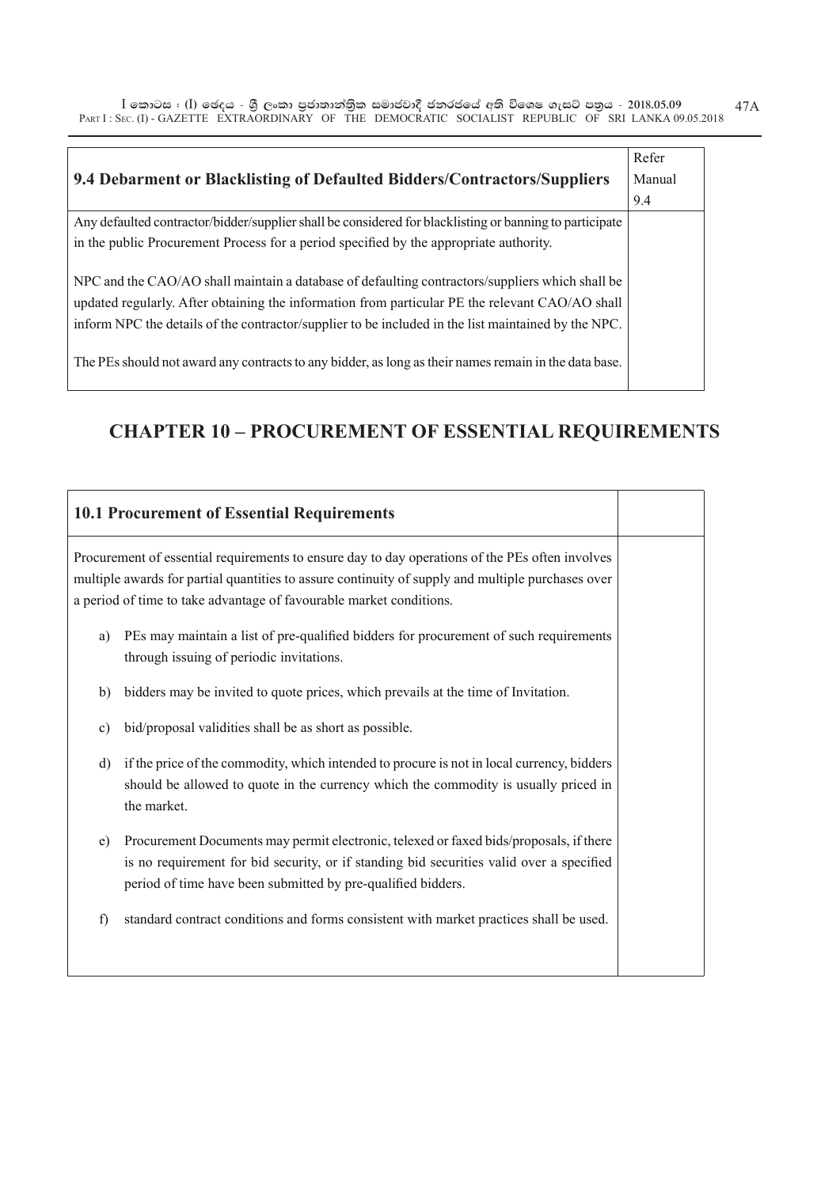| 9.4 Debarment or Blacklisting of Defaulted Bidders/Contractors/Suppliers | Refer Manual 9.4 |
|---|---|
| Any defaulted contractor/bidder/supplier shall be considered for blacklisting or banning to participate in the public Procurement Process for a period specified by the appropriate authority.<br><br>NPC and the CAO/AO shall maintain a database of defaulting contractors/suppliers which shall be updated regularly. After obtaining the information from particular PE the relevant CAO/AO shall inform NPC the details of the contractor/supplier to be included in the list maintained by the NPC.<br><br>The PEs should not award any contracts to any bidder, as long as their names remain in the data base. | |

## CHAPTER 10 – PROCUREMENT OF ESSENTIAL REQUIREMENTS

| 10.1 Procurement of Essential Requirements | |
|---|---|
| Procurement of essential requirements to ensure day to day operations of the PEs often involves multiple awards for partial quantities to assure continuity of supply and multiple purchases over a period of time to take advantage of favourable market conditions.<br><br>a) PEs may maintain a list of pre-qualified bidders for procurement of such requirements through issuing of periodic invitations.<br><br>b) bidders may be invited to quote prices, which prevails at the time of Invitation.<br><br>c) bid/proposal validities shall be as short as possible.<br><br>d) if the price of the commodity, which intended to procure is not in local currency, bidders should be allowed to quote in the currency which the commodity is usually priced in the market.<br><br>e) Procurement Documents may permit electronic, telexed or faxed bids/proposals, if there is no requirement for bid security, or if standing bid securities valid over a specified period of time have been submitted by pre-qualified bidders.<br><br>f) standard contract conditions and forms consistent with market practices shall be used. | |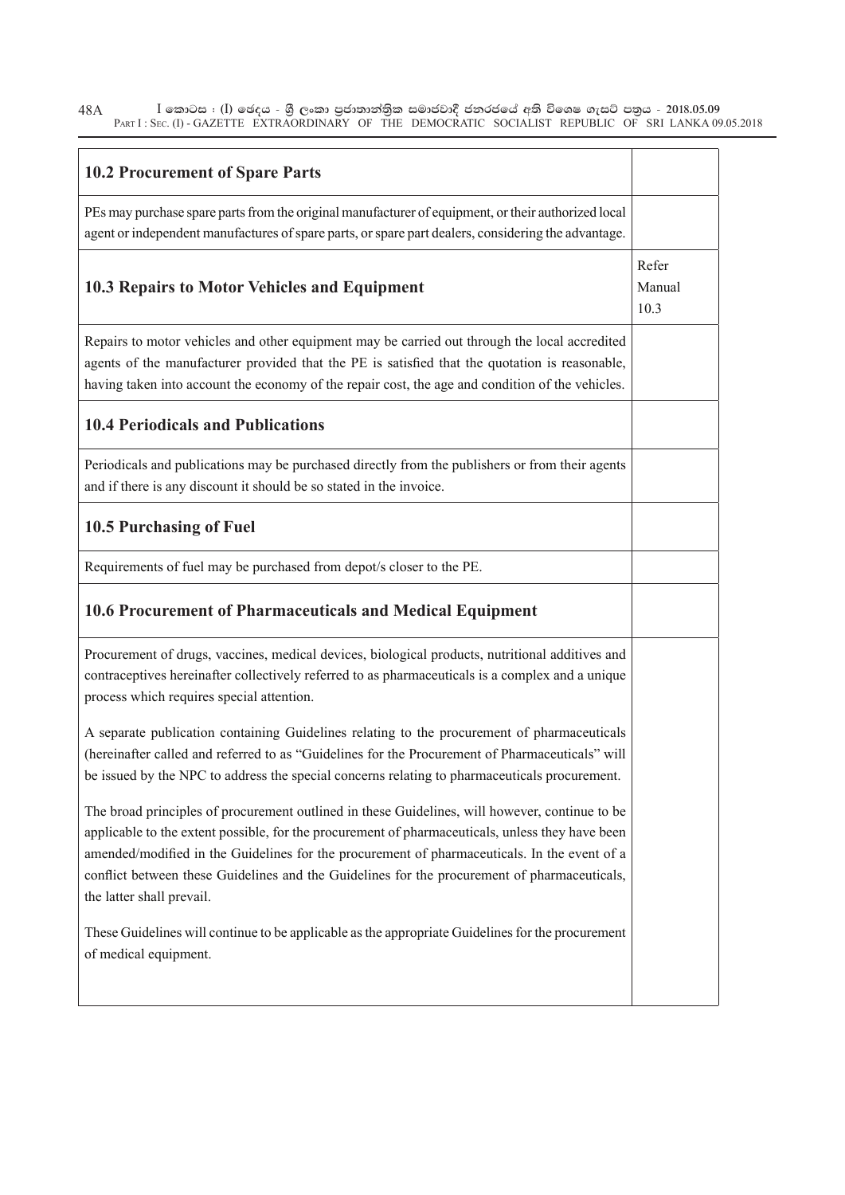| 10.2 Procurement of Spare Parts | |
|---|---|
| PEs may purchase spare parts from the original manufacturer of equipment, or their authorized local agent or independent manufactures of spare parts, or spare part dealers, considering the advantage. | |
| **10.3 Repairs to Motor Vehicles and Equipment** | Refer Manual 10.3 |
| Repairs to motor vehicles and other equipment may be carried out through the local accredited agents of the manufacturer provided that the PE is satisfied that the quotation is reasonable, having taken into account the economy of the repair cost, the age and condition of the vehicles. | |
| **10.4 Periodicals and Publications** | |
| Periodicals and publications may be purchased directly from the publishers or from their agents and if there is any discount it should be so stated in the invoice. | |
| **10.5 Purchasing of Fuel** | |
| Requirements of fuel may be purchased from depot/s closer to the PE. | |
| **10.6 Procurement of Pharmaceuticals and Medical Equipment** | |
| Procurement of drugs, vaccines, medical devices, biological products, nutritional additives and contraceptives hereinafter collectively referred to as pharmaceuticals is a complex and a unique process which requires special attention.<br><br>A separate publication containing Guidelines relating to the procurement of pharmaceuticals (hereinafter called and referred to as "Guidelines for the Procurement of Pharmaceuticals" will be issued by the NPC to address the special concerns relating to pharmaceuticals procurement.<br><br>The broad principles of procurement outlined in these Guidelines, will however, continue to be applicable to the extent possible, for the procurement of pharmaceuticals, unless they have been amended/modified in the Guidelines for the procurement of pharmaceuticals. In the event of a conflict between these Guidelines and the Guidelines for the procurement of pharmaceuticals, the latter shall prevail.<br><br>These Guidelines will continue to be applicable as the appropriate Guidelines for the procurement of medical equipment. | |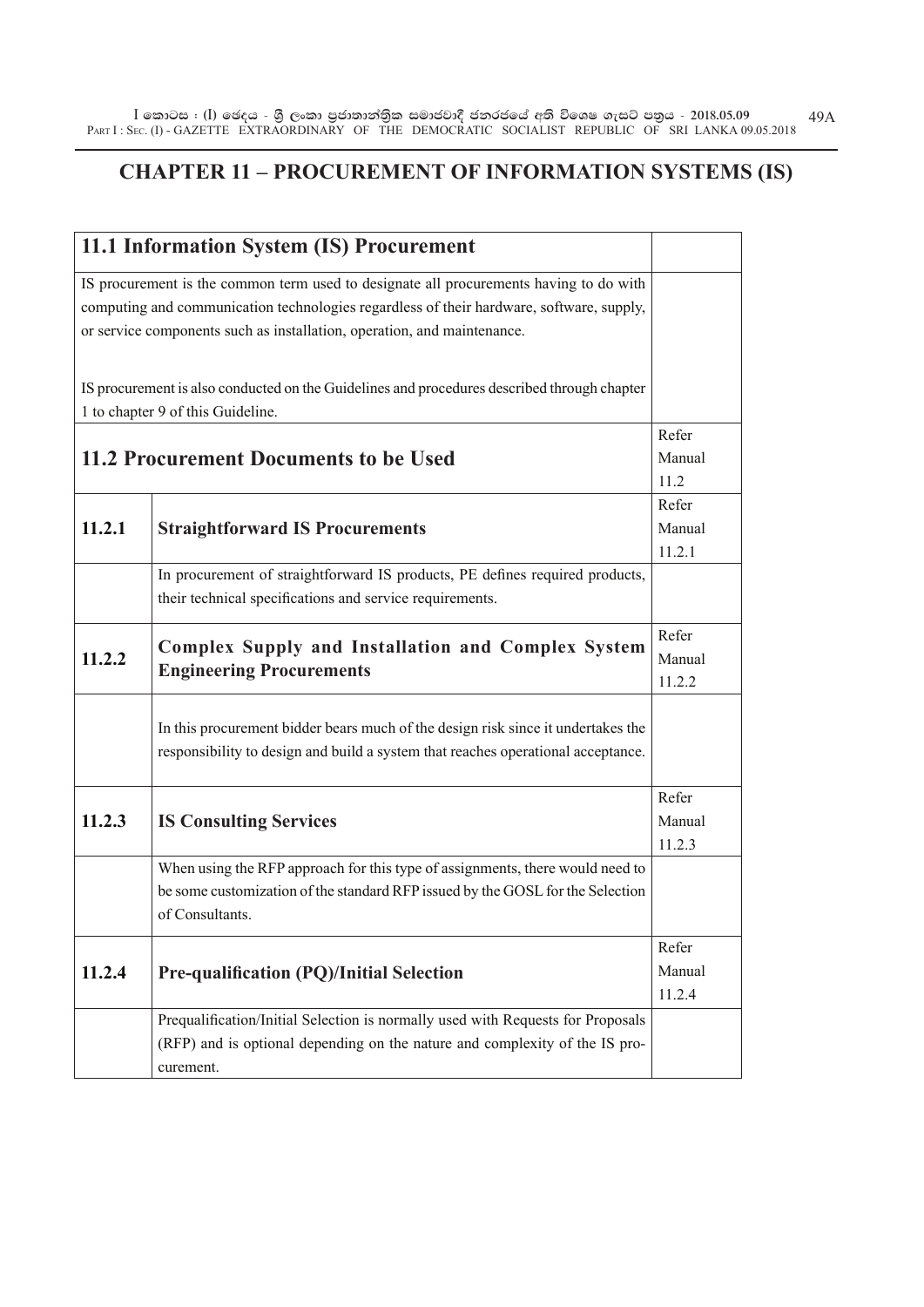# CHAPTER 11 – PROCUREMENT OF INFORMATION SYSTEMS (IS)

| **11.1 Information System (IS) Procurement** | | |
|---|---|---|
| IS procurement is the common term used to designate all procurements having to do with computing and communication technologies regardless of their hardware, software, supply, or service components such as installation, operation, and maintenance.<br><br>IS procurement is also conducted on the Guidelines and procedures described through chapter 1 to chapter 9 of this Guideline. | | |
| **11.2 Procurement Documents to be Used** | | Refer Manual 11.2 |
| **11.2.1** | **Straightforward IS Procurements** | Refer Manual 11.2.1 |
| | In procurement of straightforward IS products, PE defines required products, their technical specifications and service requirements. | |
| **11.2.2** | **Complex Supply and Installation and Complex System Engineering Procurements** | Refer Manual 11.2.2 |
| | In this procurement bidder bears much of the design risk since it undertakes the responsibility to design and build a system that reaches operational acceptance. | |
| **11.2.3** | **IS Consulting Services** | Refer Manual 11.2.3 |
| | When using the RFP approach for this type of assignments, there would need to be some customization of the standard RFP issued by the GOSL for the Selection of Consultants. | |
| **11.2.4** | **Pre-qualification (PQ)/Initial Selection** | Refer Manual 11.2.4 |
| | Prequalification/Initial Selection is normally used with Requests for Proposals (RFP) and is optional depending on the nature and complexity of the IS procurement. | |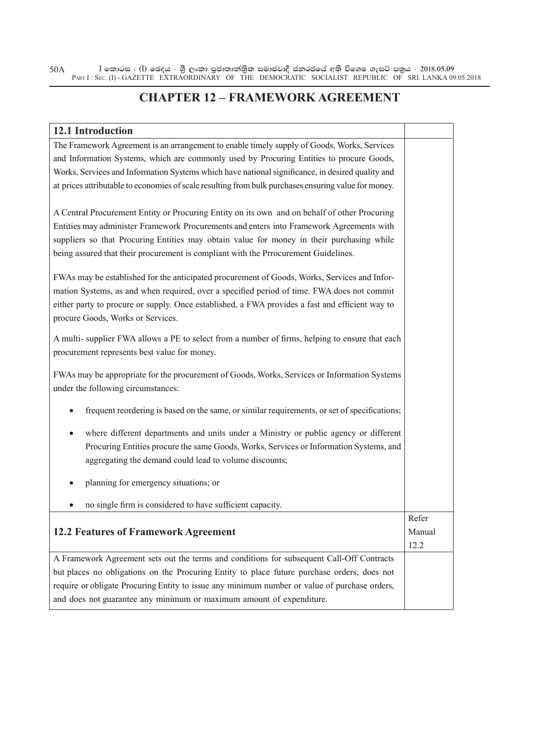# CHAPTER 12 – FRAMEWORK AGREEMENT

| 12.1 Introduction | |
|---|---|
| The Framework Agreement is an arrangement to enable timely supply of Goods, Works, Services and Information Systems, which are commonly used by Procuring Entities to procure Goods, Works, Services and Information Systems which have national significance, in desired quality and at prices attributable to economies of scale resulting from bulk purchases ensuring value for money.<br><br>A Central Procurement Entity or Procuring Entity on its own and on behalf of other Procuring Entities may administer Framework Procurements and enters into Framework Agreements with suppliers so that Procuring Entities may obtain value for money in their purchasing while being assured that their procurement is compliant with the Prrocurement Guidelines.<br><br>FWAs may be established for the anticipated procurement of Goods, Works, Services and Information Systems, as and when required, over a specified period of time. FWA does not commit either party to procure or supply. Once established, a FWA provides a fast and efficient way to procure Goods, Works or Services.<br><br>A multi- supplier FWA allows a PE to select from a number of firms, helping to ensure that each procurement represents best value for money.<br><br>FWAs may be appropriate for the procurement of Goods, Works, Services or Information Systems under the following circumstances:<br><br>• frequent reordering is based on the same, or similar requirements, or set of specifications;<br><br>• where different departments and units under a Ministry or public agency or different Procuring Entities procure the same Goods, Works, Services or Information Systems, and aggregating the demand could lead to volume discounts;<br><br>• planning for emergency situations; or<br><br>• no single firm is considered to have sufficient capacity. | |
| **12.2 Features of Framework Agreement** | Refer Manual 12.2 |
| A Framework Agreement sets out the terms and conditions for subsequent Call-Off Contracts but places no obligations on the Procuring Entity to place future purchase orders, does not require or obligate Procuring Entity to issue any minimum number or value of purchase orders, and does not guarantee any minimum or maximum amount of expenditure. | |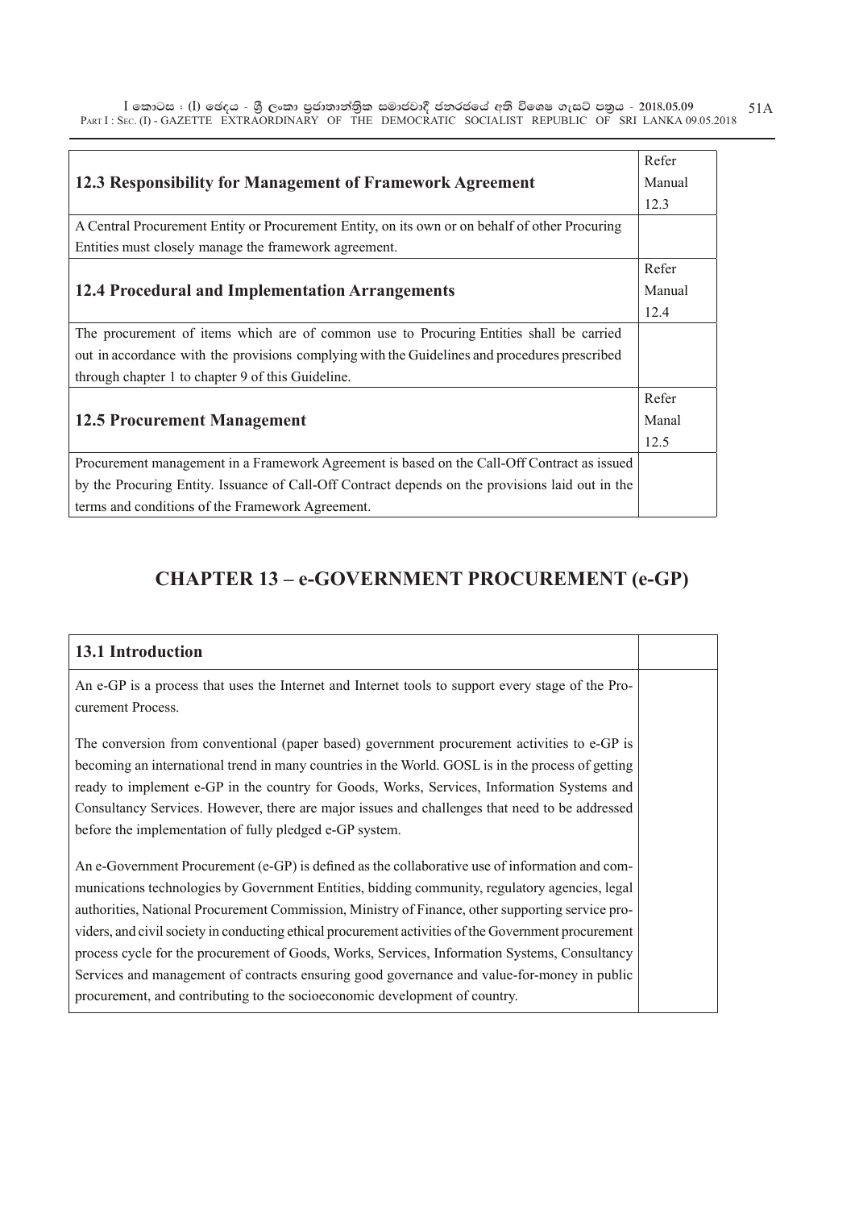| 12.3 Responsibility for Management of Framework Agreement | Refer Manual 12.3 |
|---|---|
| A Central Procurement Entity or Procurement Entity, on its own or on behalf of other Procuring Entities must closely manage the framework agreement. | |
| **12.4 Procedural and Implementation Arrangements** | Refer Manual 12.4 |
| The procurement of items which are of common use to Procuring Entities shall be carried out in accordance with the provisions complying with the Guidelines and procedures prescribed through chapter 1 to chapter 9 of this Guideline. | |
| **12.5 Procurement Management** | Refer Manal 12.5 |
| Procurement management in a Framework Agreement is based on the Call-Off Contract as issued by the Procuring Entity. Issuance of Call-Off Contract depends on the provisions laid out in the terms and conditions of the Framework Agreement. | |

# CHAPTER 13 – e-GOVERNMENT PROCUREMENT (e-GP)

| 13.1 Introduction | |
|---|---|
| An e-GP is a process that uses the Internet and Internet tools to support every stage of the Procurement Process.<br><br>The conversion from conventional (paper based) government procurement activities to e-GP is becoming an international trend in many countries in the World. GOSL is in the process of getting ready to implement e-GP in the country for Goods, Works, Services, Information Systems and Consultancy Services. However, there are major issues and challenges that need to be addressed before the implementation of fully pledged e-GP system.<br><br>An e-Government Procurement (e-GP) is defined as the collaborative use of information and communications technologies by Government Entities, bidding community, regulatory agencies, legal authorities, National Procurement Commission, Ministry of Finance, other supporting service providers, and civil society in conducting ethical procurement activities of the Government procurement process cycle for the procurement of Goods, Works, Services, Information Systems, Consultancy Services and management of contracts ensuring good governance and value-for-money in public procurement, and contributing to the socioeconomic development of country. | |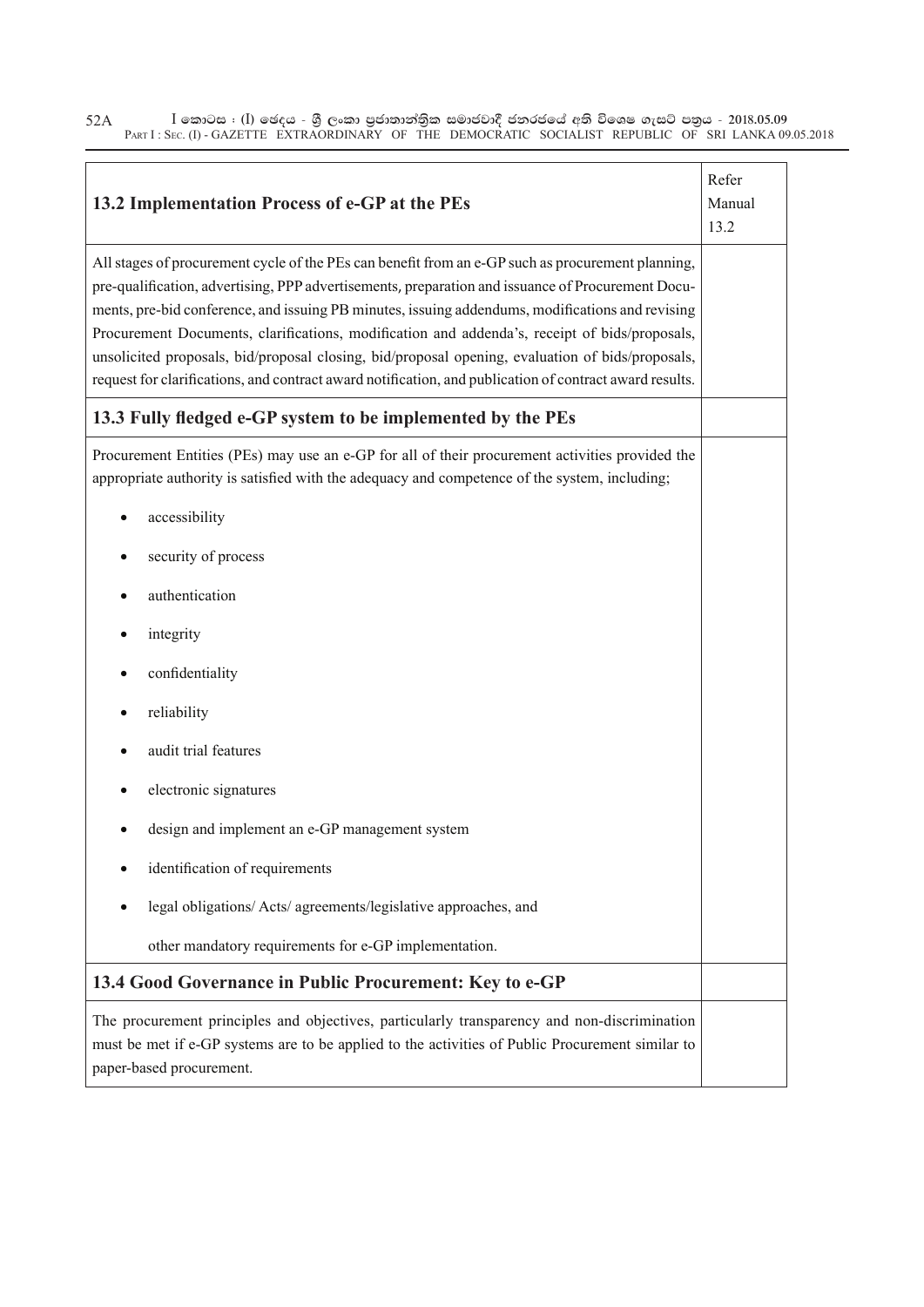| 13.2 Implementation Process of e-GP at the PEs | Refer Manual 13.2 |
|---|---|
| All stages of procurement cycle of the PEs can benefit from an e-GP such as procurement planning, pre-qualification, advertising, PPP advertisements, preparation and issuance of Procurement Documents, pre-bid conference, and issuing PB minutes, issuing addendums, modifications and revising Procurement Documents, clarifications, modification and addenda's, receipt of bids/proposals, unsolicited proposals, bid/proposal closing, bid/proposal opening, evaluation of bids/proposals, request for clarifications, and contract award notification, and publication of contract award results. | |
| **13.3 Fully fledged e-GP system to be implemented by the PEs** | |
| Procurement Entities (PEs) may use an e-GP for all of their procurement activities provided the appropriate authority is satisfied with the adequacy and competence of the system, including; <br>• accessibility <br>• security of process <br>• authentication <br>• integrity <br>• confidentiality <br>• reliability <br>• audit trial features <br>• electronic signatures <br>• design and implement an e-GP management system <br>• identification of requirements <br>• legal obligations/ Acts/ agreements/legislative approaches, and <br>other mandatory requirements for e-GP implementation. | |
| **13.4 Good Governance in Public Procurement: Key to e-GP** | |
| The procurement principles and objectives, particularly transparency and non-discrimination must be met if e-GP systems are to be applied to the activities of Public Procurement similar to paper-based procurement. | |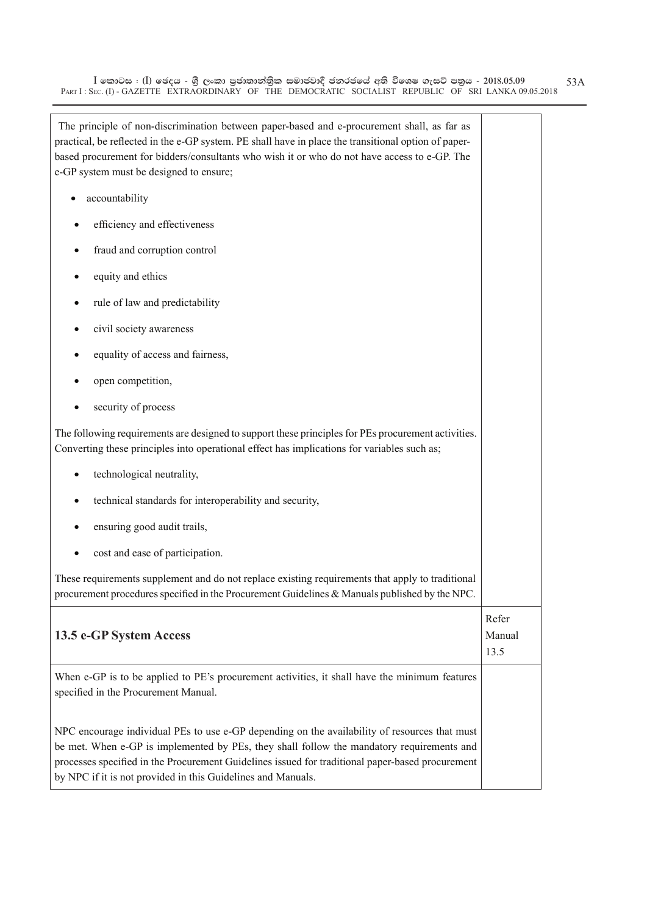| | |
|---|---|
| The principle of non-discrimination between paper-based and e-procurement shall, as far as practical, be reflected in the e-GP system. PE shall have in place the transitional option of paper-based procurement for bidders/consultants who wish it or who do not have access to e-GP. The e-GP system must be designed to ensure;<br><br>• accountability<br>• efficiency and effectiveness<br>• fraud and corruption control<br>• equity and ethics<br>• rule of law and predictability<br>• civil society awareness<br>• equality of access and fairness,<br>• open competition,<br>• security of process<br><br>The following requirements are designed to support these principles for PEs procurement activities. Converting these principles into operational effect has implications for variables such as;<br><br>• technological neutrality,<br>• technical standards for interoperability and security,<br>• ensuring good audit trails,<br>• cost and ease of participation.<br><br>These requirements supplement and do not replace existing requirements that apply to traditional procurement procedures specified in the Procurement Guidelines & Manuals published by the NPC. | |
| **13.5 e-GP System Access** | Refer Manual 13.5 |
| When e-GP is to be applied to PE's procurement activities, it shall have the minimum features specified in the Procurement Manual.<br><br>NPC encourage individual PEs to use e-GP depending on the availability of resources that must be met. When e-GP is implemented by PEs, they shall follow the mandatory requirements and processes specified in the Procurement Guidelines issued for traditional paper-based procurement by NPC if it is not provided in this Guidelines and Manuals. | |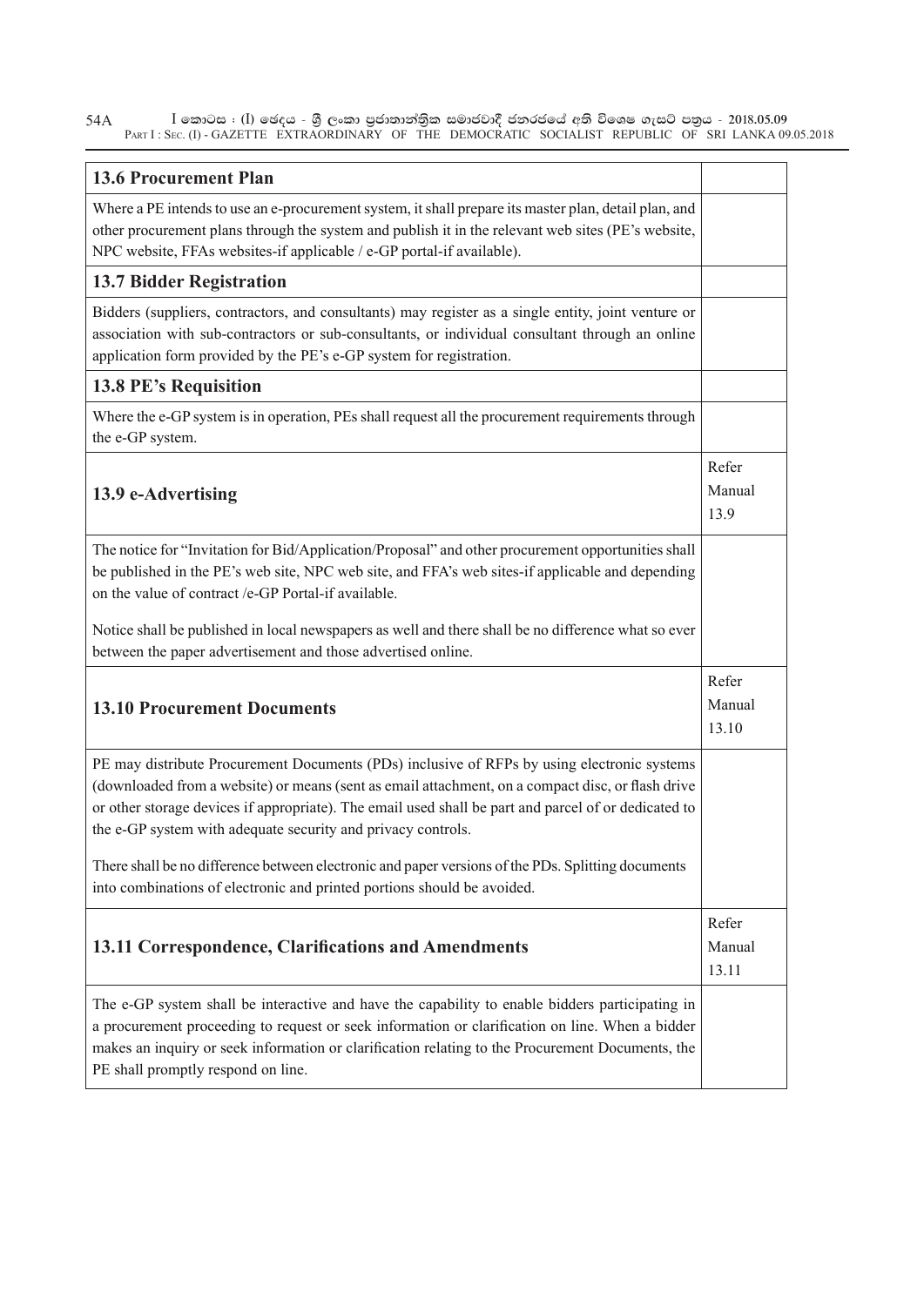| 13.6 Procurement Plan | |
| --- | --- |
| Where a PE intends to use an e-procurement system, it shall prepare its master plan, detail plan, and other procurement plans through the system and publish it in the relevant web sites (PE's website, NPC website, FFAs websites-if applicable / e-GP portal-if available). | |
| **13.7 Bidder Registration** | |
| Bidders (suppliers, contractors, and consultants) may register as a single entity, joint venture or association with sub-contractors or sub-consultants, or individual consultant through an online application form provided by the PE's e-GP system for registration. | |
| **13.8 PE's Requisition** | |
| Where the e-GP system is in operation, PEs shall request all the procurement requirements through the e-GP system. | |
| **13.9 e-Advertising** | Refer Manual 13.9 |
| The notice for "Invitation for Bid/Application/Proposal" and other procurement opportunities shall be published in the PE's web site, NPC web site, and FFA's web sites-if applicable and depending on the value of contract /e-GP Portal-if available.<br><br>Notice shall be published in local newspapers as well and there shall be no difference what so ever between the paper advertisement and those advertised online. | |
| **13.10 Procurement Documents** | Refer Manual 13.10 |
| PE may distribute Procurement Documents (PDs) inclusive of RFPs by using electronic systems (downloaded from a website) or means (sent as email attachment, on a compact disc, or flash drive or other storage devices if appropriate). The email used shall be part and parcel of or dedicated to the e-GP system with adequate security and privacy controls.<br><br>There shall be no difference between electronic and paper versions of the PDs. Splitting documents into combinations of electronic and printed portions should be avoided. | |
| **13.11 Correspondence, Clarifications and Amendments** | Refer Manual 13.11 |
| The e-GP system shall be interactive and have the capability to enable bidders participating in a procurement proceeding to request or seek information or clarification on line. When a bidder makes an inquiry or seek information or clarification relating to the Procurement Documents, the PE shall promptly respond on line. | |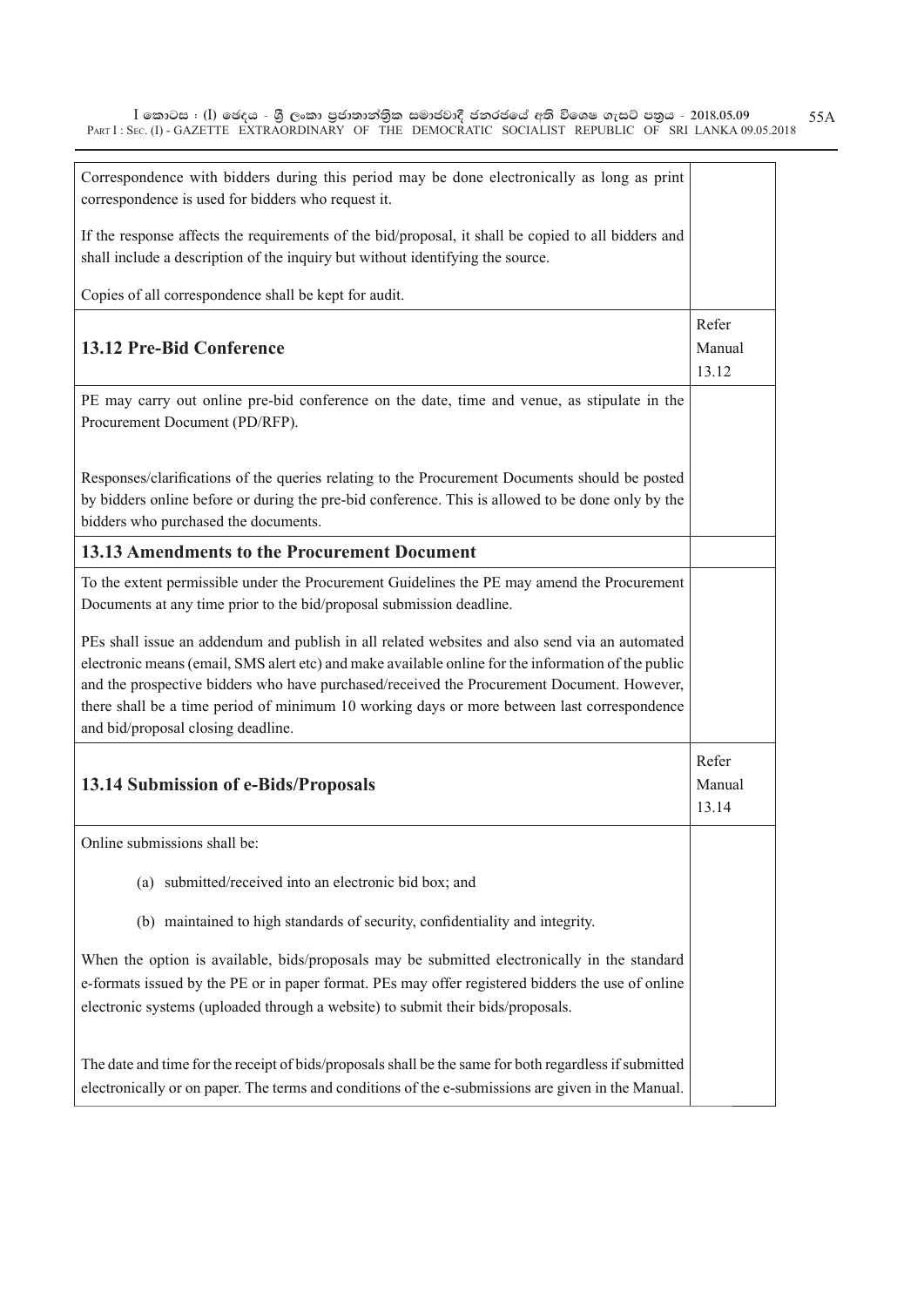| | |
|---|---|
| Correspondence with bidders during this period may be done electronically as long as print correspondence is used for bidders who request it.<br><br>If the response affects the requirements of the bid/proposal, it shall be copied to all bidders and shall include a description of the inquiry but without identifying the source.<br><br>Copies of all correspondence shall be kept for audit. | |
| **13.12 Pre-Bid Conference** | Refer Manual 13.12 |
| PE may carry out online pre-bid conference on the date, time and venue, as stipulate in the Procurement Document (PD/RFP).<br><br>Responses/clarifications of the queries relating to the Procurement Documents should be posted by bidders online before or during the pre-bid conference. This is allowed to be done only by the bidders who purchased the documents. | |
| **13.13 Amendments to the Procurement Document** | |
| To the extent permissible under the Procurement Guidelines the PE may amend the Procurement Documents at any time prior to the bid/proposal submission deadline.<br><br>PEs shall issue an addendum and publish in all related websites and also send via an automated electronic means (email, SMS alert etc) and make available online for the information of the public and the prospective bidders who have purchased/received the Procurement Document. However, there shall be a time period of minimum 10 working days or more between last correspondence and bid/proposal closing deadline. | |
| **13.14 Submission of e-Bids/Proposals** | Refer Manual 13.14 |
| Online submissions shall be:<br><br>(a) submitted/received into an electronic bid box; and<br><br>(b) maintained to high standards of security, confidentiality and integrity.<br><br>When the option is available, bids/proposals may be submitted electronically in the standard e-formats issued by the PE or in paper format. PEs may offer registered bidders the use of online electronic systems (uploaded through a website) to submit their bids/proposals.<br><br>The date and time for the receipt of bids/proposals shall be the same for both regardless if submitted electronically or on paper. The terms and conditions of the e-submissions are given in the Manual. | |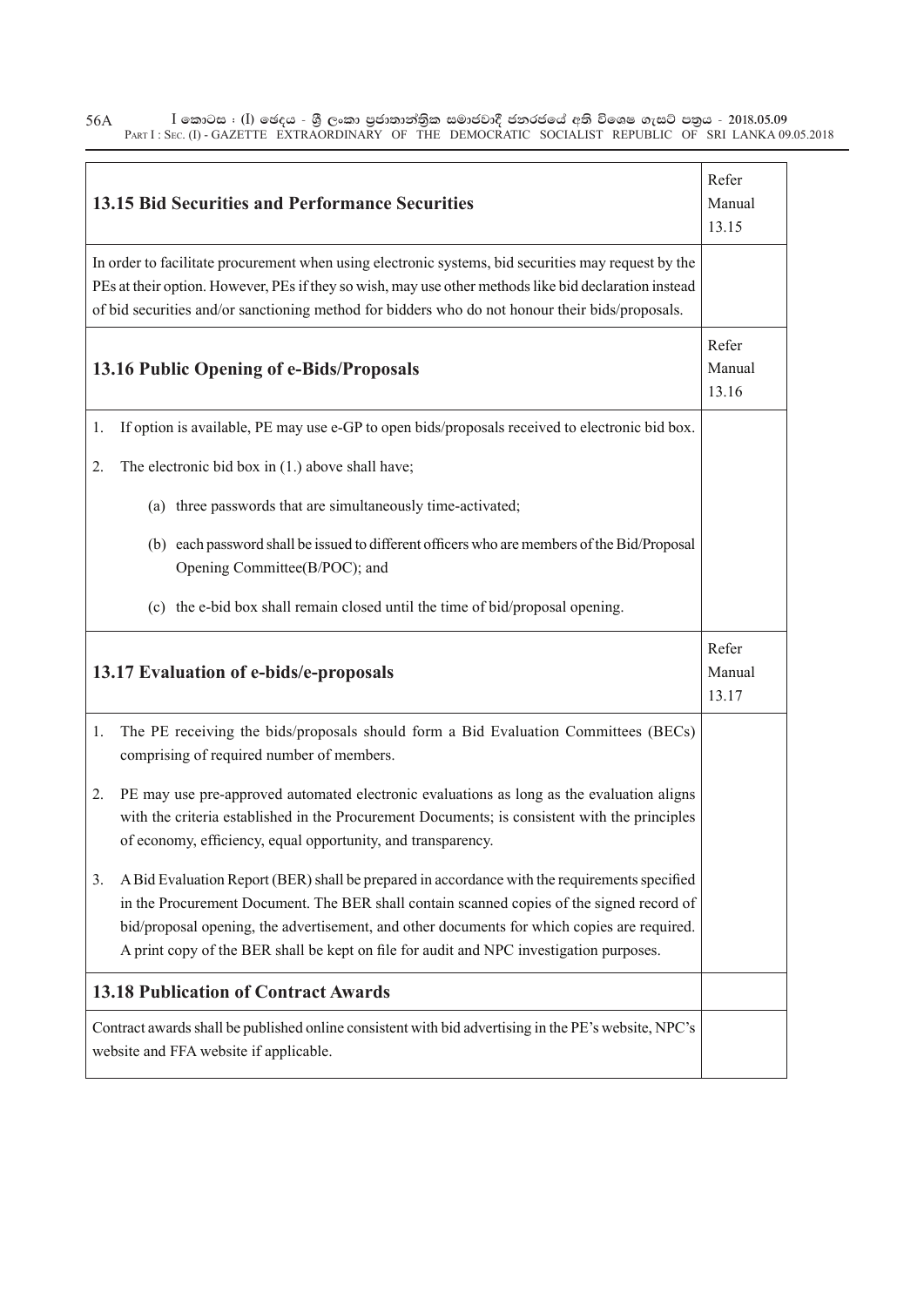| 13.15 Bid Securities and Performance Securities | Refer Manual 13.15 |
|---|---|
| In order to facilitate procurement when using electronic systems, bid securities may request by the PEs at their option. However, PEs if they so wish, may use other methods like bid declaration instead of bid securities and/or sanctioning method for bidders who do not honour their bids/proposals. | |
| **13.16 Public Opening of e-Bids/Proposals** | Refer Manual 13.16 |
| 1. If option is available, PE may use e-GP to open bids/proposals received to electronic bid box. | |
| 2. The electronic bid box in (1.) above shall have; | |
| (a) three passwords that are simultaneously time-activated; | |
| (b) each password shall be issued to different officers who are members of the Bid/Proposal Opening Committee(B/POC); and | |
| (c) the e-bid box shall remain closed until the time of bid/proposal opening. | |
| **13.17 Evaluation of e-bids/e-proposals** | Refer Manual 13.17 |
| 1. The PE receiving the bids/proposals should form a Bid Evaluation Committees (BECs) comprising of required number of members. | |
| 2. PE may use pre-approved automated electronic evaluations as long as the evaluation aligns with the criteria established in the Procurement Documents; is consistent with the principles of economy, efficiency, equal opportunity, and transparency. | |
| 3. A Bid Evaluation Report (BER) shall be prepared in accordance with the requirements specified in the Procurement Document. The BER shall contain scanned copies of the signed record of bid/proposal opening, the advertisement, and other documents for which copies are required. A print copy of the BER shall be kept on file for audit and NPC investigation purposes. | |
| **13.18 Publication of Contract Awards** | |
| Contract awards shall be published online consistent with bid advertising in the PE's website, NPC's website and FFA website if applicable. | |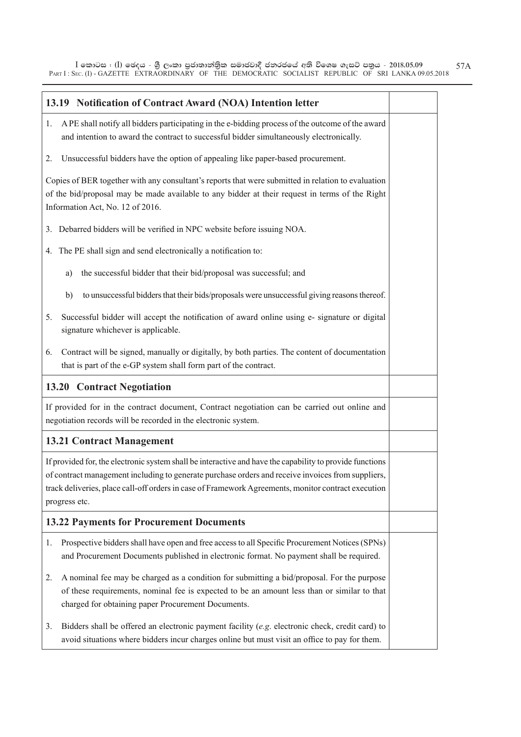### 13.19 Notification of Contract Award (NOA) Intention letter

1. A PE shall notify all bidders participating in the e-bidding process of the outcome of the award and intention to award the contract to successful bidder simultaneously electronically.

2. Unsuccessful bidders have the option of appealing like paper-based procurement.

Copies of BER together with any consultant's reports that were submitted in relation to evaluation of the bid/proposal may be made available to any bidder at their request in terms of the Right Information Act, No. 12 of 2016.

3. Debarred bidders will be verified in NPC website before issuing NOA.

4. The PE shall sign and send electronically a notification to:

   a) the successful bidder that their bid/proposal was successful; and

   b) to unsuccessful bidders that their bids/proposals were unsuccessful giving reasons thereof.

5. Successful bidder will accept the notification of award online using e- signature or digital signature whichever is applicable.

6. Contract will be signed, manually or digitally, by both parties. The content of documentation that is part of the e-GP system shall form part of the contract.

### 13.20 Contract Negotiation

If provided for in the contract document, Contract negotiation can be carried out online and negotiation records will be recorded in the electronic system.

### 13.21 Contract Management

If provided for, the electronic system shall be interactive and have the capability to provide functions of contract management including to generate purchase orders and receive invoices from suppliers, track deliveries, place call-off orders in case of Framework Agreements, monitor contract execution progress etc.

### 13.22 Payments for Procurement Documents

1. Prospective bidders shall have open and free access to all Specific Procurement Notices (SPNs) and Procurement Documents published in electronic format. No payment shall be required.

2. A nominal fee may be charged as a condition for submitting a bid/proposal. For the purpose of these requirements, nominal fee is expected to be an amount less than or similar to that charged for obtaining paper Procurement Documents.

3. Bidders shall be offered an electronic payment facility (*e.g*. electronic check, credit card) to avoid situations where bidders incur charges online but must visit an office to pay for them.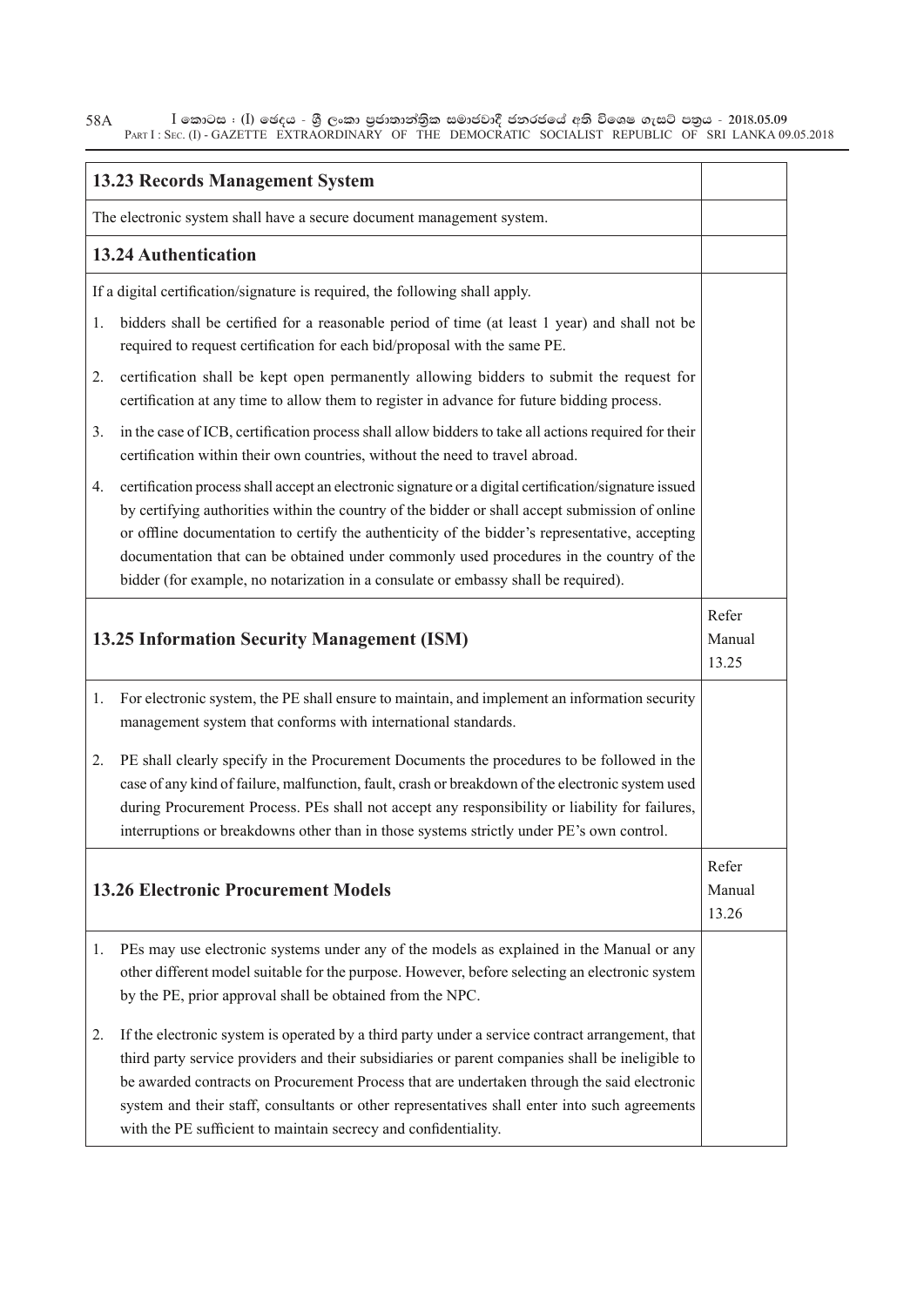| 13.23 Records Management System | |
|---|---|
| The electronic system shall have a secure document management system. | |
| **13.24 Authentication** | |
| If a digital certification/signature is required, the following shall apply.<br>1. bidders shall be certified for a reasonable period of time (at least 1 year) and shall not be required to request certification for each bid/proposal with the same PE.<br>2. certification shall be kept open permanently allowing bidders to submit the request for certification at any time to allow them to register in advance for future bidding process.<br>3. in the case of ICB, certification process shall allow bidders to take all actions required for their certification within their own countries, without the need to travel abroad.<br>4. certification process shall accept an electronic signature or a digital certification/signature issued by certifying authorities within the country of the bidder or shall accept submission of online or offline documentation to certify the authenticity of the bidder's representative, accepting documentation that can be obtained under commonly used procedures in the country of the bidder (for example, no notarization in a consulate or embassy shall be required). | |
| **13.25 Information Security Management (ISM)** | Refer Manual 13.25 |
| 1. For electronic system, the PE shall ensure to maintain, and implement an information security management system that conforms with international standards.<br>2. PE shall clearly specify in the Procurement Documents the procedures to be followed in the case of any kind of failure, malfunction, fault, crash or breakdown of the electronic system used during Procurement Process. PEs shall not accept any responsibility or liability for failures, interruptions or breakdowns other than in those systems strictly under PE's own control. | |
| **13.26 Electronic Procurement Models** | Refer Manual 13.26 |
| 1. PEs may use electronic systems under any of the models as explained in the Manual or any other different model suitable for the purpose. However, before selecting an electronic system by the PE, prior approval shall be obtained from the NPC.<br>2. If the electronic system is operated by a third party under a service contract arrangement, that third party service providers and their subsidiaries or parent companies shall be ineligible to be awarded contracts on Procurement Process that are undertaken through the said electronic system and their staff, consultants or other representatives shall enter into such agreements with the PE sufficient to maintain secrecy and confidentiality. | |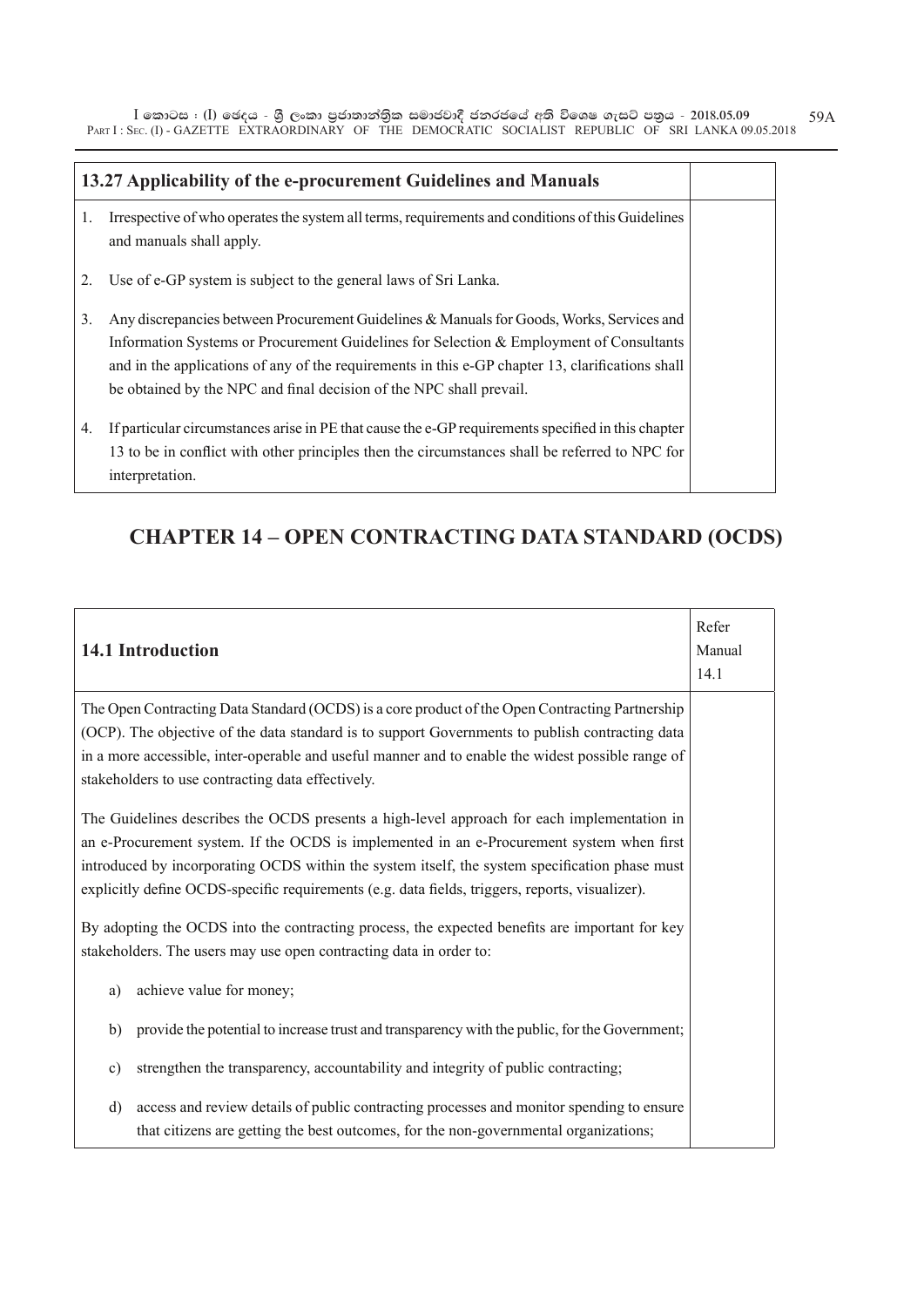| 13.27 Applicability of the e-procurement Guidelines and Manuals | |
|---|---|
| 1. Irrespective of who operates the system all terms, requirements and conditions of this Guidelines and manuals shall apply. | |
| 2. Use of e-GP system is subject to the general laws of Sri Lanka. | |
| 3. Any discrepancies between Procurement Guidelines & Manuals for Goods, Works, Services and Information Systems or Procurement Guidelines for Selection & Employment of Consultants and in the applications of any of the requirements in this e-GP chapter 13, clarifications shall be obtained by the NPC and final decision of the NPC shall prevail. | |
| 4. If particular circumstances arise in PE that cause the e-GP requirements specified in this chapter 13 to be in conflict with other principles then the circumstances shall be referred to NPC for interpretation. | |

# CHAPTER 14 – OPEN CONTRACTING DATA STANDARD (OCDS)

| 14.1 Introduction | Refer Manual 14.1 |
|---|---|
| The Open Contracting Data Standard (OCDS) is a core product of the Open Contracting Partnership (OCP). The objective of the data standard is to support Governments to publish contracting data in a more accessible, inter-operable and useful manner and to enable the widest possible range of stakeholders to use contracting data effectively.<br><br>The Guidelines describes the OCDS presents a high-level approach for each implementation in an e-Procurement system. If the OCDS is implemented in an e-Procurement system when first introduced by incorporating OCDS within the system itself, the system specification phase must explicitly define OCDS-specific requirements (e.g. data fields, triggers, reports, visualizer).<br><br>By adopting the OCDS into the contracting process, the expected benefits are important for key stakeholders. The users may use open contracting data in order to:<br><br>a) achieve value for money;<br><br>b) provide the potential to increase trust and transparency with the public, for the Government;<br><br>c) strengthen the transparency, accountability and integrity of public contracting;<br><br>d) access and review details of public contracting processes and monitor spending to ensure that citizens are getting the best outcomes, for the non-governmental organizations; | |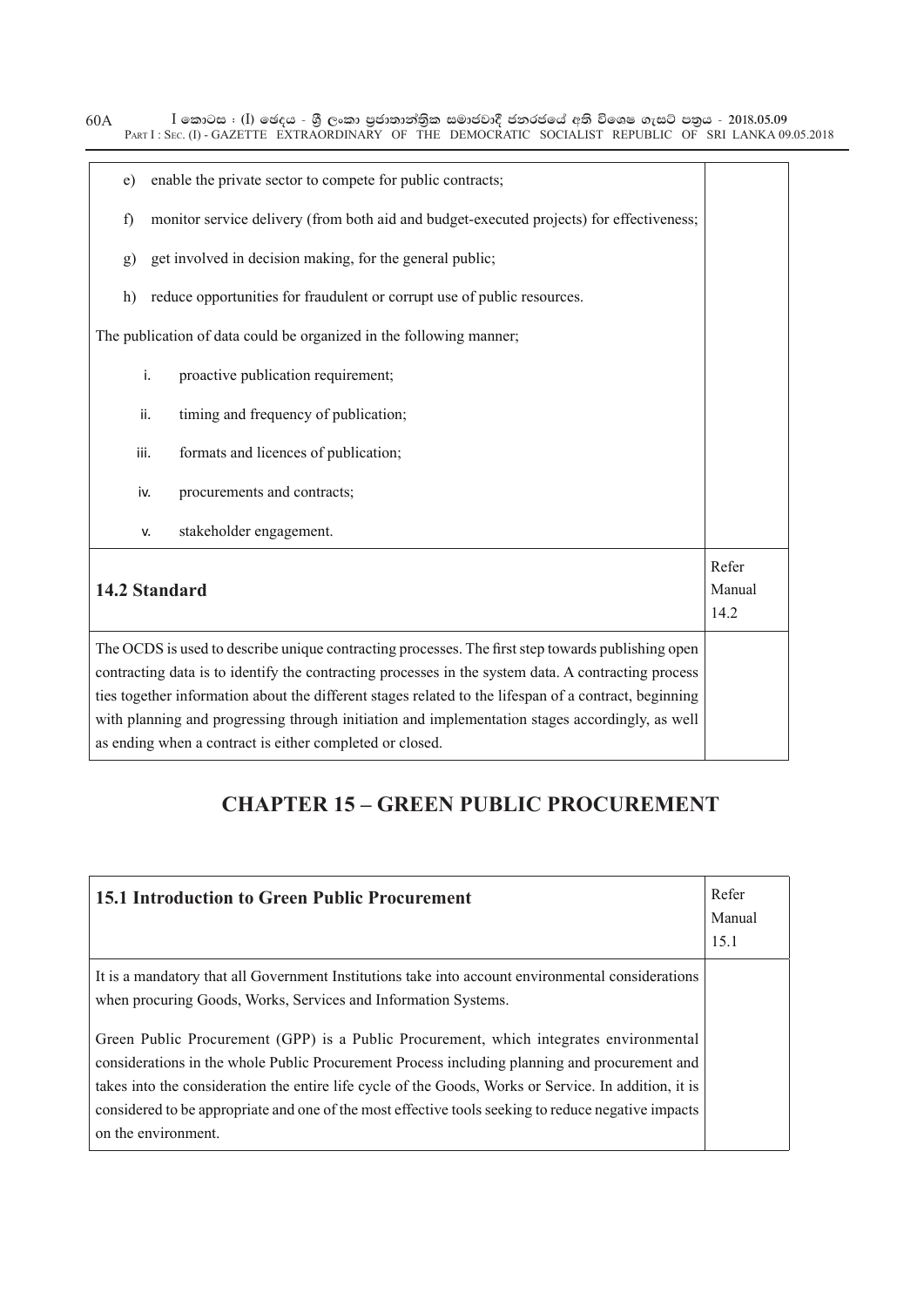| | |
|---|---|
| e) enable the private sector to compete for public contracts;<br>f) monitor service delivery (from both aid and budget-executed projects) for effectiveness;<br>g) get involved in decision making, for the general public;<br>h) reduce opportunities for fraudulent or corrupt use of public resources.<br><br>The publication of data could be organized in the following manner;<br><br>i. proactive publication requirement;<br>ii. timing and frequency of publication;<br>iii. formats and licences of publication;<br>iv. procurements and contracts;<br>v. stakeholder engagement. | |
| **14.2 Standard** | Refer Manual 14.2 |
| The OCDS is used to describe unique contracting processes. The first step towards publishing open contracting data is to identify the contracting processes in the system data. A contracting process ties together information about the different stages related to the lifespan of a contract, beginning with planning and progressing through initiation and implementation stages accordingly, as well as ending when a contract is either completed or closed. | |

## CHAPTER 15 – GREEN PUBLIC PROCUREMENT

| **15.1 Introduction to Green Public Procurement** | Refer Manual 15.1 |
|---|---|
| It is a mandatory that all Government Institutions take into account environmental considerations when procuring Goods, Works, Services and Information Systems.<br><br>Green Public Procurement (GPP) is a Public Procurement, which integrates environmental considerations in the whole Public Procurement Process including planning and procurement and takes into the consideration the entire life cycle of the Goods, Works or Service. In addition, it is considered to be appropriate and one of the most effective tools seeking to reduce negative impacts on the environment. | |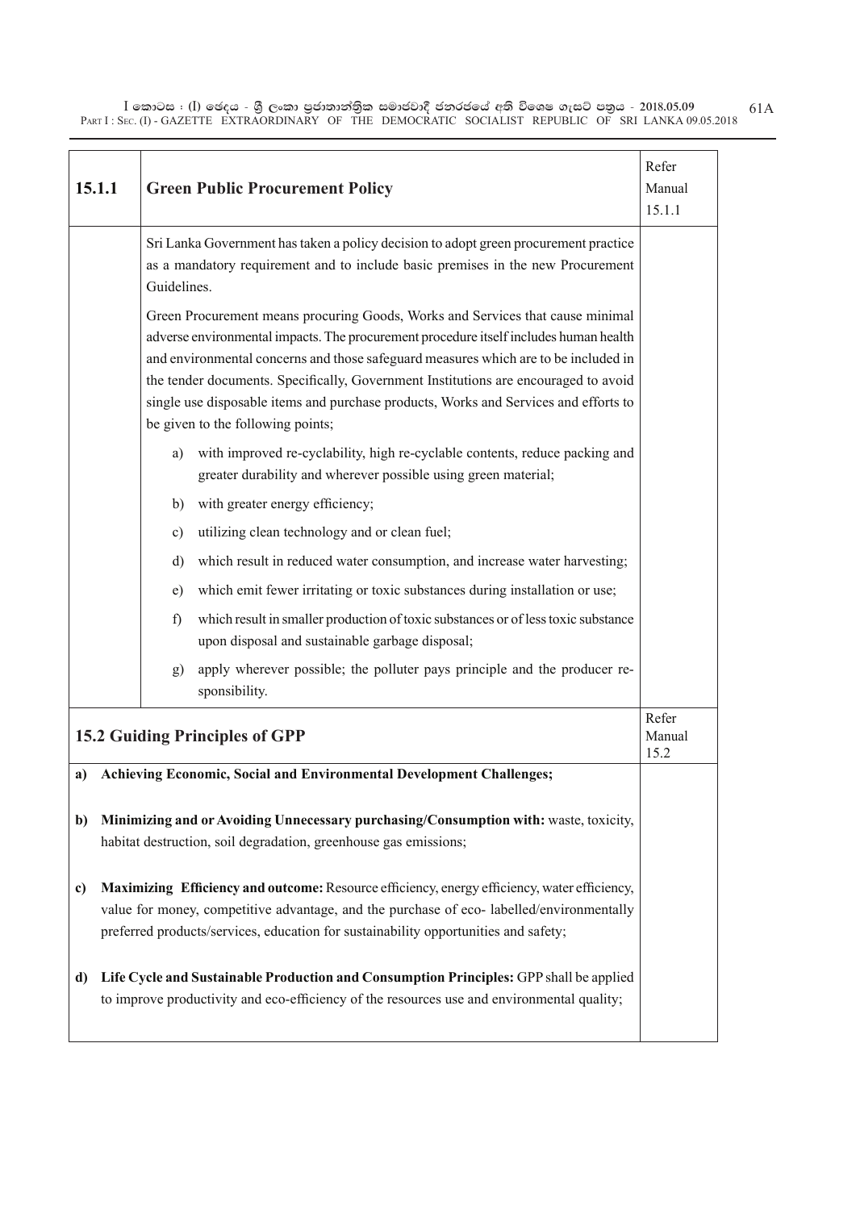| 15.1.1 | Green Public Procurement Policy | Refer Manual 15.1.1 |
|---|---|---|
| | Sri Lanka Government has taken a policy decision to adopt green procurement practice as a mandatory requirement and to include basic premises in the new Procurement Guidelines.<br><br>Green Procurement means procuring Goods, Works and Services that cause minimal adverse environmental impacts. The procurement procedure itself includes human health and environmental concerns and those safeguard measures which are to be included in the tender documents. Specifically, Government Institutions are encouraged to avoid single use disposable items and purchase products, Works and Services and efforts to be given to the following points;<br><br>a) with improved re-cyclability, high re-cyclable contents, reduce packing and greater durability and wherever possible using green material;<br><br>b) with greater energy efficiency;<br><br>c) utilizing clean technology and or clean fuel;<br><br>d) which result in reduced water consumption, and increase water harvesting;<br><br>e) which emit fewer irritating or toxic substances during installation or use;<br><br>f) which result in smaller production of toxic substances or of less toxic substance upon disposal and sustainable garbage disposal;<br><br>g) apply wherever possible; the polluter pays principle and the producer responsibility. | |

| 15.2 Guiding Principles of GPP | Refer Manual 15.2 |
|---|---|
| **a) Achieving Economic, Social and Environmental Development Challenges;**<br><br>**b) Minimizing and or Avoiding Unnecessary purchasing/Consumption with:** waste, toxicity, habitat destruction, soil degradation, greenhouse gas emissions;<br><br>**c) Maximizing Efficiency and outcome:** Resource efficiency, energy efficiency, water efficiency, value for money, competitive advantage, and the purchase of eco- labelled/environmentally preferred products/services, education for sustainability opportunities and safety;<br><br>**d) Life Cycle and Sustainable Production and Consumption Principles:** GPP shall be applied to improve productivity and eco-efficiency of the resources use and environmental quality; | |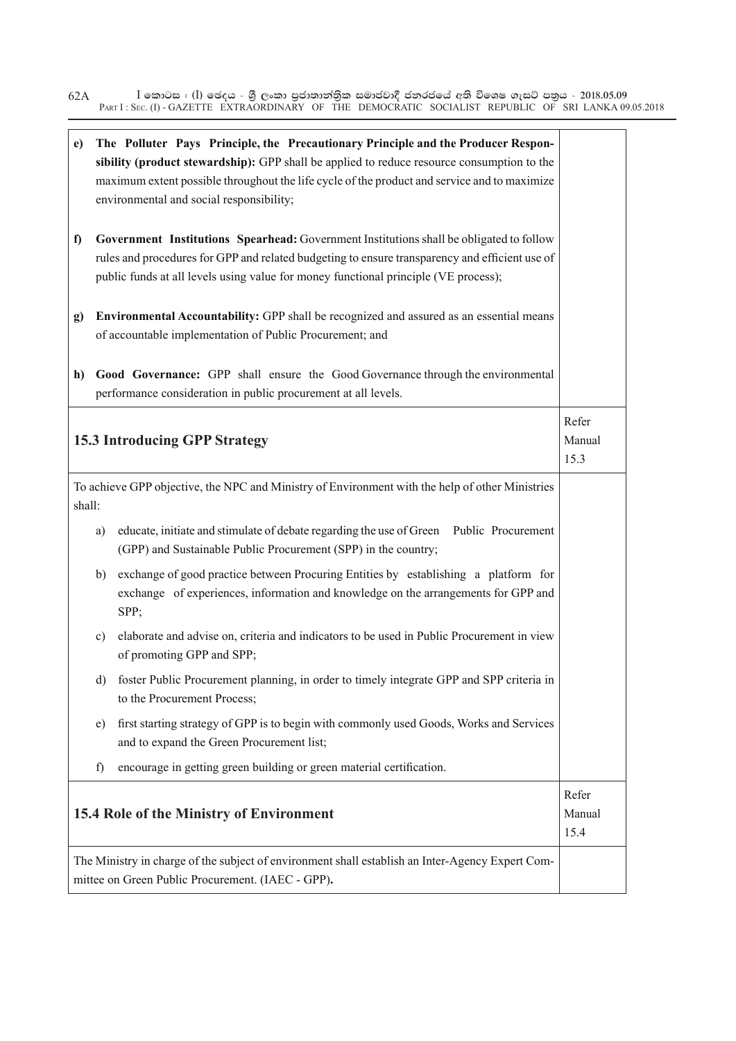| | |
|---|---|
| **e) The Polluter Pays Principle, the Precautionary Principle and the Producer Responsibility (product stewardship):** GPP shall be applied to reduce resource consumption to the maximum extent possible throughout the life cycle of the product and service and to maximize environmental and social responsibility; | |
| **f) Government Institutions Spearhead:** Government Institutions shall be obligated to follow rules and procedures for GPP and related budgeting to ensure transparency and efficient use of public funds at all levels using value for money functional principle (VE process); | |
| **g) Environmental Accountability:** GPP shall be recognized and assured as an essential means of accountable implementation of Public Procurement; and | |
| **h) Good Governance:** GPP shall ensure the Good Governance through the environmental performance consideration in public procurement at all levels. | |
| **15.3 Introducing GPP Strategy** | Refer Manual 15.3 |
| To achieve GPP objective, the NPC and Ministry of Environment with the help of other Ministries shall:<br>a) educate, initiate and stimulate of debate regarding the use of Green Public Procurement (GPP) and Sustainable Public Procurement (SPP) in the country;<br>b) exchange of good practice between Procuring Entities by establishing a platform for exchange of experiences, information and knowledge on the arrangements for GPP and SPP;<br>c) elaborate and advise on, criteria and indicators to be used in Public Procurement in view of promoting GPP and SPP;<br>d) foster Public Procurement planning, in order to timely integrate GPP and SPP criteria in to the Procurement Process;<br>e) first starting strategy of GPP is to begin with commonly used Goods, Works and Services and to expand the Green Procurement list;<br>f) encourage in getting green building or green material certification. | |
| **15.4 Role of the Ministry of Environment** | Refer Manual 15.4 |
| The Ministry in charge of the subject of environment shall establish an Inter-Agency Expert Committee on Green Public Procurement. (IAEC - GPP)**.** | |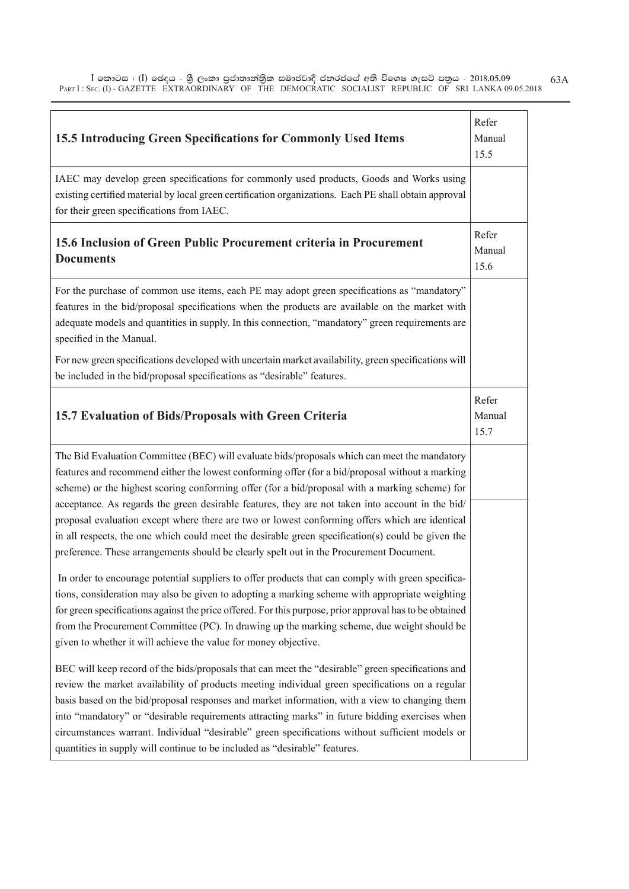| 15.5 Introducing Green Specifications for Commonly Used Items | Refer Manual 15.5 |
|---|---|
| IAEC may develop green specifications for commonly used products, Goods and Works using existing certified material by local green certification organizations. Each PE shall obtain approval for their green specifications from IAEC. | |
| **15.6 Inclusion of Green Public Procurement criteria in Procurement Documents** | Refer Manual 15.6 |
| For the purchase of common use items, each PE may adopt green specifications as "mandatory" features in the bid/proposal specifications when the products are available on the market with adequate models and quantities in supply. In this connection, "mandatory" green requirements are specified in the Manual.<br><br>For new green specifications developed with uncertain market availability, green specifications will be included in the bid/proposal specifications as "desirable" features. | |
| **15.7 Evaluation of Bids/Proposals with Green Criteria** | Refer Manual 15.7 |
| The Bid Evaluation Committee (BEC) will evaluate bids/proposals which can meet the mandatory features and recommend either the lowest conforming offer (for a bid/proposal without a marking scheme) or the highest scoring conforming offer (for a bid/proposal with a marking scheme) for acceptance. As regards the green desirable features, they are not taken into account in the bid/ proposal evaluation except where there are two or lowest conforming offers which are identical in all respects, the one which could meet the desirable green specification(s) could be given the preference. These arrangements should be clearly spelt out in the Procurement Document.<br><br>In order to encourage potential suppliers to offer products that can comply with green specifications, consideration may also be given to adopting a marking scheme with appropriate weighting for green specifications against the price offered. For this purpose, prior approval has to be obtained from the Procurement Committee (PC). In drawing up the marking scheme, due weight should be given to whether it will achieve the value for money objective.<br><br>BEC will keep record of the bids/proposals that can meet the "desirable" green specifications and review the market availability of products meeting individual green specifications on a regular basis based on the bid/proposal responses and market information, with a view to changing them into "mandatory" or "desirable requirements attracting marks" in future bidding exercises when circumstances warrant. Individual "desirable" green specifications without sufficient models or quantities in supply will continue to be included as "desirable" features. | |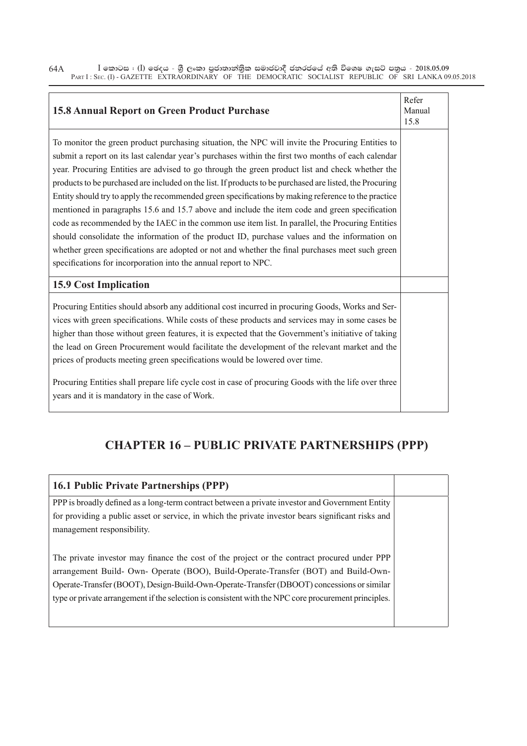| 15.8 Annual Report on Green Product Purchase | Refer Manual 15.8 |
|---|---|
| To monitor the green product purchasing situation, the NPC will invite the Procuring Entities to submit a report on its last calendar year's purchases within the first two months of each calendar year. Procuring Entities are advised to go through the green product list and check whether the products to be purchased are included on the list. If products to be purchased are listed, the Procuring Entity should try to apply the recommended green specifications by making reference to the practice mentioned in paragraphs 15.6 and 15.7 above and include the item code and green specification code as recommended by the IAEC in the common use item list. In parallel, the Procuring Entities should consolidate the information of the product ID, purchase values and the information on whether green specifications are adopted or not and whether the final purchases meet such green specifications for incorporation into the annual report to NPC. | |
| **15.9 Cost Implication** | |
| Procuring Entities should absorb any additional cost incurred in procuring Goods, Works and Services with green specifications. While costs of these products and services may in some cases be higher than those without green features, it is expected that the Government's initiative of taking the lead on Green Procurement would facilitate the development of the relevant market and the prices of products meeting green specifications would be lowered over time.<br><br>Procuring Entities shall prepare life cycle cost in case of procuring Goods with the life over three years and it is mandatory in the case of Work. | |

# CHAPTER 16 – PUBLIC PRIVATE PARTNERSHIPS (PPP)

| 16.1 Public Private Partnerships (PPP) | |
|---|---|
| PPP is broadly defined as a long-term contract between a private investor and Government Entity for providing a public asset or service, in which the private investor bears significant risks and management responsibility.<br><br>The private investor may finance the cost of the project or the contract procured under PPP arrangement Build- Own- Operate (BOO), Build-Operate-Transfer (BOT) and Build-Own-Operate-Transfer (BOOT), Design-Build-Own-Operate-Transfer (DBOOT) concessions or similar type or private arrangement if the selection is consistent with the NPC core procurement principles. | |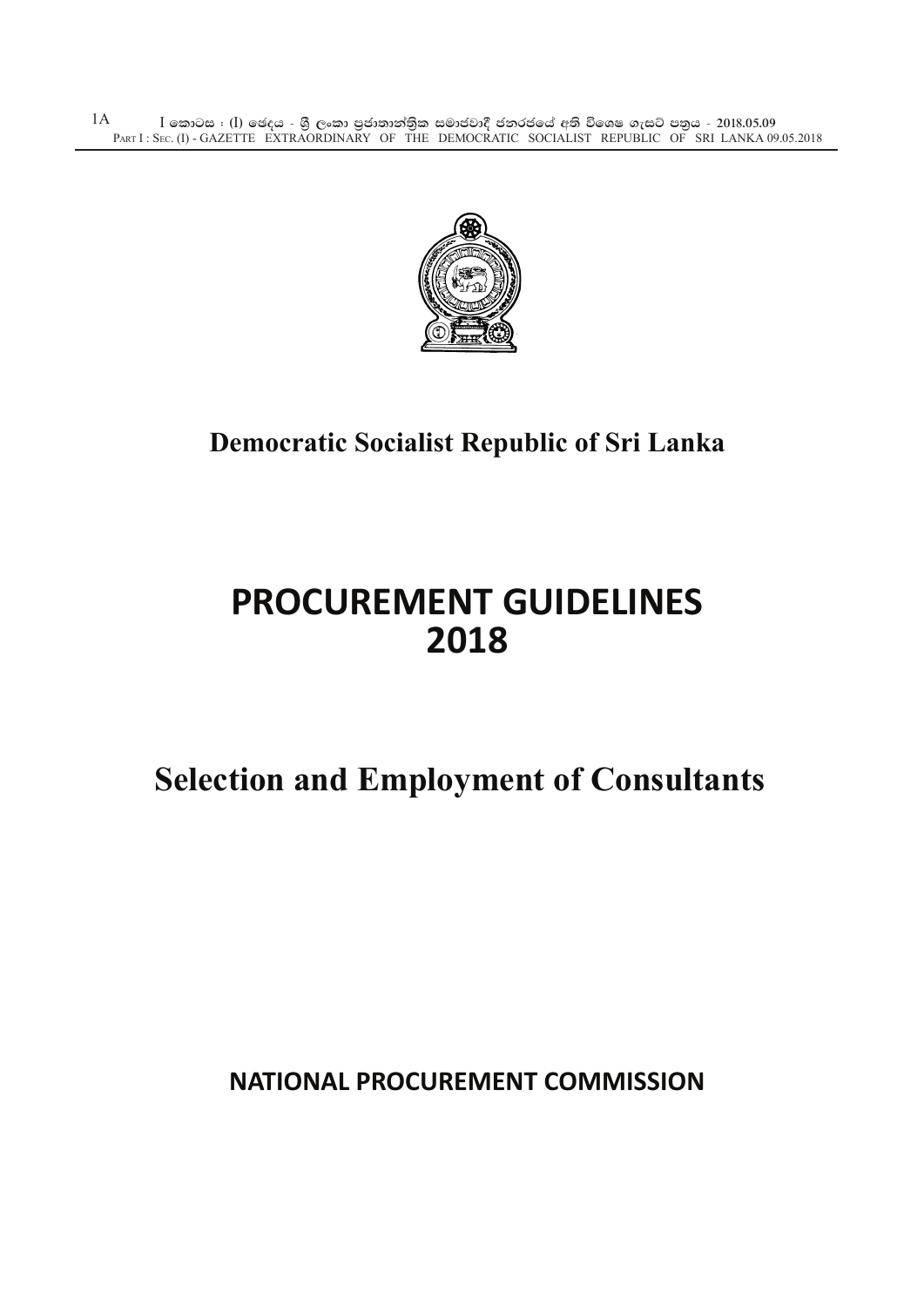# Democratic Socialist Republic of Sri Lanka

# PROCUREMENT GUIDELINES 2018

## Selection and Employment of Consultants

**NATIONAL PROCUREMENT COMMISSION**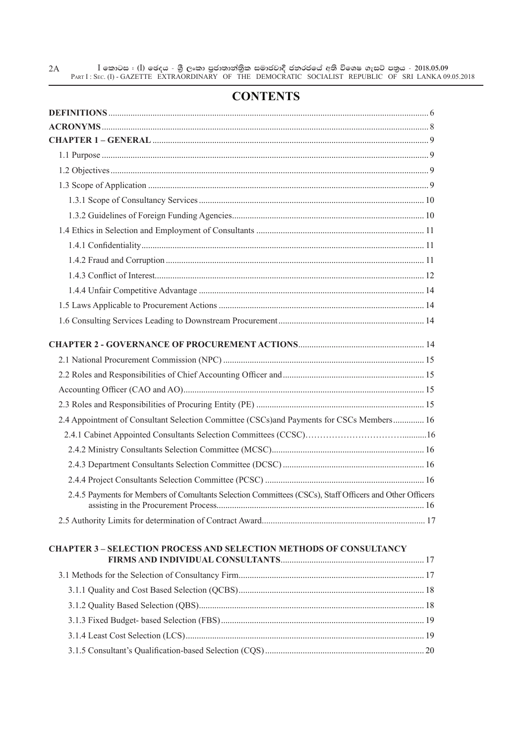# CONTENTS

**DEFINITIONS** .......... 6

**ACRONYMS** .......... 8

**CHAPTER 1 – GENERAL** .......... 9

- 1.1 Purpose .......... 9
- 1.2 Objectives .......... 9
- 1.3 Scope of Application .......... 9
  - 1.3.1 Scope of Consultancy Services .......... 10
  - 1.3.2 Guidelines of Foreign Funding Agencies .......... 10
- 1.4 Ethics in Selection and Employment of Consultants .......... 11
  - 1.4.1 Confidentiality .......... 11
  - 1.4.2 Fraud and Corruption .......... 11
  - 1.4.3 Conflict of Interest .......... 12
  - 1.4.4 Unfair Competitive Advantage .......... 14
- 1.5 Laws Applicable to Procurement Actions .......... 14
- 1.6 Consulting Services Leading to Downstream Procurement .......... 14

**CHAPTER 2 - GOVERNANCE OF PROCUREMENT ACTIONS** .......... 14

- 2.1 National Procurement Commission (NPC) .......... 15
- 2.2 Roles and Responsibilities of Chief Accounting Officer and .......... 15
- Accounting Officer (CAO and AO) .......... 15
- 2.3 Roles and Responsibilities of Procuring Entity (PE) .......... 15
- 2.4 Appointment of Consultant Selection Committee (CSCs)and Payments for CSCs Members .......... 16
  - 2.4.1 Cabinet Appointed Consultants Selection Committees (CCSC) .......... 16
  - 2.4.2 Ministry Consultants Selection Committee (MCSC) .......... 16
  - 2.4.3 Department Consultants Selection Committee (DCSC) .......... 16
  - 2.4.4 Project Consultants Selection Committee (PCSC) .......... 16
  - 2.4.5 Payments for Members of Comultants Selection Committees (CSCs), Staff Officers and Other Officers assisting in the Procurement Process .......... 16
- 2.5 Authority Limits for determination of Contract Award .......... 17

**CHAPTER 3 – SELECTION PROCESS AND SELECTION METHODS OF CONSULTANCY FIRMS AND INDIVIDUAL CONSULTANTS** .......... 17

- 3.1 Methods for the Selection of Consultancy Firm .......... 17
  - 3.1.1 Quality and Cost Based Selection (QCBS) .......... 18
  - 3.1.2 Quality Based Selection (QBS) .......... 18
  - 3.1.3 Fixed Budget- based Selection (FBS) .......... 19
  - 3.1.4 Least Cost Selection (LCS) .......... 19
  - 3.1.5 Consultant's Qualification-based Selection (CQS) .......... 20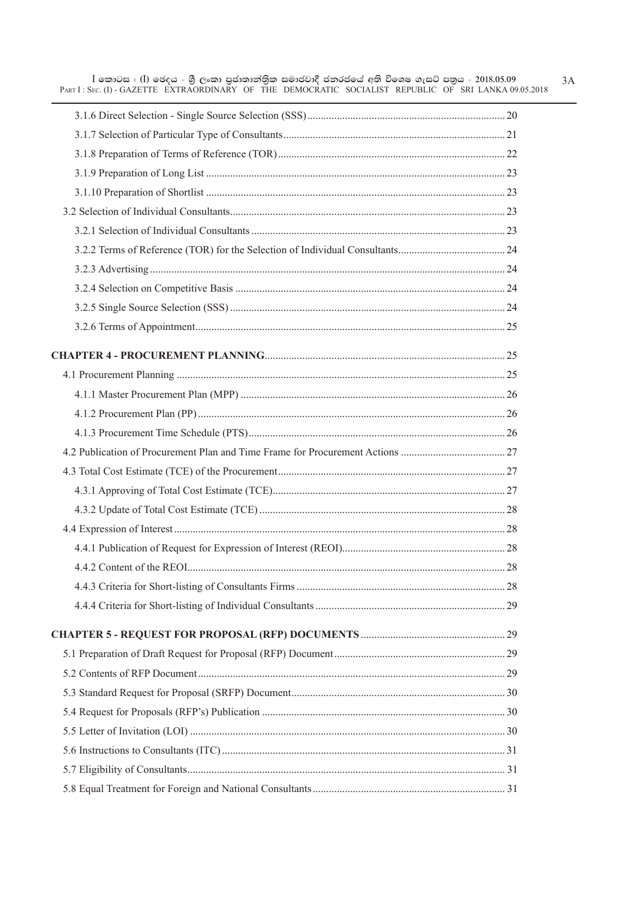3.1.6 Direct Selection - Single Source Selection (SSS) ........ 20

3.1.7 Selection of Particular Type of Consultants ........ 21

3.1.8 Preparation of Terms of Reference (TOR) ........ 22

3.1.9 Preparation of Long List ........ 23

3.1.10 Preparation of Shortlist ........ 23

3.2 Selection of Individual Consultants ........ 23

3.2.1 Selection of Individual Consultants ........ 23

3.2.2 Terms of Reference (TOR) for the Selection of Individual Consultants ........ 24

3.2.3 Advertising ........ 24

3.2.4 Selection on Competitive Basis ........ 24

3.2.5 Single Source Selection (SSS) ........ 24

3.2.6 Terms of Appointment ........ 25

**CHAPTER 4 - PROCUREMENT PLANNING** ........ 25

4.1 Procurement Planning ........ 25

4.1.1 Master Procurement Plan (MPP) ........ 26

4.1.2 Procurement Plan (PP) ........ 26

4.1.3 Procurement Time Schedule (PTS) ........ 26

4.2 Publication of Procurement Plan and Time Frame for Procurement Actions ........ 27

4.3 Total Cost Estimate (TCE) of the Procurement ........ 27

4.3.1 Approving of Total Cost Estimate (TCE) ........ 27

4.3.2 Update of Total Cost Estimate (TCE) ........ 28

4.4 Expression of Interest ........ 28

4.4.1 Publication of Request for Expression of Interest (REOI) ........ 28

4.4.2 Content of the REOI ........ 28

4.4.3 Criteria for Short-listing of Consultants Firms ........ 28

4.4.4 Criteria for Short-listing of Individual Consultants ........ 29

**CHAPTER 5 - REQUEST FOR PROPOSAL (RFP) DOCUMENTS** ........ 29

5.1 Preparation of Draft Request for Proposal (RFP) Document ........ 29

5.2 Contents of RFP Document ........ 29

5.3 Standard Request for Proposal (SRFP) Document ........ 30

5.4 Request for Proposals (RFP's) Publication ........ 30

5.5 Letter of Invitation (LOI) ........ 30

5.6 Instructions to Consultants (ITC) ........ 31

5.7 Eligibility of Consultants ........ 31

5.8 Equal Treatment for Foreign and National Consultants ........ 31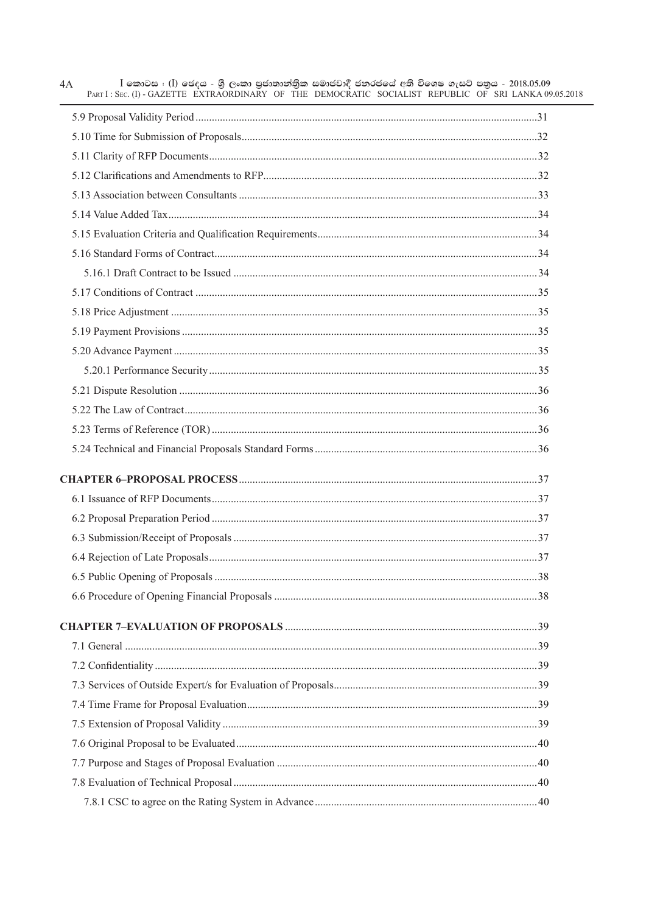5.9 Proposal Validity Period ....................................................................................................................31

5.10 Time for Submission of Proposals..................................................................................................32

5.11 Clarity of RFP Documents..............................................................................................................32

5.12 Clarifications and Amendments to RFP.........................................................................................32

5.13 Association between Consultants ..................................................................................................33

5.14 Value Added Tax.............................................................................................................................34

5.15 Evaluation Criteria and Qualification Requirements......................................................................34

5.16 Standard Forms of Contract............................................................................................................34

5.16.1 Draft Contract to be Issued .....................................................................................................34

5.17 Conditions of Contract ...................................................................................................................35

5.18 Price Adjustment ............................................................................................................................35

5.19 Payment Provisions ........................................................................................................................35

5.20 Advance Payment ...........................................................................................................................35

5.20.1 Performance Security...............................................................................................................35

5.21 Dispute Resolution .........................................................................................................................36

5.22 The Law of Contract.......................................................................................................................36

5.23 Terms of Reference (TOR) .............................................................................................................36

5.24 Technical and Financial Proposals Standard Forms .......................................................................36

**CHAPTER 6–PROPOSAL PROCESS**.................................................................................................37

6.1 Issuance of RFP Documents.............................................................................................................37

6.2 Proposal Preparation Period .............................................................................................................37

6.3 Submission/Receipt of Proposals .....................................................................................................37

6.4 Rejection of Late Proposals..............................................................................................................37

6.5 Public Opening of Proposals ............................................................................................................38

6.6 Procedure of Opening Financial Proposals ......................................................................................38

**CHAPTER 7–EVALUATION OF PROPOSALS** ................................................................................39

7.1 General .............................................................................................................................................39

7.2 Confidentiality ..................................................................................................................................39

7.3 Services of Outside Expert/s for Evaluation of Proposals.................................................................39

7.4 Time Frame for Proposal Evaluation................................................................................................39

7.5 Extension of Proposal Validity .........................................................................................................39

7.6 Original Proposal to be Evaluated....................................................................................................40

7.7 Purpose and Stages of Proposal Evaluation .....................................................................................40

7.8 Evaluation of Technical Proposal .....................................................................................................40

7.8.1 CSC to agree on the Rating System in Advance .......................................................................40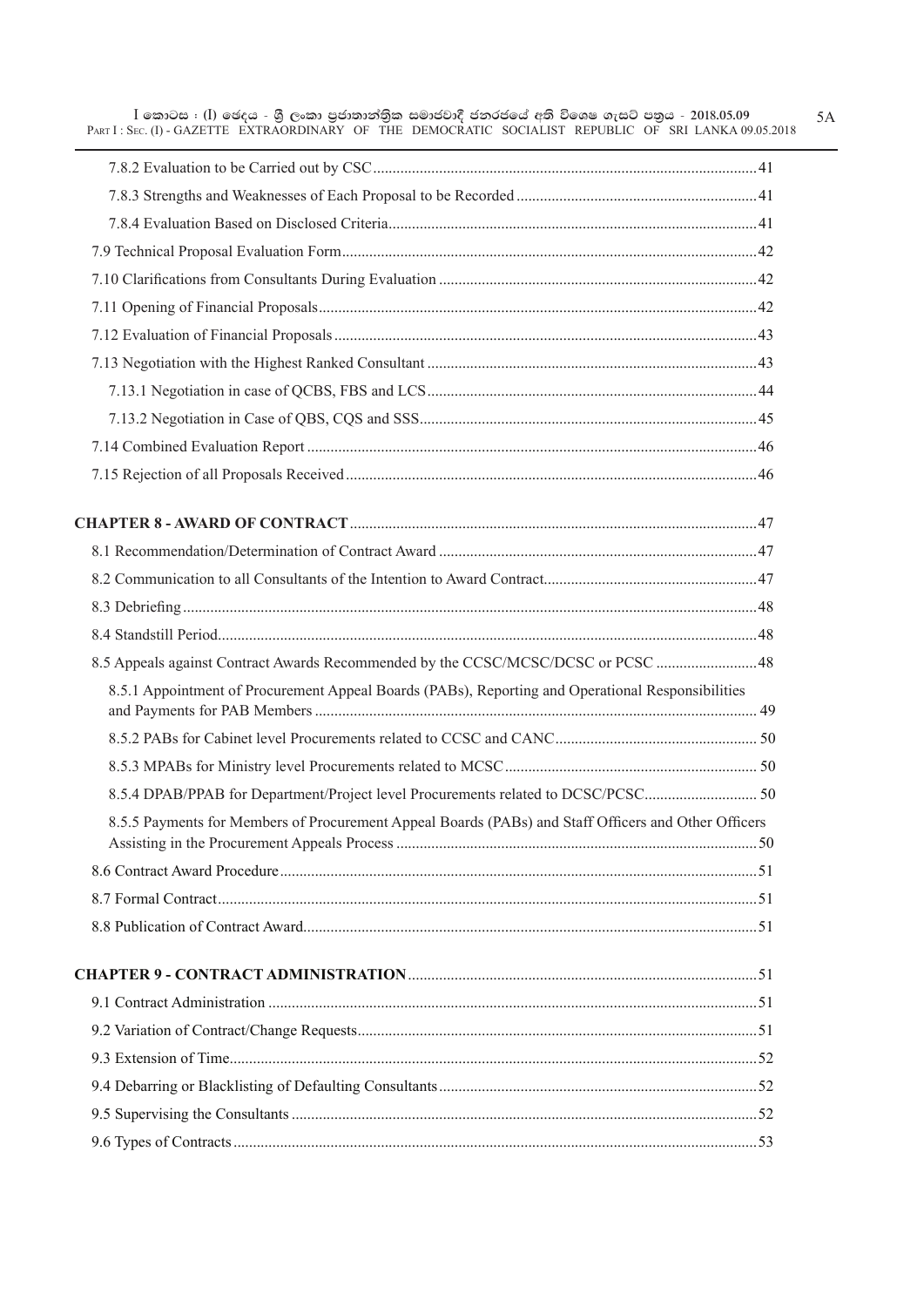7.8.2 Evaluation to be Carried out by CSC .......... 41

7.8.3 Strengths and Weaknesses of Each Proposal to be Recorded .......... 41

7.8.4 Evaluation Based on Disclosed Criteria .......... 41

7.9 Technical Proposal Evaluation Form .......... 42

7.10 Clarifications from Consultants During Evaluation .......... 42

7.11 Opening of Financial Proposals .......... 42

7.12 Evaluation of Financial Proposals .......... 43

7.13 Negotiation with the Highest Ranked Consultant .......... 43

7.13.1 Negotiation in case of QCBS, FBS and LCS .......... 44

7.13.2 Negotiation in Case of QBS, CQS and SSS .......... 45

7.14 Combined Evaluation Report .......... 46

7.15 Rejection of all Proposals Received .......... 46

**CHAPTER 8 - AWARD OF CONTRACT** .......... 47

8.1 Recommendation/Determination of Contract Award .......... 47

8.2 Communication to all Consultants of the Intention to Award Contract .......... 47

8.3 Debriefing .......... 48

8.4 Standstill Period .......... 48

8.5 Appeals against Contract Awards Recommended by the CCSC/MCSC/DCSC or PCSC .......... 48

8.5.1 Appointment of Procurement Appeal Boards (PABs), Reporting and Operational Responsibilities and Payments for PAB Members .......... 49

8.5.2 PABs for Cabinet level Procurements related to CCSC and CANC .......... 50

8.5.3 MPABs for Ministry level Procurements related to MCSC .......... 50

8.5.4 DPAB/PPAB for Department/Project level Procurements related to DCSC/PCSC .......... 50

8.5.5 Payments for Members of Procurement Appeal Boards (PABs) and Staff Officers and Other Officers Assisting in the Procurement Appeals Process .......... 50

8.6 Contract Award Procedure .......... 51

8.7 Formal Contract .......... 51

8.8 Publication of Contract Award .......... 51

**CHAPTER 9 - CONTRACT ADMINISTRATION** .......... 51

9.1 Contract Administration .......... 51

9.2 Variation of Contract/Change Requests .......... 51

9.3 Extension of Time .......... 52

9.4 Debarring or Blacklisting of Defaulting Consultants .......... 52

9.5 Supervising the Consultants .......... 52

9.6 Types of Contracts .......... 53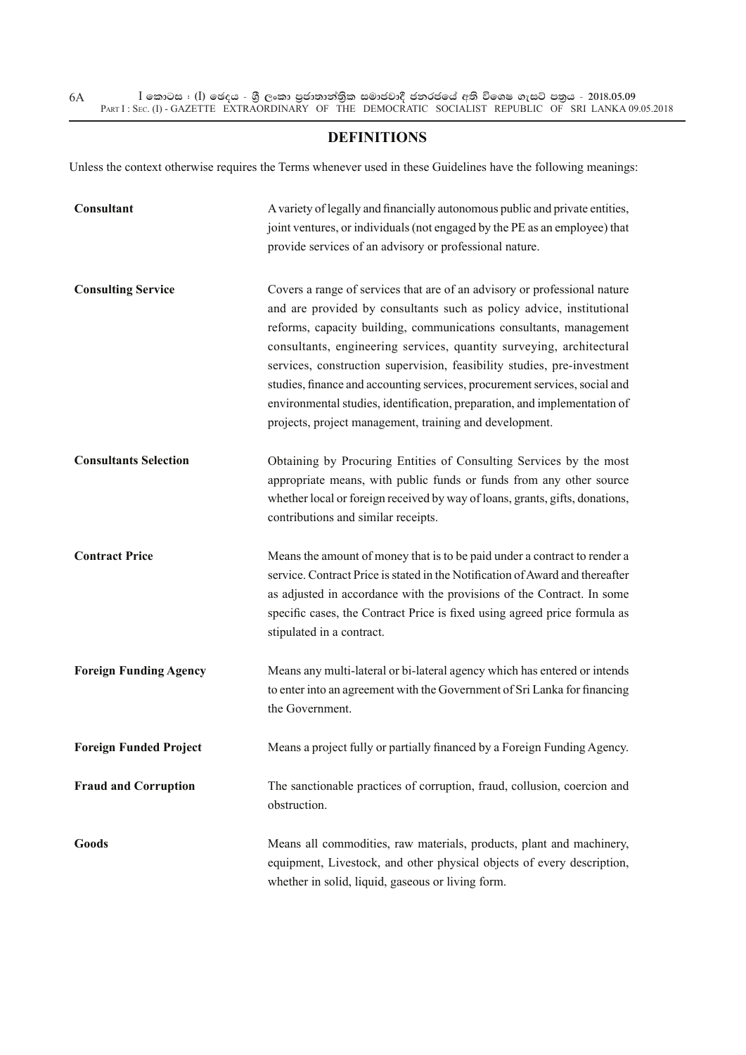## DEFINITIONS

Unless the context otherwise requires the Terms whenever used in these Guidelines have the following meanings:

| | |
|---|---|
| **Consultant** | A variety of legally and financially autonomous public and private entities, joint ventures, or individuals (not engaged by the PE as an employee) that provide services of an advisory or professional nature. |
| **Consulting Service** | Covers a range of services that are of an advisory or professional nature and are provided by consultants such as policy advice, institutional reforms, capacity building, communications consultants, management consultants, engineering services, quantity surveying, architectural services, construction supervision, feasibility studies, pre-investment studies, finance and accounting services, procurement services, social and environmental studies, identification, preparation, and implementation of projects, project management, training and development. |
| **Consultants Selection** | Obtaining by Procuring Entities of Consulting Services by the most appropriate means, with public funds or funds from any other source whether local or foreign received by way of loans, grants, gifts, donations, contributions and similar receipts. |
| **Contract Price** | Means the amount of money that is to be paid under a contract to render a service. Contract Price is stated in the Notification of Award and thereafter as adjusted in accordance with the provisions of the Contract. In some specific cases, the Contract Price is fixed using agreed price formula as stipulated in a contract. |
| **Foreign Funding Agency** | Means any multi-lateral or bi-lateral agency which has entered or intends to enter into an agreement with the Government of Sri Lanka for financing the Government. |
| **Foreign Funded Project** | Means a project fully or partially financed by a Foreign Funding Agency. |
| **Fraud and Corruption** | The sanctionable practices of corruption, fraud, collusion, coercion and obstruction. |
| **Goods** | Means all commodities, raw materials, products, plant and machinery, equipment, Livestock, and other physical objects of every description, whether in solid, liquid, gaseous or living form. |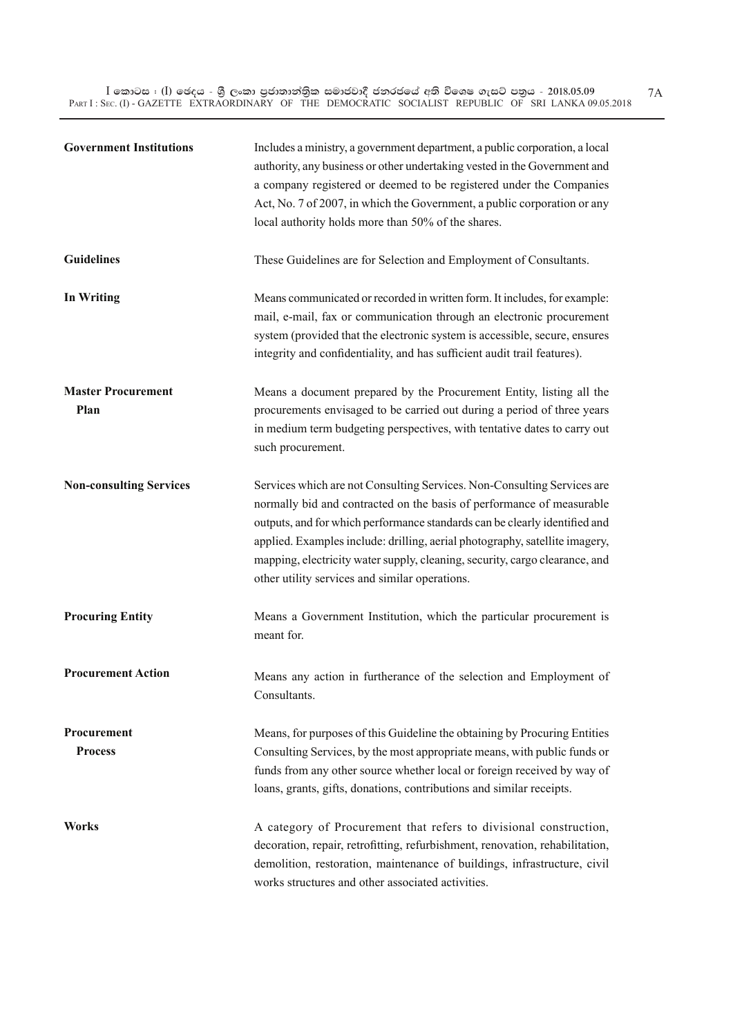| | |
|---|---|
| **Government Institutions** | Includes a ministry, a government department, a public corporation, a local authority, any business or other undertaking vested in the Government and a company registered or deemed to be registered under the Companies Act, No. 7 of 2007, in which the Government, a public corporation or any local authority holds more than 50% of the shares. |
| **Guidelines** | These Guidelines are for Selection and Employment of Consultants. |
| **In Writing** | Means communicated or recorded in written form. It includes, for example: mail, e-mail, fax or communication through an electronic procurement system (provided that the electronic system is accessible, secure, ensures integrity and confidentiality, and has sufficient audit trail features). |
| **Master Procurement Plan** | Means a document prepared by the Procurement Entity, listing all the procurements envisaged to be carried out during a period of three years in medium term budgeting perspectives, with tentative dates to carry out such procurement. |
| **Non-consulting Services** | Services which are not Consulting Services. Non-Consulting Services are normally bid and contracted on the basis of performance of measurable outputs, and for which performance standards can be clearly identified and applied. Examples include: drilling, aerial photography, satellite imagery, mapping, electricity water supply, cleaning, security, cargo clearance, and other utility services and similar operations. |
| **Procuring Entity** | Means a Government Institution, which the particular procurement is meant for. |
| **Procurement Action** | Means any action in furtherance of the selection and Employment of Consultants. |
| **Procurement Process** | Means, for purposes of this Guideline the obtaining by Procuring Entities Consulting Services, by the most appropriate means, with public funds or funds from any other source whether local or foreign received by way of loans, grants, gifts, donations, contributions and similar receipts. |
| **Works** | A category of Procurement that refers to divisional construction, decoration, repair, retrofitting, refurbishment, renovation, rehabilitation, demolition, restoration, maintenance of buildings, infrastructure, civil works structures and other associated activities. |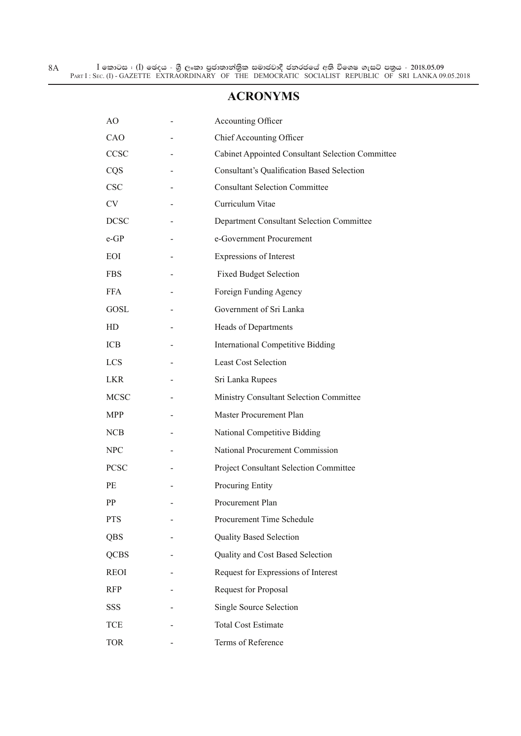# ACRONYMS

| | | |
|---|---|---|
| AO | - | Accounting Officer |
| CAO | - | Chief Accounting Officer |
| CCSC | - | Cabinet Appointed Consultant Selection Committee |
| CQS | - | Consultant's Qualification Based Selection |
| CSC | - | Consultant Selection Committee |
| CV | - | Curriculum Vitae |
| DCSC | - | Department Consultant Selection Committee |
| e-GP | - | e-Government Procurement |
| EOI | - | Expressions of Interest |
| FBS | - | Fixed Budget Selection |
| FFA | - | Foreign Funding Agency |
| GOSL | - | Government of Sri Lanka |
| HD | - | Heads of Departments |
| ICB | - | International Competitive Bidding |
| LCS | - | Least Cost Selection |
| LKR | - | Sri Lanka Rupees |
| MCSC | - | Ministry Consultant Selection Committee |
| MPP | - | Master Procurement Plan |
| NCB | - | National Competitive Bidding |
| NPC | - | National Procurement Commission |
| PCSC | - | Project Consultant Selection Committee |
| PE | - | Procuring Entity |
| PP | - | Procurement Plan |
| PTS | - | Procurement Time Schedule |
| QBS | - | Quality Based Selection |
| QCBS | - | Quality and Cost Based Selection |
| REOI | - | Request for Expressions of Interest |
| RFP | - | Request for Proposal |
| SSS | - | Single Source Selection |
| TCE | - | Total Cost Estimate |
| TOR | - | Terms of Reference |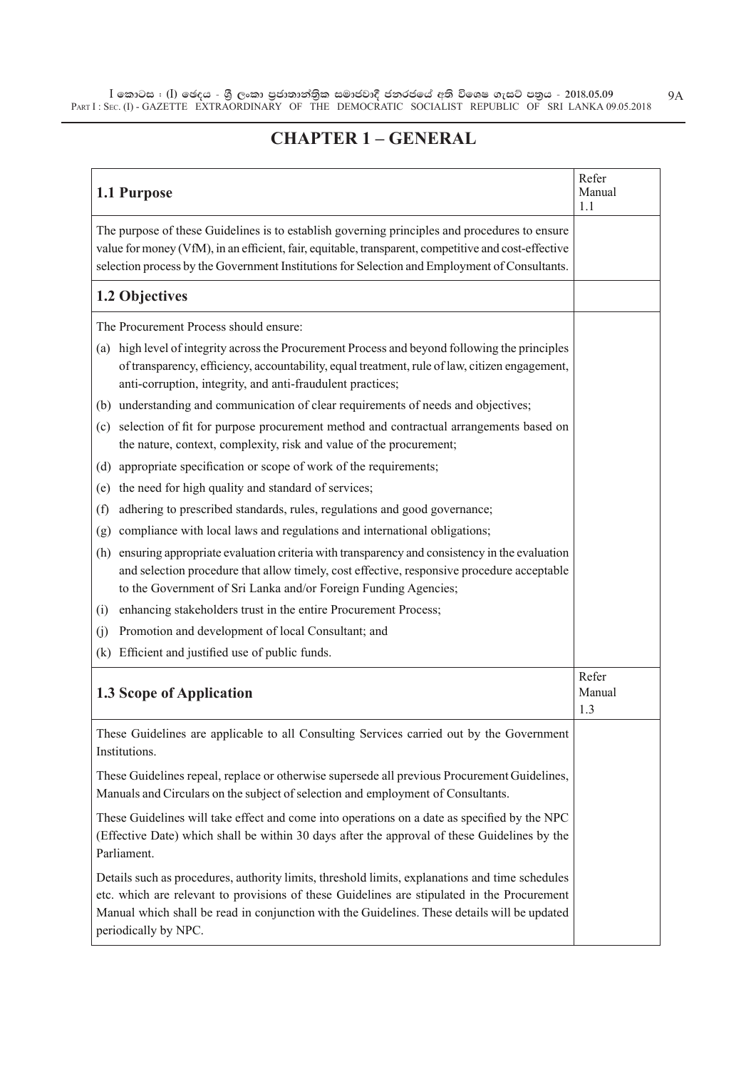# CHAPTER 1 – GENERAL

| 1.1 Purpose | Refer Manual 1.1 |
|---|---|
| The purpose of these Guidelines is to establish governing principles and procedures to ensure value for money (VfM), in an efficient, fair, equitable, transparent, competitive and cost-effective selection process by the Government Institutions for Selection and Employment of Consultants. | |
| **1.2 Objectives** | |
| The Procurement Process should ensure:<br>(a) high level of integrity across the Procurement Process and beyond following the principles of transparency, efficiency, accountability, equal treatment, rule of law, citizen engagement, anti-corruption, integrity, and anti-fraudulent practices;<br>(b) understanding and communication of clear requirements of needs and objectives;<br>(c) selection of fit for purpose procurement method and contractual arrangements based on the nature, context, complexity, risk and value of the procurement;<br>(d) appropriate specification or scope of work of the requirements;<br>(e) the need for high quality and standard of services;<br>(f) adhering to prescribed standards, rules, regulations and good governance;<br>(g) compliance with local laws and regulations and international obligations;<br>(h) ensuring appropriate evaluation criteria with transparency and consistency in the evaluation and selection procedure that allow timely, cost effective, responsive procedure acceptable to the Government of Sri Lanka and/or Foreign Funding Agencies;<br>(i) enhancing stakeholders trust in the entire Procurement Process;<br>(j) Promotion and development of local Consultant; and<br>(k) Efficient and justified use of public funds. | |
| **1.3 Scope of Application** | Refer Manual 1.3 |
| These Guidelines are applicable to all Consulting Services carried out by the Government Institutions.<br><br>These Guidelines repeal, replace or otherwise supersede all previous Procurement Guidelines, Manuals and Circulars on the subject of selection and employment of Consultants.<br><br>These Guidelines will take effect and come into operations on a date as specified by the NPC (Effective Date) which shall be within 30 days after the approval of these Guidelines by the Parliament.<br><br>Details such as procedures, authority limits, threshold limits, explanations and time schedules etc. which are relevant to provisions of these Guidelines are stipulated in the Procurement Manual which shall be read in conjunction with the Guidelines. These details will be updated periodically by NPC. | |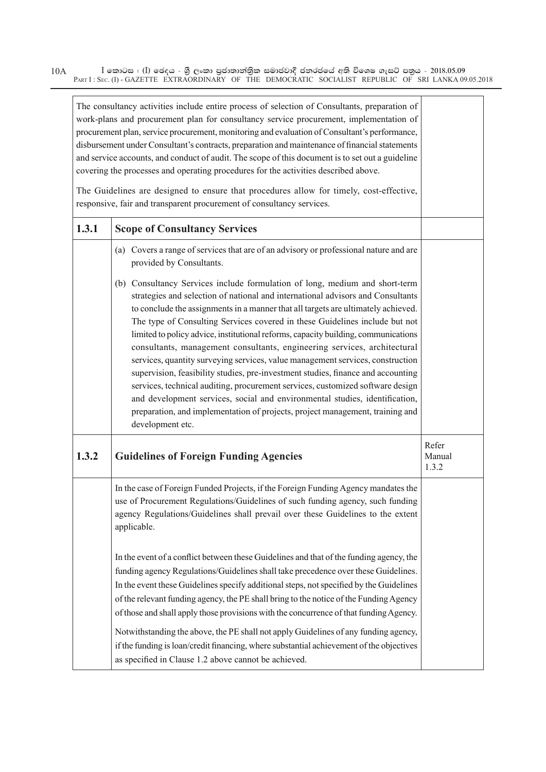| | | |
|---|---|---|
| | The consultancy activities include entire process of selection of Consultants, preparation of work-plans and procurement plan for consultancy service procurement, implementation of procurement plan, service procurement, monitoring and evaluation of Consultant's performance, disbursement under Consultant's contracts, preparation and maintenance of financial statements and service accounts, and conduct of audit. The scope of this document is to set out a guideline covering the processes and operating procedures for the activities described above.<br><br>The Guidelines are designed to ensure that procedures allow for timely, cost-effective, responsive, fair and transparent procurement of consultancy services. | |
| **1.3.1** | **Scope of Consultancy Services** | |
| | (a) Covers a range of services that are of an advisory or professional nature and are provided by Consultants.<br><br>(b) Consultancy Services include formulation of long, medium and short-term strategies and selection of national and international advisors and Consultants to conclude the assignments in a manner that all targets are ultimately achieved. The type of Consulting Services covered in these Guidelines include but not limited to policy advice, institutional reforms, capacity building, communications consultants, management consultants, engineering services, architectural services, quantity surveying services, value management services, construction supervision, feasibility studies, pre-investment studies, finance and accounting services, technical auditing, procurement services, customized software design and development services, social and environmental studies, identification, preparation, and implementation of projects, project management, training and development etc. | |
| **1.3.2** | **Guidelines of Foreign Funding Agencies** | Refer Manual 1.3.2 |
| | In the case of Foreign Funded Projects, if the Foreign Funding Agency mandates the use of Procurement Regulations/Guidelines of such funding agency, such funding agency Regulations/Guidelines shall prevail over these Guidelines to the extent applicable.<br><br>In the event of a conflict between these Guidelines and that of the funding agency, the funding agency Regulations/Guidelines shall take precedence over these Guidelines. In the event these Guidelines specify additional steps, not specified by the Guidelines of the relevant funding agency, the PE shall bring to the notice of the Funding Agency of those and shall apply those provisions with the concurrence of that funding Agency.<br><br>Notwithstanding the above, the PE shall not apply Guidelines of any funding agency, if the funding is loan/credit financing, where substantial achievement of the objectives as specified in Clause 1.2 above cannot be achieved. | |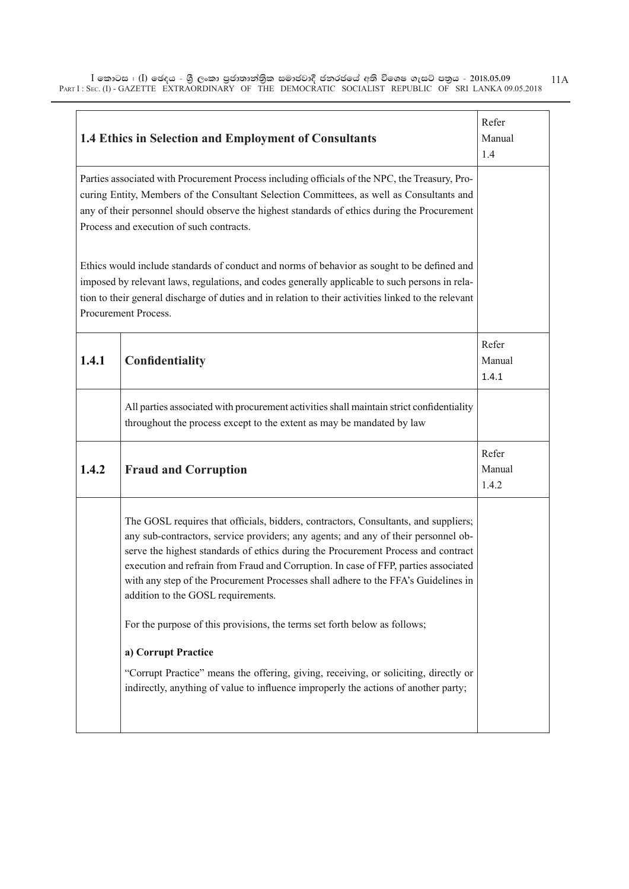| 1.4 Ethics in Selection and Employment of Consultants | | Refer Manual 1.4 |
|---|---|---|
| Parties associated with Procurement Process including officials of the NPC, the Treasury, Procuring Entity, Members of the Consultant Selection Committees, as well as Consultants and any of their personnel should observe the highest standards of ethics during the Procurement Process and execution of such contracts.<br><br>Ethics would include standards of conduct and norms of behavior as sought to be defined and imposed by relevant laws, regulations, and codes generally applicable to such persons in relation to their general discharge of duties and in relation to their activities linked to the relevant Procurement Process. | | |
| **1.4.1** | **Confidentiality** | Refer Manual 1.4.1 |
| | All parties associated with procurement activities shall maintain strict confidentiality throughout the process except to the extent as may be mandated by law | |
| **1.4.2** | **Fraud and Corruption** | Refer Manual 1.4.2 |
| | The GOSL requires that officials, bidders, contractors, Consultants, and suppliers; any sub-contractors, service providers; any agents; and any of their personnel observe the highest standards of ethics during the Procurement Process and contract execution and refrain from Fraud and Corruption. In case of FFP, parties associated with any step of the Procurement Processes shall adhere to the FFA's Guidelines in addition to the GOSL requirements.<br><br>For the purpose of this provisions, the terms set forth below as follows;<br><br>**a) Corrupt Practice**<br><br>"Corrupt Practice" means the offering, giving, receiving, or soliciting, directly or indirectly, anything of value to influence improperly the actions of another party; | |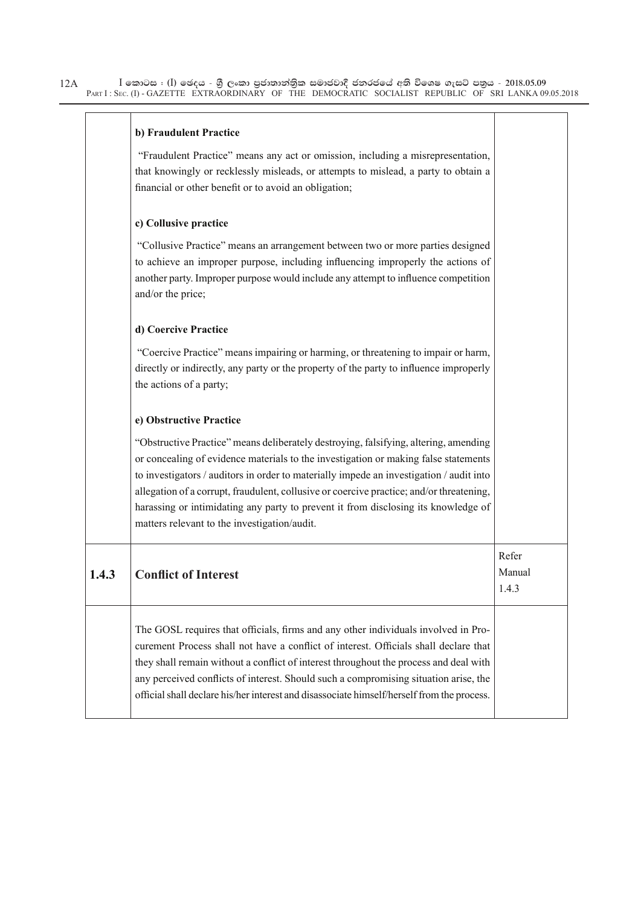| | | |
|---|---|---|
| | **b) Fraudulent Practice**<br><br>"Fraudulent Practice" means any act or omission, including a misrepresentation, that knowingly or recklessly misleads, or attempts to mislead, a party to obtain a financial or other benefit or to avoid an obligation;<br><br>**c) Collusive practice**<br><br>"Collusive Practice" means an arrangement between two or more parties designed to achieve an improper purpose, including influencing improperly the actions of another party. Improper purpose would include any attempt to influence competition and/or the price;<br><br>**d) Coercive Practice**<br><br>"Coercive Practice" means impairing or harming, or threatening to impair or harm, directly or indirectly, any party or the property of the party to influence improperly the actions of a party;<br><br>**e) Obstructive Practice**<br><br>"Obstructive Practice" means deliberately destroying, falsifying, altering, amending or concealing of evidence materials to the investigation or making false statements to investigators / auditors in order to materially impede an investigation / audit into allegation of a corrupt, fraudulent, collusive or coercive practice; and/or threatening, harassing or intimidating any party to prevent it from disclosing its knowledge of matters relevant to the investigation/audit. | |
| **1.4.3** | **Conflict of Interest** | Refer Manual 1.4.3 |
| | The GOSL requires that officials, firms and any other individuals involved in Procurement Process shall not have a conflict of interest. Officials shall declare that they shall remain without a conflict of interest throughout the process and deal with any perceived conflicts of interest. Should such a compromising situation arise, the official shall declare his/her interest and disassociate himself/herself from the process. | |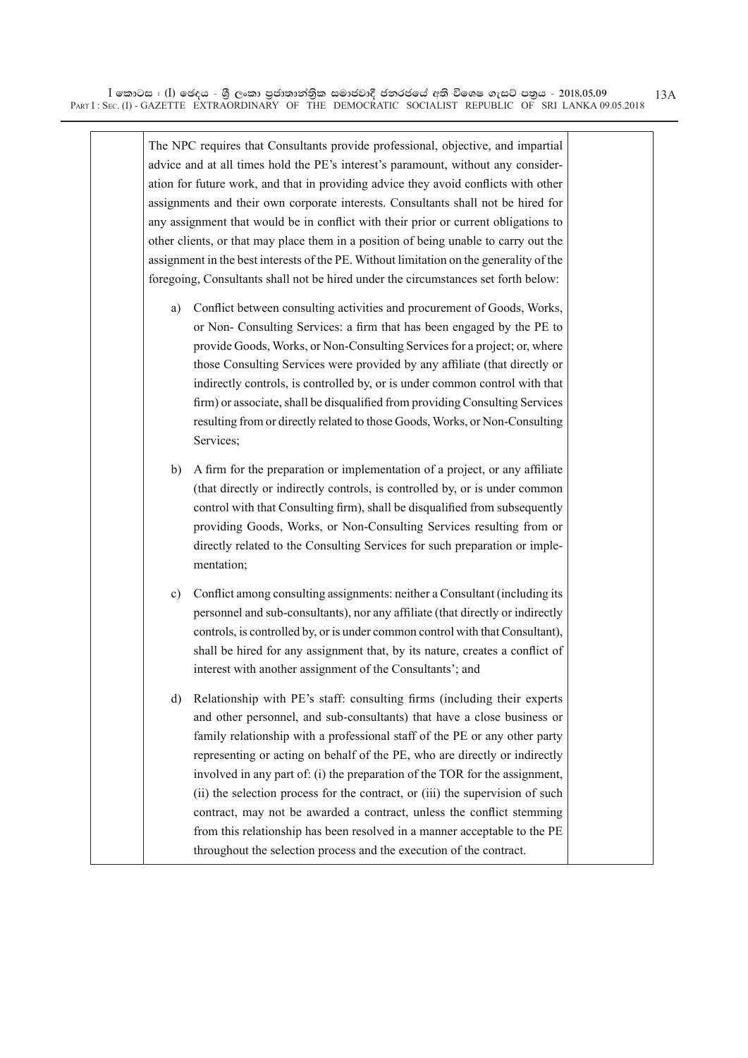The NPC requires that Consultants provide professional, objective, and impartial advice and at all times hold the PE's interest's paramount, without any consideration for future work, and that in providing advice they avoid conflicts with other assignments and their own corporate interests. Consultants shall not be hired for any assignment that would be in conflict with their prior or current obligations to other clients, or that may place them in a position of being unable to carry out the assignment in the best interests of the PE. Without limitation on the generality of the foregoing, Consultants shall not be hired under the circumstances set forth below:

a) Conflict between consulting activities and procurement of Goods, Works, or Non- Consulting Services: a firm that has been engaged by the PE to provide Goods, Works, or Non-Consulting Services for a project; or, where those Consulting Services were provided by any affiliate (that directly or indirectly controls, is controlled by, or is under common control with that firm) or associate, shall be disqualified from providing Consulting Services resulting from or directly related to those Goods, Works, or Non-Consulting Services;

b) A firm for the preparation or implementation of a project, or any affiliate (that directly or indirectly controls, is controlled by, or is under common control with that Consulting firm), shall be disqualified from subsequently providing Goods, Works, or Non-Consulting Services resulting from or directly related to the Consulting Services for such preparation or implementation;

c) Conflict among consulting assignments: neither a Consultant (including its personnel and sub-consultants), nor any affiliate (that directly or indirectly controls, is controlled by, or is under common control with that Consultant), shall be hired for any assignment that, by its nature, creates a conflict of interest with another assignment of the Consultants'; and

d) Relationship with PE's staff: consulting firms (including their experts and other personnel, and sub-consultants) that have a close business or family relationship with a professional staff of the PE or any other party representing or acting on behalf of the PE, who are directly or indirectly involved in any part of: (i) the preparation of the TOR for the assignment, (ii) the selection process for the contract, or (iii) the supervision of such contract, may not be awarded a contract, unless the conflict stemming from this relationship has been resolved in a manner acceptable to the PE throughout the selection process and the execution of the contract.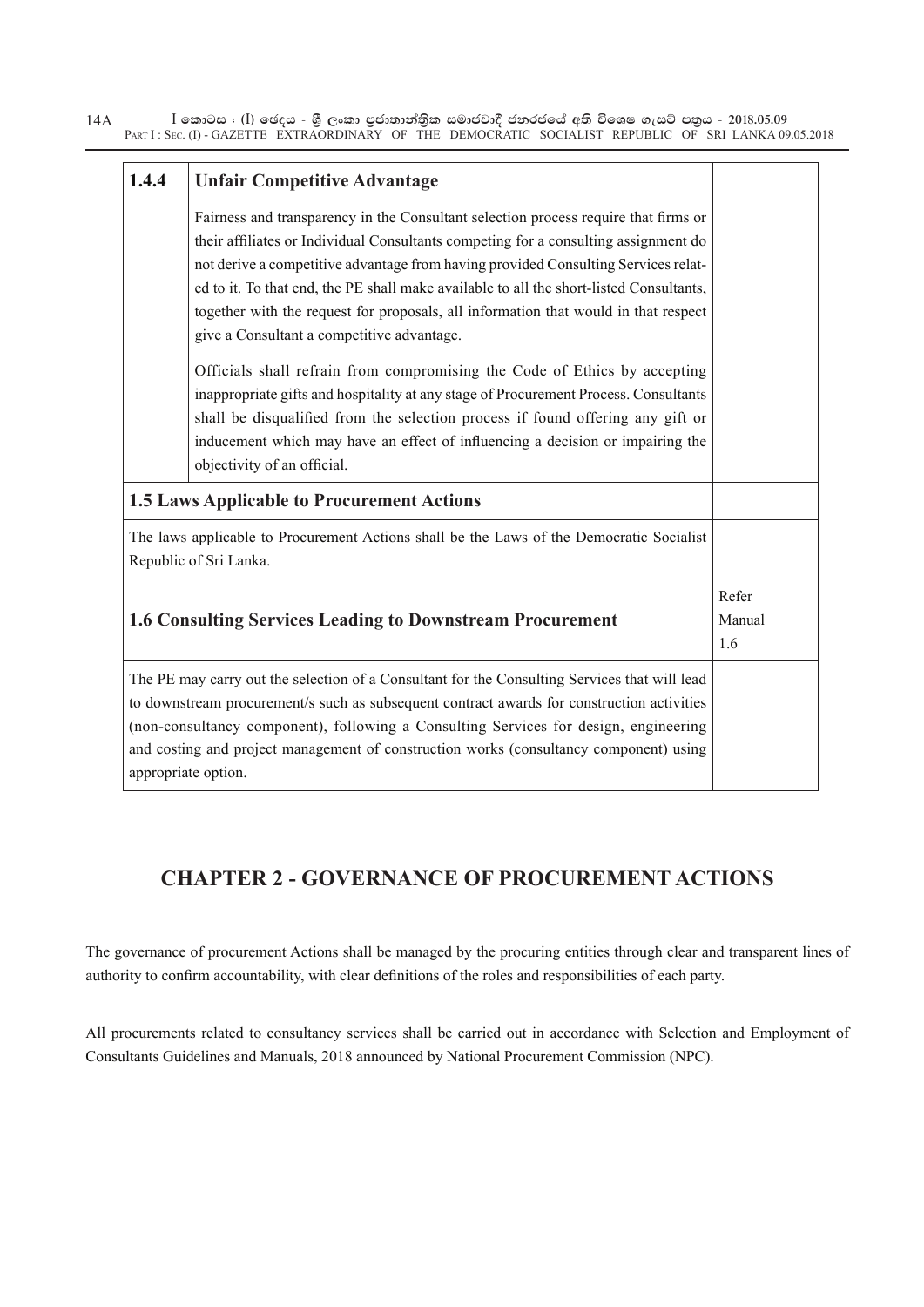| 1.4.4 | Unfair Competitive Advantage | |
|---|---|---|
| | Fairness and transparency in the Consultant selection process require that firms or their affiliates or Individual Consultants competing for a consulting assignment do not derive a competitive advantage from having provided Consulting Services related to it. To that end, the PE shall make available to all the short-listed Consultants, together with the request for proposals, all information that would in that respect give a Consultant a competitive advantage.<br><br>Officials shall refrain from compromising the Code of Ethics by accepting inappropriate gifts and hospitality at any stage of Procurement Process. Consultants shall be disqualified from the selection process if found offering any gift or inducement which may have an effect of influencing a decision or impairing the objectivity of an official. | |
| **1.5 Laws Applicable to Procurement Actions** | | |
| The laws applicable to Procurement Actions shall be the Laws of the Democratic Socialist Republic of Sri Lanka. | | |
| **1.6 Consulting Services Leading to Downstream Procurement** | | Refer Manual 1.6 |
| The PE may carry out the selection of a Consultant for the Consulting Services that will lead to downstream procurement/s such as subsequent contract awards for construction activities (non-consultancy component), following a Consulting Services for design, engineering and costing and project management of construction works (consultancy component) using appropriate option. | | |

## CHAPTER 2 - GOVERNANCE OF PROCUREMENT ACTIONS

The governance of procurement Actions shall be managed by the procuring entities through clear and transparent lines of authority to confirm accountability, with clear definitions of the roles and responsibilities of each party.

All procurements related to consultancy services shall be carried out in accordance with Selection and Employment of Consultants Guidelines and Manuals, 2018 announced by National Procurement Commission (NPC).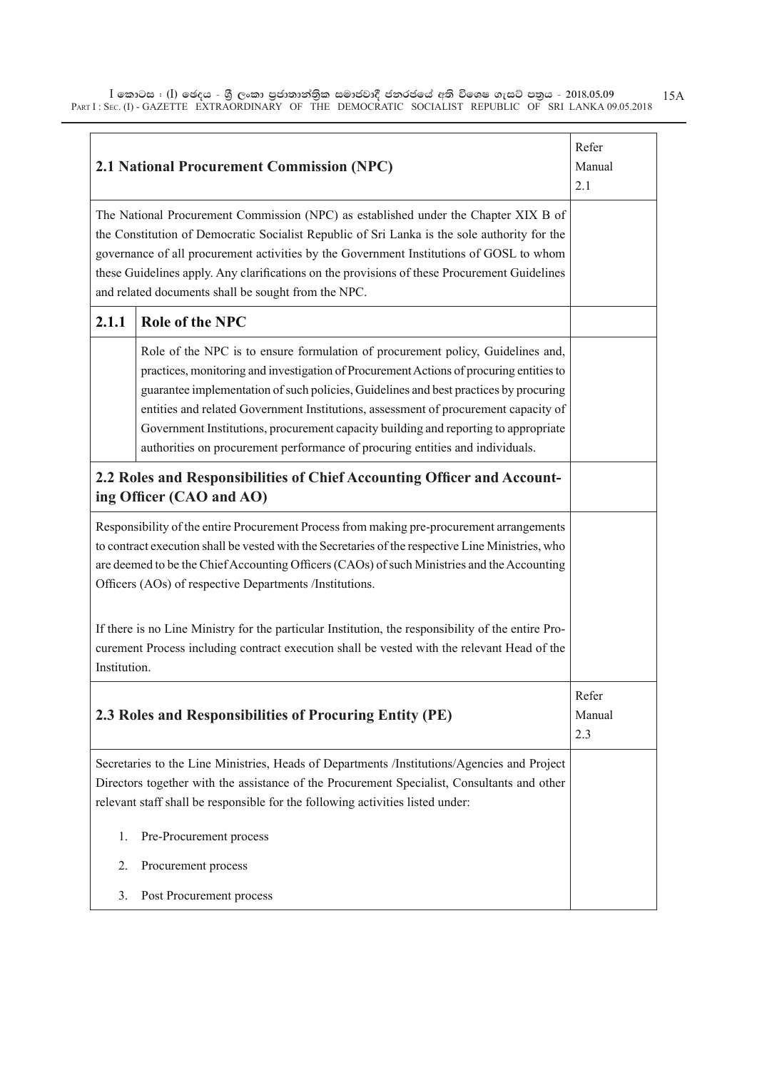| 2.1 National Procurement Commission (NPC) | | Refer Manual 2.1 |
|---|---|---|
| The National Procurement Commission (NPC) as established under the Chapter XIX B of the Constitution of Democratic Socialist Republic of Sri Lanka is the sole authority for the governance of all procurement activities by the Government Institutions of GOSL to whom these Guidelines apply. Any clarifications on the provisions of these Procurement Guidelines and related documents shall be sought from the NPC. | | |
| **2.1.1** | **Role of the NPC** | |
| | Role of the NPC is to ensure formulation of procurement policy, Guidelines and, practices, monitoring and investigation of Procurement Actions of procuring entities to guarantee implementation of such policies, Guidelines and best practices by procuring entities and related Government Institutions, assessment of procurement capacity of Government Institutions, procurement capacity building and reporting to appropriate authorities on procurement performance of procuring entities and individuals. | |
| **2.2 Roles and Responsibilities of Chief Accounting Officer and Accounting Officer (CAO and AO)** | | |
| Responsibility of the entire Procurement Process from making pre-procurement arrangements to contract execution shall be vested with the Secretaries of the respective Line Ministries, who are deemed to be the Chief Accounting Officers (CAOs) of such Ministries and the Accounting Officers (AOs) of respective Departments /Institutions.<br><br>If there is no Line Ministry for the particular Institution, the responsibility of the entire Procurement Process including contract execution shall be vested with the relevant Head of the Institution. | | |
| **2.3 Roles and Responsibilities of Procuring Entity (PE)** | | Refer Manual 2.3 |
| Secretaries to the Line Ministries, Heads of Departments /Institutions/Agencies and Project Directors together with the assistance of the Procurement Specialist, Consultants and other relevant staff shall be responsible for the following activities listed under:<br><br>1. Pre-Procurement process<br>2. Procurement process<br>3. Post Procurement process | | |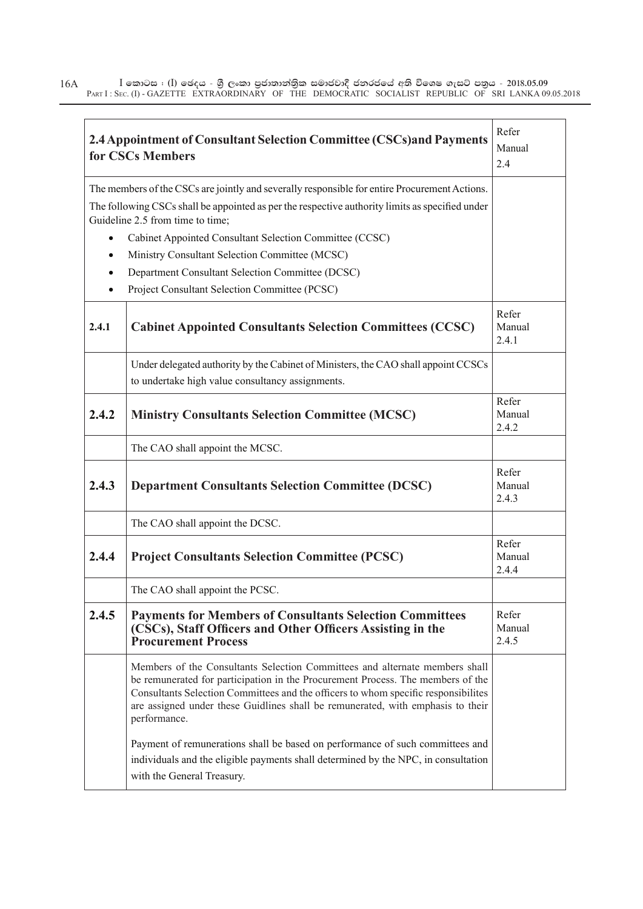| 2.4 Appointment of Consultant Selection Committee (CSCs)and Payments for CSCs Members | | Refer Manual 2.4 |
|---|---|---|
| The members of the CSCs are jointly and severally responsible for entire Procurement Actions.<br>The following CSCs shall be appointed as per the respective authority limits as specified under Guideline 2.5 from time to time;<br>• Cabinet Appointed Consultant Selection Committee (CCSC)<br>• Ministry Consultant Selection Committee (MCSC)<br>• Department Consultant Selection Committee (DCSC)<br>• Project Consultant Selection Committee (PCSC) | | |
| **2.4.1** | **Cabinet Appointed Consultants Selection Committees (CCSC)** | Refer Manual 2.4.1 |
| | Under delegated authority by the Cabinet of Ministers, the CAO shall appoint CCSCs to undertake high value consultancy assignments. | |
| **2.4.2** | **Ministry Consultants Selection Committee (MCSC)** | Refer Manual 2.4.2 |
| | The CAO shall appoint the MCSC. | |
| **2.4.3** | **Department Consultants Selection Committee (DCSC)** | Refer Manual 2.4.3 |
| | The CAO shall appoint the DCSC. | |
| **2.4.4** | **Project Consultants Selection Committee (PCSC)** | Refer Manual 2.4.4 |
| | The CAO shall appoint the PCSC. | |
| **2.4.5** | **Payments for Members of Consultants Selection Committees (CSCs), Staff Officers and Other Officers Assisting in the Procurement Process** | Refer Manual 2.4.5 |
| | Members of the Consultants Selection Committees and alternate members shall be remunerated for participation in the Procurement Process. The members of the Consultants Selection Committees and the officers to whom specific responsibilites are assigned under these Guidlines shall be remunerated, with emphasis to their performance.<br><br>Payment of remunerations shall be based on performance of such committees and individuals and the eligible payments shall determined by the NPC, in consultation with the General Treasury. | |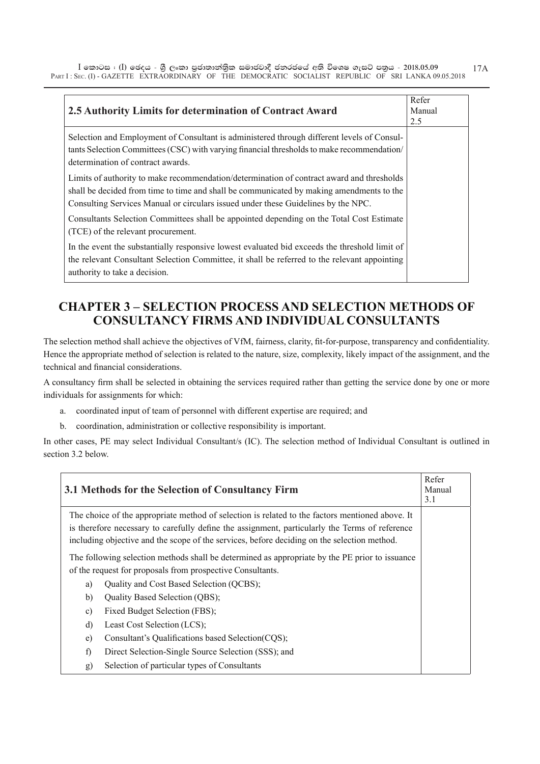| 2.5 Authority Limits for determination of Contract Award | Refer Manual 2.5 |
|---|---|
| Selection and Employment of Consultant is administered through different levels of Consultants Selection Committees (CSC) with varying financial thresholds to make recommendation/ determination of contract awards.<br><br>Limits of authority to make recommendation/determination of contract award and thresholds shall be decided from time to time and shall be communicated by making amendments to the Consulting Services Manual or circulars issued under these Guidelines by the NPC.<br><br>Consultants Selection Committees shall be appointed depending on the Total Cost Estimate (TCE) of the relevant procurement.<br><br>In the event the substantially responsive lowest evaluated bid exceeds the threshold limit of the relevant Consultant Selection Committee, it shall be referred to the relevant appointing authority to take a decision. | |

# CHAPTER 3 – SELECTION PROCESS AND SELECTION METHODS OF CONSULTANCY FIRMS AND INDIVIDUAL CONSULTANTS

The selection method shall achieve the objectives of VfM, fairness, clarity, fit-for-purpose, transparency and confidentiality. Hence the appropriate method of selection is related to the nature, size, complexity, likely impact of the assignment, and the technical and financial considerations.

A consultancy firm shall be selected in obtaining the services required rather than getting the service done by one or more individuals for assignments for which:

a. coordinated input of team of personnel with different expertise are required; and

b. coordination, administration or collective responsibility is important.

In other cases, PE may select Individual Consultant/s (IC). The selection method of Individual Consultant is outlined in section 3.2 below.

| 3.1 Methods for the Selection of Consultancy Firm | Refer Manual 3.1 |
|---|---|
| The choice of the appropriate method of selection is related to the factors mentioned above. It is therefore necessary to carefully define the assignment, particularly the Terms of reference including objective and the scope of the services, before deciding on the selection method.<br><br>The following selection methods shall be determined as appropriate by the PE prior to issuance of the request for proposals from prospective Consultants.<br><br>a) Quality and Cost Based Selection (QCBS);<br>b) Quality Based Selection (QBS);<br>c) Fixed Budget Selection (FBS);<br>d) Least Cost Selection (LCS);<br>e) Consultant's Qualifications based Selection(CQS);<br>f) Direct Selection-Single Source Selection (SSS); and<br>g) Selection of particular types of Consultants | |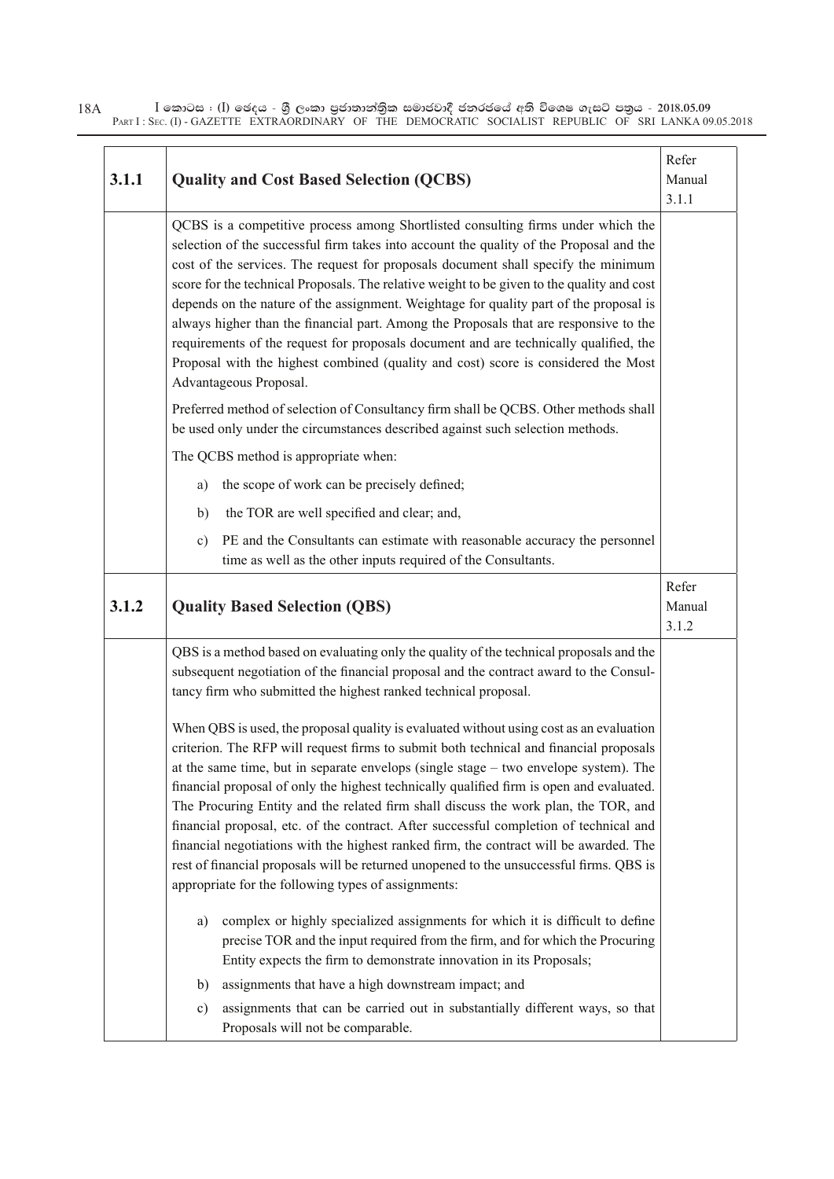| 3.1.1 | **Quality and Cost Based Selection (QCBS)** | Refer Manual 3.1.1 |
|---|---|---|
| | QCBS is a competitive process among Shortlisted consulting firms under which the selection of the successful firm takes into account the quality of the Proposal and the cost of the services. The request for proposals document shall specify the minimum score for the technical Proposals. The relative weight to be given to the quality and cost depends on the nature of the assignment. Weightage for quality part of the proposal is always higher than the financial part. Among the Proposals that are responsive to the requirements of the request for proposals document and are technically qualified, the Proposal with the highest combined (quality and cost) score is considered the Most Advantageous Proposal.<br><br>Preferred method of selection of Consultancy firm shall be QCBS. Other methods shall be used only under the circumstances described against such selection methods.<br><br>The QCBS method is appropriate when:<br><br>a) the scope of work can be precisely defined;<br><br>b) the TOR are well specified and clear; and,<br><br>c) PE and the Consultants can estimate with reasonable accuracy the personnel time as well as the other inputs required of the Consultants. | |
| **3.1.2** | **Quality Based Selection (QBS)** | Refer Manual 3.1.2 |
| | QBS is a method based on evaluating only the quality of the technical proposals and the subsequent negotiation of the financial proposal and the contract award to the Consultancy firm who submitted the highest ranked technical proposal.<br><br>When QBS is used, the proposal quality is evaluated without using cost as an evaluation criterion. The RFP will request firms to submit both technical and financial proposals at the same time, but in separate envelops (single stage – two envelope system). The financial proposal of only the highest technically qualified firm is open and evaluated. The Procuring Entity and the related firm shall discuss the work plan, the TOR, and financial proposal, etc. of the contract. After successful completion of technical and financial negotiations with the highest ranked firm, the contract will be awarded. The rest of financial proposals will be returned unopened to the unsuccessful firms. QBS is appropriate for the following types of assignments:<br><br>a) complex or highly specialized assignments for which it is difficult to define precise TOR and the input required from the firm, and for which the Procuring Entity expects the firm to demonstrate innovation in its Proposals;<br><br>b) assignments that have a high downstream impact; and<br><br>c) assignments that can be carried out in substantially different ways, so that Proposals will not be comparable. | |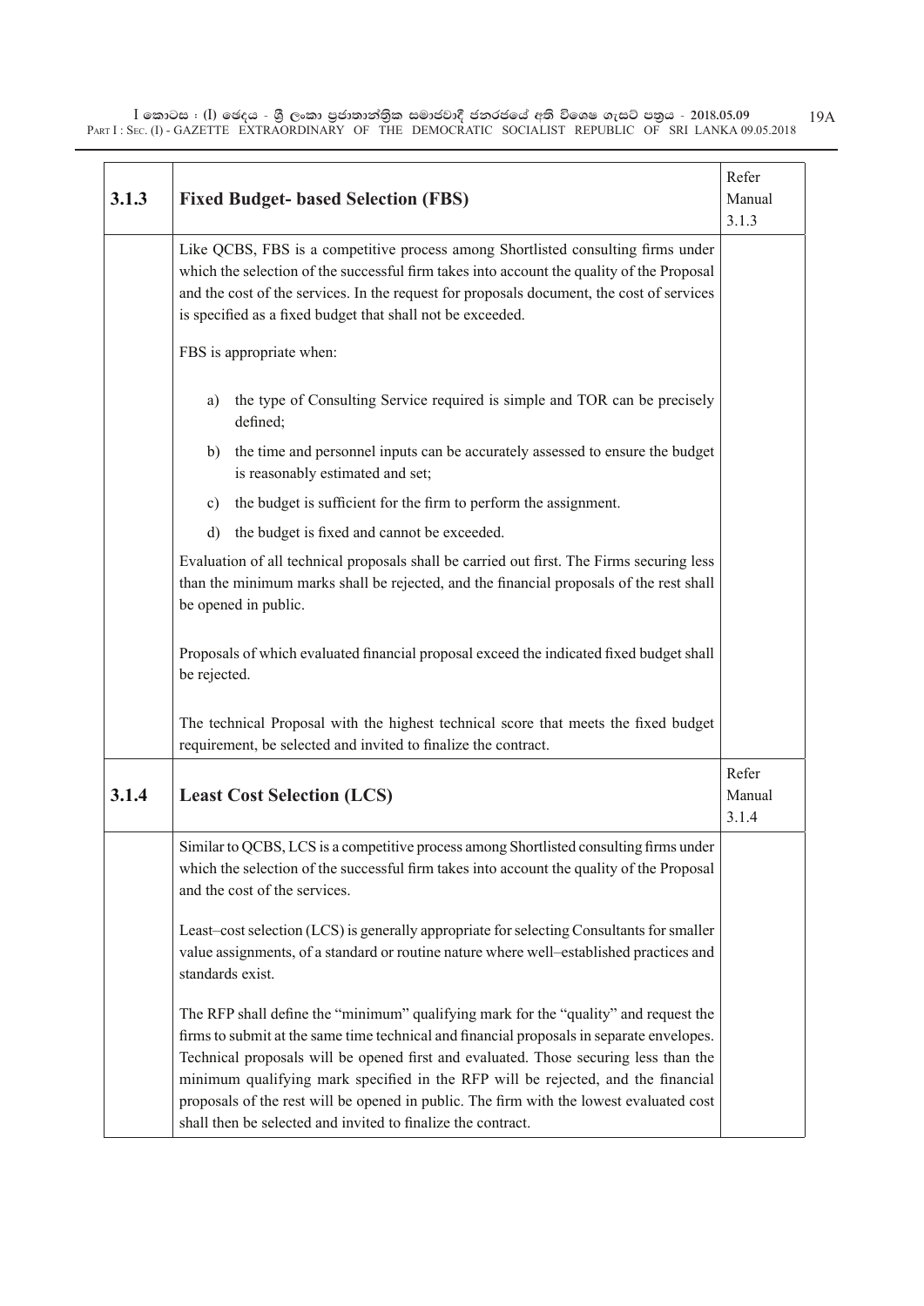| 3.1.3 | **Fixed Budget- based Selection (FBS)** | Refer Manual 3.1.3 |
|---|---|---|
| | Like QCBS, FBS is a competitive process among Shortlisted consulting firms under which the selection of the successful firm takes into account the quality of the Proposal and the cost of the services. In the request for proposals document, the cost of services is specified as a fixed budget that shall not be exceeded.<br><br>FBS is appropriate when:<br><br>a) the type of Consulting Service required is simple and TOR can be precisely defined;<br>b) the time and personnel inputs can be accurately assessed to ensure the budget is reasonably estimated and set;<br>c) the budget is sufficient for the firm to perform the assignment.<br>d) the budget is fixed and cannot be exceeded.<br><br>Evaluation of all technical proposals shall be carried out first. The Firms securing less than the minimum marks shall be rejected, and the financial proposals of the rest shall be opened in public.<br><br>Proposals of which evaluated financial proposal exceed the indicated fixed budget shall be rejected.<br><br>The technical Proposal with the highest technical score that meets the fixed budget requirement, be selected and invited to finalize the contract. | |
| 3.1.4 | **Least Cost Selection (LCS)** | Refer Manual 3.1.4 |
| | Similar to QCBS, LCS is a competitive process among Shortlisted consulting firms under which the selection of the successful firm takes into account the quality of the Proposal and the cost of the services.<br><br>Least–cost selection (LCS) is generally appropriate for selecting Consultants for smaller value assignments, of a standard or routine nature where well–established practices and standards exist.<br><br>The RFP shall define the "minimum" qualifying mark for the "quality" and request the firms to submit at the same time technical and financial proposals in separate envelopes. Technical proposals will be opened first and evaluated. Those securing less than the minimum qualifying mark specified in the RFP will be rejected, and the financial proposals of the rest will be opened in public. The firm with the lowest evaluated cost shall then be selected and invited to finalize the contract. | |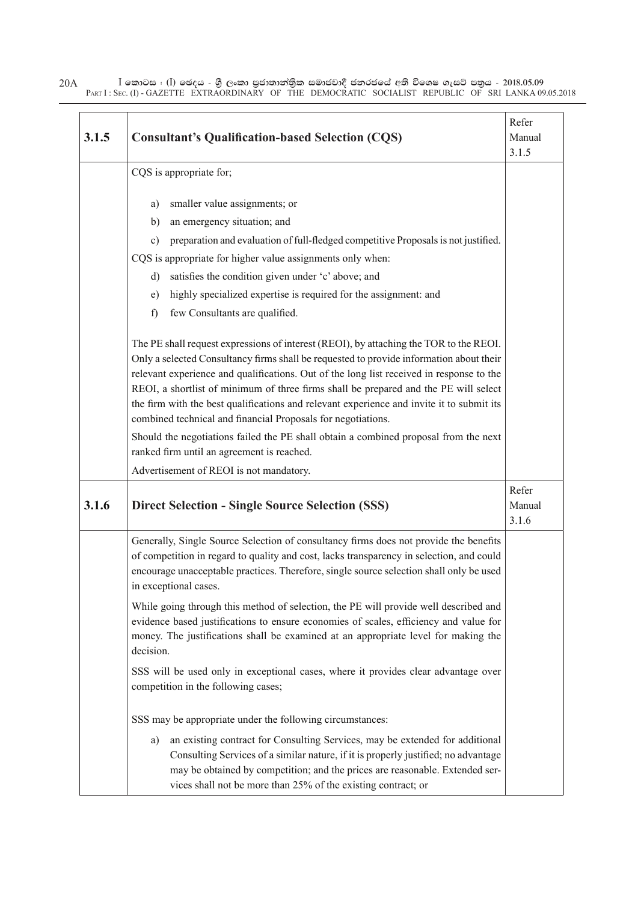| 3.1.5 | **Consultant's Qualification-based Selection (CQS)** | Refer Manual 3.1.5 |
|---|---|---|
| | CQS is appropriate for;<br><br>a) smaller value assignments; or<br>b) an emergency situation; and<br>c) preparation and evaluation of full-fledged competitive Proposals is not justified.<br><br>CQS is appropriate for higher value assignments only when:<br><br>d) satisfies the condition given under 'c' above; and<br>e) highly specialized expertise is required for the assignment: and<br>f) few Consultants are qualified.<br><br>The PE shall request expressions of interest (REOI), by attaching the TOR to the REOI. Only a selected Consultancy firms shall be requested to provide information about their relevant experience and qualifications. Out of the long list received in response to the REOI, a shortlist of minimum of three firms shall be prepared and the PE will select the firm with the best qualifications and relevant experience and invite it to submit its combined technical and financial Proposals for negotiations.<br><br>Should the negotiations failed the PE shall obtain a combined proposal from the next ranked firm until an agreement is reached.<br><br>Advertisement of REOI is not mandatory. | |
| **3.1.6** | **Direct Selection - Single Source Selection (SSS)** | Refer Manual 3.1.6 |
| | Generally, Single Source Selection of consultancy firms does not provide the benefits of competition in regard to quality and cost, lacks transparency in selection, and could encourage unacceptable practices. Therefore, single source selection shall only be used in exceptional cases.<br><br>While going through this method of selection, the PE will provide well described and evidence based justifications to ensure economies of scales, efficiency and value for money. The justifications shall be examined at an appropriate level for making the decision.<br><br>SSS will be used only in exceptional cases, where it provides clear advantage over competition in the following cases;<br><br>SSS may be appropriate under the following circumstances:<br><br>a) an existing contract for Consulting Services, may be extended for additional Consulting Services of a similar nature, if it is properly justified; no advantage may be obtained by competition; and the prices are reasonable. Extended services shall not be more than 25% of the existing contract; or | |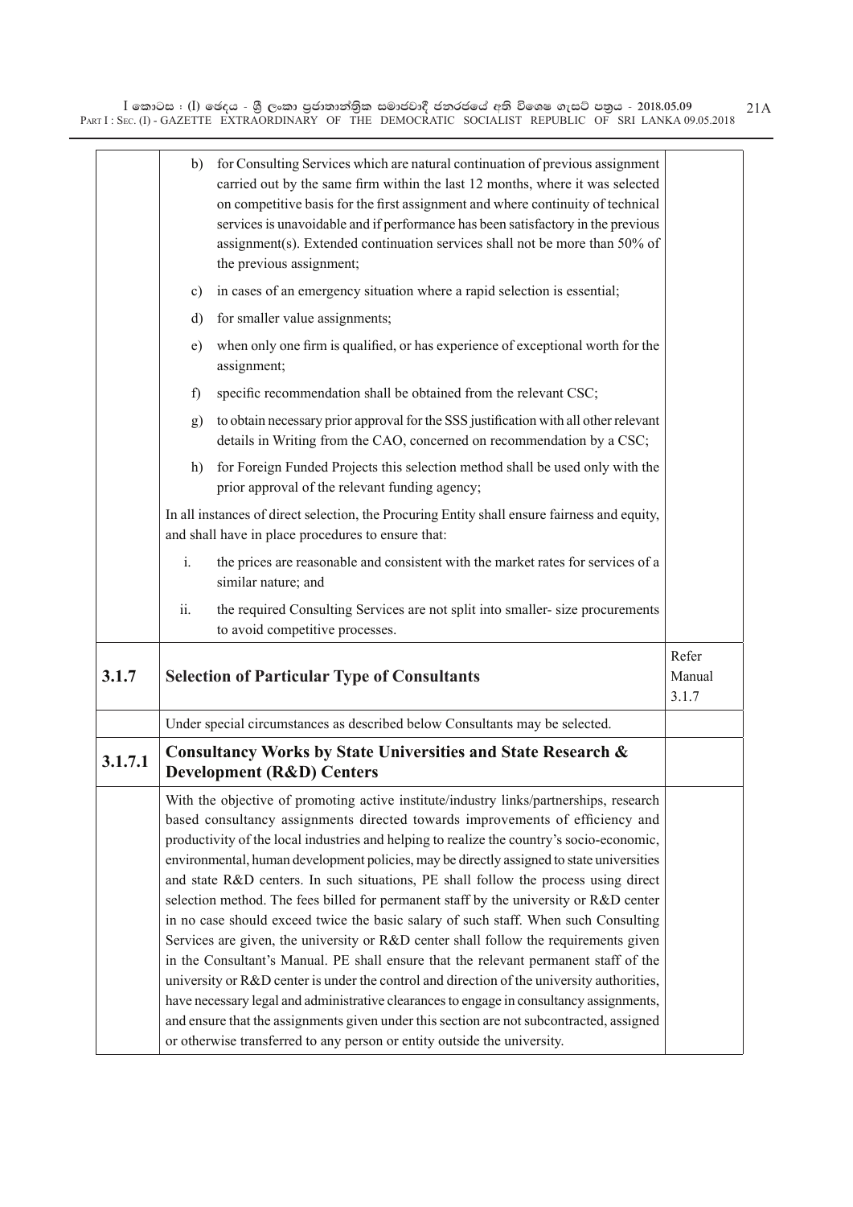| | | |
|---|---|---|
| | b) for Consulting Services which are natural continuation of previous assignment carried out by the same firm within the last 12 months, where it was selected on competitive basis for the first assignment and where continuity of technical services is unavoidable and if performance has been satisfactory in the previous assignment(s). Extended continuation services shall not be more than 50% of the previous assignment;<br><br>c) in cases of an emergency situation where a rapid selection is essential;<br><br>d) for smaller value assignments;<br><br>e) when only one firm is qualified, or has experience of exceptional worth for the assignment;<br><br>f) specific recommendation shall be obtained from the relevant CSC;<br><br>g) to obtain necessary prior approval for the SSS justification with all other relevant details in Writing from the CAO, concerned on recommendation by a CSC;<br><br>h) for Foreign Funded Projects this selection method shall be used only with the prior approval of the relevant funding agency;<br><br>In all instances of direct selection, the Procuring Entity shall ensure fairness and equity, and shall have in place procedures to ensure that:<br><br>i. the prices are reasonable and consistent with the market rates for services of a similar nature; and<br><br>ii. the required Consulting Services are not split into smaller- size procurements to avoid competitive processes. | |
| **3.1.7** | **Selection of Particular Type of Consultants** | Refer Manual 3.1.7 |
| | Under special circumstances as described below Consultants may be selected. | |
| **3.1.7.1** | **Consultancy Works by State Universities and State Research & Development (R&D) Centers** | |
| | With the objective of promoting active institute/industry links/partnerships, research based consultancy assignments directed towards improvements of efficiency and productivity of the local industries and helping to realize the country's socio-economic, environmental, human development policies, may be directly assigned to state universities and state R&D centers. In such situations, PE shall follow the process using direct selection method. The fees billed for permanent staff by the university or R&D center in no case should exceed twice the basic salary of such staff. When such Consulting Services are given, the university or R&D center shall follow the requirements given in the Consultant's Manual. PE shall ensure that the relevant permanent staff of the university or R&D center is under the control and direction of the university authorities, have necessary legal and administrative clearances to engage in consultancy assignments, and ensure that the assignments given under this section are not subcontracted, assigned or otherwise transferred to any person or entity outside the university. | |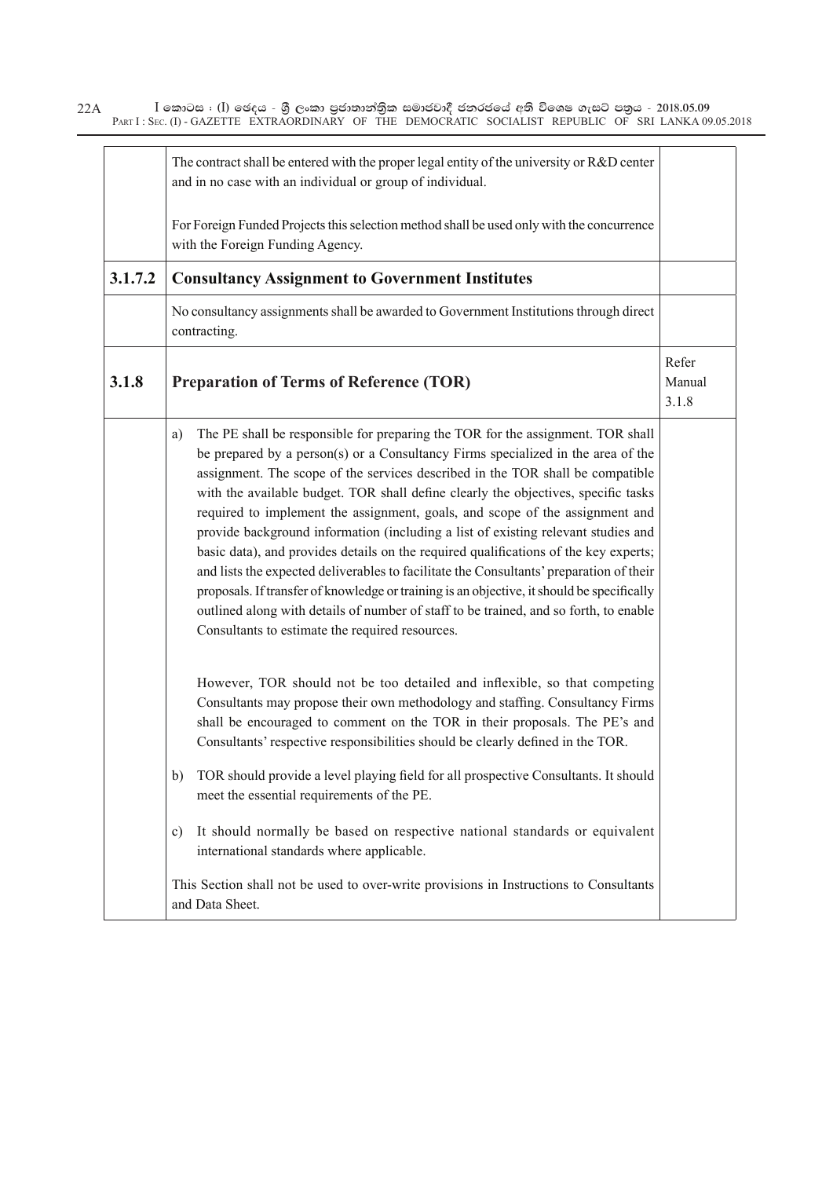| | | |
|---|---|---|
| | The contract shall be entered with the proper legal entity of the university or R&D center and in no case with an individual or group of individual.<br><br>For Foreign Funded Projects this selection method shall be used only with the concurrence with the Foreign Funding Agency. | |
| **3.1.7.2** | **Consultancy Assignment to Government Institutes** | |
| | No consultancy assignments shall be awarded to Government Institutions through direct contracting. | |
| **3.1.8** | **Preparation of Terms of Reference (TOR)** | Refer Manual 3.1.8 |
| | a) The PE shall be responsible for preparing the TOR for the assignment. TOR shall be prepared by a person(s) or a Consultancy Firms specialized in the area of the assignment. The scope of the services described in the TOR shall be compatible with the available budget. TOR shall define clearly the objectives, specific tasks required to implement the assignment, goals, and scope of the assignment and provide background information (including a list of existing relevant studies and basic data), and provides details on the required qualifications of the key experts; and lists the expected deliverables to facilitate the Consultants' preparation of their proposals. If transfer of knowledge or training is an objective, it should be specifically outlined along with details of number of staff to be trained, and so forth, to enable Consultants to estimate the required resources.<br><br>However, TOR should not be too detailed and inflexible, so that competing Consultants may propose their own methodology and staffing. Consultancy Firms shall be encouraged to comment on the TOR in their proposals. The PE's and Consultants' respective responsibilities should be clearly defined in the TOR.<br><br>b) TOR should provide a level playing field for all prospective Consultants. It should meet the essential requirements of the PE.<br><br>c) It should normally be based on respective national standards or equivalent international standards where applicable.<br><br>This Section shall not be used to over-write provisions in Instructions to Consultants and Data Sheet. | |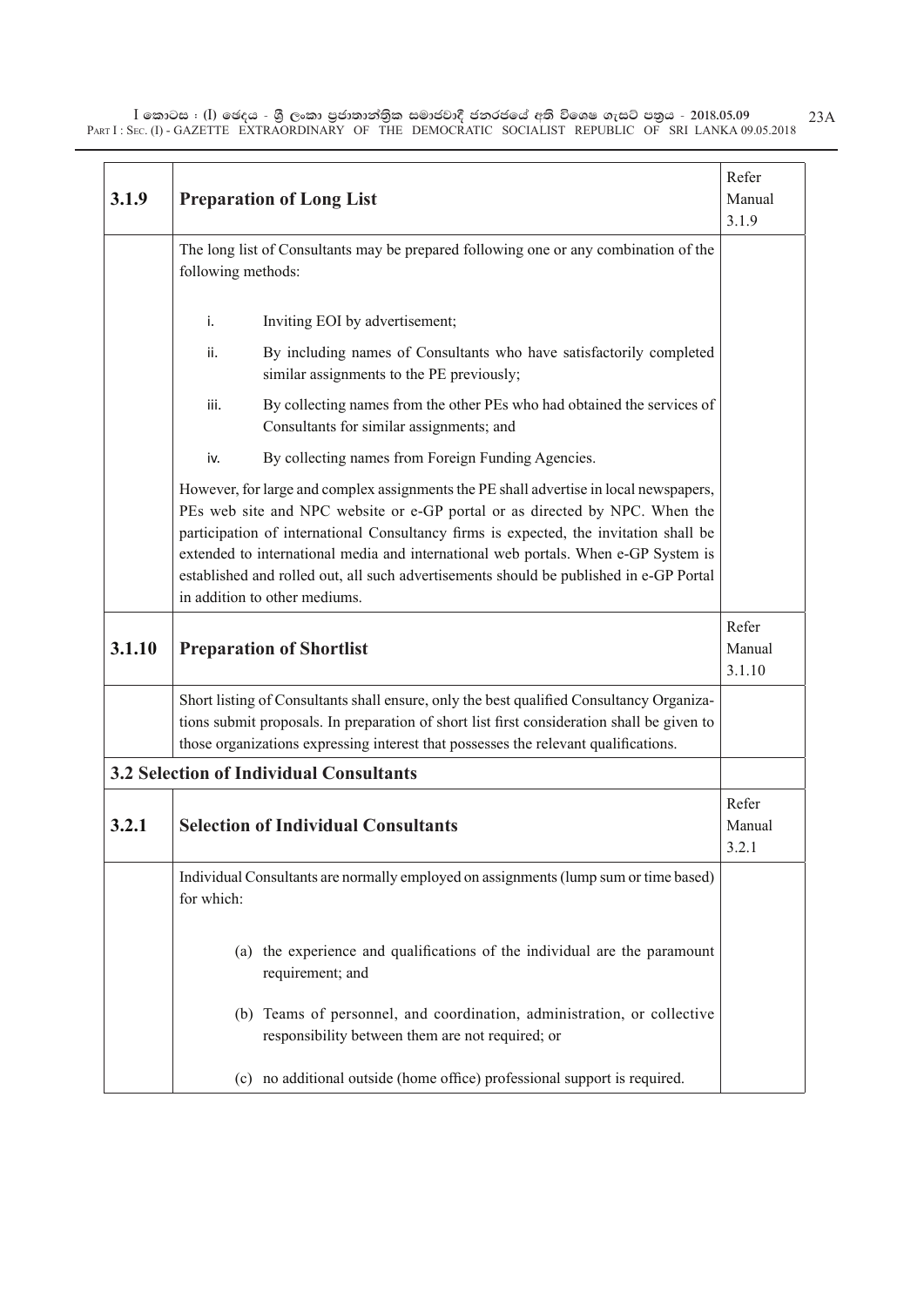| 3.1.9 | **Preparation of Long List** | Refer Manual 3.1.9 |
|---|---|---|
| | The long list of Consultants may be prepared following one or any combination of the following methods:<br><br>i. Inviting EOI by advertisement;<br>ii. By including names of Consultants who have satisfactorily completed similar assignments to the PE previously;<br>iii. By collecting names from the other PEs who had obtained the services of Consultants for similar assignments; and<br>iv. By collecting names from Foreign Funding Agencies.<br><br>However, for large and complex assignments the PE shall advertise in local newspapers, PEs web site and NPC website or e-GP portal or as directed by NPC. When the participation of international Consultancy firms is expected, the invitation shall be extended to international media and international web portals. When e-GP System is established and rolled out, all such advertisements should be published in e-GP Portal in addition to other mediums. | |
| 3.1.10 | **Preparation of Shortlist** | Refer Manual 3.1.10 |
| | Short listing of Consultants shall ensure, only the best qualified Consultancy Organizations submit proposals. In preparation of short list first consideration shall be given to those organizations expressing interest that possesses the relevant qualifications. | |
| **3.2 Selection of Individual Consultants** | | |
| 3.2.1 | **Selection of Individual Consultants** | Refer Manual 3.2.1 |
| | Individual Consultants are normally employed on assignments (lump sum or time based) for which:<br><br>(a) the experience and qualifications of the individual are the paramount requirement; and<br>(b) Teams of personnel, and coordination, administration, or collective responsibility between them are not required; or<br>(c) no additional outside (home office) professional support is required. | |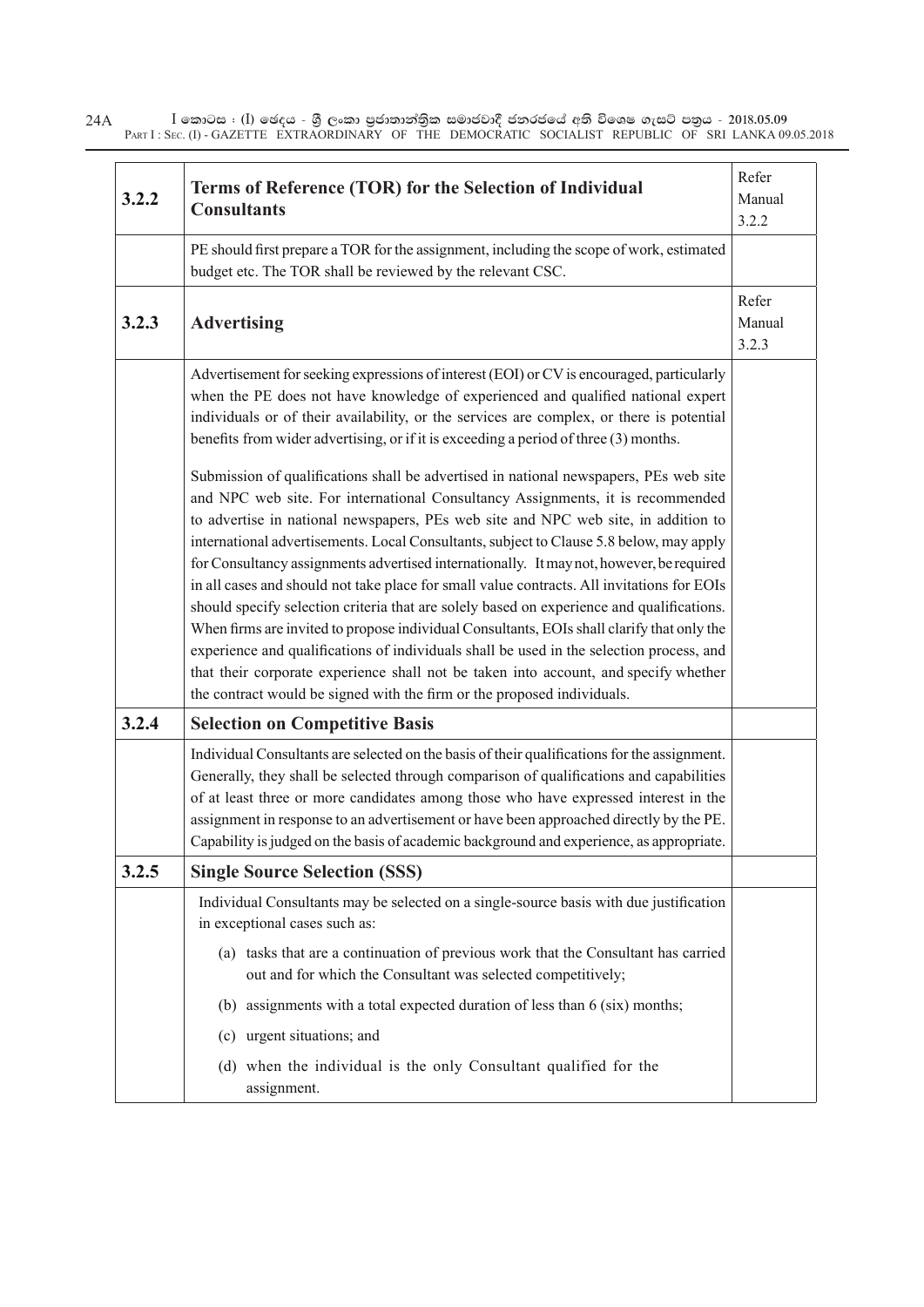| | | |
|---|---|---|
| **3.2.2** | **Terms of Reference (TOR) for the Selection of Individual Consultants** | Refer Manual 3.2.2 |
| | PE should first prepare a TOR for the assignment, including the scope of work, estimated budget etc. The TOR shall be reviewed by the relevant CSC. | |
| **3.2.3** | **Advertising** | Refer Manual 3.2.3 |
| | Advertisement for seeking expressions of interest (EOI) or CV is encouraged, particularly when the PE does not have knowledge of experienced and qualified national expert individuals or of their availability, or the services are complex, or there is potential benefits from wider advertising, or if it is exceeding a period of three (3) months.<br><br>Submission of qualifications shall be advertised in national newspapers, PEs web site and NPC web site. For international Consultancy Assignments, it is recommended to advertise in national newspapers, PEs web site and NPC web site, in addition to international advertisements. Local Consultants, subject to Clause 5.8 below, may apply for Consultancy assignments advertised internationally. It may not, however, be required in all cases and should not take place for small value contracts. All invitations for EOIs should specify selection criteria that are solely based on experience and qualifications. When firms are invited to propose individual Consultants, EOIs shall clarify that only the experience and qualifications of individuals shall be used in the selection process, and that their corporate experience shall not be taken into account, and specify whether the contract would be signed with the firm or the proposed individuals. | |
| **3.2.4** | **Selection on Competitive Basis** | |
| | Individual Consultants are selected on the basis of their qualifications for the assignment. Generally, they shall be selected through comparison of qualifications and capabilities of at least three or more candidates among those who have expressed interest in the assignment in response to an advertisement or have been approached directly by the PE. Capability is judged on the basis of academic background and experience, as appropriate. | |
| **3.2.5** | **Single Source Selection (SSS)** | |
| | Individual Consultants may be selected on a single-source basis with due justification in exceptional cases such as:<br><br>(a) tasks that are a continuation of previous work that the Consultant has carried out and for which the Consultant was selected competitively;<br><br>(b) assignments with a total expected duration of less than 6 (six) months;<br><br>(c) urgent situations; and<br><br>(d) when the individual is the only Consultant qualified for the assignment. | |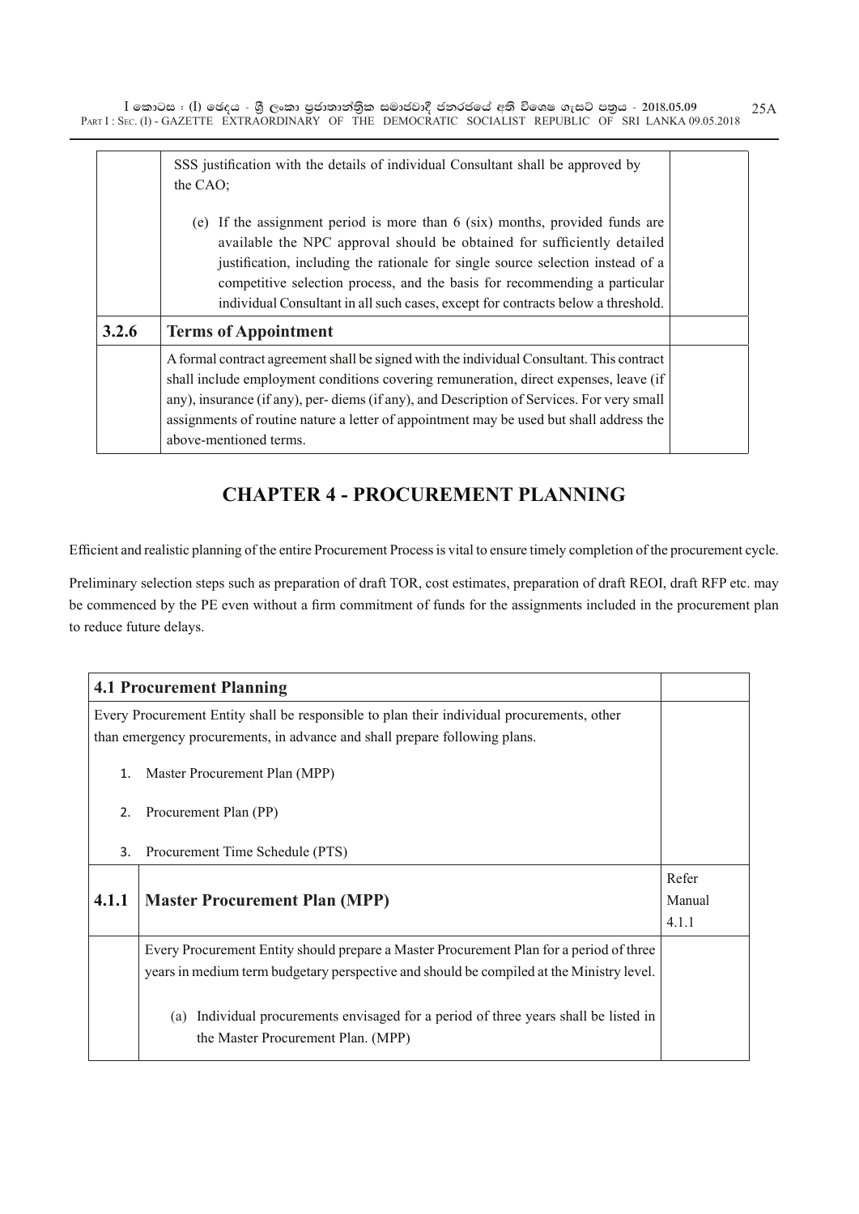|  | SSS justification with the details of individual Consultant shall be approved by the CAO;<br><br>(e) If the assignment period is more than 6 (six) months, provided funds are available the NPC approval should be obtained for sufficiently detailed justification, including the rationale for single source selection instead of a competitive selection process, and the basis for recommending a particular individual Consultant in all such cases, except for contracts below a threshold. |  |
|---|---|---|
| **3.2.6** | **Terms of Appointment** |  |
|  | A formal contract agreement shall be signed with the individual Consultant. This contract shall include employment conditions covering remuneration, direct expenses, leave (if any), insurance (if any), per- diems (if any), and Description of Services. For very small assignments of routine nature a letter of appointment may be used but shall address the above-mentioned terms. |  |

## CHAPTER 4 - PROCUREMENT PLANNING

Efficient and realistic planning of the entire Procurement Process is vital to ensure timely completion of the procurement cycle.

Preliminary selection steps such as preparation of draft TOR, cost estimates, preparation of draft REOI, draft RFP etc. may be commenced by the PE even without a firm commitment of funds for the assignments included in the procurement plan to reduce future delays.

| **4.1 Procurement Planning** | | |
|---|---|---|
| Every Procurement Entity shall be responsible to plan their individual procurements, other than emergency procurements, in advance and shall prepare following plans.<br><br>1. Master Procurement Plan (MPP)<br>2. Procurement Plan (PP)<br>3. Procurement Time Schedule (PTS) | | |
| **4.1.1** | **Master Procurement Plan (MPP)** | Refer Manual 4.1.1 |
|  | Every Procurement Entity should prepare a Master Procurement Plan for a period of three years in medium term budgetary perspective and should be compiled at the Ministry level.<br><br>(a) Individual procurements envisaged for a period of three years shall be listed in the Master Procurement Plan. (MPP) |  |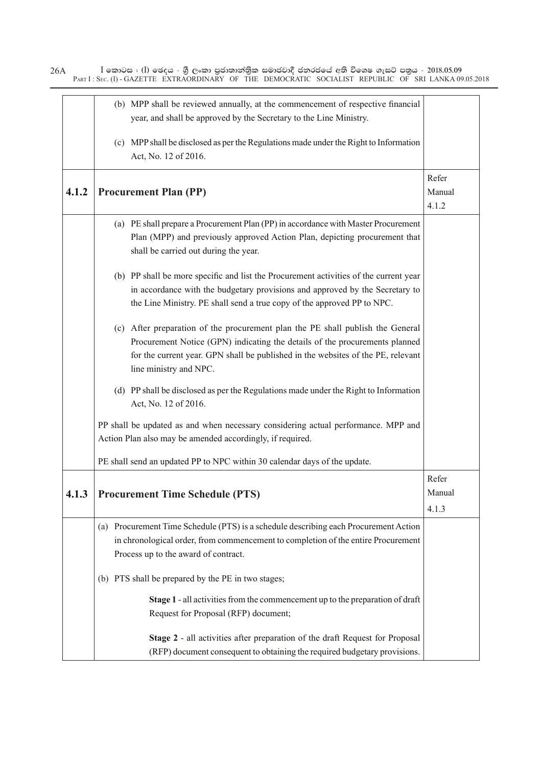| | | |
|---|---|---|
| | (b) MPP shall be reviewed annually, at the commencement of respective financial year, and shall be approved by the Secretary to the Line Ministry.<br><br>(c) MPP shall be disclosed as per the Regulations made under the Right to Information Act, No. 12 of 2016. | |
| **4.1.2** | **Procurement Plan (PP)** | Refer Manual 4.1.2 |
| | (a) PE shall prepare a Procurement Plan (PP) in accordance with Master Procurement Plan (MPP) and previously approved Action Plan, depicting procurement that shall be carried out during the year.<br><br>(b) PP shall be more specific and list the Procurement activities of the current year in accordance with the budgetary provisions and approved by the Secretary to the Line Ministry. PE shall send a true copy of the approved PP to NPC.<br><br>(c) After preparation of the procurement plan the PE shall publish the General Procurement Notice (GPN) indicating the details of the procurements planned for the current year. GPN shall be published in the websites of the PE, relevant line ministry and NPC.<br><br>(d) PP shall be disclosed as per the Regulations made under the Right to Information Act, No. 12 of 2016.<br><br>PP shall be updated as and when necessary considering actual performance. MPP and Action Plan also may be amended accordingly, if required.<br><br>PE shall send an updated PP to NPC within 30 calendar days of the update. | |
| **4.1.3** | **Procurement Time Schedule (PTS)** | Refer Manual 4.1.3 |
| | (a) Procurement Time Schedule (PTS) is a schedule describing each Procurement Action in chronological order, from commencement to completion of the entire Procurement Process up to the award of contract.<br><br>(b) PTS shall be prepared by the PE in two stages;<br><br>**Stage 1** - all activities from the commencement up to the preparation of draft Request for Proposal (RFP) document;<br><br>**Stage 2** - all activities after preparation of the draft Request for Proposal (RFP) document consequent to obtaining the required budgetary provisions. | |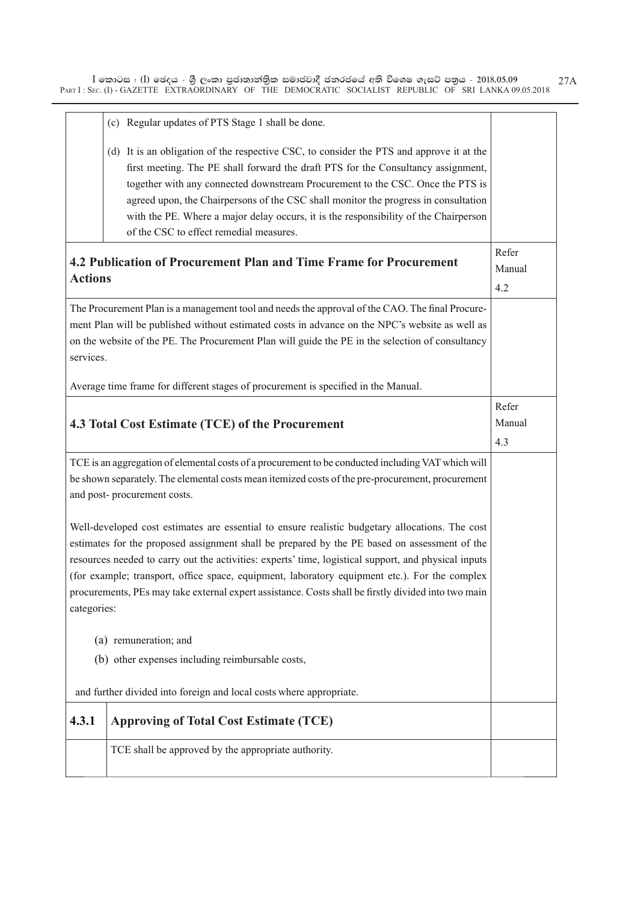| | | |
|---|---|---|
| | (c) Regular updates of PTS Stage 1 shall be done.<br><br>(d) It is an obligation of the respective CSC, to consider the PTS and approve it at the first meeting. The PE shall forward the draft PTS for the Consultancy assignment, together with any connected downstream Procurement to the CSC. Once the PTS is agreed upon, the Chairpersons of the CSC shall monitor the progress in consultation with the PE. Where a major delay occurs, it is the responsibility of the Chairperson of the CSC to effect remedial measures. | |

### 4.2 Publication of Procurement Plan and Time Frame for Procurement Actions

Refer Manual 4.2

The Procurement Plan is a management tool and needs the approval of the CAO. The final Procurement Plan will be published without estimated costs in advance on the NPC's website as well as on the website of the PE. The Procurement Plan will guide the PE in the selection of consultancy services.

Average time frame for different stages of procurement is specified in the Manual.

### 4.3 Total Cost Estimate (TCE) of the Procurement

Refer Manual 4.3

TCE is an aggregation of elemental costs of a procurement to be conducted including VAT which will be shown separately. The elemental costs mean itemized costs of the pre-procurement, procurement and post- procurement costs.

Well-developed cost estimates are essential to ensure realistic budgetary allocations. The cost estimates for the proposed assignment shall be prepared by the PE based on assessment of the resources needed to carry out the activities: experts' time, logistical support, and physical inputs (for example; transport, office space, equipment, laboratory equipment etc.). For the complex procurements, PEs may take external expert assistance. Costs shall be firstly divided into two main categories:

(a) remuneration; and

(b) other expenses including reimbursable costs,

and further divided into foreign and local costs where appropriate.

#### 4.3.1 Approving of Total Cost Estimate (TCE)

TCE shall be approved by the appropriate authority.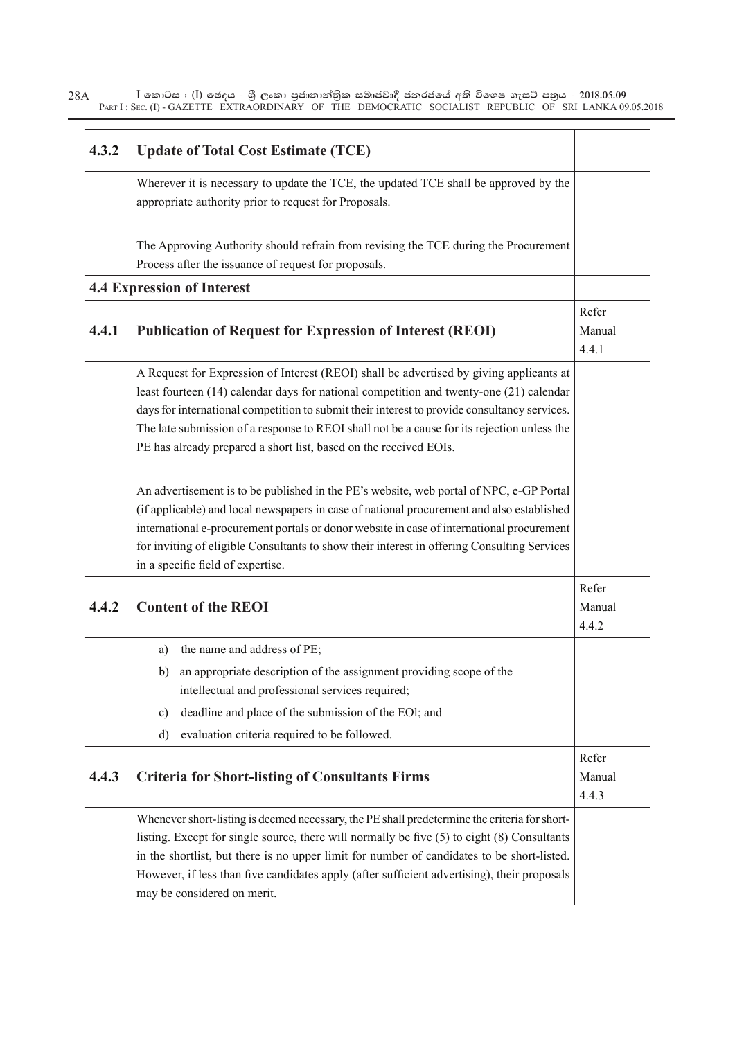| 4.3.2 | **Update of Total Cost Estimate (TCE)** | |
|---|---|---|
| | Wherever it is necessary to update the TCE, the updated TCE shall be approved by the appropriate authority prior to request for Proposals.<br><br>The Approving Authority should refrain from revising the TCE during the Procurement Process after the issuance of request for proposals. | |
| **4.4 Expression of Interest** | | |
| **4.4.1** | **Publication of Request for Expression of Interest (REOI)** | Refer Manual 4.4.1 |
| | A Request for Expression of Interest (REOI) shall be advertised by giving applicants at least fourteen (14) calendar days for national competition and twenty-one (21) calendar days for international competition to submit their interest to provide consultancy services. The late submission of a response to REOI shall not be a cause for its rejection unless the PE has already prepared a short list, based on the received EOIs.<br><br>An advertisement is to be published in the PE's website, web portal of NPC, e-GP Portal (if applicable) and local newspapers in case of national procurement and also established international e-procurement portals or donor website in case of international procurement for inviting of eligible Consultants to show their interest in offering Consulting Services in a specific field of expertise. | |
| **4.4.2** | **Content of the REOI** | Refer Manual 4.4.2 |
| | a) the name and address of PE;<br>b) an appropriate description of the assignment providing scope of the intellectual and professional services required;<br>c) deadline and place of the submission of the EOl; and<br>d) evaluation criteria required to be followed. | |
| **4.4.3** | **Criteria for Short-listing of Consultants Firms** | Refer Manual 4.4.3 |
| | Whenever short-listing is deemed necessary, the PE shall predetermine the criteria for short-listing. Except for single source, there will normally be five (5) to eight (8) Consultants in the shortlist, but there is no upper limit for number of candidates to be short-listed. However, if less than five candidates apply (after sufficient advertising), their proposals may be considered on merit. | |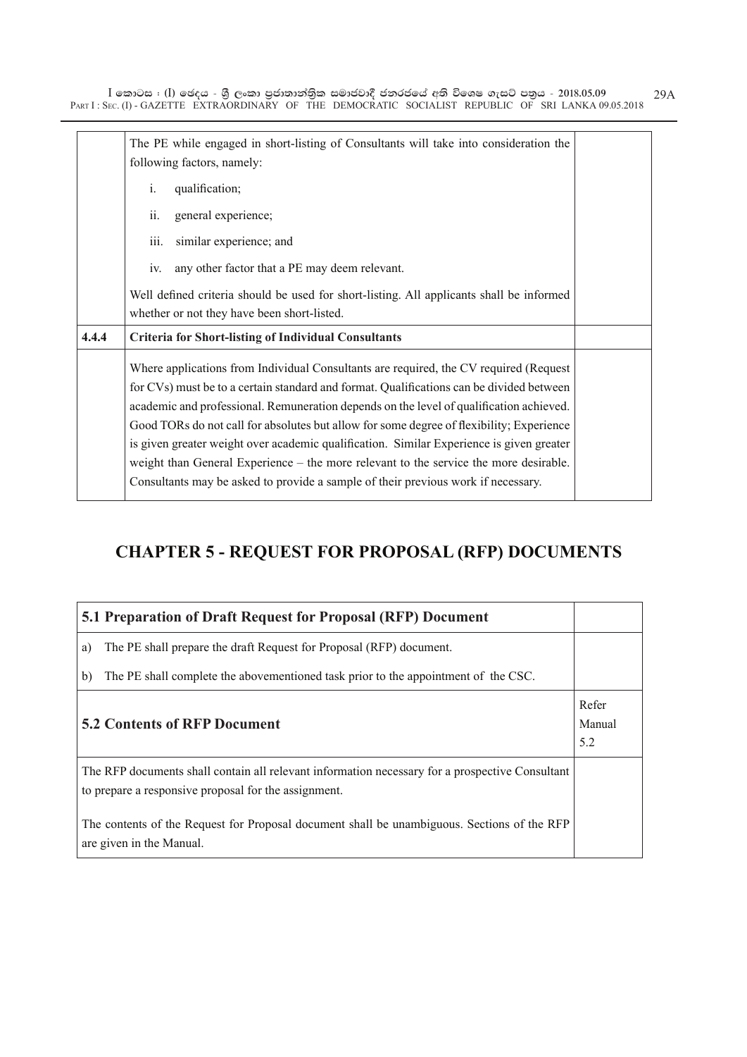| | | |
|---|---|---|
| | The PE while engaged in short-listing of Consultants will take into consideration the following factors, namely:<br><br>i. qualification;<br>ii. general experience;<br>iii. similar experience; and<br>iv. any other factor that a PE may deem relevant.<br><br>Well defined criteria should be used for short-listing. All applicants shall be informed whether or not they have been short-listed. | |
| **4.4.4** | **Criteria for Short-listing of Individual Consultants** | |
| | Where applications from Individual Consultants are required, the CV required (Request for CVs) must be to a certain standard and format. Qualifications can be divided between academic and professional. Remuneration depends on the level of qualification achieved. Good TORs do not call for absolutes but allow for some degree of flexibility; Experience is given greater weight over academic qualification. Similar Experience is given greater weight than General Experience – the more relevant to the service the more desirable. Consultants may be asked to provide a sample of their previous work if necessary. | |

# CHAPTER 5 - REQUEST FOR PROPOSAL (RFP) DOCUMENTS

| | |
|---|---|
| **5.1 Preparation of Draft Request for Proposal (RFP) Document** | |
| a) The PE shall prepare the draft Request for Proposal (RFP) document.<br><br>b) The PE shall complete the abovementioned task prior to the appointment of the CSC. | |
| **5.2 Contents of RFP Document** | Refer Manual 5.2 |
| The RFP documents shall contain all relevant information necessary for a prospective Consultant to prepare a responsive proposal for the assignment.<br><br>The contents of the Request for Proposal document shall be unambiguous. Sections of the RFP are given in the Manual. | |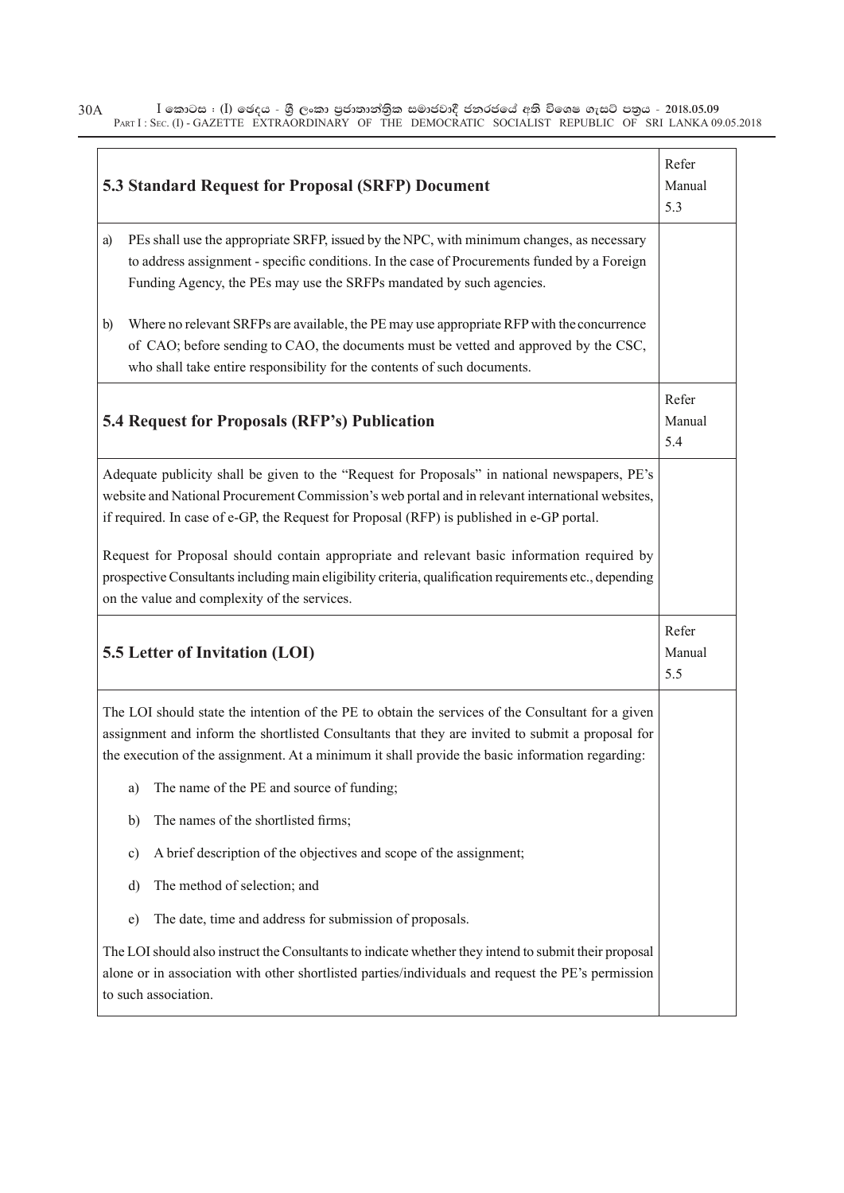| 5.3 Standard Request for Proposal (SRFP) Document | Refer Manual 5.3 |
|---|---|
| a) PEs shall use the appropriate SRFP, issued by the NPC, with minimum changes, as necessary to address assignment - specific conditions. In the case of Procurements funded by a Foreign Funding Agency, the PEs may use the SRFPs mandated by such agencies.<br><br>b) Where no relevant SRFPs are available, the PE may use appropriate RFP with the concurrence of CAO; before sending to CAO, the documents must be vetted and approved by the CSC, who shall take entire responsibility for the contents of such documents. | |

| 5.4 Request for Proposals (RFP's) Publication | Refer Manual 5.4 |
|---|---|
| Adequate publicity shall be given to the "Request for Proposals" in national newspapers, PE's website and National Procurement Commission's web portal and in relevant international websites, if required. In case of e-GP, the Request for Proposal (RFP) is published in e-GP portal.<br><br>Request for Proposal should contain appropriate and relevant basic information required by prospective Consultants including main eligibility criteria, qualification requirements etc., depending on the value and complexity of the services. | |

| 5.5 Letter of Invitation (LOI) | Refer Manual 5.5 |
|---|---|
| The LOI should state the intention of the PE to obtain the services of the Consultant for a given assignment and inform the shortlisted Consultants that they are invited to submit a proposal for the execution of the assignment. At a minimum it shall provide the basic information regarding:<br><br>a) The name of the PE and source of funding;<br><br>b) The names of the shortlisted firms;<br><br>c) A brief description of the objectives and scope of the assignment;<br><br>d) The method of selection; and<br><br>e) The date, time and address for submission of proposals.<br><br>The LOI should also instruct the Consultants to indicate whether they intend to submit their proposal alone or in association with other shortlisted parties/individuals and request the PE's permission to such association. | |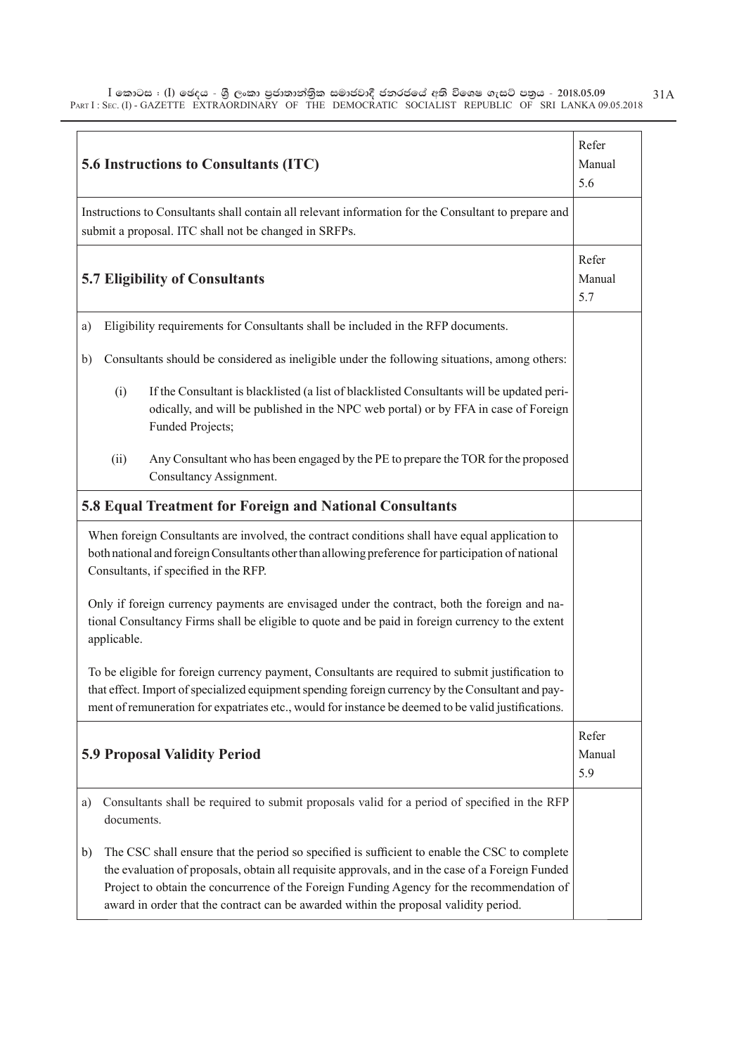| 5.6 Instructions to Consultants (ITC) | Refer Manual 5.6 |
|---|---|
| Instructions to Consultants shall contain all relevant information for the Consultant to prepare and submit a proposal. ITC shall not be changed in SRFPs. | |
| **5.7 Eligibility of Consultants** | Refer Manual 5.7 |
| a) Eligibility requirements for Consultants shall be included in the RFP documents.<br><br>b) Consultants should be considered as ineligible under the following situations, among others:<br><br>(i) If the Consultant is blacklisted (a list of blacklisted Consultants will be updated periodically, and will be published in the NPC web portal) or by FFA in case of Foreign Funded Projects;<br><br>(ii) Any Consultant who has been engaged by the PE to prepare the TOR for the proposed Consultancy Assignment. | |
| **5.8 Equal Treatment for Foreign and National Consultants** | |
| When foreign Consultants are involved, the contract conditions shall have equal application to both national and foreign Consultants other than allowing preference for participation of national Consultants, if specified in the RFP.<br><br>Only if foreign currency payments are envisaged under the contract, both the foreign and national Consultancy Firms shall be eligible to quote and be paid in foreign currency to the extent applicable.<br><br>To be eligible for foreign currency payment, Consultants are required to submit justification to that effect. Import of specialized equipment spending foreign currency by the Consultant and payment of remuneration for expatriates etc., would for instance be deemed to be valid justifications. | |
| **5.9 Proposal Validity Period** | Refer Manual 5.9 |
| a) Consultants shall be required to submit proposals valid for a period of specified in the RFP documents.<br><br>b) The CSC shall ensure that the period so specified is sufficient to enable the CSC to complete the evaluation of proposals, obtain all requisite approvals, and in the case of a Foreign Funded Project to obtain the concurrence of the Foreign Funding Agency for the recommendation of award in order that the contract can be awarded within the proposal validity period. | |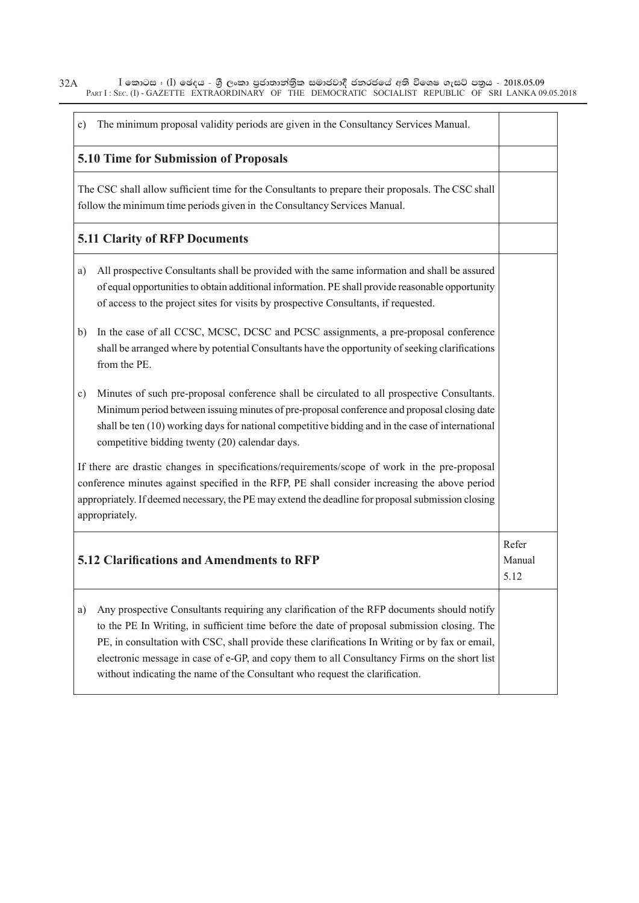| | |
|---|---|
| c) The minimum proposal validity periods are given in the Consultancy Services Manual. | |
| **5.10 Time for Submission of Proposals** | |
| The CSC shall allow sufficient time for the Consultants to prepare their proposals. The CSC shall follow the minimum time periods given in the Consultancy Services Manual. | |
| **5.11 Clarity of RFP Documents** | |
| a) All prospective Consultants shall be provided with the same information and shall be assured of equal opportunities to obtain additional information. PE shall provide reasonable opportunity of access to the project sites for visits by prospective Consultants, if requested.<br><br>b) In the case of all CCSC, MCSC, DCSC and PCSC assignments, a pre-proposal conference shall be arranged where by potential Consultants have the opportunity of seeking clarifications from the PE.<br><br>c) Minutes of such pre-proposal conference shall be circulated to all prospective Consultants. Minimum period between issuing minutes of pre-proposal conference and proposal closing date shall be ten (10) working days for national competitive bidding and in the case of international competitive bidding twenty (20) calendar days.<br><br>If there are drastic changes in specifications/requirements/scope of work in the pre-proposal conference minutes against specified in the RFP, PE shall consider increasing the above period appropriately. If deemed necessary, the PE may extend the deadline for proposal submission closing appropriately. | |
| **5.12 Clarifications and Amendments to RFP** | Refer Manual 5.12 |
| a) Any prospective Consultants requiring any clarification of the RFP documents should notify to the PE In Writing, in sufficient time before the date of proposal submission closing. The PE, in consultation with CSC, shall provide these clarifications In Writing or by fax or email, electronic message in case of e-GP, and copy them to all Consultancy Firms on the short list without indicating the name of the Consultant who request the clarification. | |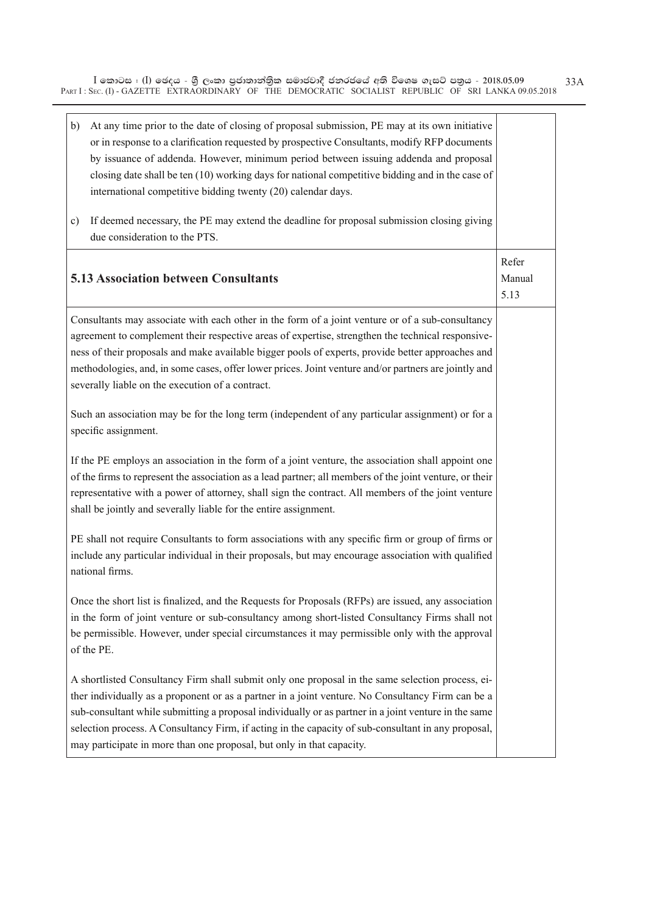| | |
|---|---|
| b) At any time prior to the date of closing of proposal submission, PE may at its own initiative or in response to a clarification requested by prospective Consultants, modify RFP documents by issuance of addenda. However, minimum period between issuing addenda and proposal closing date shall be ten (10) working days for national competitive bidding and in the case of international competitive bidding twenty (20) calendar days.<br><br>c) If deemed necessary, the PE may extend the deadline for proposal submission closing giving due consideration to the PTS. | |
| **5.13 Association between Consultants** | Refer Manual 5.13 |
| Consultants may associate with each other in the form of a joint venture or of a sub-consultancy agreement to complement their respective areas of expertise, strengthen the technical responsiveness of their proposals and make available bigger pools of experts, provide better approaches and methodologies, and, in some cases, offer lower prices. Joint venture and/or partners are jointly and severally liable on the execution of a contract.<br><br>Such an association may be for the long term (independent of any particular assignment) or for a specific assignment.<br><br>If the PE employs an association in the form of a joint venture, the association shall appoint one of the firms to represent the association as a lead partner; all members of the joint venture, or their representative with a power of attorney, shall sign the contract. All members of the joint venture shall be jointly and severally liable for the entire assignment.<br><br>PE shall not require Consultants to form associations with any specific firm or group of firms or include any particular individual in their proposals, but may encourage association with qualified national firms.<br><br>Once the short list is finalized, and the Requests for Proposals (RFPs) are issued, any association in the form of joint venture or sub-consultancy among short-listed Consultancy Firms shall not be permissible. However, under special circumstances it may permissible only with the approval of the PE.<br><br>A shortlisted Consultancy Firm shall submit only one proposal in the same selection process, either individually as a proponent or as a partner in a joint venture. No Consultancy Firm can be a sub-consultant while submitting a proposal individually or as partner in a joint venture in the same selection process. A Consultancy Firm, if acting in the capacity of sub-consultant in any proposal, may participate in more than one proposal, but only in that capacity. | |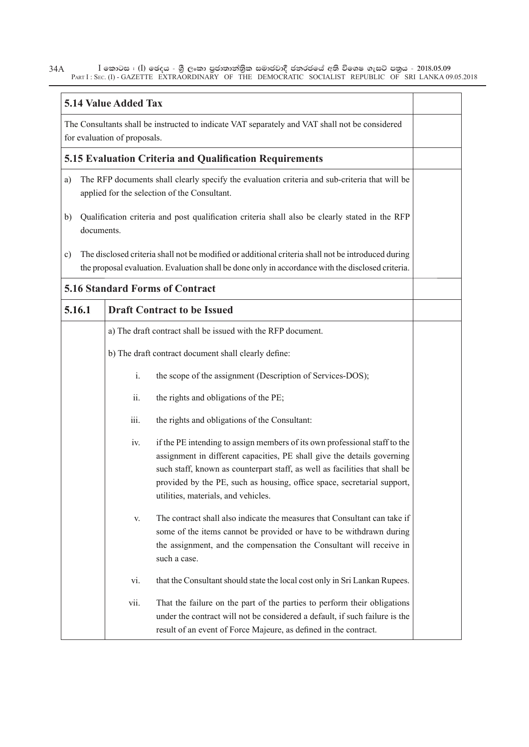## 5.14 Value Added Tax

The Consultants shall be instructed to indicate VAT separately and VAT shall not be considered for evaluation of proposals.

## 5.15 Evaluation Criteria and Qualification Requirements

a) The RFP documents shall clearly specify the evaluation criteria and sub-criteria that will be applied for the selection of the Consultant.

b) Qualification criteria and post qualification criteria shall also be clearly stated in the RFP documents.

c) The disclosed criteria shall not be modified or additional criteria shall not be introduced during the proposal evaluation. Evaluation shall be done only in accordance with the disclosed criteria.

## 5.16 Standard Forms of Contract

### 5.16.1 Draft Contract to be Issued

a) The draft contract shall be issued with the RFP document.

b) The draft contract document shall clearly define:

i. the scope of the assignment (Description of Services-DOS);

ii. the rights and obligations of the PE;

iii. the rights and obligations of the Consultant:

iv. if the PE intending to assign members of its own professional staff to the assignment in different capacities, PE shall give the details governing such staff, known as counterpart staff, as well as facilities that shall be provided by the PE, such as housing, office space, secretarial support, utilities, materials, and vehicles.

v. The contract shall also indicate the measures that Consultant can take if some of the items cannot be provided or have to be withdrawn during the assignment, and the compensation the Consultant will receive in such a case.

vi. that the Consultant should state the local cost only in Sri Lankan Rupees.

vii. That the failure on the part of the parties to perform their obligations under the contract will not be considered a default, if such failure is the result of an event of Force Majeure, as defined in the contract.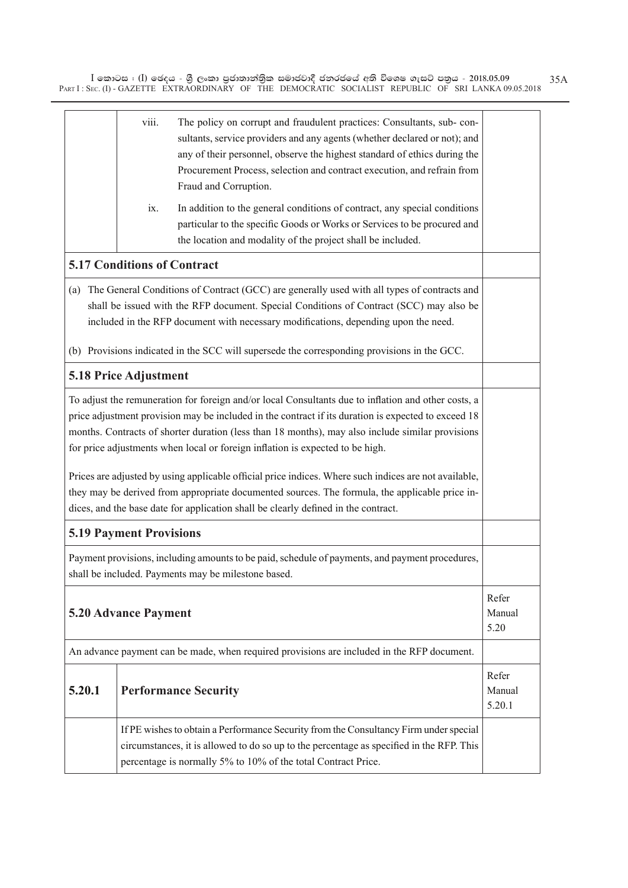| | | |
|---|---|---|
| | viii. The policy on corrupt and fraudulent practices: Consultants, sub- consultants, service providers and any agents (whether declared or not); and any of their personnel, observe the highest standard of ethics during the Procurement Process, selection and contract execution, and refrain from Fraud and Corruption.<br><br>ix. In addition to the general conditions of contract, any special conditions particular to the specific Goods or Works or Services to be procured and the location and modality of the project shall be included. | |
| **5.17 Conditions of Contract** | | |
| (a) The General Conditions of Contract (GCC) are generally used with all types of contracts and shall be issued with the RFP document. Special Conditions of Contract (SCC) may also be included in the RFP document with necessary modifications, depending upon the need.<br><br>(b) Provisions indicated in the SCC will supersede the corresponding provisions in the GCC. | | |
| **5.18 Price Adjustment** | | |
| To adjust the remuneration for foreign and/or local Consultants due to inflation and other costs, a price adjustment provision may be included in the contract if its duration is expected to exceed 18 months. Contracts of shorter duration (less than 18 months), may also include similar provisions for price adjustments when local or foreign inflation is expected to be high.<br><br>Prices are adjusted by using applicable official price indices. Where such indices are not available, they may be derived from appropriate documented sources. The formula, the applicable price indices, and the base date for application shall be clearly defined in the contract. | | |
| **5.19 Payment Provisions** | | |
| Payment provisions, including amounts to be paid, schedule of payments, and payment procedures, shall be included. Payments may be milestone based. | | |
| **5.20 Advance Payment** | | Refer Manual 5.20 |
| An advance payment can be made, when required provisions are included in the RFP document. | | |
| **5.20.1** | **Performance Security** | Refer Manual 5.20.1 |
| | If PE wishes to obtain a Performance Security from the Consultancy Firm under special circumstances, it is allowed to do so up to the percentage as specified in the RFP. This percentage is normally 5% to 10% of the total Contract Price. | |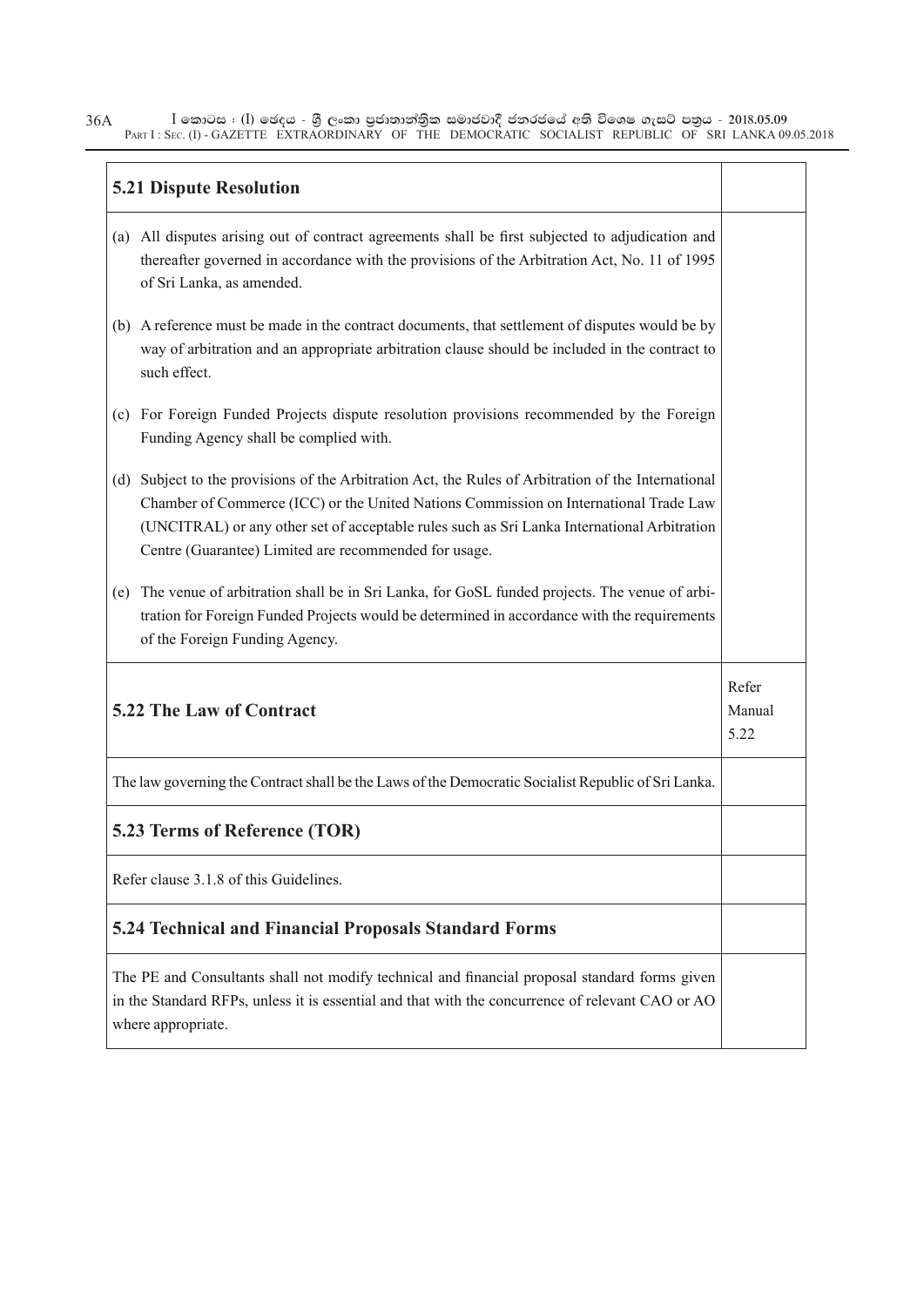| 5.21 Dispute Resolution | |
|---|---|
| (a) All disputes arising out of contract agreements shall be first subjected to adjudication and thereafter governed in accordance with the provisions of the Arbitration Act, No. 11 of 1995 of Sri Lanka, as amended.<br><br>(b) A reference must be made in the contract documents, that settlement of disputes would be by way of arbitration and an appropriate arbitration clause should be included in the contract to such effect.<br><br>(c) For Foreign Funded Projects dispute resolution provisions recommended by the Foreign Funding Agency shall be complied with.<br><br>(d) Subject to the provisions of the Arbitration Act, the Rules of Arbitration of the International Chamber of Commerce (ICC) or the United Nations Commission on International Trade Law (UNCITRAL) or any other set of acceptable rules such as Sri Lanka International Arbitration Centre (Guarantee) Limited are recommended for usage.<br><br>(e) The venue of arbitration shall be in Sri Lanka, for GoSL funded projects. The venue of arbitration for Foreign Funded Projects would be determined in accordance with the requirements of the Foreign Funding Agency. | |
| **5.22 The Law of Contract** | Refer Manual 5.22 |
| The law governing the Contract shall be the Laws of the Democratic Socialist Republic of Sri Lanka. | |
| **5.23 Terms of Reference (TOR)** | |
| Refer clause 3.1.8 of this Guidelines. | |
| **5.24 Technical and Financial Proposals Standard Forms** | |
| The PE and Consultants shall not modify technical and financial proposal standard forms given in the Standard RFPs, unless it is essential and that with the concurrence of relevant CAO or AO where appropriate. | |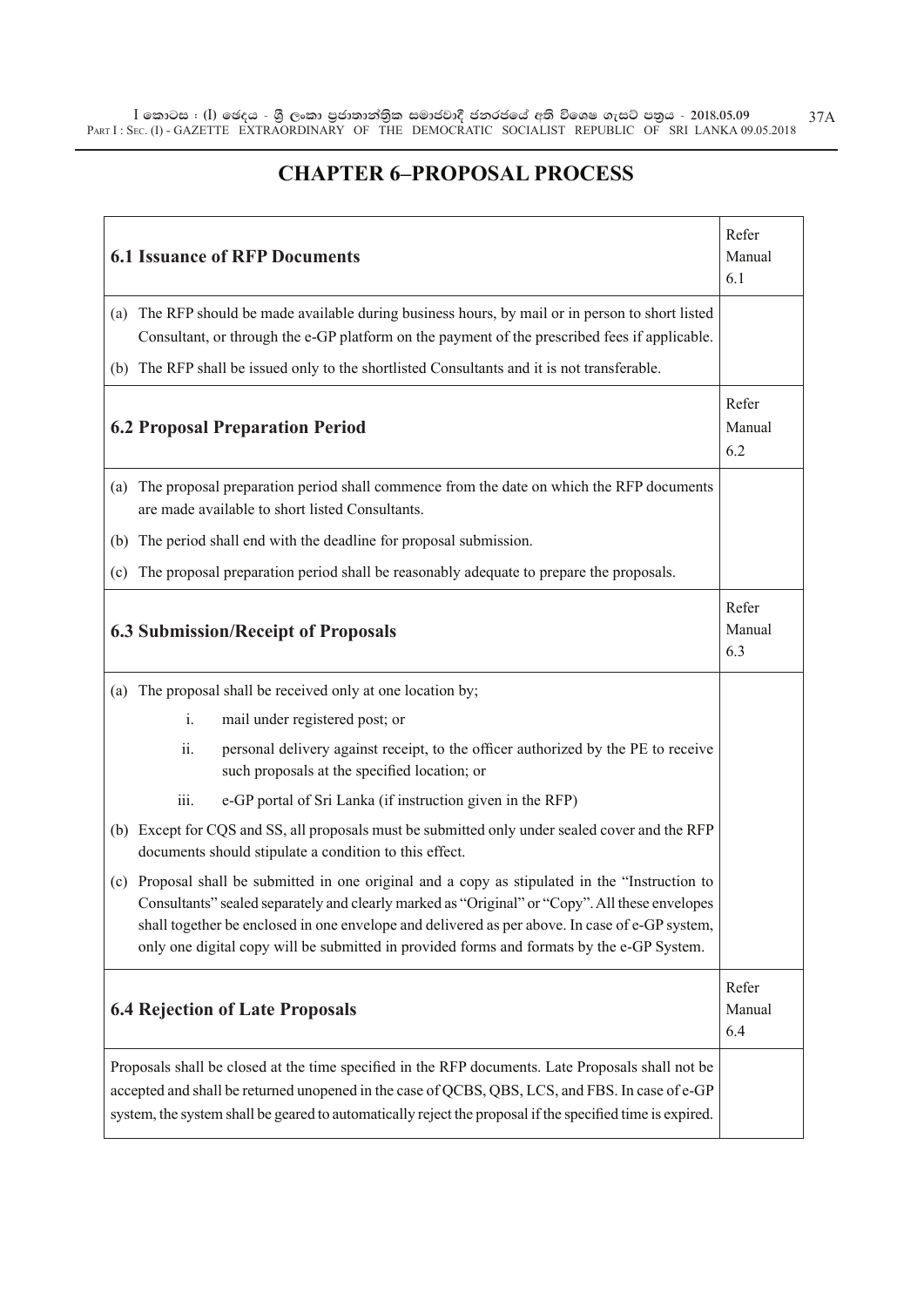# CHAPTER 6–PROPOSAL PROCESS

| **6.1 Issuance of RFP Documents** | Refer Manual 6.1 |
|---|---|
| (a) The RFP should be made available during business hours, by mail or in person to short listed Consultant, or through the e-GP platform on the payment of the prescribed fees if applicable.<br>(b) The RFP shall be issued only to the shortlisted Consultants and it is not transferable. | |
| **6.2 Proposal Preparation Period** | Refer Manual 6.2 |
| (a) The proposal preparation period shall commence from the date on which the RFP documents are made available to short listed Consultants.<br>(b) The period shall end with the deadline for proposal submission.<br>(c) The proposal preparation period shall be reasonably adequate to prepare the proposals. | |
| **6.3 Submission/Receipt of Proposals** | Refer Manual 6.3 |
| (a) The proposal shall be received only at one location by;<br>i. mail under registered post; or<br>ii. personal delivery against receipt, to the officer authorized by the PE to receive such proposals at the specified location; or<br>iii. e-GP portal of Sri Lanka (if instruction given in the RFP)<br>(b) Except for CQS and SS, all proposals must be submitted only under sealed cover and the RFP documents should stipulate a condition to this effect.<br>(c) Proposal shall be submitted in one original and a copy as stipulated in the "Instruction to Consultants" sealed separately and clearly marked as "Original" or "Copy". All these envelopes shall together be enclosed in one envelope and delivered as per above. In case of e-GP system, only one digital copy will be submitted in provided forms and formats by the e-GP System. | |
| **6.4 Rejection of Late Proposals** | Refer Manual 6.4 |
| Proposals shall be closed at the time specified in the RFP documents. Late Proposals shall not be accepted and shall be returned unopened in the case of QCBS, QBS, LCS, and FBS. In case of e-GP system, the system shall be geared to automatically reject the proposal if the specified time is expired. | |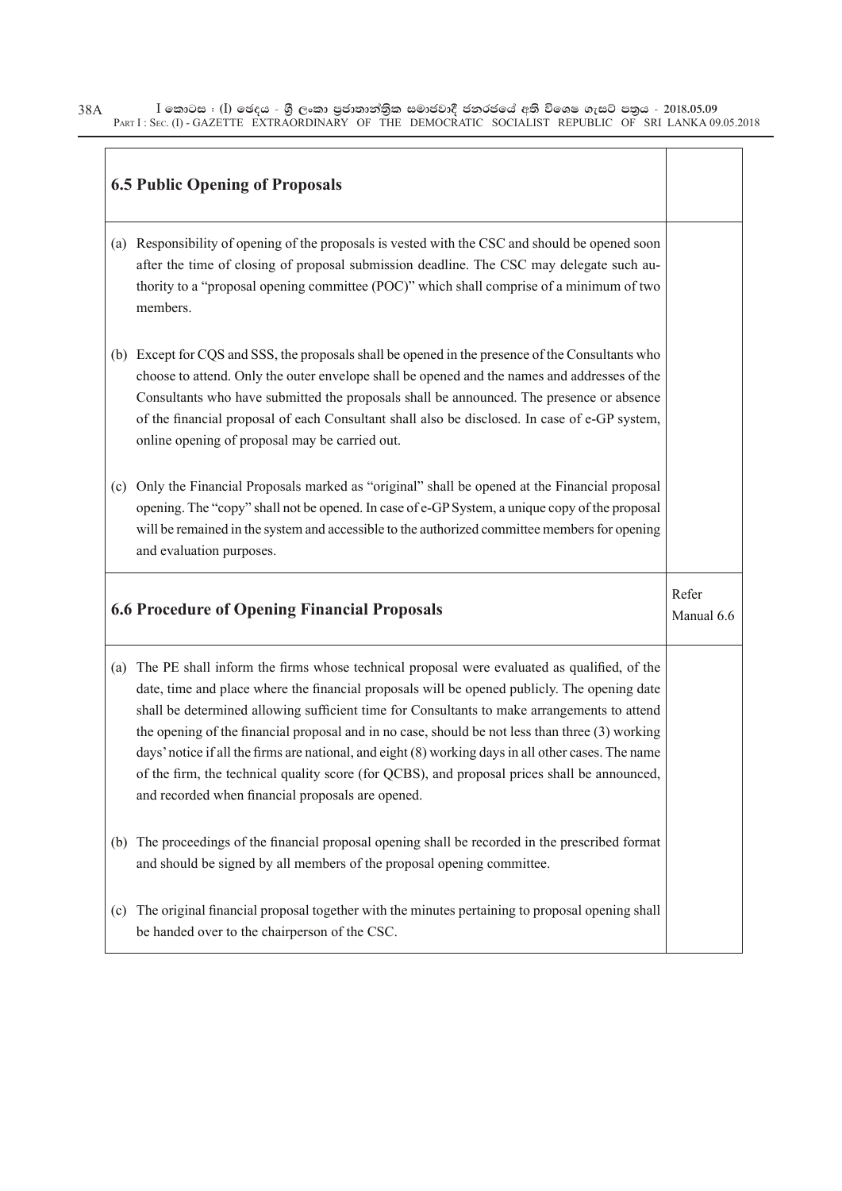| **6.5 Public Opening of Proposals** | |
|---|---|
| (a) Responsibility of opening of the proposals is vested with the CSC and should be opened soon after the time of closing of proposal submission deadline. The CSC may delegate such authority to a "proposal opening committee (POC)" which shall comprise of a minimum of two members. <br><br> (b) Except for CQS and SSS, the proposals shall be opened in the presence of the Consultants who choose to attend. Only the outer envelope shall be opened and the names and addresses of the Consultants who have submitted the proposals shall be announced. The presence or absence of the financial proposal of each Consultant shall also be disclosed. In case of e-GP system, online opening of proposal may be carried out. <br><br> (c) Only the Financial Proposals marked as "original" shall be opened at the Financial proposal opening. The "copy" shall not be opened. In case of e-GP System, a unique copy of the proposal will be remained in the system and accessible to the authorized committee members for opening and evaluation purposes. | |
| **6.6 Procedure of Opening Financial Proposals** | Refer Manual 6.6 |
| (a) The PE shall inform the firms whose technical proposal were evaluated as qualified, of the date, time and place where the financial proposals will be opened publicly. The opening date shall be determined allowing sufficient time for Consultants to make arrangements to attend the opening of the financial proposal and in no case, should be not less than three (3) working days' notice if all the firms are national, and eight (8) working days in all other cases. The name of the firm, the technical quality score (for QCBS), and proposal prices shall be announced, and recorded when financial proposals are opened. <br><br> (b) The proceedings of the financial proposal opening shall be recorded in the prescribed format and should be signed by all members of the proposal opening committee. <br><br> (c) The original financial proposal together with the minutes pertaining to proposal opening shall be handed over to the chairperson of the CSC. | |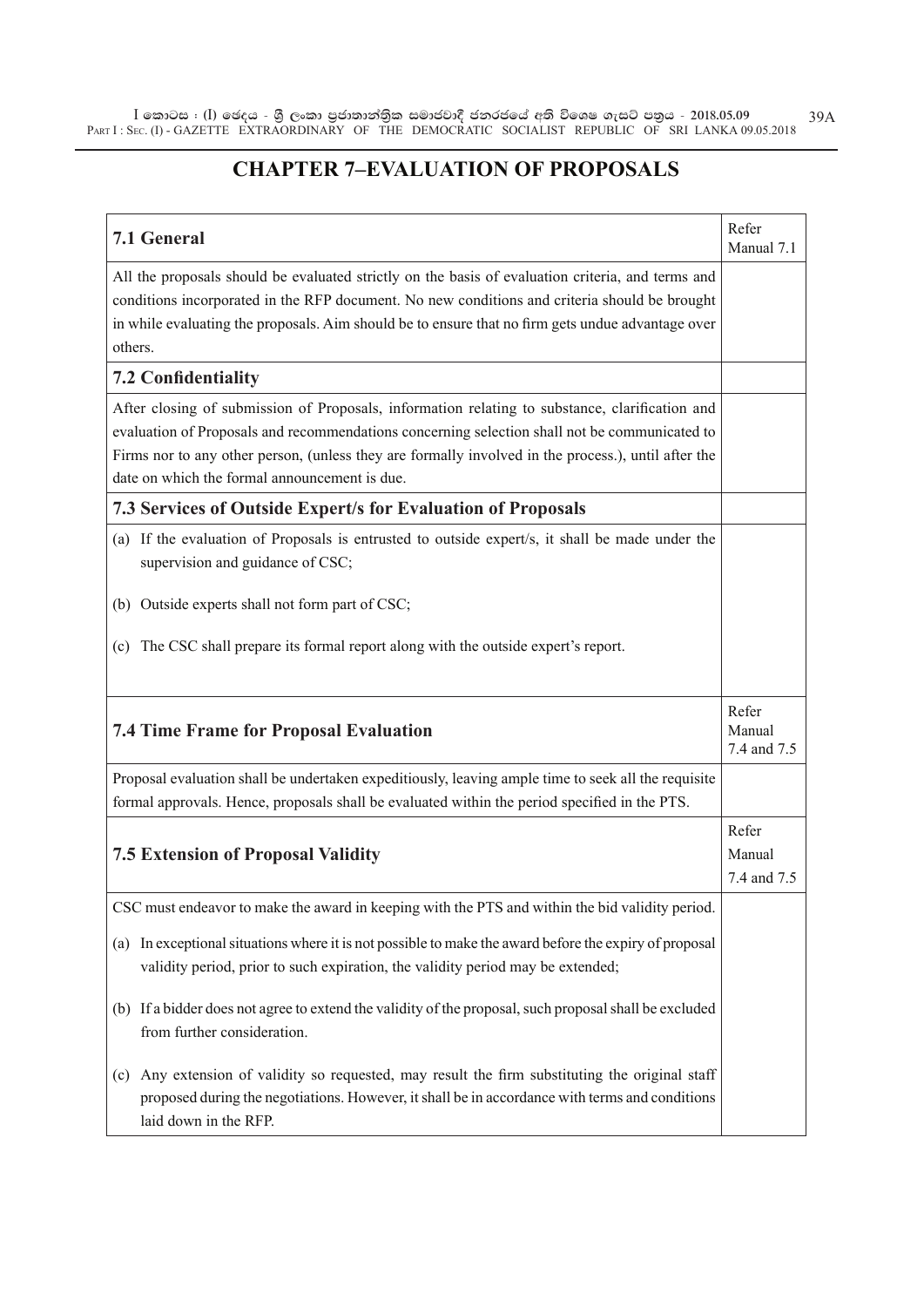# CHAPTER 7–EVALUATION OF PROPOSALS

| **7.1 General** | Refer Manual 7.1 |
|---|---|
| All the proposals should be evaluated strictly on the basis of evaluation criteria, and terms and conditions incorporated in the RFP document. No new conditions and criteria should be brought in while evaluating the proposals. Aim should be to ensure that no firm gets undue advantage over others. | |
| **7.2 Confidentiality** | |
| After closing of submission of Proposals, information relating to substance, clarification and evaluation of Proposals and recommendations concerning selection shall not be communicated to Firms nor to any other person, (unless they are formally involved in the process.), until after the date on which the formal announcement is due. | |
| **7.3 Services of Outside Expert/s for Evaluation of Proposals** | |
| (a) If the evaluation of Proposals is entrusted to outside expert/s, it shall be made under the supervision and guidance of CSC;<br>(b) Outside experts shall not form part of CSC;<br>(c) The CSC shall prepare its formal report along with the outside expert's report. | |
| **7.4 Time Frame for Proposal Evaluation** | Refer Manual 7.4 and 7.5 |
| Proposal evaluation shall be undertaken expeditiously, leaving ample time to seek all the requisite formal approvals. Hence, proposals shall be evaluated within the period specified in the PTS. | |
| **7.5 Extension of Proposal Validity** | Refer Manual 7.4 and 7.5 |
| CSC must endeavor to make the award in keeping with the PTS and within the bid validity period.<br>(a) In exceptional situations where it is not possible to make the award before the expiry of proposal validity period, prior to such expiration, the validity period may be extended;<br>(b) If a bidder does not agree to extend the validity of the proposal, such proposal shall be excluded from further consideration.<br>(c) Any extension of validity so requested, may result the firm substituting the original staff proposed during the negotiations. However, it shall be in accordance with terms and conditions laid down in the RFP. | |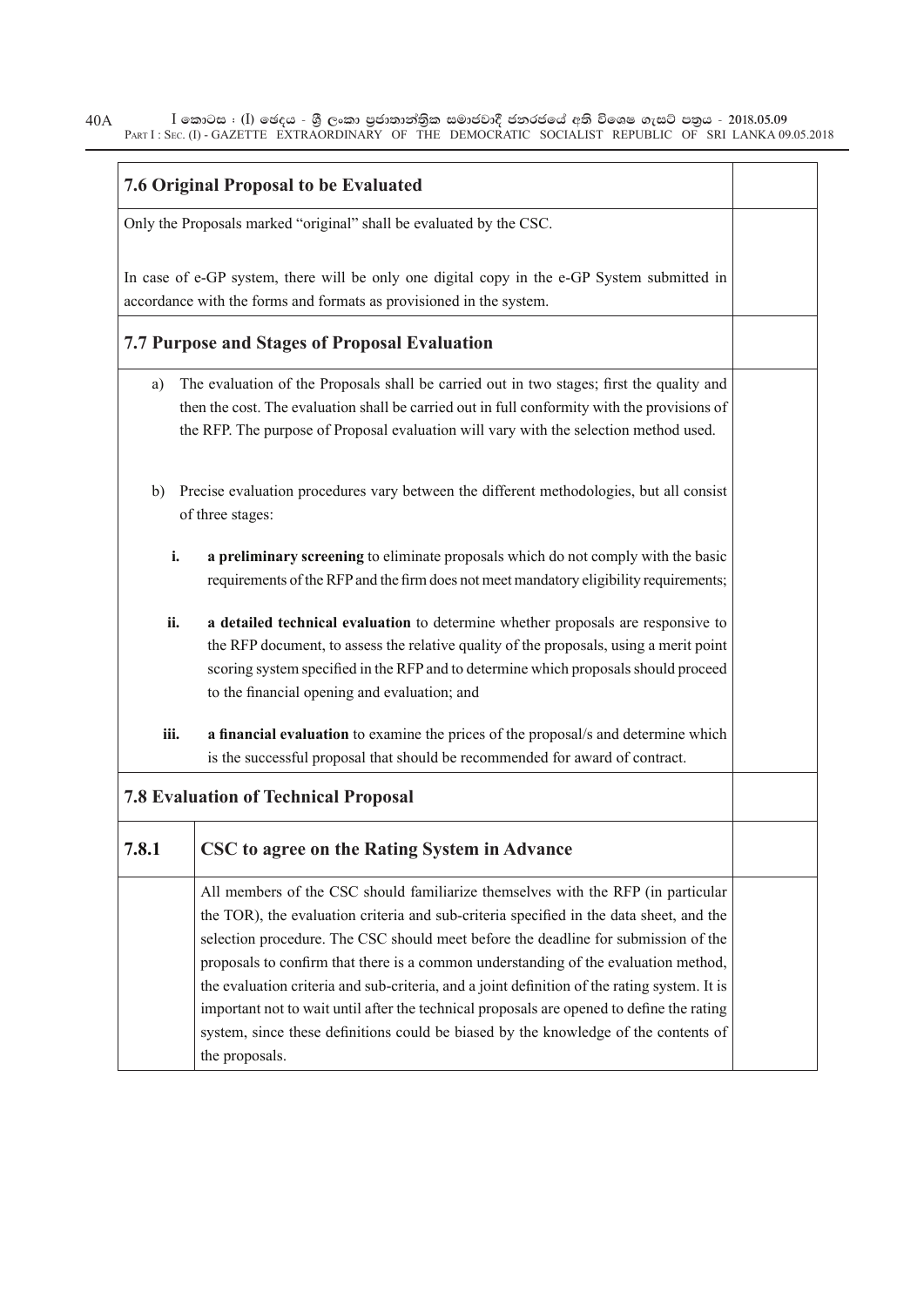## 7.6 Original Proposal to be Evaluated

Only the Proposals marked "original" shall be evaluated by the CSC.

In case of e-GP system, there will be only one digital copy in the e-GP System submitted in accordance with the forms and formats as provisioned in the system.

## 7.7 Purpose and Stages of Proposal Evaluation

a) The evaluation of the Proposals shall be carried out in two stages; first the quality and then the cost. The evaluation shall be carried out in full conformity with the provisions of the RFP. The purpose of Proposal evaluation will vary with the selection method used.

b) Precise evaluation procedures vary between the different methodologies, but all consist of three stages:

   **i.** **a preliminary screening** to eliminate proposals which do not comply with the basic requirements of the RFP and the firm does not meet mandatory eligibility requirements;

   **ii.** **a detailed technical evaluation** to determine whether proposals are responsive to the RFP document, to assess the relative quality of the proposals, using a merit point scoring system specified in the RFP and to determine which proposals should proceed to the financial opening and evaluation; and

   **iii.** **a financial evaluation** to examine the prices of the proposal/s and determine which is the successful proposal that should be recommended for award of contract.

## 7.8 Evaluation of Technical Proposal

### 7.8.1 CSC to agree on the Rating System in Advance

All members of the CSC should familiarize themselves with the RFP (in particular the TOR), the evaluation criteria and sub-criteria specified in the data sheet, and the selection procedure. The CSC should meet before the deadline for submission of the proposals to confirm that there is a common understanding of the evaluation method, the evaluation criteria and sub-criteria, and a joint definition of the rating system. It is important not to wait until after the technical proposals are opened to define the rating system, since these definitions could be biased by the knowledge of the contents of the proposals.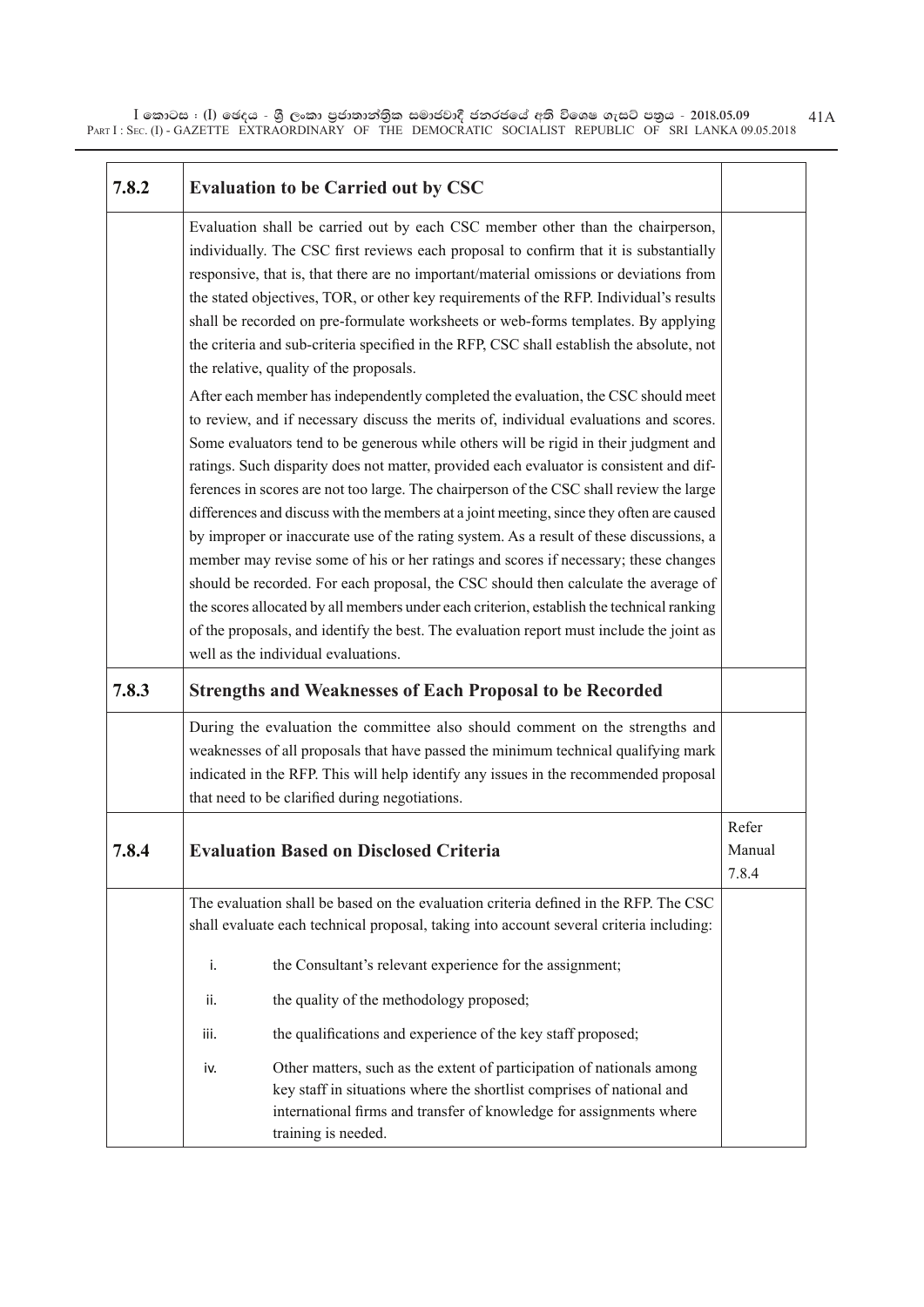| 7.8.2 | **Evaluation to be Carried out by CSC** | |
|---|---|---|
| | Evaluation shall be carried out by each CSC member other than the chairperson, individually. The CSC first reviews each proposal to confirm that it is substantially responsive, that is, that there are no important/material omissions or deviations from the stated objectives, TOR, or other key requirements of the RFP. Individual's results shall be recorded on pre-formulate worksheets or web-forms templates. By applying the criteria and sub-criteria specified in the RFP, CSC shall establish the absolute, not the relative, quality of the proposals.<br><br>After each member has independently completed the evaluation, the CSC should meet to review, and if necessary discuss the merits of, individual evaluations and scores. Some evaluators tend to be generous while others will be rigid in their judgment and ratings. Such disparity does not matter, provided each evaluator is consistent and differences in scores are not too large. The chairperson of the CSC shall review the large differences and discuss with the members at a joint meeting, since they often are caused by improper or inaccurate use of the rating system. As a result of these discussions, a member may revise some of his or her ratings and scores if necessary; these changes should be recorded. For each proposal, the CSC should then calculate the average of the scores allocated by all members under each criterion, establish the technical ranking of the proposals, and identify the best. The evaluation report must include the joint as well as the individual evaluations. | |
| 7.8.3 | **Strengths and Weaknesses of Each Proposal to be Recorded** | |
| | During the evaluation the committee also should comment on the strengths and weaknesses of all proposals that have passed the minimum technical qualifying mark indicated in the RFP. This will help identify any issues in the recommended proposal that need to be clarified during negotiations. | |
| 7.8.4 | **Evaluation Based on Disclosed Criteria** | Refer Manual 7.8.4 |
| | The evaluation shall be based on the evaluation criteria defined in the RFP. The CSC shall evaluate each technical proposal, taking into account several criteria including:<br><br>i. the Consultant's relevant experience for the assignment;<br><br>ii. the quality of the methodology proposed;<br><br>iii. the qualifications and experience of the key staff proposed;<br><br>iv. Other matters, such as the extent of participation of nationals among key staff in situations where the shortlist comprises of national and international firms and transfer of knowledge for assignments where training is needed. | |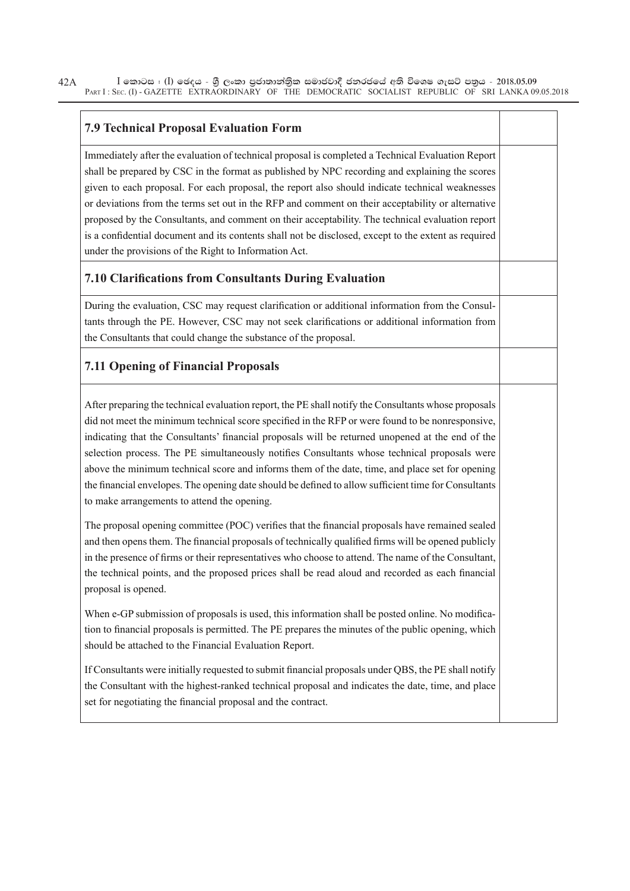### 7.9 Technical Proposal Evaluation Form

Immediately after the evaluation of technical proposal is completed a Technical Evaluation Report shall be prepared by CSC in the format as published by NPC recording and explaining the scores given to each proposal. For each proposal, the report also should indicate technical weaknesses or deviations from the terms set out in the RFP and comment on their acceptability or alternative proposed by the Consultants, and comment on their acceptability. The technical evaluation report is a confidential document and its contents shall not be disclosed, except to the extent as required under the provisions of the Right to Information Act.

### 7.10 Clarifications from Consultants During Evaluation

During the evaluation, CSC may request clarification or additional information from the Consultants through the PE. However, CSC may not seek clarifications or additional information from the Consultants that could change the substance of the proposal.

### 7.11 Opening of Financial Proposals

After preparing the technical evaluation report, the PE shall notify the Consultants whose proposals did not meet the minimum technical score specified in the RFP or were found to be nonresponsive, indicating that the Consultants' financial proposals will be returned unopened at the end of the selection process. The PE simultaneously notifies Consultants whose technical proposals were above the minimum technical score and informs them of the date, time, and place set for opening the financial envelopes. The opening date should be defined to allow sufficient time for Consultants to make arrangements to attend the opening.

The proposal opening committee (POC) verifies that the financial proposals have remained sealed and then opens them. The financial proposals of technically qualified firms will be opened publicly in the presence of firms or their representatives who choose to attend. The name of the Consultant, the technical points, and the proposed prices shall be read aloud and recorded as each financial proposal is opened.

When e-GP submission of proposals is used, this information shall be posted online. No modification to financial proposals is permitted. The PE prepares the minutes of the public opening, which should be attached to the Financial Evaluation Report.

If Consultants were initially requested to submit financial proposals under QBS, the PE shall notify the Consultant with the highest-ranked technical proposal and indicates the date, time, and place set for negotiating the financial proposal and the contract.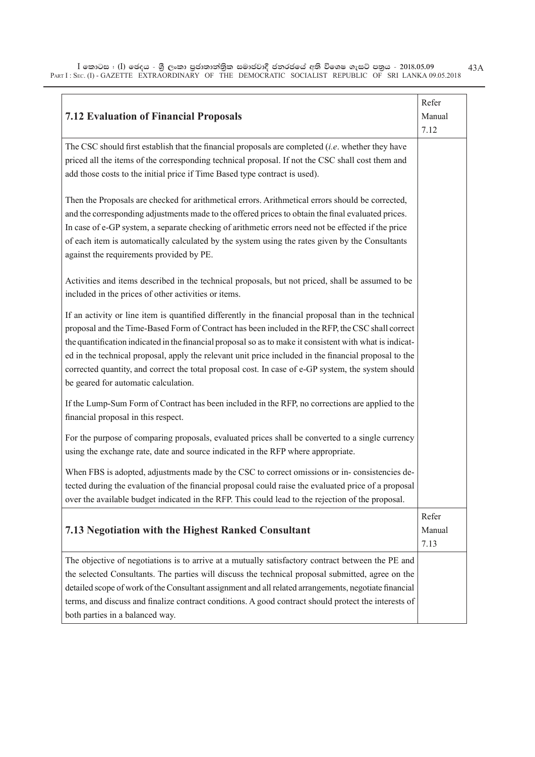| 7.12 Evaluation of Financial Proposals | Refer Manual 7.12 |
|---|---|
| The CSC should first establish that the financial proposals are completed (*i.e*. whether they have priced all the items of the corresponding technical proposal. If not the CSC shall cost them and add those costs to the initial price if Time Based type contract is used).<br><br>Then the Proposals are checked for arithmetical errors. Arithmetical errors should be corrected, and the corresponding adjustments made to the offered prices to obtain the final evaluated prices. In case of e-GP system, a separate checking of arithmetic errors need not be effected if the price of each item is automatically calculated by the system using the rates given by the Consultants against the requirements provided by PE.<br><br>Activities and items described in the technical proposals, but not priced, shall be assumed to be included in the prices of other activities or items.<br><br>If an activity or line item is quantified differently in the financial proposal than in the technical proposal and the Time-Based Form of Contract has been included in the RFP, the CSC shall correct the quantification indicated in the financial proposal so as to make it consistent with what is indicated in the technical proposal, apply the relevant unit price included in the financial proposal to the corrected quantity, and correct the total proposal cost. In case of e-GP system, the system should be geared for automatic calculation.<br><br>If the Lump-Sum Form of Contract has been included in the RFP, no corrections are applied to the financial proposal in this respect.<br><br>For the purpose of comparing proposals, evaluated prices shall be converted to a single currency using the exchange rate, date and source indicated in the RFP where appropriate.<br><br>When FBS is adopted, adjustments made by the CSC to correct omissions or in- consistencies detected during the evaluation of the financial proposal could raise the evaluated price of a proposal over the available budget indicated in the RFP. This could lead to the rejection of the proposal. | |
| **7.13 Negotiation with the Highest Ranked Consultant** | Refer Manual 7.13 |
| The objective of negotiations is to arrive at a mutually satisfactory contract between the PE and the selected Consultants. The parties will discuss the technical proposal submitted, agree on the detailed scope of work of the Consultant assignment and all related arrangements, negotiate financial terms, and discuss and finalize contract conditions. A good contract should protect the interests of both parties in a balanced way. | |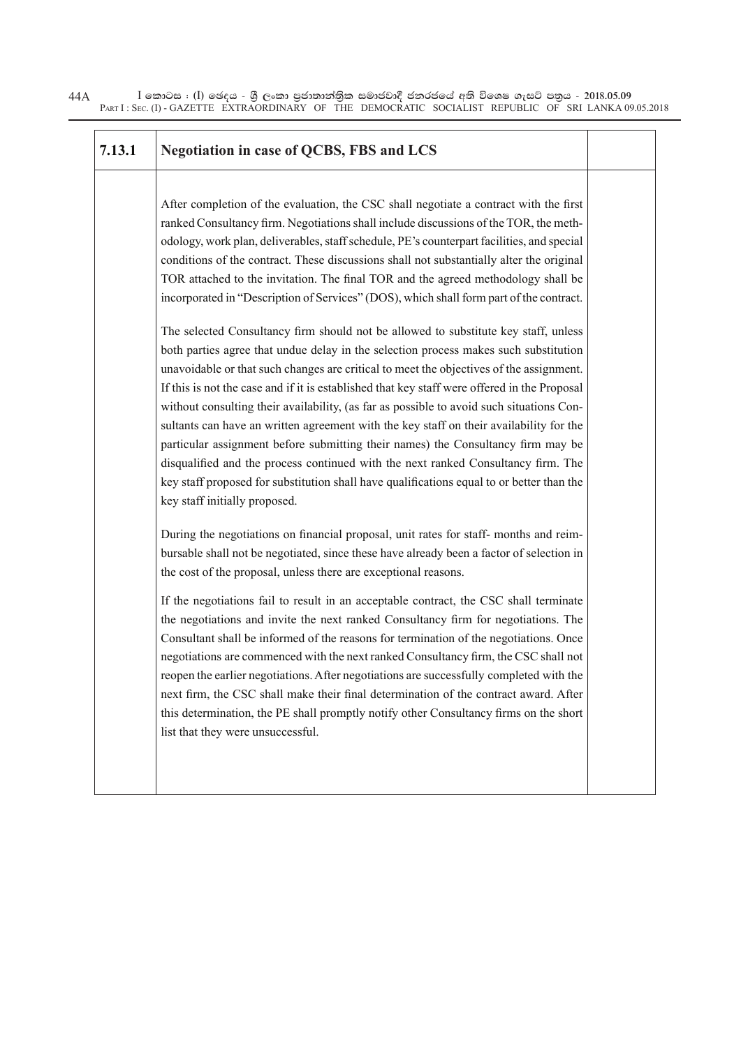| 7.13.1 | **Negotiation in case of QCBS, FBS and LCS** | |
|---|---|---|
| | After completion of the evaluation, the CSC shall negotiate a contract with the first ranked Consultancy firm. Negotiations shall include discussions of the TOR, the methodology, work plan, deliverables, staff schedule, PE's counterpart facilities, and special conditions of the contract. These discussions shall not substantially alter the original TOR attached to the invitation. The final TOR and the agreed methodology shall be incorporated in "Description of Services" (DOS), which shall form part of the contract.<br><br>The selected Consultancy firm should not be allowed to substitute key staff, unless both parties agree that undue delay in the selection process makes such substitution unavoidable or that such changes are critical to meet the objectives of the assignment. If this is not the case and if it is established that key staff were offered in the Proposal without consulting their availability, (as far as possible to avoid such situations Consultants can have an written agreement with the key staff on their availability for the particular assignment before submitting their names) the Consultancy firm may be disqualified and the process continued with the next ranked Consultancy firm. The key staff proposed for substitution shall have qualifications equal to or better than the key staff initially proposed.<br><br>During the negotiations on financial proposal, unit rates for staff- months and reimbursable shall not be negotiated, since these have already been a factor of selection in the cost of the proposal, unless there are exceptional reasons.<br><br>If the negotiations fail to result in an acceptable contract, the CSC shall terminate the negotiations and invite the next ranked Consultancy firm for negotiations. The Consultant shall be informed of the reasons for termination of the negotiations. Once negotiations are commenced with the next ranked Consultancy firm, the CSC shall not reopen the earlier negotiations. After negotiations are successfully completed with the next firm, the CSC shall make their final determination of the contract award. After this determination, the PE shall promptly notify other Consultancy firms on the short list that they were unsuccessful. | |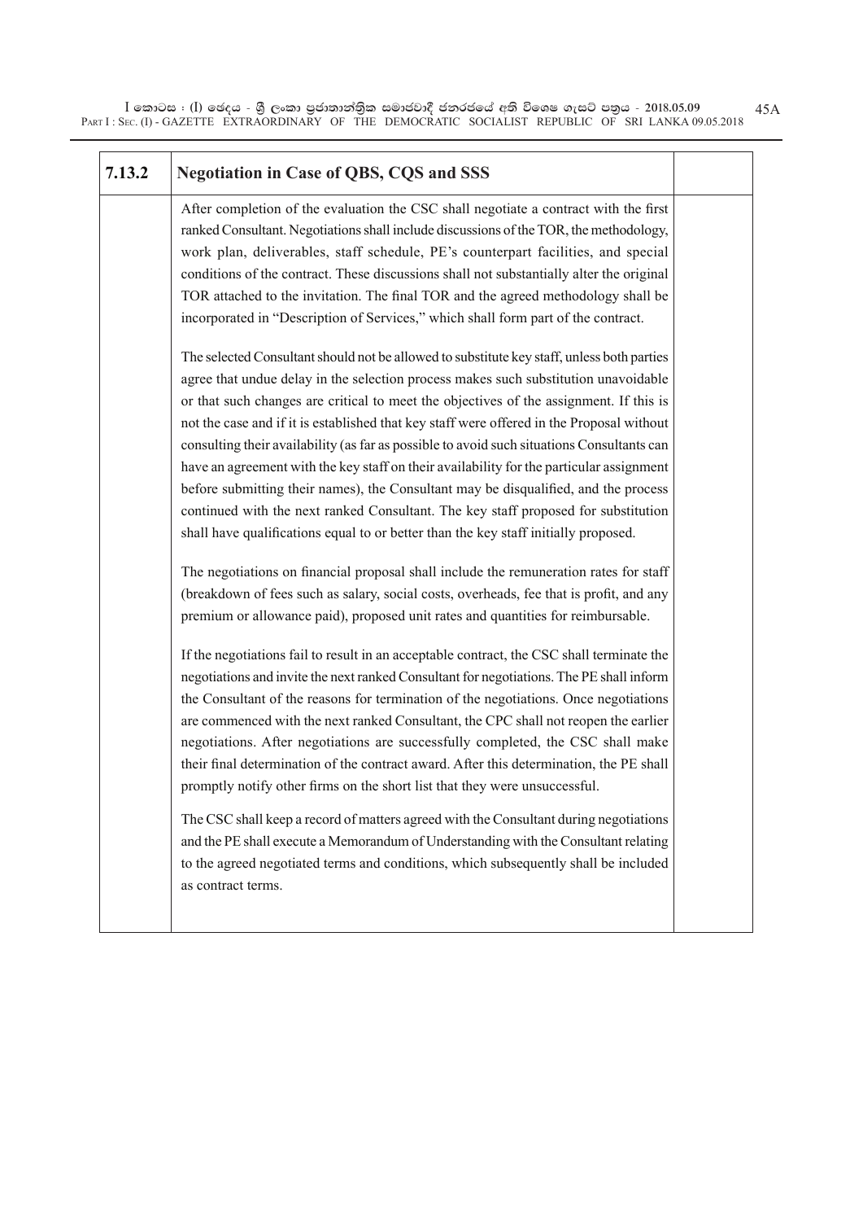| 7.13.2 | **Negotiation in Case of QBS, CQS and SSS** | |
|---|---|---|
| | After completion of the evaluation the CSC shall negotiate a contract with the first ranked Consultant. Negotiations shall include discussions of the TOR, the methodology, work plan, deliverables, staff schedule, PE's counterpart facilities, and special conditions of the contract. These discussions shall not substantially alter the original TOR attached to the invitation. The final TOR and the agreed methodology shall be incorporated in "Description of Services," which shall form part of the contract.<br><br>The selected Consultant should not be allowed to substitute key staff, unless both parties agree that undue delay in the selection process makes such substitution unavoidable or that such changes are critical to meet the objectives of the assignment. If this is not the case and if it is established that key staff were offered in the Proposal without consulting their availability (as far as possible to avoid such situations Consultants can have an agreement with the key staff on their availability for the particular assignment before submitting their names), the Consultant may be disqualified, and the process continued with the next ranked Consultant. The key staff proposed for substitution shall have qualifications equal to or better than the key staff initially proposed.<br><br>The negotiations on financial proposal shall include the remuneration rates for staff (breakdown of fees such as salary, social costs, overheads, fee that is profit, and any premium or allowance paid), proposed unit rates and quantities for reimbursable.<br><br>If the negotiations fail to result in an acceptable contract, the CSC shall terminate the negotiations and invite the next ranked Consultant for negotiations. The PE shall inform the Consultant of the reasons for termination of the negotiations. Once negotiations are commenced with the next ranked Consultant, the CPC shall not reopen the earlier negotiations. After negotiations are successfully completed, the CSC shall make their final determination of the contract award. After this determination, the PE shall promptly notify other firms on the short list that they were unsuccessful.<br><br>The CSC shall keep a record of matters agreed with the Consultant during negotiations and the PE shall execute a Memorandum of Understanding with the Consultant relating to the agreed negotiated terms and conditions, which subsequently shall be included as contract terms. | |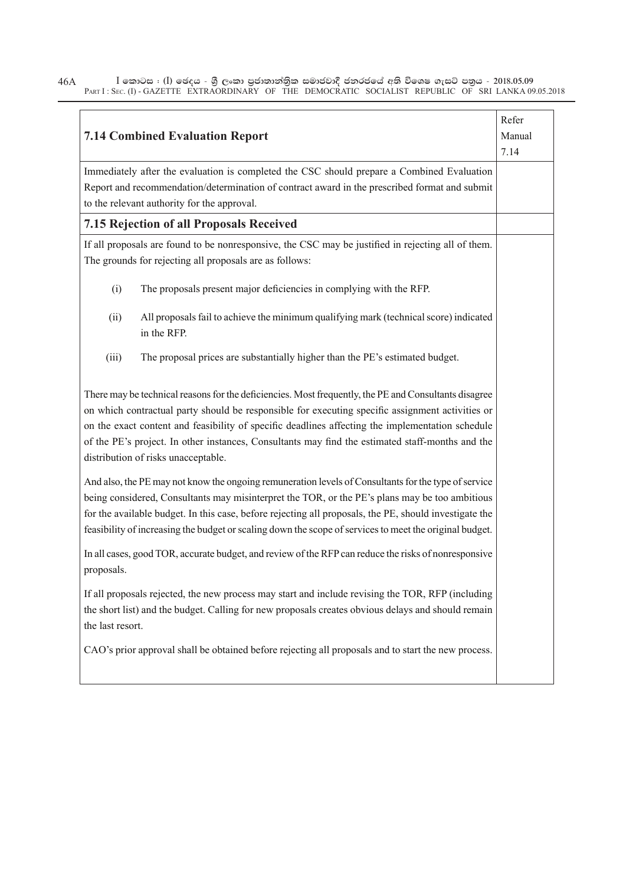| 7.14 Combined Evaluation Report | Refer Manual 7.14 |
|---|---|
| Immediately after the evaluation is completed the CSC should prepare a Combined Evaluation Report and recommendation/determination of contract award in the prescribed format and submit to the relevant authority for the approval. | |
| **7.15 Rejection of all Proposals Received** | |
| If all proposals are found to be nonresponsive, the CSC may be justified in rejecting all of them. The grounds for rejecting all proposals are as follows:<br><br>(i) The proposals present major deficiencies in complying with the RFP.<br><br>(ii) All proposals fail to achieve the minimum qualifying mark (technical score) indicated in the RFP.<br><br>(iii) The proposal prices are substantially higher than the PE's estimated budget.<br><br>There may be technical reasons for the deficiencies. Most frequently, the PE and Consultants disagree on which contractual party should be responsible for executing specific assignment activities or on the exact content and feasibility of specific deadlines affecting the implementation schedule of the PE's project. In other instances, Consultants may find the estimated staff-months and the distribution of risks unacceptable.<br><br>And also, the PE may not know the ongoing remuneration levels of Consultants for the type of service being considered, Consultants may misinterpret the TOR, or the PE's plans may be too ambitious for the available budget. In this case, before rejecting all proposals, the PE, should investigate the feasibility of increasing the budget or scaling down the scope of services to meet the original budget.<br><br>In all cases, good TOR, accurate budget, and review of the RFP can reduce the risks of nonresponsive proposals.<br><br>If all proposals rejected, the new process may start and include revising the TOR, RFP (including the short list) and the budget. Calling for new proposals creates obvious delays and should remain the last resort.<br><br>CAO's prior approval shall be obtained before rejecting all proposals and to start the new process. | |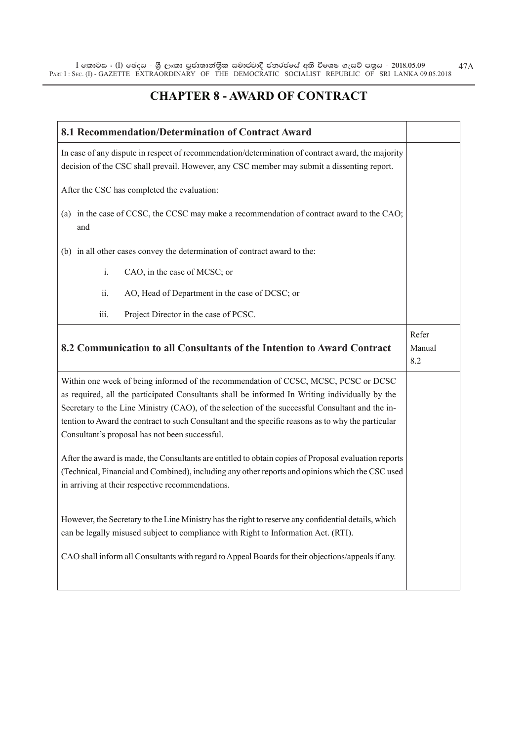# CHAPTER 8 - AWARD OF CONTRACT

| 8.1 Recommendation/Determination of Contract Award | |
|---|---|
| In case of any dispute in respect of recommendation/determination of contract award, the majority decision of the CSC shall prevail. However, any CSC member may submit a dissenting report.<br><br>After the CSC has completed the evaluation:<br><br>(a) in the case of CCSC, the CCSC may make a recommendation of contract award to the CAO; and<br><br>(b) in all other cases convey the determination of contract award to the:<br><br>i. CAO, in the case of MCSC; or<br><br>ii. AO, Head of Department in the case of DCSC; or<br><br>iii. Project Director in the case of PCSC. | |
| **8.2 Communication to all Consultants of the Intention to Award Contract** | Refer Manual 8.2 |
| Within one week of being informed of the recommendation of CCSC, MCSC, PCSC or DCSC as required, all the participated Consultants shall be informed In Writing individually by the Secretary to the Line Ministry (CAO), of the selection of the successful Consultant and the intention to Award the contract to such Consultant and the specific reasons as to why the particular Consultant's proposal has not been successful.<br><br>After the award is made, the Consultants are entitled to obtain copies of Proposal evaluation reports (Technical, Financial and Combined), including any other reports and opinions which the CSC used in arriving at their respective recommendations.<br><br>However, the Secretary to the Line Ministry has the right to reserve any confidential details, which can be legally misused subject to compliance with Right to Information Act. (RTI).<br><br>CAO shall inform all Consultants with regard to Appeal Boards for their objections/appeals if any. | |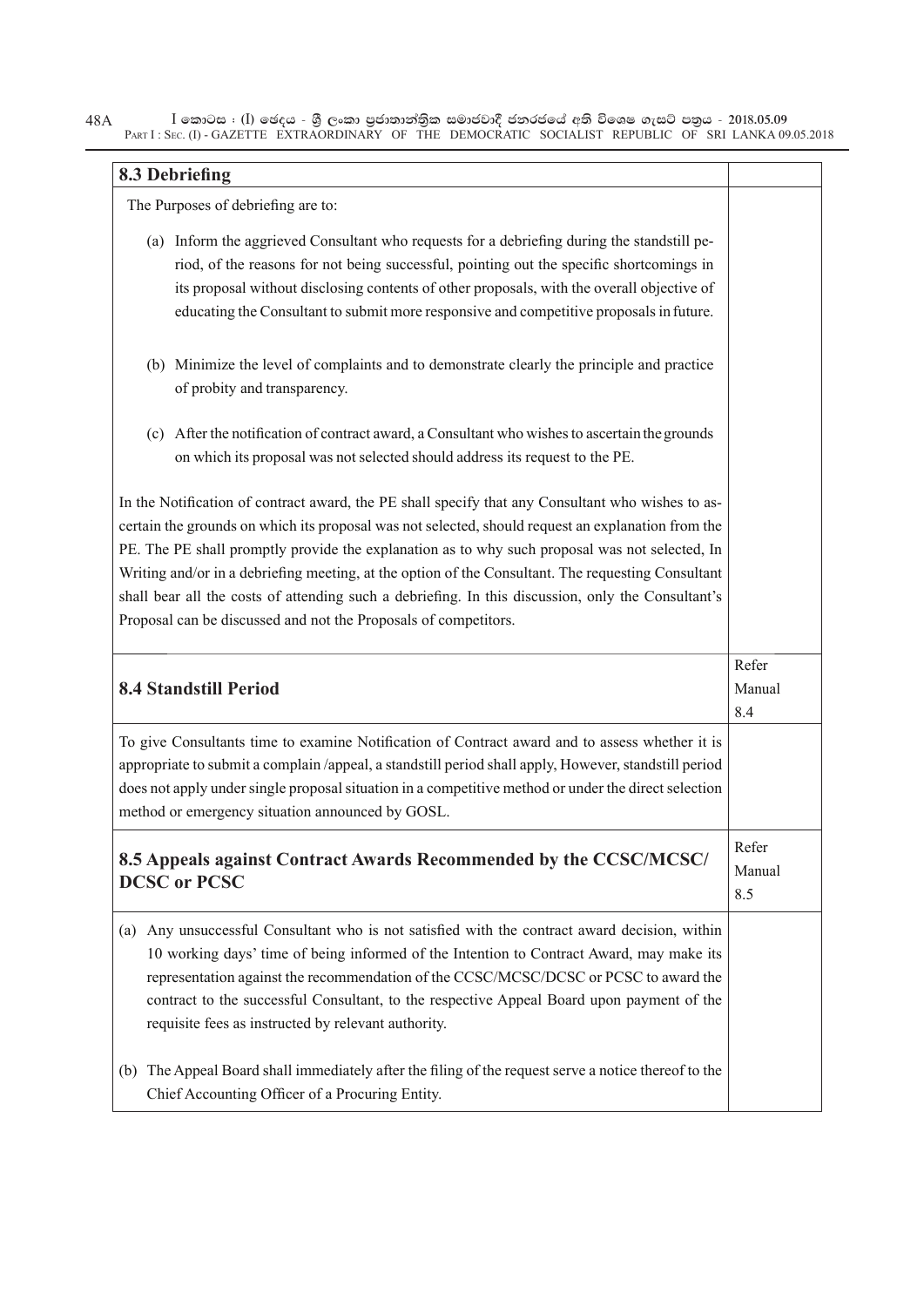### 8.3 Debriefing

The Purposes of debriefing are to:

(a) Inform the aggrieved Consultant who requests for a debriefing during the standstill period, of the reasons for not being successful, pointing out the specific shortcomings in its proposal without disclosing contents of other proposals, with the overall objective of educating the Consultant to submit more responsive and competitive proposals in future.

(b) Minimize the level of complaints and to demonstrate clearly the principle and practice of probity and transparency.

(c) After the notification of contract award, a Consultant who wishes to ascertain the grounds on which its proposal was not selected should address its request to the PE.

In the Notification of contract award, the PE shall specify that any Consultant who wishes to ascertain the grounds on which its proposal was not selected, should request an explanation from the PE. The PE shall promptly provide the explanation as to why such proposal was not selected, In Writing and/or in a debriefing meeting, at the option of the Consultant. The requesting Consultant shall bear all the costs of attending such a debriefing. In this discussion, only the Consultant's Proposal can be discussed and not the Proposals of competitors.

### 8.4 Standstill Period

Refer Manual 8.4

To give Consultants time to examine Notification of Contract award and to assess whether it is appropriate to submit a complain /appeal, a standstill period shall apply, However, standstill period does not apply under single proposal situation in a competitive method or under the direct selection method or emergency situation announced by GOSL.

### 8.5 Appeals against Contract Awards Recommended by the CCSC/MCSC/ DCSC or PCSC

Refer Manual 8.5

(a) Any unsuccessful Consultant who is not satisfied with the contract award decision, within 10 working days' time of being informed of the Intention to Contract Award, may make its representation against the recommendation of the CCSC/MCSC/DCSC or PCSC to award the contract to the successful Consultant, to the respective Appeal Board upon payment of the requisite fees as instructed by relevant authority.

(b) The Appeal Board shall immediately after the filing of the request serve a notice thereof to the Chief Accounting Officer of a Procuring Entity.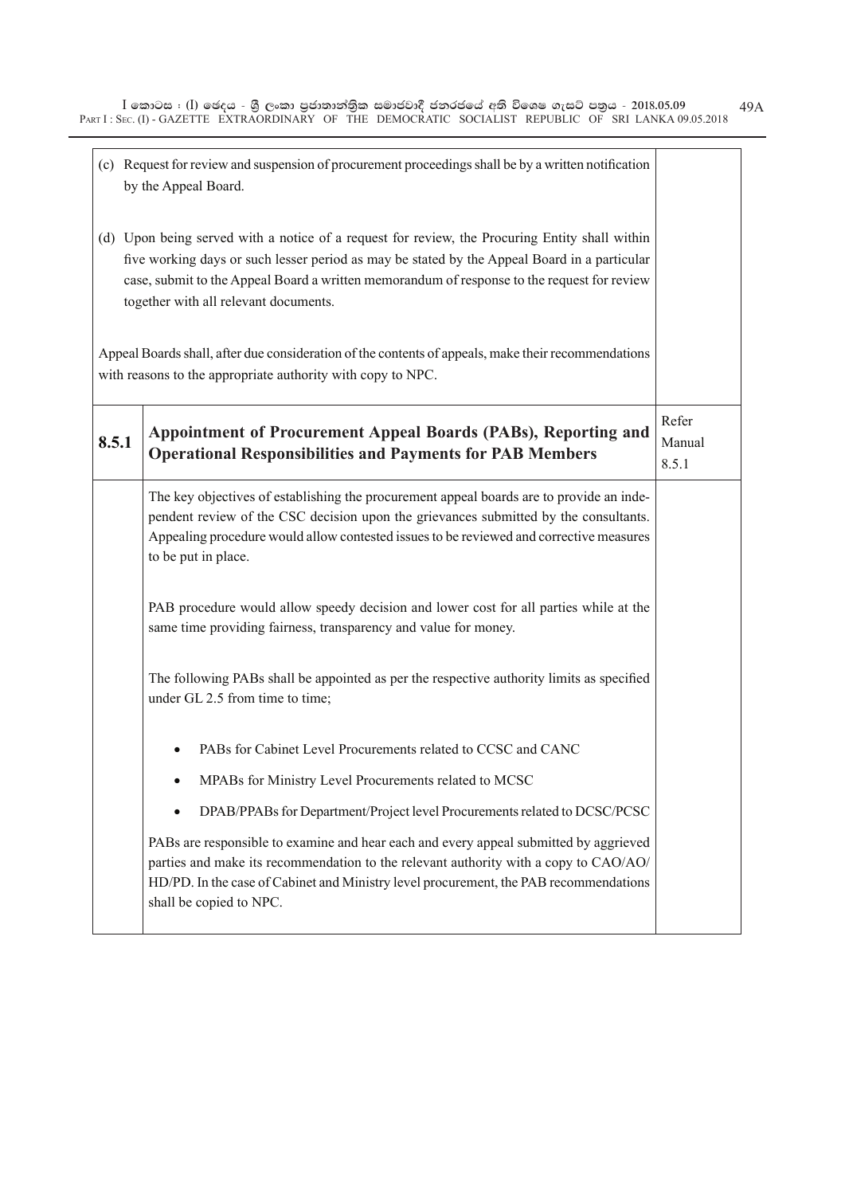(c) Request for review and suspension of procurement proceedings shall be by a written notification by the Appeal Board.

(d) Upon being served with a notice of a request for review, the Procuring Entity shall within five working days or such lesser period as may be stated by the Appeal Board in a particular case, submit to the Appeal Board a written memorandum of response to the request for review together with all relevant documents.

Appeal Boards shall, after due consideration of the contents of appeals, make their recommendations with reasons to the appropriate authority with copy to NPC.

| 8.5.1 | **Appointment of Procurement Appeal Boards (PABs), Reporting and Operational Responsibilities and Payments for PAB Members** | Refer Manual 8.5.1 |
|---|---|---|

The key objectives of establishing the procurement appeal boards are to provide an independent review of the CSC decision upon the grievances submitted by the consultants. Appealing procedure would allow contested issues to be reviewed and corrective measures to be put in place.

PAB procedure would allow speedy decision and lower cost for all parties while at the same time providing fairness, transparency and value for money.

The following PABs shall be appointed as per the respective authority limits as specified under GL 2.5 from time to time;

- PABs for Cabinet Level Procurements related to CCSC and CANC
- MPABs for Ministry Level Procurements related to MCSC
- DPAB/PPABs for Department/Project level Procurements related to DCSC/PCSC

PABs are responsible to examine and hear each and every appeal submitted by aggrieved parties and make its recommendation to the relevant authority with a copy to CAO/AO/HD/PD. In the case of Cabinet and Ministry level procurement, the PAB recommendations shall be copied to NPC.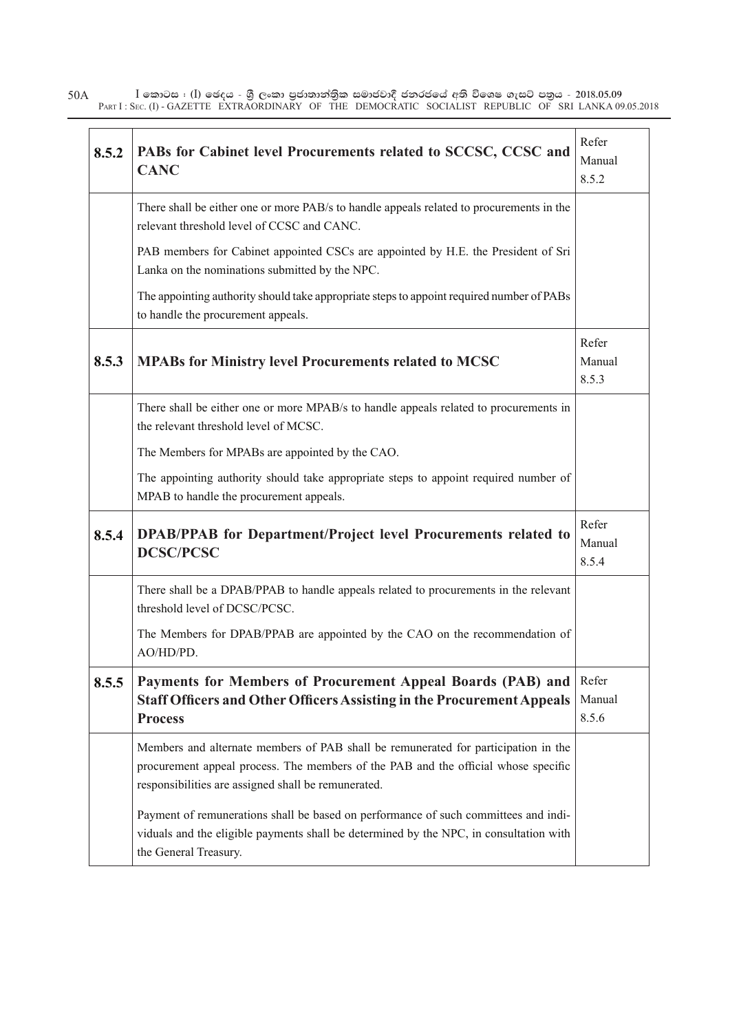| 8.5.2 | **PABs for Cabinet level Procurements related to SCCSC, CCSC and CANC** | Refer Manual 8.5.2 |
|---|---|---|
| | There shall be either one or more PAB/s to handle appeals related to procurements in the relevant threshold level of CCSC and CANC.<br><br>PAB members for Cabinet appointed CSCs are appointed by H.E. the President of Sri Lanka on the nominations submitted by the NPC.<br><br>The appointing authority should take appropriate steps to appoint required number of PABs to handle the procurement appeals. | |
| 8.5.3 | **MPABs for Ministry level Procurements related to MCSC** | Refer Manual 8.5.3 |
| | There shall be either one or more MPAB/s to handle appeals related to procurements in the relevant threshold level of MCSC.<br><br>The Members for MPABs are appointed by the CAO.<br><br>The appointing authority should take appropriate steps to appoint required number of MPAB to handle the procurement appeals. | |
| 8.5.4 | **DPAB/PPAB for Department/Project level Procurements related to DCSC/PCSC** | Refer Manual 8.5.4 |
| | There shall be a DPAB/PPAB to handle appeals related to procurements in the relevant threshold level of DCSC/PCSC.<br><br>The Members for DPAB/PPAB are appointed by the CAO on the recommendation of AO/HD/PD. | |
| 8.5.5 | **Payments for Members of Procurement Appeal Boards (PAB) and Staff Officers and Other Officers Assisting in the Procurement Appeals Process** | Refer Manual 8.5.6 |
| | Members and alternate members of PAB shall be remunerated for participation in the procurement appeal process. The members of the PAB and the official whose specific responsibilities are assigned shall be remunerated.<br><br>Payment of remunerations shall be based on performance of such committees and individuals and the eligible payments shall be determined by the NPC, in consultation with the General Treasury. | |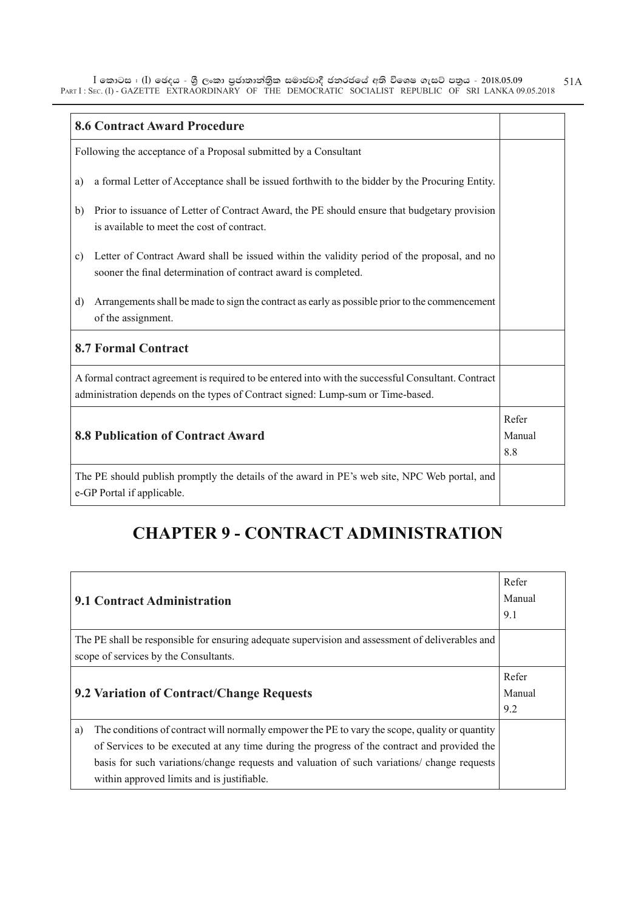| 8.6 Contract Award Procedure | |
|---|---|
| Following the acceptance of a Proposal submitted by a Consultant | |
| a) a formal Letter of Acceptance shall be issued forthwith to the bidder by the Procuring Entity. | |
| b) Prior to issuance of Letter of Contract Award, the PE should ensure that budgetary provision is available to meet the cost of contract. | |
| c) Letter of Contract Award shall be issued within the validity period of the proposal, and no sooner the final determination of contract award is completed. | |
| d) Arrangements shall be made to sign the contract as early as possible prior to the commencement of the assignment. | |
| **8.7 Formal Contract** | |
| A formal contract agreement is required to be entered into with the successful Consultant. Contract administration depends on the types of Contract signed: Lump-sum or Time-based. | |
| **8.8 Publication of Contract Award** | Refer Manual 8.8 |
| The PE should publish promptly the details of the award in PE's web site, NPC Web portal, and e-GP Portal if applicable. | |

# CHAPTER 9 - CONTRACT ADMINISTRATION

| 9.1 Contract Administration | Refer Manual 9.1 |
|---|---|
| The PE shall be responsible for ensuring adequate supervision and assessment of deliverables and scope of services by the Consultants. | |
| **9.2 Variation of Contract/Change Requests** | Refer Manual 9.2 |
| a) The conditions of contract will normally empower the PE to vary the scope, quality or quantity of Services to be executed at any time during the progress of the contract and provided the basis for such variations/change requests and valuation of such variations/ change requests within approved limits and is justifiable. | |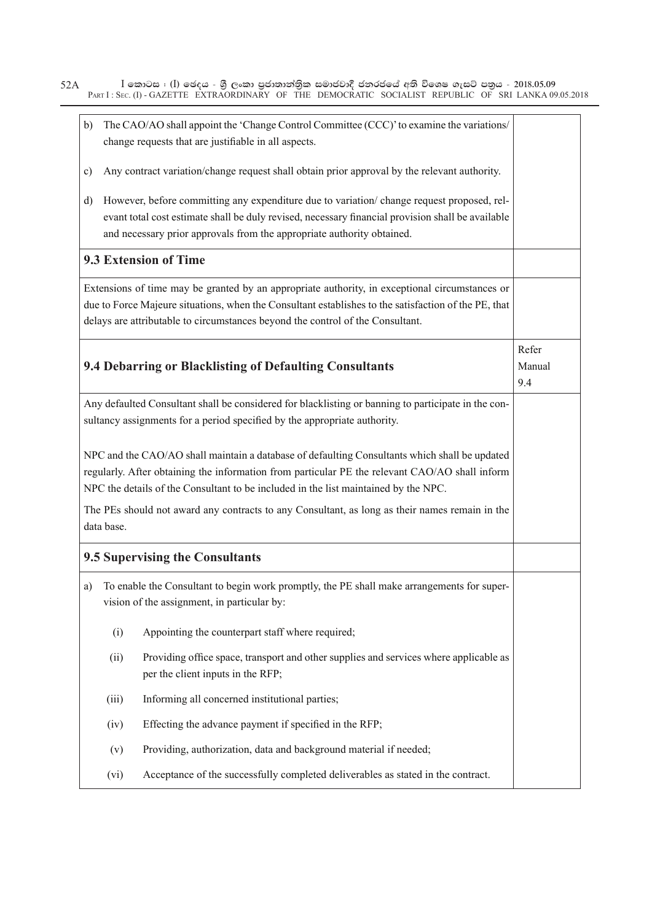| | |
|---|---|
| b) The CAO/AO shall appoint the 'Change Control Committee (CCC)' to examine the variations/ change requests that are justifiable in all aspects. | |
| c) Any contract variation/change request shall obtain prior approval by the relevant authority. | |
| d) However, before committing any expenditure due to variation/ change request proposed, relevant total cost estimate shall be duly revised, necessary financial provision shall be available and necessary prior approvals from the appropriate authority obtained. | |
| **9.3 Extension of Time** | |
| Extensions of time may be granted by an appropriate authority, in exceptional circumstances or due to Force Majeure situations, when the Consultant establishes to the satisfaction of the PE, that delays are attributable to circumstances beyond the control of the Consultant. | |
| **9.4 Debarring or Blacklisting of Defaulting Consultants** | Refer Manual 9.4 |
| Any defaulted Consultant shall be considered for blacklisting or banning to participate in the consultancy assignments for a period specified by the appropriate authority.<br><br>NPC and the CAO/AO shall maintain a database of defaulting Consultants which shall be updated regularly. After obtaining the information from particular PE the relevant CAO/AO shall inform NPC the details of the Consultant to be included in the list maintained by the NPC.<br><br>The PEs should not award any contracts to any Consultant, as long as their names remain in the data base. | |
| **9.5 Supervising the Consultants** | |
| a) To enable the Consultant to begin work promptly, the PE shall make arrangements for supervision of the assignment, in particular by:<br><br>(i) Appointing the counterpart staff where required;<br><br>(ii) Providing office space, transport and other supplies and services where applicable as per the client inputs in the RFP;<br><br>(iii) Informing all concerned institutional parties;<br><br>(iv) Effecting the advance payment if specified in the RFP;<br><br>(v) Providing, authorization, data and background material if needed;<br><br>(vi) Acceptance of the successfully completed deliverables as stated in the contract. | |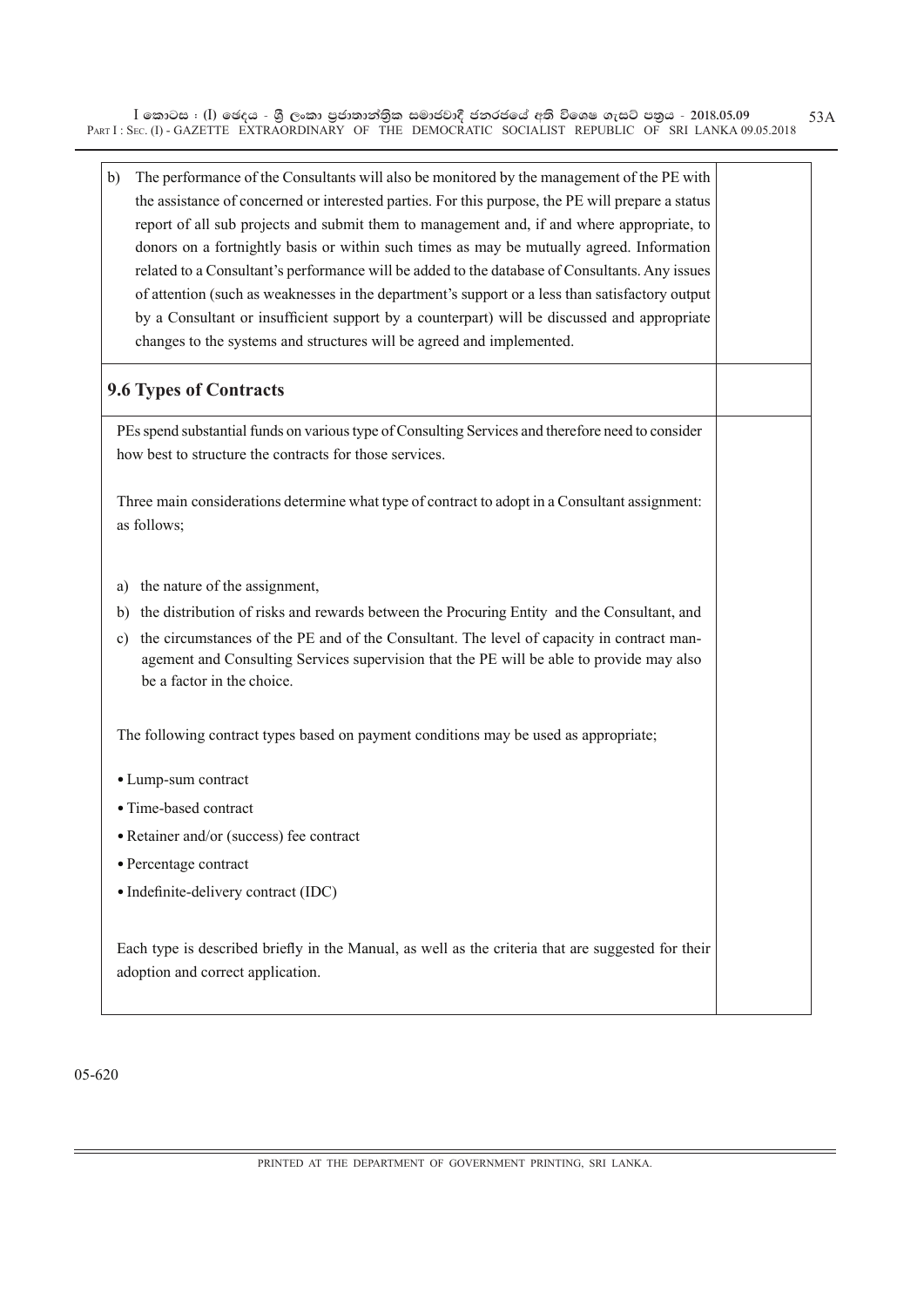b) The performance of the Consultants will also be monitored by the management of the PE with the assistance of concerned or interested parties. For this purpose, the PE will prepare a status report of all sub projects and submit them to management and, if and where appropriate, to donors on a fortnightly basis or within such times as may be mutually agreed. Information related to a Consultant's performance will be added to the database of Consultants. Any issues of attention (such as weaknesses in the department's support or a less than satisfactory output by a Consultant or insufficient support by a counterpart) will be discussed and appropriate changes to the systems and structures will be agreed and implemented.

## 9.6 Types of Contracts

PEs spend substantial funds on various type of Consulting Services and therefore need to consider how best to structure the contracts for those services.

Three main considerations determine what type of contract to adopt in a Consultant assignment: as follows;

a) the nature of the assignment,

b) the distribution of risks and rewards between the Procuring Entity and the Consultant, and

c) the circumstances of the PE and of the Consultant. The level of capacity in contract management and Consulting Services supervision that the PE will be able to provide may also be a factor in the choice.

The following contract types based on payment conditions may be used as appropriate;

- Lump-sum contract
- Time-based contract
- Retainer and/or (success) fee contract
- Percentage contract
- Indefinite-delivery contract (IDC)

Each type is described briefly in the Manual, as well as the criteria that are suggested for their adoption and correct application.

05-620

PRINTED AT THE DEPARTMENT OF GOVERNMENT PRINTING, SRI LANKA.